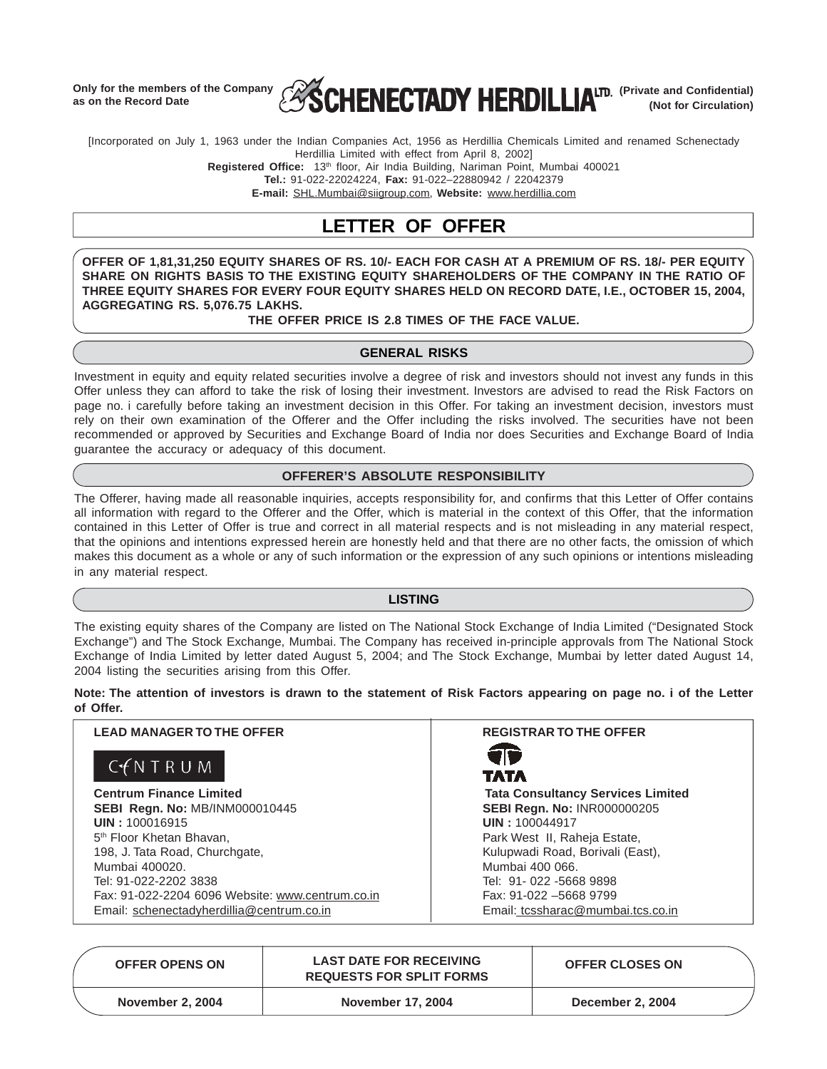Only for the members of the Company as on the Record Date

# SCHENECTADY HERDILLIA LTD.

(Private and Confidential)
(Not for Circulation)

[Incorporated on July 1, 1963 under the Indian Companies Act, 1956 as Herdillia Chemicals Limited and renamed Schenectady Herdillia Limited with effect from April 8, 2002]

**Registered Office:** 13th floor, Air India Building, Nariman Point, Mumbai 400021
**Tel.:** 91-022-22024224, **Fax:** 91-022–22880942 / 22042379
**E-mail:** SHL.Mumbai@siigroup.com, **Website:** www.herdillia.com

## LETTER OF OFFER

**OFFER OF 1,81,31,250 EQUITY SHARES OF RS. 10/- EACH FOR CASH AT A PREMIUM OF RS. 18/- PER EQUITY SHARE ON RIGHTS BASIS TO THE EXISTING EQUITY SHAREHOLDERS OF THE COMPANY IN THE RATIO OF THREE EQUITY SHARES FOR EVERY FOUR EQUITY SHARES HELD ON RECORD DATE, I.E., OCTOBER 15, 2004, AGGREGATING RS. 5,076.75 LAKHS.**

**THE OFFER PRICE IS 2.8 TIMES OF THE FACE VALUE.**

### GENERAL RISKS

Investment in equity and equity related securities involve a degree of risk and investors should not invest any funds in this Offer unless they can afford to take the risk of losing their investment. Investors are advised to read the Risk Factors on page no. i carefully before taking an investment decision in this Offer. For taking an investment decision, investors must rely on their own examination of the Offerer and the Offer including the risks involved. The securities have not been recommended or approved by Securities and Exchange Board of India nor does Securities and Exchange Board of India guarantee the accuracy or adequacy of this document.

### OFFERER'S ABSOLUTE RESPONSIBILITY

The Offerer, having made all reasonable inquiries, accepts responsibility for, and confirms that this Letter of Offer contains all information with regard to the Offerer and the Offer, which is material in the context of this Offer, that the information contained in this Letter of Offer is true and correct in all material respects and is not misleading in any material respect, that the opinions and intentions expressed herein are honestly held and that there are no other facts, the omission of which makes this document as a whole or any of such information or the expression of any such opinions or intentions misleading in any material respect.

### LISTING

The existing equity shares of the Company are listed on The National Stock Exchange of India Limited ("Designated Stock Exchange") and The Stock Exchange, Mumbai. The Company has received in-principle approvals from The National Stock Exchange of India Limited by letter dated August 5, 2004; and The Stock Exchange, Mumbai by letter dated August 14, 2004 listing the securities arising from this Offer.

**Note: The attention of investors is drawn to the statement of Risk Factors appearing on page no. i of the Letter of Offer.**

| LEAD MANAGER TO THE OFFER | REGISTRAR TO THE OFFER |
|---|---|
| CENTRUM | TATA |
| **Centrum Finance Limited** | **Tata Consultancy Services Limited** |
| **SEBI Regn. No:** MB/INM000010445 | **SEBI Regn. No:** INR000000205 |
| **UIN :** 100016915 | **UIN :** 100044917 |
| 5th Floor Khetan Bhavan, | Park West II, Raheja Estate, |
| 198, J. Tata Road, Churchgate, | Kulupwadi Road, Borivali (East), |
| Mumbai 400020. | Mumbai 400 066. |
| Tel: 91-022-2202 3838 | Tel: 91- 022 -5668 9898 |
| Fax: 91-022-2204 6096 Website: www.centrum.co.in | Fax: 91-022 –5668 9799 |
| Email: schenectadyherdillia@centrum.co.in | Email: tcssharac@mumbai.tcs.co.in |

| OFFER OPENS ON | LAST DATE FOR RECEIVING REQUESTS FOR SPLIT FORMS | OFFER CLOSES ON |
|---|---|---|
| November 2, 2004 | November 17, 2004 | December 2, 2004 |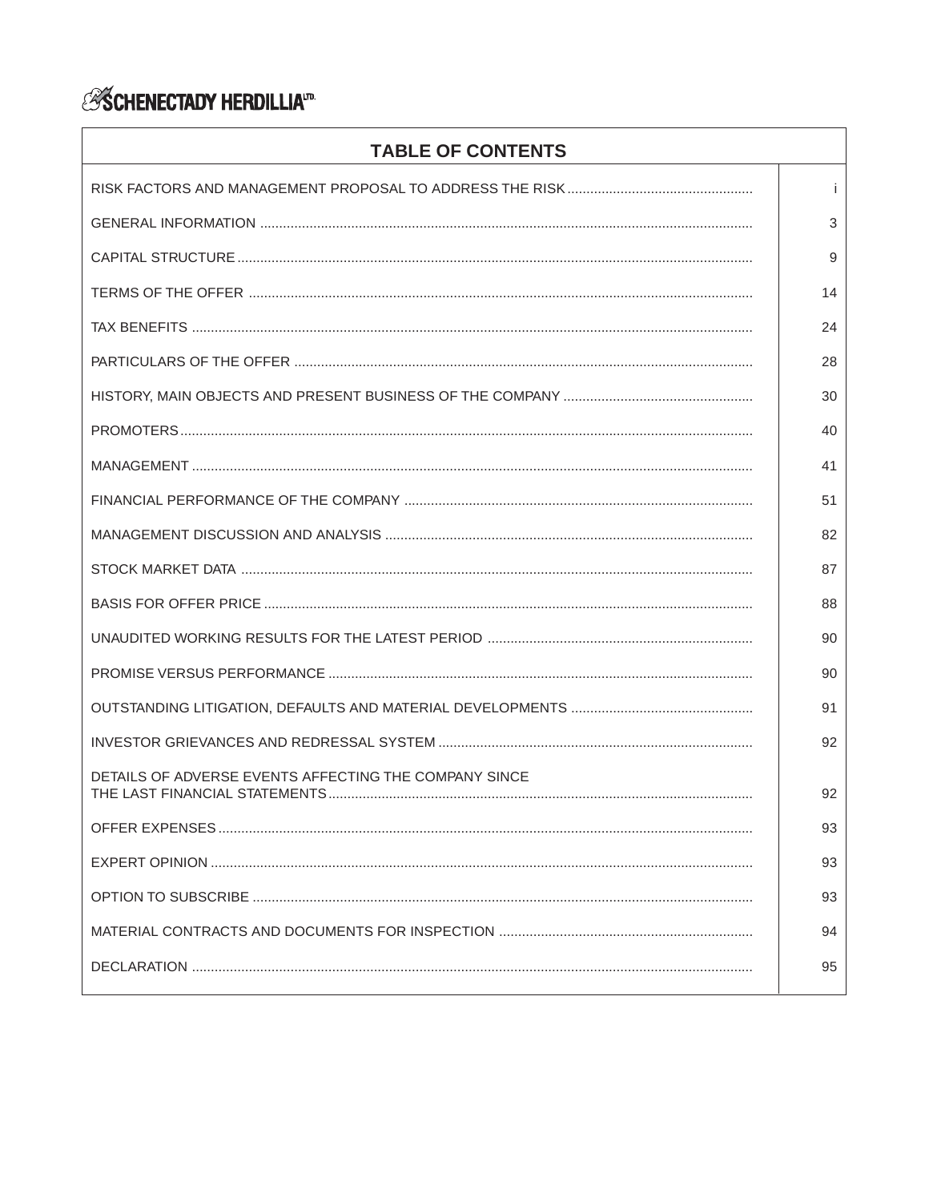SCHENECTADY HERDILLIA LTD.

## TABLE OF CONTENTS

| | |
|---|---|
| RISK FACTORS AND MANAGEMENT PROPOSAL TO ADDRESS THE RISK | i |
| GENERAL INFORMATION | 3 |
| CAPITAL STRUCTURE | 9 |
| TERMS OF THE OFFER | 14 |
| TAX BENEFITS | 24 |
| PARTICULARS OF THE OFFER | 28 |
| HISTORY, MAIN OBJECTS AND PRESENT BUSINESS OF THE COMPANY | 30 |
| PROMOTERS | 40 |
| MANAGEMENT | 41 |
| FINANCIAL PERFORMANCE OF THE COMPANY | 51 |
| MANAGEMENT DISCUSSION AND ANALYSIS | 82 |
| STOCK MARKET DATA | 87 |
| BASIS FOR OFFER PRICE | 88 |
| UNAUDITED WORKING RESULTS FOR THE LATEST PERIOD | 90 |
| PROMISE VERSUS PERFORMANCE | 90 |
| OUTSTANDING LITIGATION, DEFAULTS AND MATERIAL DEVELOPMENTS | 91 |
| INVESTOR GRIEVANCES AND REDRESSAL SYSTEM | 92 |
| DETAILS OF ADVERSE EVENTS AFFECTING THE COMPANY SINCE THE LAST FINANCIAL STATEMENTS | 92 |
| OFFER EXPENSES | 93 |
| EXPERT OPINION | 93 |
| OPTION TO SUBSCRIBE | 93 |
| MATERIAL CONTRACTS AND DOCUMENTS FOR INSPECTION | 94 |
| DECLARATION | 95 |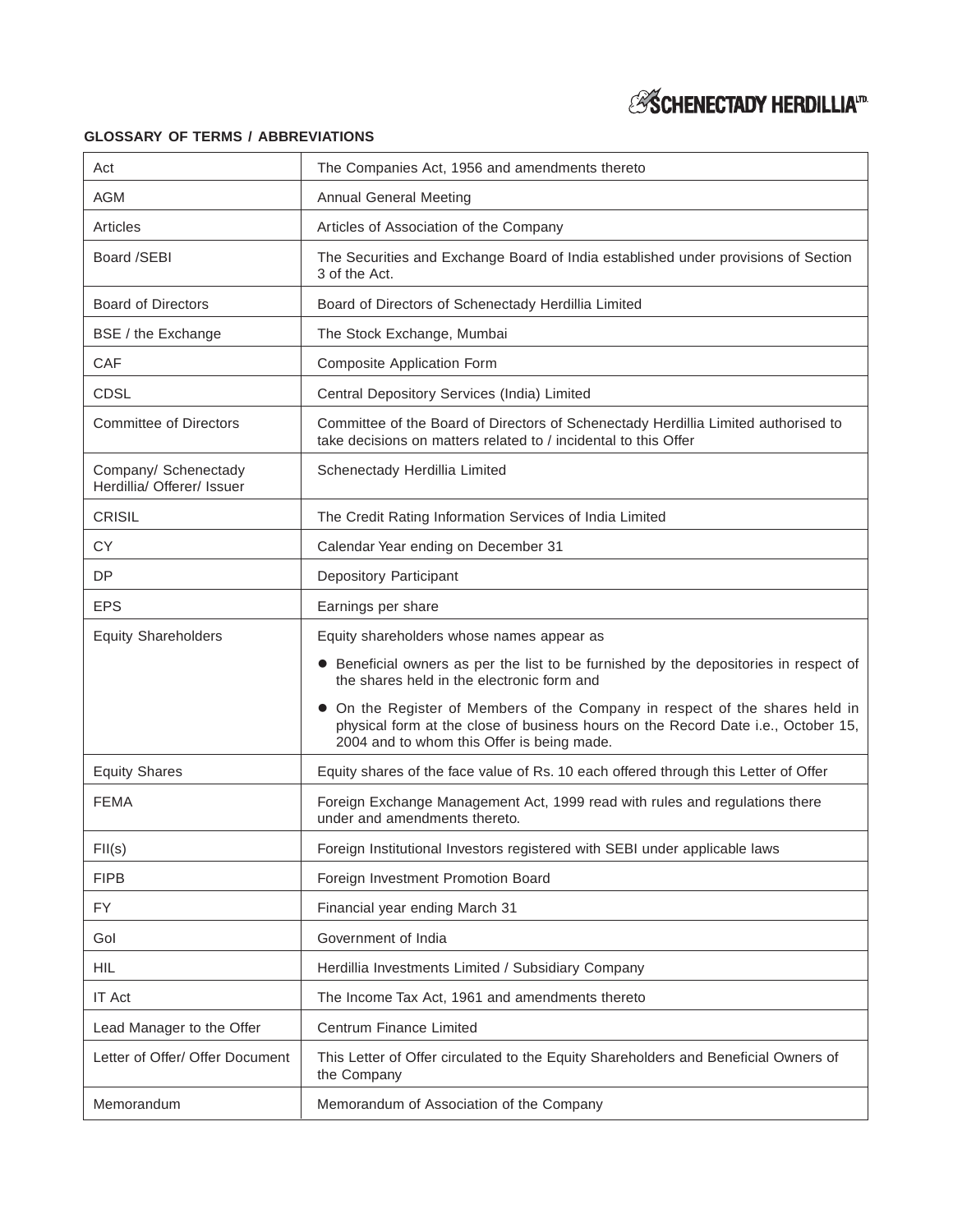## GLOSSARY OF TERMS / ABBREVIATIONS

| | |
|---|---|
| Act | The Companies Act, 1956 and amendments thereto |
| AGM | Annual General Meeting |
| Articles | Articles of Association of the Company |
| Board /SEBI | The Securities and Exchange Board of India established under provisions of Section 3 of the Act. |
| Board of Directors | Board of Directors of Schenectady Herdillia Limited |
| BSE / the Exchange | The Stock Exchange, Mumbai |
| CAF | Composite Application Form |
| CDSL | Central Depository Services (India) Limited |
| Committee of Directors | Committee of the Board of Directors of Schenectady Herdillia Limited authorised to take decisions on matters related to / incidental to this Offer |
| Company/ Schenectady Herdillia/ Offerer/ Issuer | Schenectady Herdillia Limited |
| CRISIL | The Credit Rating Information Services of India Limited |
| CY | Calendar Year ending on December 31 |
| DP | Depository Participant |
| EPS | Earnings per share |
| Equity Shareholders | Equity shareholders whose names appear as <br>• Beneficial owners as per the list to be furnished by the depositories in respect of the shares held in the electronic form and <br>• On the Register of Members of the Company in respect of the shares held in physical form at the close of business hours on the Record Date i.e., October 15, 2004 and to whom this Offer is being made. |
| Equity Shares | Equity shares of the face value of Rs. 10 each offered through this Letter of Offer |
| FEMA | Foreign Exchange Management Act, 1999 read with rules and regulations there under and amendments thereto. |
| FII(s) | Foreign Institutional Investors registered with SEBI under applicable laws |
| FIPB | Foreign Investment Promotion Board |
| FY | Financial year ending March 31 |
| GoI | Government of India |
| HIL | Herdillia Investments Limited / Subsidiary Company |
| IT Act | The Income Tax Act, 1961 and amendments thereto |
| Lead Manager to the Offer | Centrum Finance Limited |
| Letter of Offer/ Offer Document | This Letter of Offer circulated to the Equity Shareholders and Beneficial Owners of the Company |
| Memorandum | Memorandum of Association of the Company |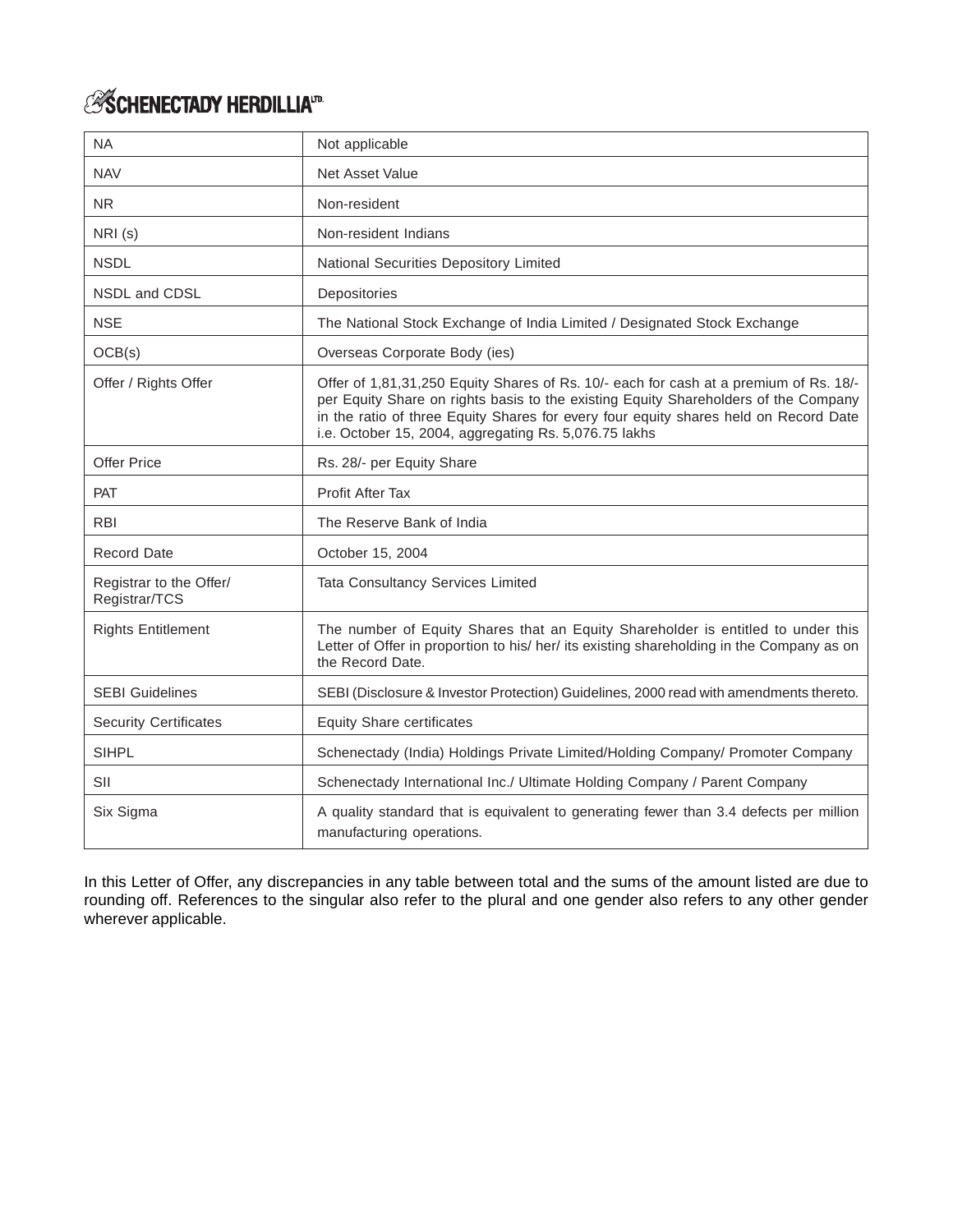| | |
|---|---|
| NA | Not applicable |
| NAV | Net Asset Value |
| NR | Non-resident |
| NRI (s) | Non-resident Indians |
| NSDL | National Securities Depository Limited |
| NSDL and CDSL | Depositories |
| NSE | The National Stock Exchange of India Limited / Designated Stock Exchange |
| OCB(s) | Overseas Corporate Body (ies) |
| Offer / Rights Offer | Offer of 1,81,31,250 Equity Shares of Rs. 10/- each for cash at a premium of Rs. 18/- per Equity Share on rights basis to the existing Equity Shareholders of the Company in the ratio of three Equity Shares for every four equity shares held on Record Date i.e. October 15, 2004, aggregating Rs. 5,076.75 lakhs |
| Offer Price | Rs. 28/- per Equity Share |
| PAT | Profit After Tax |
| RBI | The Reserve Bank of India |
| Record Date | October 15, 2004 |
| Registrar to the Offer/ Registrar/TCS | Tata Consultancy Services Limited |
| Rights Entitlement | The number of Equity Shares that an Equity Shareholder is entitled to under this Letter of Offer in proportion to his/ her/ its existing shareholding in the Company as on the Record Date. |
| SEBI Guidelines | SEBI (Disclosure & Investor Protection) Guidelines, 2000 read with amendments thereto. |
| Security Certificates | Equity Share certificates |
| SIHPL | Schenectady (India) Holdings Private Limited/Holding Company/ Promoter Company |
| SII | Schenectady International Inc./ Ultimate Holding Company / Parent Company |
| Six Sigma | A quality standard that is equivalent to generating fewer than 3.4 defects per million manufacturing operations. |

In this Letter of Offer, any discrepancies in any table between total and the sums of the amount listed are due to rounding off. References to the singular also refer to the plural and one gender also refers to any other gender wherever applicable.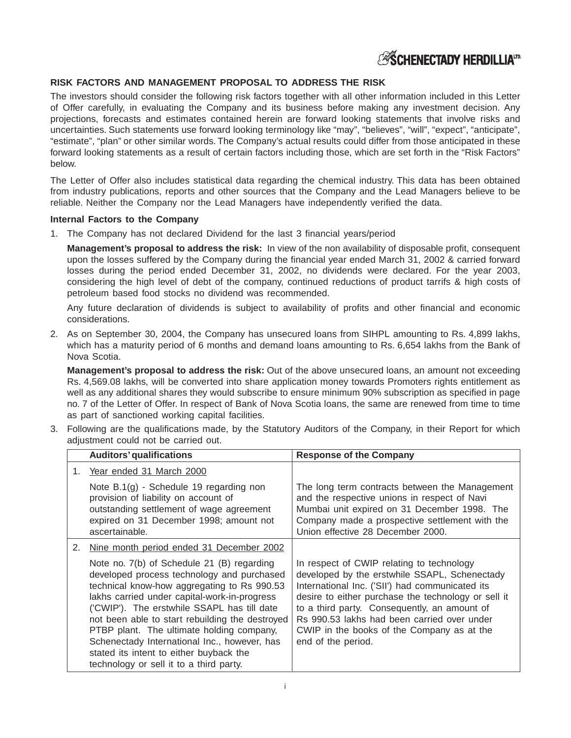## RISK FACTORS AND MANAGEMENT PROPOSAL TO ADDRESS THE RISK

The investors should consider the following risk factors together with all other information included in this Letter of Offer carefully, in evaluating the Company and its business before making any investment decision. Any projections, forecasts and estimates contained herein are forward looking statements that involve risks and uncertainties. Such statements use forward looking terminology like "may", "believes", "will", "expect", "anticipate", "estimate", "plan" or other similar words. The Company's actual results could differ from those anticipated in these forward looking statements as a result of certain factors including those, which are set forth in the "Risk Factors" below.

The Letter of Offer also includes statistical data regarding the chemical industry. This data has been obtained from industry publications, reports and other sources that the Company and the Lead Managers believe to be reliable. Neither the Company nor the Lead Managers have independently verified the data.

### Internal Factors to the Company

1. The Company has not declared Dividend for the last 3 financial years/period

   **Management's proposal to address the risk:** In view of the non availability of disposable profit, consequent upon the losses suffered by the Company during the financial year ended March 31, 2002 & carried forward losses during the period ended December 31, 2002, no dividends were declared. For the year 2003, considering the high level of debt of the company, continued reductions of product tarrifs & high costs of petroleum based food stocks no dividend was recommended.

   Any future declaration of dividends is subject to availability of profits and other financial and economic considerations.

2. As on September 30, 2004, the Company has unsecured loans from SIHPL amounting to Rs. 4,899 lakhs, which has a maturity period of 6 months and demand loans amounting to Rs. 6,654 lakhs from the Bank of Nova Scotia.

   **Management's proposal to address the risk:** Out of the above unsecured loans, an amount not exceeding Rs. 4,569.08 lakhs, will be converted into share application money towards Promoters rights entitlement as well as any additional shares they would subscribe to ensure minimum 90% subscription as specified in page no. 7 of the Letter of Offer. In respect of Bank of Nova Scotia loans, the same are renewed from time to time as part of sanctioned working capital facilities.

3. Following are the qualifications made, by the Statutory Auditors of the Company, in their Report for which adjustment could not be carried out.

| | Auditors' qualifications | Response of the Company |
|---|---|---|
| 1. | Year ended 31 March 2000 | |
| | Note B.1(g) - Schedule 19 regarding non provision of liability on account of outstanding settlement of wage agreement expired on 31 December 1998; amount not ascertainable. | The long term contracts between the Management and the respective unions in respect of Navi Mumbai unit expired on 31 December 1998. The Company made a prospective settlement with the Union effective 28 December 2000. |
| 2. | Nine month period ended 31 December 2002 | |
| | Note no. 7(b) of Schedule 21 (B) regarding developed process technology and purchased technical know-how aggregating to Rs 990.53 lakhs carried under capital-work-in-progress ('CWIP'). The erstwhile SSAPL has till date not been able to start rebuilding the destroyed PTBP plant. The ultimate holding company, Schenectady International Inc., however, has stated its intent to either buyback the technology or sell it to a third party. | In respect of CWIP relating to technology developed by the erstwhile SSAPL, Schenectady International Inc. ('SII') had communicated its desire to either purchase the technology or sell it to a third party. Consequently, an amount of Rs 990.53 lakhs had been carried over under CWIP in the books of the Company as at the end of the period. |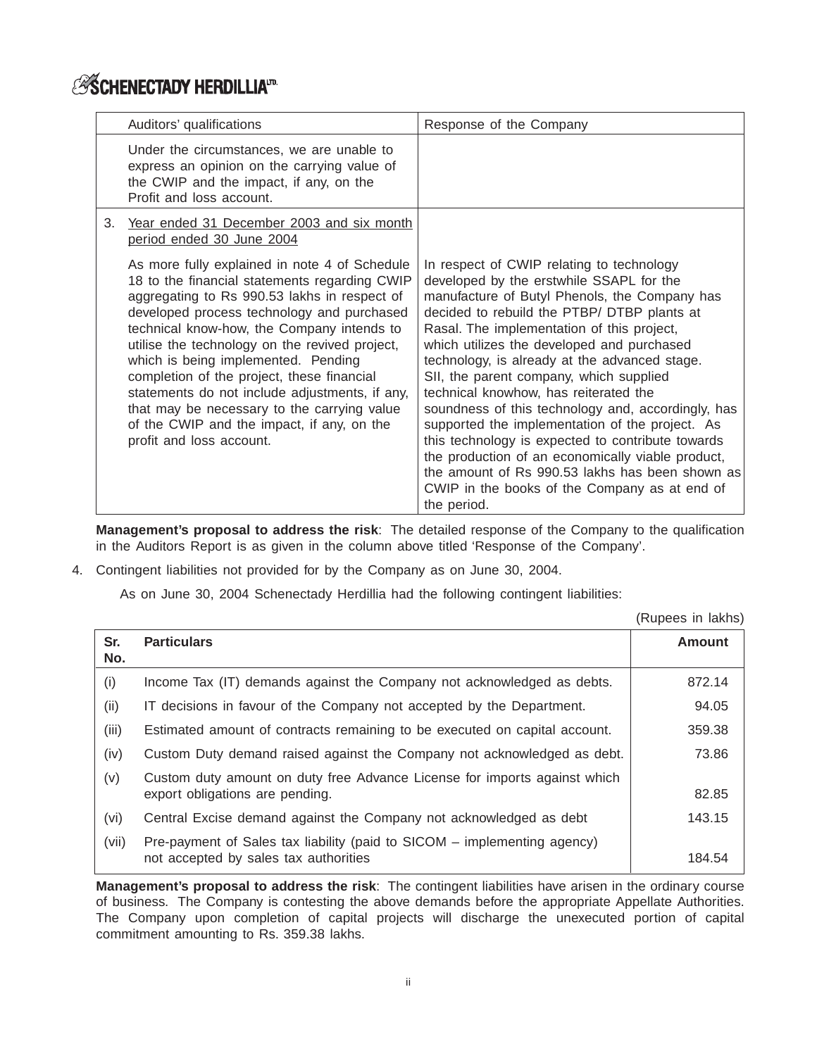| | Auditors' qualifications | Response of the Company |
|---|---|---|
| | Under the circumstances, we are unable to express an opinion on the carrying value of the CWIP and the impact, if any, on the Profit and loss account. | |
| 3. | Year ended 31 December 2003 and six month period ended 30 June 2004<br><br>As more fully explained in note 4 of Schedule 18 to the financial statements regarding CWIP aggregating to Rs 990.53 lakhs in respect of developed process technology and purchased technical know-how, the Company intends to utilise the technology on the revived project, which is being implemented. Pending completion of the project, these financial statements do not include adjustments, if any, that may be necessary to the carrying value of the CWIP and the impact, if any, on the profit and loss account. | In respect of CWIP relating to technology developed by the erstwhile SSAPL for the manufacture of Butyl Phenols, the Company has decided to rebuild the PTBP/ DTBP plants at Rasal. The implementation of this project, which utilizes the developed and purchased technology, is already at the advanced stage. SII, the parent company, which supplied technical knowhow, has reiterated the soundness of this technology and, accordingly, has supported the implementation of the project. As this technology is expected to contribute towards the production of an economically viable product, the amount of Rs 990.53 lakhs has been shown as CWIP in the books of the Company as at end of the period. |

**Management's proposal to address the risk**: The detailed response of the Company to the qualification in the Auditors Report is as given in the column above titled 'Response of the Company'.

4. Contingent liabilities not provided for by the Company as on June 30, 2004.

As on June 30, 2004 Schenectady Herdillia had the following contingent liabilities:

(Rupees in lakhs)

| Sr. No. | Particulars | Amount |
|---|---|---|
| (i) | Income Tax (IT) demands against the Company not acknowledged as debts. | 872.14 |
| (ii) | IT decisions in favour of the Company not accepted by the Department. | 94.05 |
| (iii) | Estimated amount of contracts remaining to be executed on capital account. | 359.38 |
| (iv) | Custom Duty demand raised against the Company not acknowledged as debt. | 73.86 |
| (v) | Custom duty amount on duty free Advance License for imports against which export obligations are pending. | 82.85 |
| (vi) | Central Excise demand against the Company not acknowledged as debt | 143.15 |
| (vii) | Pre-payment of Sales tax liability (paid to SICOM – implementing agency) not accepted by sales tax authorities | 184.54 |

**Management's proposal to address the risk**: The contingent liabilities have arisen in the ordinary course of business. The Company is contesting the above demands before the appropriate Appellate Authorities. The Company upon completion of capital projects will discharge the unexecuted portion of capital commitment amounting to Rs. 359.38 lakhs.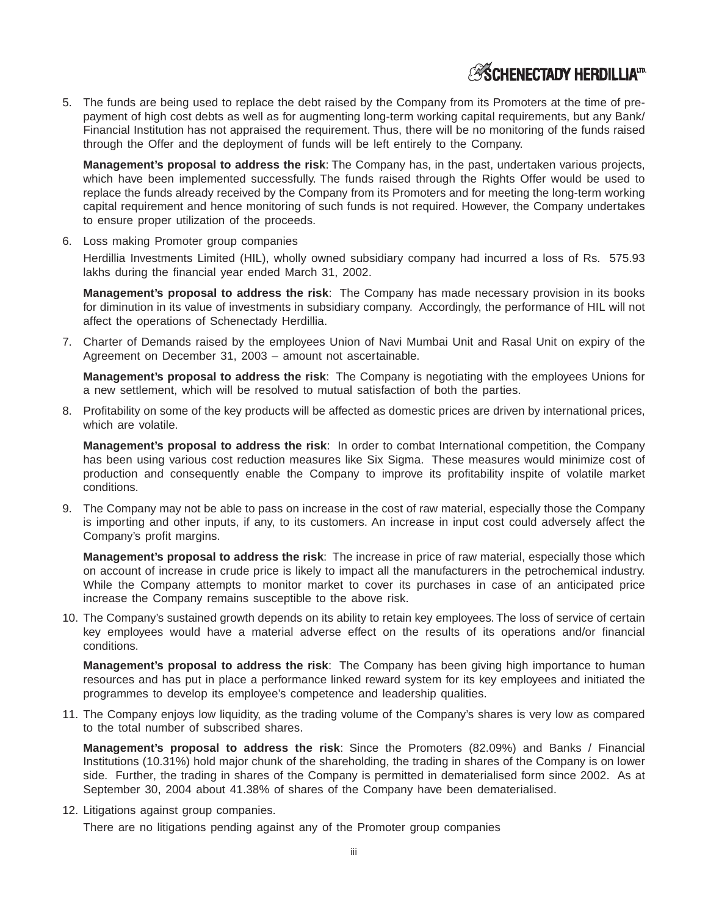5. The funds are being used to replace the debt raised by the Company from its Promoters at the time of pre-payment of high cost debts as well as for augmenting long-term working capital requirements, but any Bank/ Financial Institution has not appraised the requirement. Thus, there will be no monitoring of the funds raised through the Offer and the deployment of funds will be left entirely to the Company.

   **Management's proposal to address the risk**: The Company has, in the past, undertaken various projects, which have been implemented successfully. The funds raised through the Rights Offer would be used to replace the funds already received by the Company from its Promoters and for meeting the long-term working capital requirement and hence monitoring of such funds is not required. However, the Company undertakes to ensure proper utilization of the proceeds.

6. Loss making Promoter group companies

   Herdillia Investments Limited (HIL), wholly owned subsidiary company had incurred a loss of Rs. 575.93 lakhs during the financial year ended March 31, 2002.

   **Management's proposal to address the risk**: The Company has made necessary provision in its books for diminution in its value of investments in subsidiary company. Accordingly, the performance of HIL will not affect the operations of Schenectady Herdillia.

7. Charter of Demands raised by the employees Union of Navi Mumbai Unit and Rasal Unit on expiry of the Agreement on December 31, 2003 – amount not ascertainable.

   **Management's proposal to address the risk**: The Company is negotiating with the employees Unions for a new settlement, which will be resolved to mutual satisfaction of both the parties.

8. Profitability on some of the key products will be affected as domestic prices are driven by international prices, which are volatile.

   **Management's proposal to address the risk**: In order to combat International competition, the Company has been using various cost reduction measures like Six Sigma. These measures would minimize cost of production and consequently enable the Company to improve its profitability inspite of volatile market conditions.

9. The Company may not be able to pass on increase in the cost of raw material, especially those the Company is importing and other inputs, if any, to its customers. An increase in input cost could adversely affect the Company's profit margins.

   **Management's proposal to address the risk**: The increase in price of raw material, especially those which on account of increase in crude price is likely to impact all the manufacturers in the petrochemical industry. While the Company attempts to monitor market to cover its purchases in case of an anticipated price increase the Company remains susceptible to the above risk.

10. The Company's sustained growth depends on its ability to retain key employees. The loss of service of certain key employees would have a material adverse effect on the results of its operations and/or financial conditions.

    **Management's proposal to address the risk**: The Company has been giving high importance to human resources and has put in place a performance linked reward system for its key employees and initiated the programmes to develop its employee's competence and leadership qualities.

11. The Company enjoys low liquidity, as the trading volume of the Company's shares is very low as compared to the total number of subscribed shares.

    **Management's proposal to address the risk**: Since the Promoters (82.09%) and Banks / Financial Institutions (10.31%) hold major chunk of the shareholding, the trading in shares of the Company is on lower side. Further, the trading in shares of the Company is permitted in dematerialised form since 2002. As at September 30, 2004 about 41.38% of shares of the Company have been dematerialised.

12. Litigations against group companies.

    There are no litigations pending against any of the Promoter group companies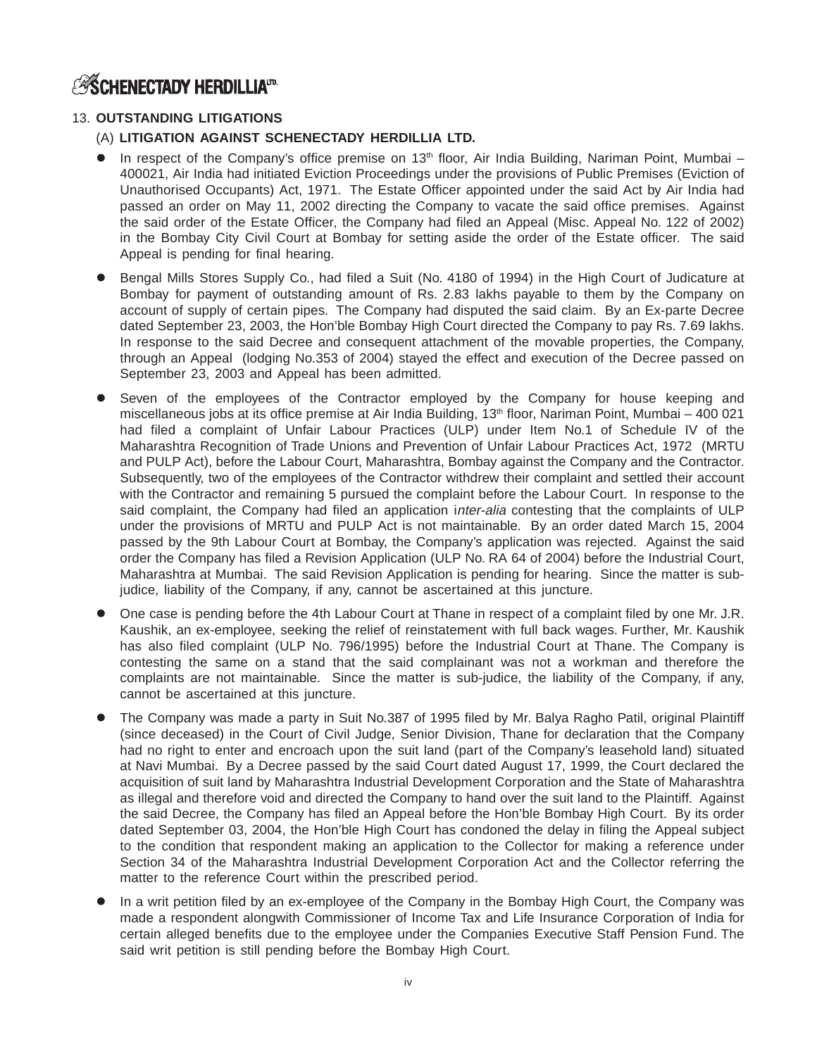## 13. OUTSTANDING LITIGATIONS

### (A) LITIGATION AGAINST SCHENECTADY HERDILLIA LTD.

- In respect of the Company's office premise on 13th floor, Air India Building, Nariman Point, Mumbai – 400021, Air India had initiated Eviction Proceedings under the provisions of Public Premises (Eviction of Unauthorised Occupants) Act, 1971. The Estate Officer appointed under the said Act by Air India had passed an order on May 11, 2002 directing the Company to vacate the said office premises. Against the said order of the Estate Officer, the Company had filed an Appeal (Misc. Appeal No. 122 of 2002) in the Bombay City Civil Court at Bombay for setting aside the order of the Estate officer. The said Appeal is pending for final hearing.
- Bengal Mills Stores Supply Co., had filed a Suit (No. 4180 of 1994) in the High Court of Judicature at Bombay for payment of outstanding amount of Rs. 2.83 lakhs payable to them by the Company on account of supply of certain pipes. The Company had disputed the said claim. By an Ex-parte Decree dated September 23, 2003, the Hon'ble Bombay High Court directed the Company to pay Rs. 7.69 lakhs. In response to the said Decree and consequent attachment of the movable properties, the Company, through an Appeal (lodging No.353 of 2004) stayed the effect and execution of the Decree passed on September 23, 2003 and Appeal has been admitted.
- Seven of the employees of the Contractor employed by the Company for house keeping and miscellaneous jobs at its office premise at Air India Building, 13th floor, Nariman Point, Mumbai – 400 021 had filed a complaint of Unfair Labour Practices (ULP) under Item No.1 of Schedule IV of the Maharashtra Recognition of Trade Unions and Prevention of Unfair Labour Practices Act, 1972 (MRTU and PULP Act), before the Labour Court, Maharashtra, Bombay against the Company and the Contractor. Subsequently, two of the employees of the Contractor withdrew their complaint and settled their account with the Contractor and remaining 5 pursued the complaint before the Labour Court. In response to the said complaint, the Company had filed an application *inter-alia* contesting that the complaints of ULP under the provisions of MRTU and PULP Act is not maintainable. By an order dated March 15, 2004 passed by the 9th Labour Court at Bombay, the Company's application was rejected. Against the said order the Company has filed a Revision Application (ULP No. RA 64 of 2004) before the Industrial Court, Maharashtra at Mumbai. The said Revision Application is pending for hearing. Since the matter is sub-judice, liability of the Company, if any, cannot be ascertained at this juncture.
- One case is pending before the 4th Labour Court at Thane in respect of a complaint filed by one Mr. J.R. Kaushik, an ex-employee, seeking the relief of reinstatement with full back wages. Further, Mr. Kaushik has also filed complaint (ULP No. 796/1995) before the Industrial Court at Thane. The Company is contesting the same on a stand that the said complainant was not a workman and therefore the complaints are not maintainable. Since the matter is sub-judice, the liability of the Company, if any, cannot be ascertained at this juncture.
- The Company was made a party in Suit No.387 of 1995 filed by Mr. Balya Ragho Patil, original Plaintiff (since deceased) in the Court of Civil Judge, Senior Division, Thane for declaration that the Company had no right to enter and encroach upon the suit land (part of the Company's leasehold land) situated at Navi Mumbai. By a Decree passed by the said Court dated August 17, 1999, the Court declared the acquisition of suit land by Maharashtra Industrial Development Corporation and the State of Maharashtra as illegal and therefore void and directed the Company to hand over the suit land to the Plaintiff. Against the said Decree, the Company has filed an Appeal before the Hon'ble Bombay High Court. By its order dated September 03, 2004, the Hon'ble High Court has condoned the delay in filing the Appeal subject to the condition that respondent making an application to the Collector for making a reference under Section 34 of the Maharashtra Industrial Development Corporation Act and the Collector referring the matter to the reference Court within the prescribed period.
- In a writ petition filed by an ex-employee of the Company in the Bombay High Court, the Company was made a respondent alongwith Commissioner of Income Tax and Life Insurance Corporation of India for certain alleged benefits due to the employee under the Companies Executive Staff Pension Fund. The said writ petition is still pending before the Bombay High Court.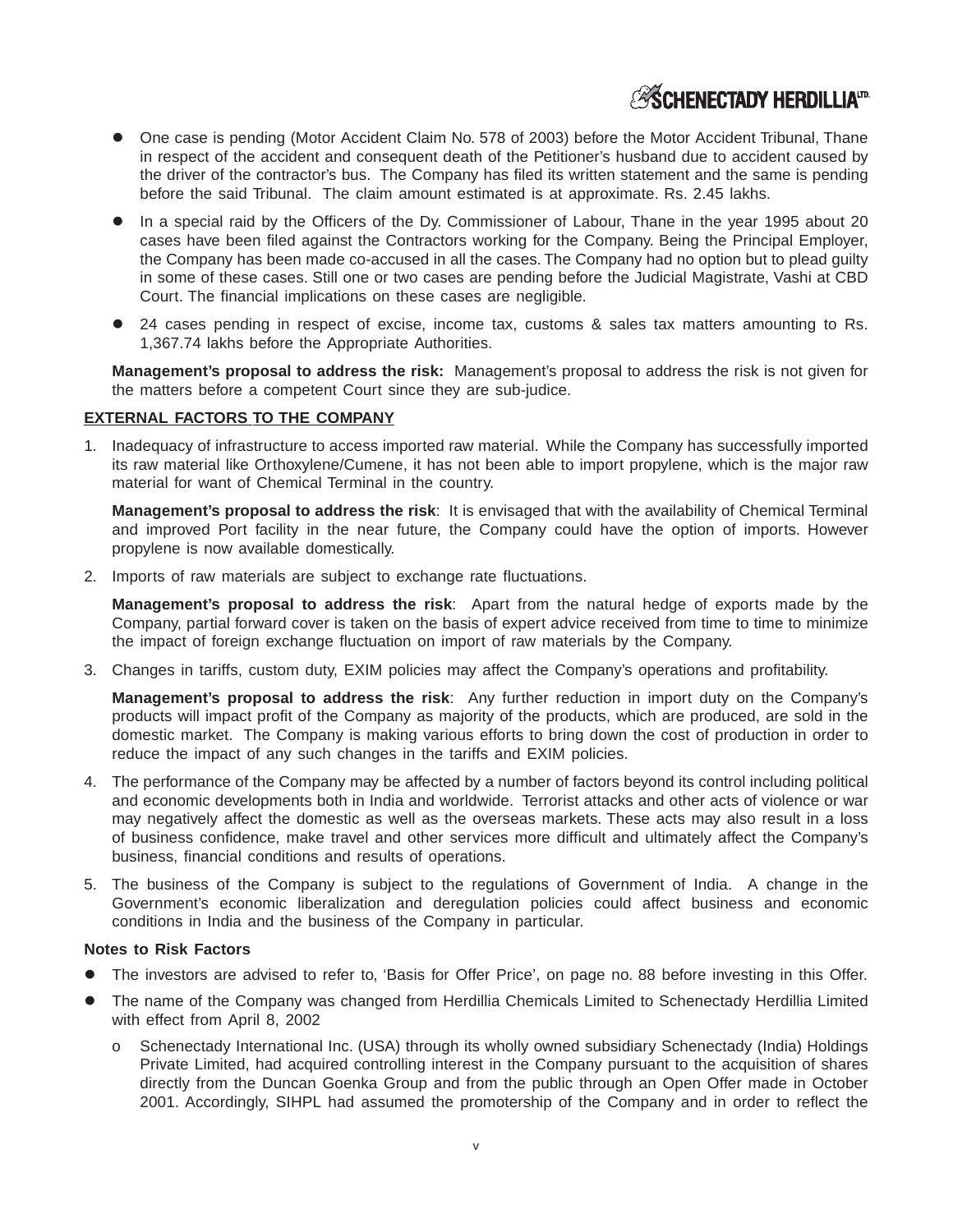- One case is pending (Motor Accident Claim No. 578 of 2003) before the Motor Accident Tribunal, Thane in respect of the accident and consequent death of the Petitioner's husband due to accident caused by the driver of the contractor's bus. The Company has filed its written statement and the same is pending before the said Tribunal. The claim amount estimated is at approximate. Rs. 2.45 lakhs.
- In a special raid by the Officers of the Dy. Commissioner of Labour, Thane in the year 1995 about 20 cases have been filed against the Contractors working for the Company. Being the Principal Employer, the Company has been made co-accused in all the cases. The Company had no option but to plead guilty in some of these cases. Still one or two cases are pending before the Judicial Magistrate, Vashi at CBD Court. The financial implications on these cases are negligible.
- 24 cases pending in respect of excise, income tax, customs & sales tax matters amounting to Rs. 1,367.74 lakhs before the Appropriate Authorities.

**Management's proposal to address the risk:** Management's proposal to address the risk is not given for the matters before a competent Court since they are sub-judice.

**EXTERNAL FACTORS TO THE COMPANY**

1. Inadequacy of infrastructure to access imported raw material. While the Company has successfully imported its raw material like Orthoxylene/Cumene, it has not been able to import propylene, which is the major raw material for want of Chemical Terminal in the country.

   **Management's proposal to address the risk**: It is envisaged that with the availability of Chemical Terminal and improved Port facility in the near future, the Company could have the option of imports. However propylene is now available domestically.

2. Imports of raw materials are subject to exchange rate fluctuations.

   **Management's proposal to address the risk**: Apart from the natural hedge of exports made by the Company, partial forward cover is taken on the basis of expert advice received from time to time to minimize the impact of foreign exchange fluctuation on import of raw materials by the Company.

3. Changes in tariffs, custom duty, EXIM policies may affect the Company's operations and profitability.

   **Management's proposal to address the risk**: Any further reduction in import duty on the Company's products will impact profit of the Company as majority of the products, which are produced, are sold in the domestic market. The Company is making various efforts to bring down the cost of production in order to reduce the impact of any such changes in the tariffs and EXIM policies.

4. The performance of the Company may be affected by a number of factors beyond its control including political and economic developments both in India and worldwide. Terrorist attacks and other acts of violence or war may negatively affect the domestic as well as the overseas markets. These acts may also result in a loss of business confidence, make travel and other services more difficult and ultimately affect the Company's business, financial conditions and results of operations.

5. The business of the Company is subject to the regulations of Government of India. A change in the Government's economic liberalization and deregulation policies could affect business and economic conditions in India and the business of the Company in particular.

**Notes to Risk Factors**

- The investors are advised to refer to, 'Basis for Offer Price', on page no. 88 before investing in this Offer.
- The name of the Company was changed from Herdillia Chemicals Limited to Schenectady Herdillia Limited with effect from April 8, 2002
  - o Schenectady International Inc. (USA) through its wholly owned subsidiary Schenectady (India) Holdings Private Limited, had acquired controlling interest in the Company pursuant to the acquisition of shares directly from the Duncan Goenka Group and from the public through an Open Offer made in October 2001. Accordingly, SIHPL had assumed the promotership of the Company and in order to reflect the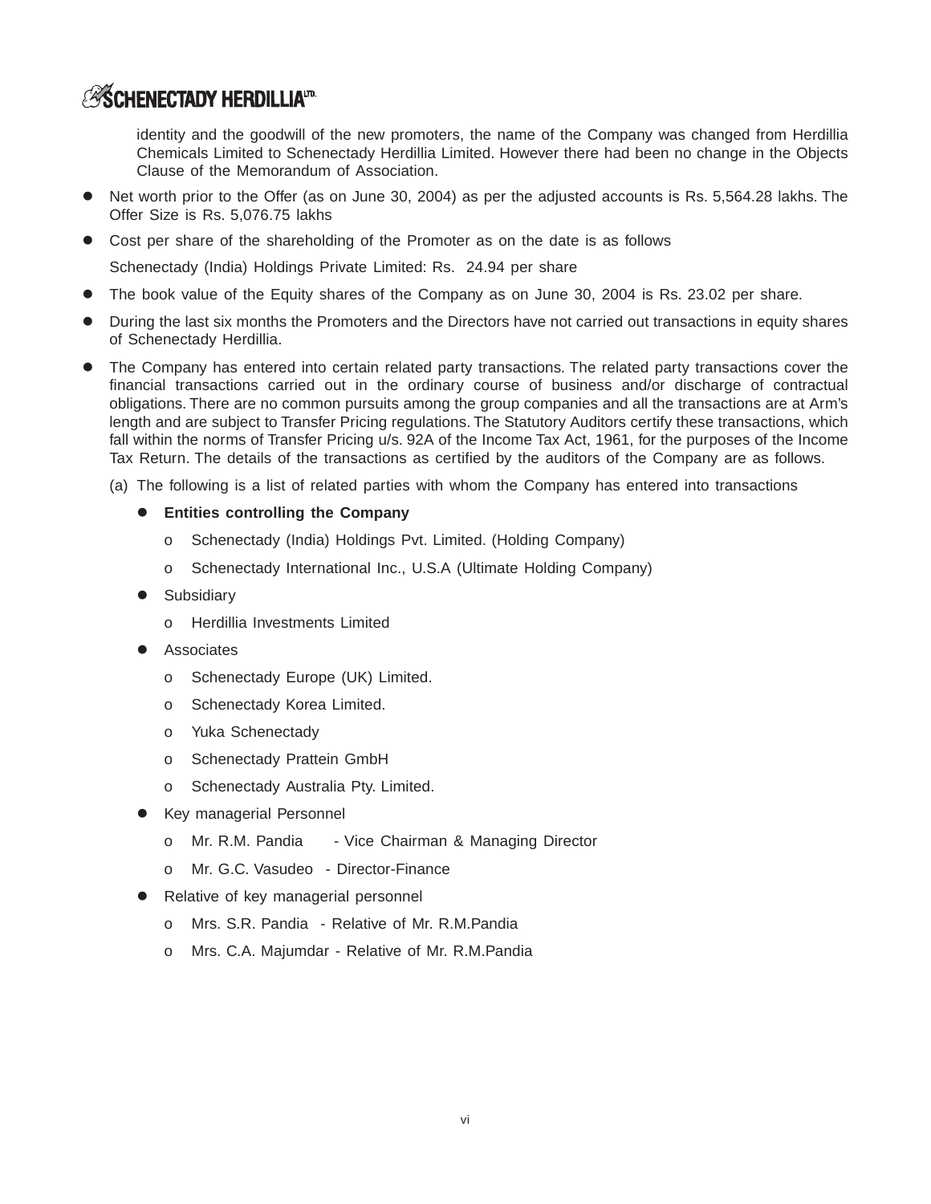identity and the goodwill of the new promoters, the name of the Company was changed from Herdillia Chemicals Limited to Schenectady Herdillia Limited. However there had been no change in the Objects Clause of the Memorandum of Association.

- Net worth prior to the Offer (as on June 30, 2004) as per the adjusted accounts is Rs. 5,564.28 lakhs. The Offer Size is Rs. 5,076.75 lakhs
- Cost per share of the shareholding of the Promoter as on the date is as follows

  Schenectady (India) Holdings Private Limited: Rs. 24.94 per share
- The book value of the Equity shares of the Company as on June 30, 2004 is Rs. 23.02 per share.
- During the last six months the Promoters and the Directors have not carried out transactions in equity shares of Schenectady Herdillia.
- The Company has entered into certain related party transactions. The related party transactions cover the financial transactions carried out in the ordinary course of business and/or discharge of contractual obligations. There are no common pursuits among the group companies and all the transactions are at Arm's length and are subject to Transfer Pricing regulations. The Statutory Auditors certify these transactions, which fall within the norms of Transfer Pricing u/s. 92A of the Income Tax Act, 1961, for the purposes of the Income Tax Return. The details of the transactions as certified by the auditors of the Company are as follows.

  (a) The following is a list of related parties with whom the Company has entered into transactions

  - **Entities controlling the Company**
    - o Schenectady (India) Holdings Pvt. Limited. (Holding Company)
    - o Schenectady International Inc., U.S.A (Ultimate Holding Company)
  - Subsidiary
    - o Herdillia Investments Limited
  - Associates
    - o Schenectady Europe (UK) Limited.
    - o Schenectady Korea Limited.
    - o Yuka Schenectady
    - o Schenectady Prattein GmbH
    - o Schenectady Australia Pty. Limited.
  - Key managerial Personnel
    - o Mr. R.M. Pandia - Vice Chairman & Managing Director
    - o Mr. G.C. Vasudeo - Director-Finance
  - Relative of key managerial personnel
    - o Mrs. S.R. Pandia - Relative of Mr. R.M.Pandia
    - o Mrs. C.A. Majumdar - Relative of Mr. R.M.Pandia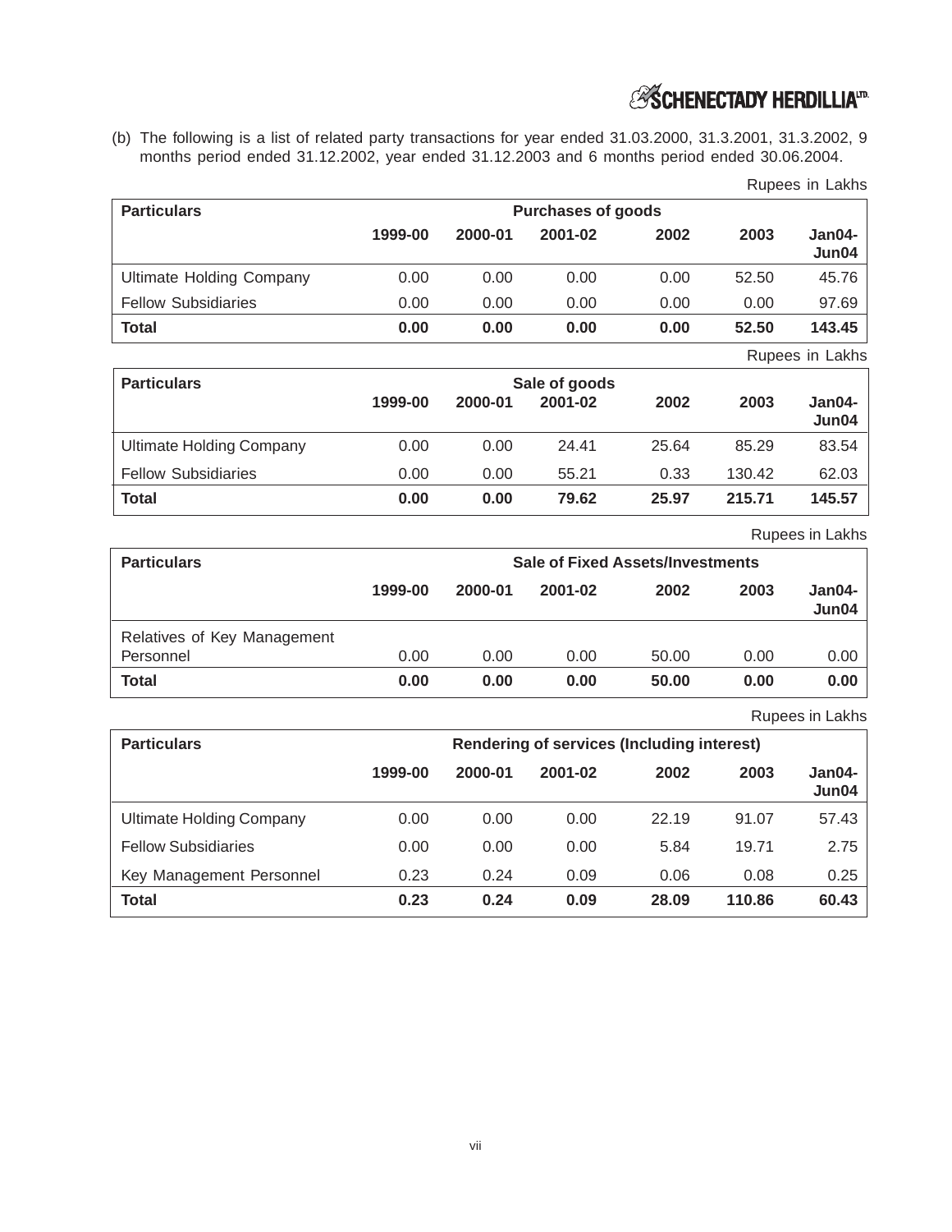(b) The following is a list of related party transactions for year ended 31.03.2000, 31.3.2001, 31.3.2002, 9 months period ended 31.12.2002, year ended 31.12.2003 and 6 months period ended 30.06.2004.

Rupees in Lakhs

| **Particulars** | **Purchases of goods** | | | | | |
|---|---|---|---|---|---|---|
| | **1999-00** | **2000-01** | **2001-02** | **2002** | **2003** | **Jan04-Jun04** |
| Ultimate Holding Company | 0.00 | 0.00 | 0.00 | 0.00 | 52.50 | 45.76 |
| Fellow Subsidiaries | 0.00 | 0.00 | 0.00 | 0.00 | 0.00 | 97.69 |
| **Total** | **0.00** | **0.00** | **0.00** | **0.00** | **52.50** | **143.45** |

Rupees in Lakhs

| **Particulars** | **Sale of goods** | | | | | |
|---|---|---|---|---|---|---|
| | **1999-00** | **2000-01** | **2001-02** | **2002** | **2003** | **Jan04-Jun04** |
| Ultimate Holding Company | 0.00 | 0.00 | 24.41 | 25.64 | 85.29 | 83.54 |
| Fellow Subsidiaries | 0.00 | 0.00 | 55.21 | 0.33 | 130.42 | 62.03 |
| **Total** | **0.00** | **0.00** | **79.62** | **25.97** | **215.71** | **145.57** |

Rupees in Lakhs

| **Particulars** | **Sale of Fixed Assets/Investments** | | | | | |
|---|---|---|---|---|---|---|
| | **1999-00** | **2000-01** | **2001-02** | **2002** | **2003** | **Jan04-Jun04** |
| Relatives of Key Management Personnel | 0.00 | 0.00 | 0.00 | 50.00 | 0.00 | 0.00 |
| **Total** | **0.00** | **0.00** | **0.00** | **50.00** | **0.00** | **0.00** |

Rupees in Lakhs

| **Particulars** | **Rendering of services (Including interest)** | | | | | |
|---|---|---|---|---|---|---|
| | **1999-00** | **2000-01** | **2001-02** | **2002** | **2003** | **Jan04-Jun04** |
| Ultimate Holding Company | 0.00 | 0.00 | 0.00 | 22.19 | 91.07 | 57.43 |
| Fellow Subsidiaries | 0.00 | 0.00 | 0.00 | 5.84 | 19.71 | 2.75 |
| Key Management Personnel | 0.23 | 0.24 | 0.09 | 0.06 | 0.08 | 0.25 |
| **Total** | **0.23** | **0.24** | **0.09** | **28.09** | **110.86** | **60.43** |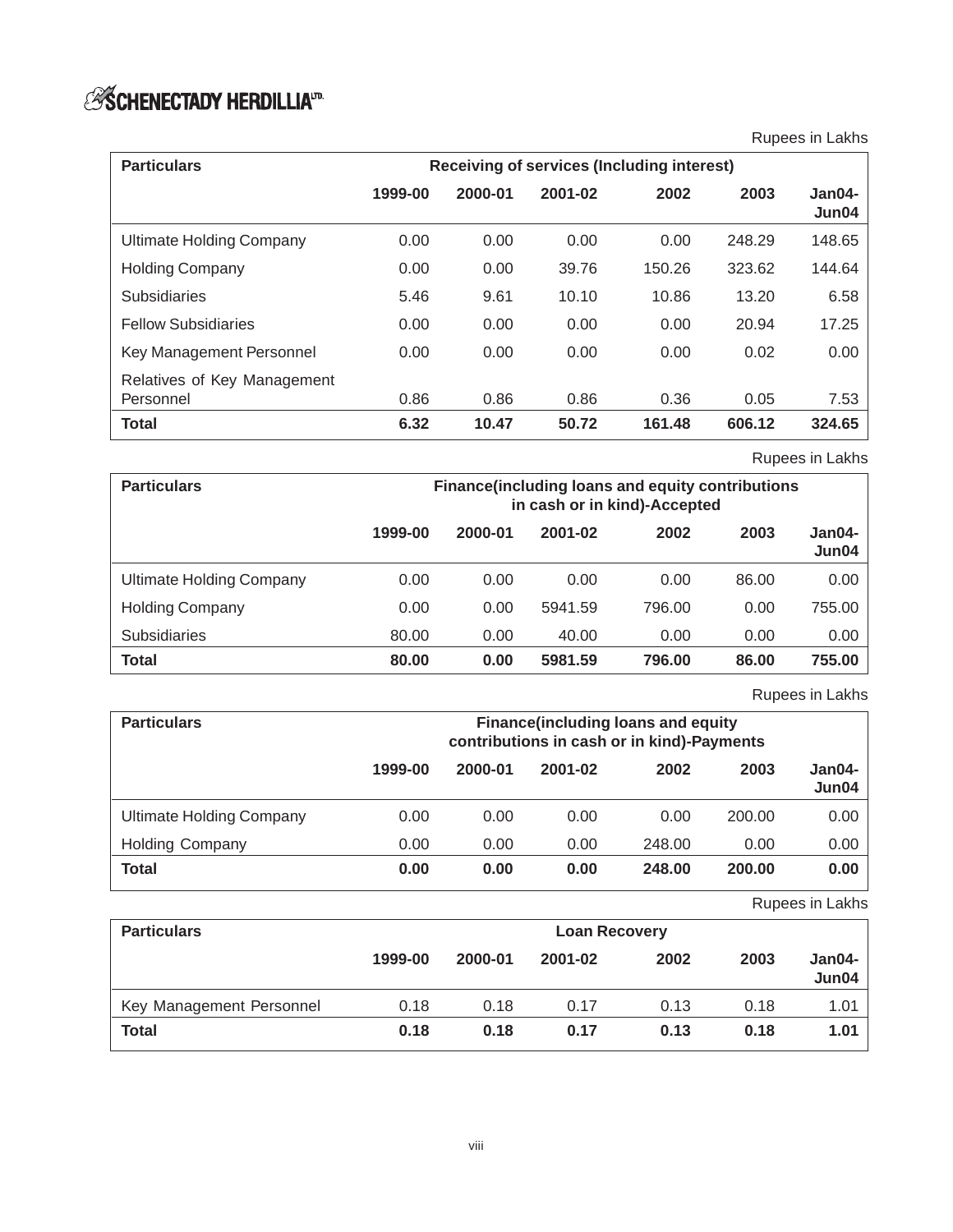Rupees in Lakhs

| Particulars | Receiving of services (Including interest) | | | | | |
|---|---|---|---|---|---|---|
| | 1999-00 | 2000-01 | 2001-02 | 2002 | 2003 | Jan04-Jun04 |
| Ultimate Holding Company | 0.00 | 0.00 | 0.00 | 0.00 | 248.29 | 148.65 |
| Holding Company | 0.00 | 0.00 | 39.76 | 150.26 | 323.62 | 144.64 |
| Subsidiaries | 5.46 | 9.61 | 10.10 | 10.86 | 13.20 | 6.58 |
| Fellow Subsidiaries | 0.00 | 0.00 | 0.00 | 0.00 | 20.94 | 17.25 |
| Key Management Personnel | 0.00 | 0.00 | 0.00 | 0.00 | 0.02 | 0.00 |
| Relatives of Key Management Personnel | 0.86 | 0.86 | 0.86 | 0.36 | 0.05 | 7.53 |
| **Total** | **6.32** | **10.47** | **50.72** | **161.48** | **606.12** | **324.65** |

Rupees in Lakhs

| Particulars | Finance(including loans and equity contributions in cash or in kind)-Accepted | | | | | |
|---|---|---|---|---|---|---|
| | 1999-00 | 2000-01 | 2001-02 | 2002 | 2003 | Jan04-Jun04 |
| Ultimate Holding Company | 0.00 | 0.00 | 0.00 | 0.00 | 86.00 | 0.00 |
| Holding Company | 0.00 | 0.00 | 5941.59 | 796.00 | 0.00 | 755.00 |
| Subsidiaries | 80.00 | 0.00 | 40.00 | 0.00 | 0.00 | 0.00 |
| **Total** | **80.00** | **0.00** | **5981.59** | **796.00** | **86.00** | **755.00** |

Rupees in Lakhs

| Particulars | Finance(including loans and equity contributions in cash or in kind)-Payments | | | | | |
|---|---|---|---|---|---|---|
| | 1999-00 | 2000-01 | 2001-02 | 2002 | 2003 | Jan04-Jun04 |
| Ultimate Holding Company | 0.00 | 0.00 | 0.00 | 0.00 | 200.00 | 0.00 |
| Holding Company | 0.00 | 0.00 | 0.00 | 248.00 | 0.00 | 0.00 |
| **Total** | **0.00** | **0.00** | **0.00** | **248.00** | **200.00** | **0.00** |

Rupees in Lakhs

| Particulars | Loan Recovery | | | | | |
|---|---|---|---|---|---|---|
| | 1999-00 | 2000-01 | 2001-02 | 2002 | 2003 | Jan04-Jun04 |
| Key Management Personnel | 0.18 | 0.18 | 0.17 | 0.13 | 0.18 | 1.01 |
| **Total** | **0.18** | **0.18** | **0.17** | **0.13** | **0.18** | **1.01** |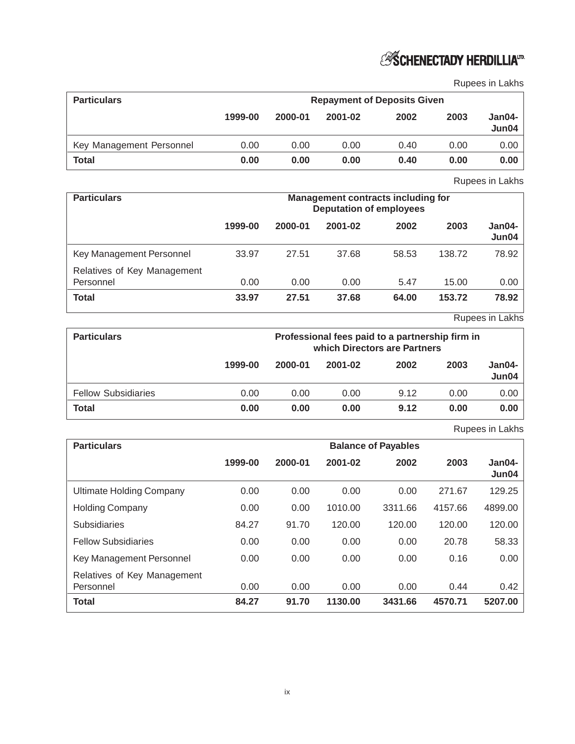Rupees in Lakhs

| Particulars | Repayment of Deposits Given | | | | | |
|---|---|---|---|---|---|---|
| | 1999-00 | 2000-01 | 2001-02 | 2002 | 2003 | Jan04-Jun04 |
| Key Management Personnel | 0.00 | 0.00 | 0.00 | 0.40 | 0.00 | 0.00 |
| **Total** | **0.00** | **0.00** | **0.00** | **0.40** | **0.00** | **0.00** |

Rupees in Lakhs

| Particulars | Management contracts including for Deputation of employees | | | | | |
|---|---|---|---|---|---|---|
| | 1999-00 | 2000-01 | 2001-02 | 2002 | 2003 | Jan04-Jun04 |
| Key Management Personnel | 33.97 | 27.51 | 37.68 | 58.53 | 138.72 | 78.92 |
| Relatives of Key Management Personnel | 0.00 | 0.00 | 0.00 | 5.47 | 15.00 | 0.00 |
| **Total** | **33.97** | **27.51** | **37.68** | **64.00** | **153.72** | **78.92** |

Rupees in Lakhs

| Particulars | Professional fees paid to a partnership firm in which Directors are Partners | | | | | |
|---|---|---|---|---|---|---|
| | 1999-00 | 2000-01 | 2001-02 | 2002 | 2003 | Jan04-Jun04 |
| Fellow Subsidiaries | 0.00 | 0.00 | 0.00 | 9.12 | 0.00 | 0.00 |
| **Total** | **0.00** | **0.00** | **0.00** | **9.12** | **0.00** | **0.00** |

Rupees in Lakhs

| Particulars | Balance of Payables | | | | | |
|---|---|---|---|---|---|---|
| | 1999-00 | 2000-01 | 2001-02 | 2002 | 2003 | Jan04-Jun04 |
| Ultimate Holding Company | 0.00 | 0.00 | 0.00 | 0.00 | 271.67 | 129.25 |
| Holding Company | 0.00 | 0.00 | 1010.00 | 3311.66 | 4157.66 | 4899.00 |
| Subsidiaries | 84.27 | 91.70 | 120.00 | 120.00 | 120.00 | 120.00 |
| Fellow Subsidiaries | 0.00 | 0.00 | 0.00 | 0.00 | 20.78 | 58.33 |
| Key Management Personnel | 0.00 | 0.00 | 0.00 | 0.00 | 0.16 | 0.00 |
| Relatives of Key Management Personnel | 0.00 | 0.00 | 0.00 | 0.00 | 0.44 | 0.42 |
| **Total** | **84.27** | **91.70** | **1130.00** | **3431.66** | **4570.71** | **5207.00** |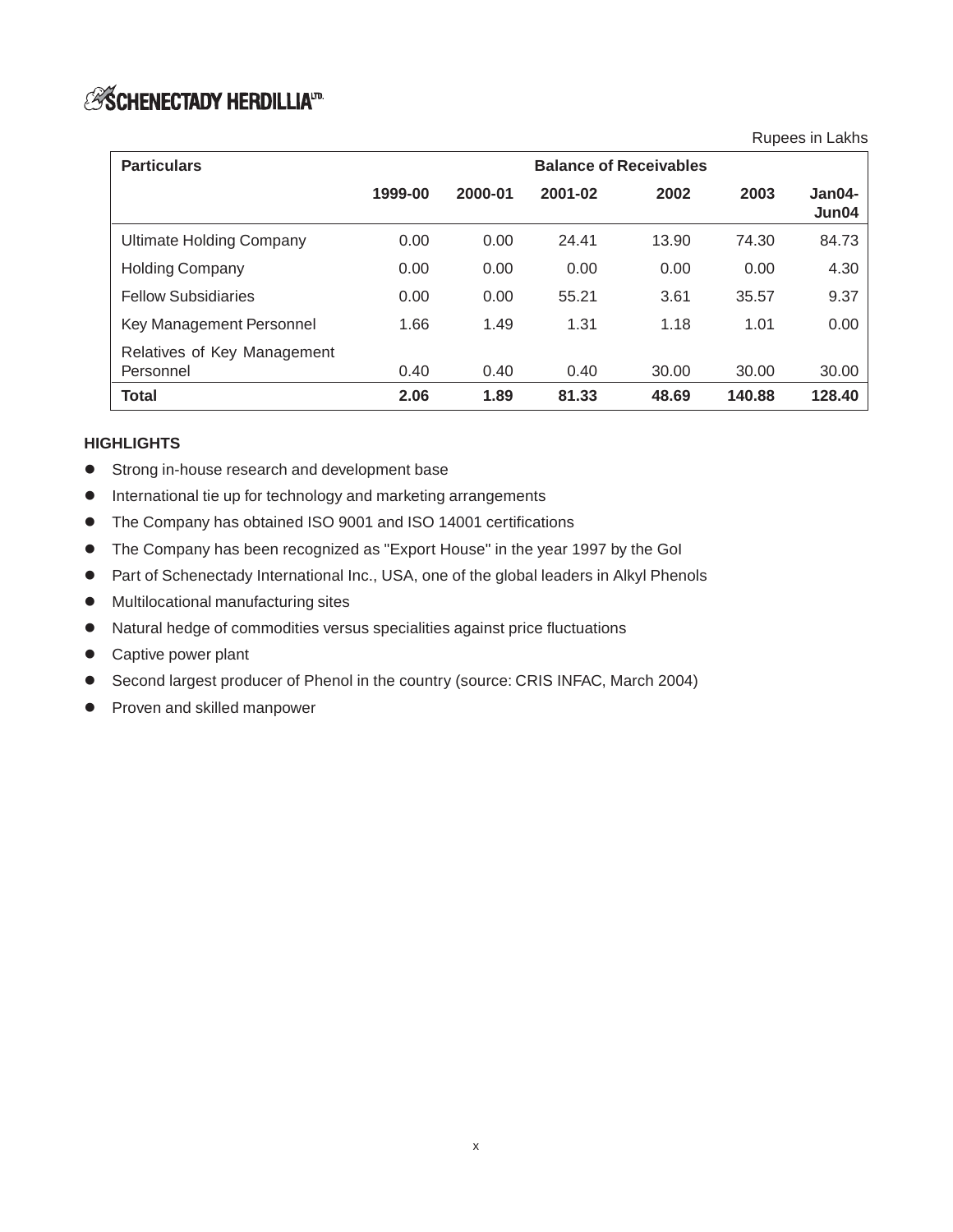Rupees in Lakhs

| Particulars | Balance of Receivables | | | | | |
|---|---|---|---|---|---|---|
| | 1999-00 | 2000-01 | 2001-02 | 2002 | 2003 | Jan04-Jun04 |
| Ultimate Holding Company | 0.00 | 0.00 | 24.41 | 13.90 | 74.30 | 84.73 |
| Holding Company | 0.00 | 0.00 | 0.00 | 0.00 | 0.00 | 4.30 |
| Fellow Subsidiaries | 0.00 | 0.00 | 55.21 | 3.61 | 35.57 | 9.37 |
| Key Management Personnel | 1.66 | 1.49 | 1.31 | 1.18 | 1.01 | 0.00 |
| Relatives of Key Management Personnel | 0.40 | 0.40 | 0.40 | 30.00 | 30.00 | 30.00 |
| **Total** | **2.06** | **1.89** | **81.33** | **48.69** | **140.88** | **128.40** |

**HIGHLIGHTS**

- Strong in-house research and development base
- International tie up for technology and marketing arrangements
- The Company has obtained ISO 9001 and ISO 14001 certifications
- The Company has been recognized as "Export House" in the year 1997 by the GoI
- Part of Schenectady International Inc., USA, one of the global leaders in Alkyl Phenols
- Multilocational manufacturing sites
- Natural hedge of commodities versus specialities against price fluctuations
- Captive power plant
- Second largest producer of Phenol in the country (source: CRIS INFAC, March 2004)
- Proven and skilled manpower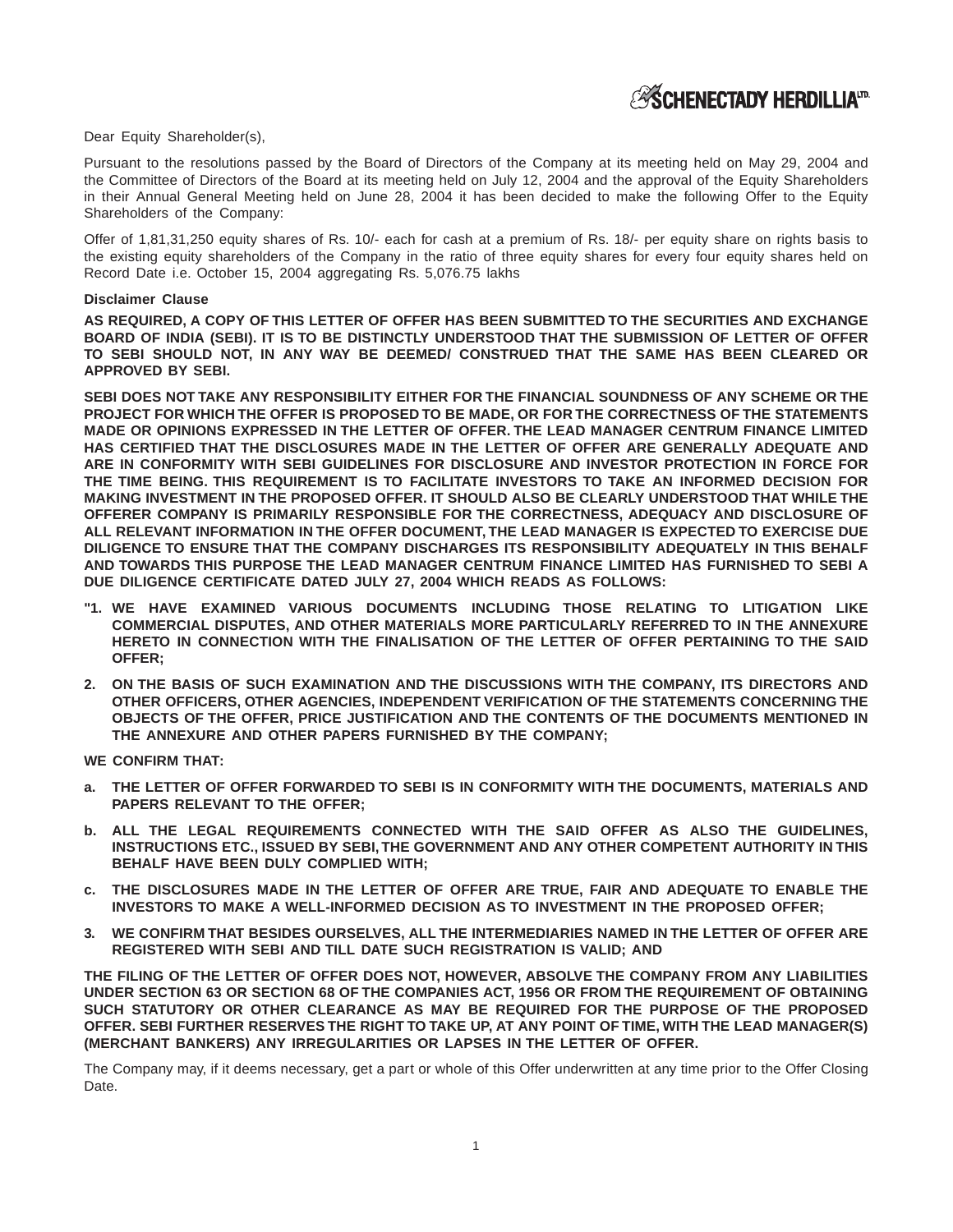Dear Equity Shareholder(s),

Pursuant to the resolutions passed by the Board of Directors of the Company at its meeting held on May 29, 2004 and the Committee of Directors of the Board at its meeting held on July 12, 2004 and the approval of the Equity Shareholders in their Annual General Meeting held on June 28, 2004 it has been decided to make the following Offer to the Equity Shareholders of the Company:

Offer of 1,81,31,250 equity shares of Rs. 10/- each for cash at a premium of Rs. 18/- per equity share on rights basis to the existing equity shareholders of the Company in the ratio of three equity shares for every four equity shares held on Record Date i.e. October 15, 2004 aggregating Rs. 5,076.75 lakhs

**Disclaimer Clause**

**AS REQUIRED, A COPY OF THIS LETTER OF OFFER HAS BEEN SUBMITTED TO THE SECURITIES AND EXCHANGE BOARD OF INDIA (SEBI). IT IS TO BE DISTINCTLY UNDERSTOOD THAT THE SUBMISSION OF LETTER OF OFFER TO SEBI SHOULD NOT, IN ANY WAY BE DEEMED/ CONSTRUED THAT THE SAME HAS BEEN CLEARED OR APPROVED BY SEBI.**

**SEBI DOES NOT TAKE ANY RESPONSIBILITY EITHER FOR THE FINANCIAL SOUNDNESS OF ANY SCHEME OR THE PROJECT FOR WHICH THE OFFER IS PROPOSED TO BE MADE, OR FOR THE CORRECTNESS OF THE STATEMENTS MADE OR OPINIONS EXPRESSED IN THE LETTER OF OFFER. THE LEAD MANAGER CENTRUM FINANCE LIMITED HAS CERTIFIED THAT THE DISCLOSURES MADE IN THE LETTER OF OFFER ARE GENERALLY ADEQUATE AND ARE IN CONFORMITY WITH SEBI GUIDELINES FOR DISCLOSURE AND INVESTOR PROTECTION IN FORCE FOR THE TIME BEING. THIS REQUIREMENT IS TO FACILITATE INVESTORS TO TAKE AN INFORMED DECISION FOR MAKING INVESTMENT IN THE PROPOSED OFFER. IT SHOULD ALSO BE CLEARLY UNDERSTOOD THAT WHILE THE OFFERER COMPANY IS PRIMARILY RESPONSIBLE FOR THE CORRECTNESS, ADEQUACY AND DISCLOSURE OF ALL RELEVANT INFORMATION IN THE OFFER DOCUMENT, THE LEAD MANAGER IS EXPECTED TO EXERCISE DUE DILIGENCE TO ENSURE THAT THE COMPANY DISCHARGES ITS RESPONSIBILITY ADEQUATELY IN THIS BEHALF AND TOWARDS THIS PURPOSE THE LEAD MANAGER CENTRUM FINANCE LIMITED HAS FURNISHED TO SEBI A DUE DILIGENCE CERTIFICATE DATED JULY 27, 2004 WHICH READS AS FOLLOWS:**

**"1. WE HAVE EXAMINED VARIOUS DOCUMENTS INCLUDING THOSE RELATING TO LITIGATION LIKE COMMERCIAL DISPUTES, AND OTHER MATERIALS MORE PARTICULARLY REFERRED TO IN THE ANNEXURE HERETO IN CONNECTION WITH THE FINALISATION OF THE LETTER OF OFFER PERTAINING TO THE SAID OFFER;**

**2. ON THE BASIS OF SUCH EXAMINATION AND THE DISCUSSIONS WITH THE COMPANY, ITS DIRECTORS AND OTHER OFFICERS, OTHER AGENCIES, INDEPENDENT VERIFICATION OF THE STATEMENTS CONCERNING THE OBJECTS OF THE OFFER, PRICE JUSTIFICATION AND THE CONTENTS OF THE DOCUMENTS MENTIONED IN THE ANNEXURE AND OTHER PAPERS FURNISHED BY THE COMPANY;**

**WE CONFIRM THAT:**

**a. THE LETTER OF OFFER FORWARDED TO SEBI IS IN CONFORMITY WITH THE DOCUMENTS, MATERIALS AND PAPERS RELEVANT TO THE OFFER;**

**b. ALL THE LEGAL REQUIREMENTS CONNECTED WITH THE SAID OFFER AS ALSO THE GUIDELINES, INSTRUCTIONS ETC., ISSUED BY SEBI, THE GOVERNMENT AND ANY OTHER COMPETENT AUTHORITY IN THIS BEHALF HAVE BEEN DULY COMPLIED WITH;**

**c. THE DISCLOSURES MADE IN THE LETTER OF OFFER ARE TRUE, FAIR AND ADEQUATE TO ENABLE THE INVESTORS TO MAKE A WELL-INFORMED DECISION AS TO INVESTMENT IN THE PROPOSED OFFER;**

**3. WE CONFIRM THAT BESIDES OURSELVES, ALL THE INTERMEDIARIES NAMED IN THE LETTER OF OFFER ARE REGISTERED WITH SEBI AND TILL DATE SUCH REGISTRATION IS VALID; AND**

**THE FILING OF THE LETTER OF OFFER DOES NOT, HOWEVER, ABSOLVE THE COMPANY FROM ANY LIABILITIES UNDER SECTION 63 OR SECTION 68 OF THE COMPANIES ACT, 1956 OR FROM THE REQUIREMENT OF OBTAINING SUCH STATUTORY OR OTHER CLEARANCE AS MAY BE REQUIRED FOR THE PURPOSE OF THE PROPOSED OFFER. SEBI FURTHER RESERVES THE RIGHT TO TAKE UP, AT ANY POINT OF TIME, WITH THE LEAD MANAGER(S) (MERCHANT BANKERS) ANY IRREGULARITIES OR LAPSES IN THE LETTER OF OFFER.**

The Company may, if it deems necessary, get a part or whole of this Offer underwritten at any time prior to the Offer Closing Date.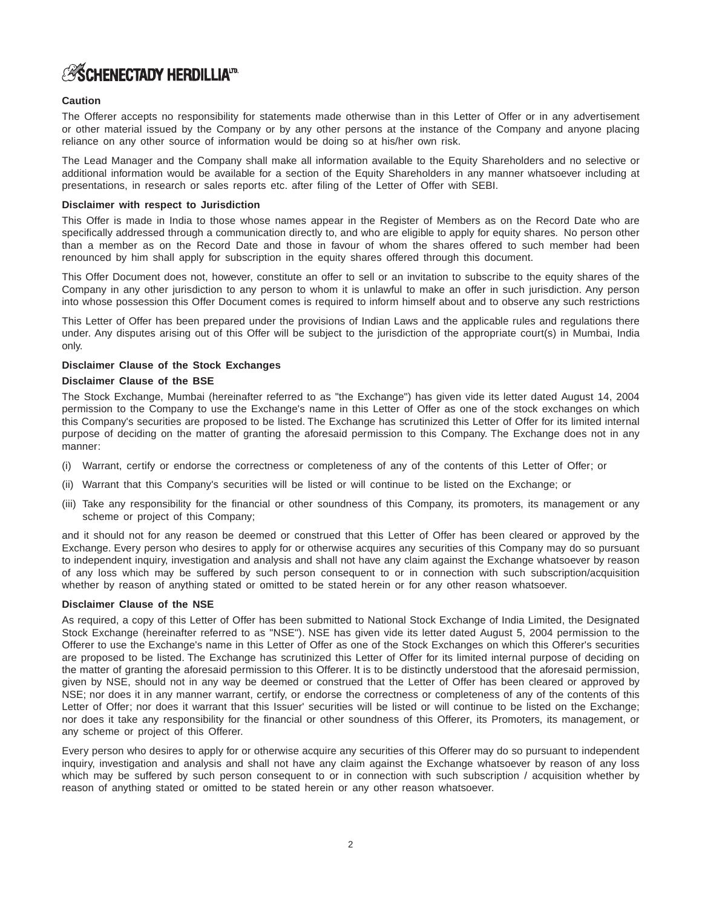**Caution**

The Offerer accepts no responsibility for statements made otherwise than in this Letter of Offer or in any advertisement or other material issued by the Company or by any other persons at the instance of the Company and anyone placing reliance on any other source of information would be doing so at his/her own risk.

The Lead Manager and the Company shall make all information available to the Equity Shareholders and no selective or additional information would be available for a section of the Equity Shareholders in any manner whatsoever including at presentations, in research or sales reports etc. after filing of the Letter of Offer with SEBI.

**Disclaimer with respect to Jurisdiction**

This Offer is made in India to those whose names appear in the Register of Members as on the Record Date who are specifically addressed through a communication directly to, and who are eligible to apply for equity shares. No person other than a member as on the Record Date and those in favour of whom the shares offered to such member had been renounced by him shall apply for subscription in the equity shares offered through this document.

This Offer Document does not, however, constitute an offer to sell or an invitation to subscribe to the equity shares of the Company in any other jurisdiction to any person to whom it is unlawful to make an offer in such jurisdiction. Any person into whose possession this Offer Document comes is required to inform himself about and to observe any such restrictions

This Letter of Offer has been prepared under the provisions of Indian Laws and the applicable rules and regulations there under. Any disputes arising out of this Offer will be subject to the jurisdiction of the appropriate court(s) in Mumbai, India only.

**Disclaimer Clause of the Stock Exchanges**

**Disclaimer Clause of the BSE**

The Stock Exchange, Mumbai (hereinafter referred to as "the Exchange") has given vide its letter dated August 14, 2004 permission to the Company to use the Exchange's name in this Letter of Offer as one of the stock exchanges on which this Company's securities are proposed to be listed. The Exchange has scrutinized this Letter of Offer for its limited internal purpose of deciding on the matter of granting the aforesaid permission to this Company. The Exchange does not in any manner:

(i) Warrant, certify or endorse the correctness or completeness of any of the contents of this Letter of Offer; or

(ii) Warrant that this Company's securities will be listed or will continue to be listed on the Exchange; or

(iii) Take any responsibility for the financial or other soundness of this Company, its promoters, its management or any scheme or project of this Company;

and it should not for any reason be deemed or construed that this Letter of Offer has been cleared or approved by the Exchange. Every person who desires to apply for or otherwise acquires any securities of this Company may do so pursuant to independent inquiry, investigation and analysis and shall not have any claim against the Exchange whatsoever by reason of any loss which may be suffered by such person consequent to or in connection with such subscription/acquisition whether by reason of anything stated or omitted to be stated herein or for any other reason whatsoever.

**Disclaimer Clause of the NSE**

As required, a copy of this Letter of Offer has been submitted to National Stock Exchange of India Limited, the Designated Stock Exchange (hereinafter referred to as "NSE"). NSE has given vide its letter dated August 5, 2004 permission to the Offerer to use the Exchange's name in this Letter of Offer as one of the Stock Exchanges on which this Offerer's securities are proposed to be listed. The Exchange has scrutinized this Letter of Offer for its limited internal purpose of deciding on the matter of granting the aforesaid permission to this Offerer. It is to be distinctly understood that the aforesaid permission, given by NSE, should not in any way be deemed or construed that the Letter of Offer has been cleared or approved by NSE; nor does it in any manner warrant, certify, or endorse the correctness or completeness of any of the contents of this Letter of Offer; nor does it warrant that this Issuer' securities will be listed or will continue to be listed on the Exchange; nor does it take any responsibility for the financial or other soundness of this Offerer, its Promoters, its management, or any scheme or project of this Offerer.

Every person who desires to apply for or otherwise acquire any securities of this Offerer may do so pursuant to independent inquiry, investigation and analysis and shall not have any claim against the Exchange whatsoever by reason of any loss which may be suffered by such person consequent to or in connection with such subscription / acquisition whether by reason of anything stated or omitted to be stated herein or any other reason whatsoever.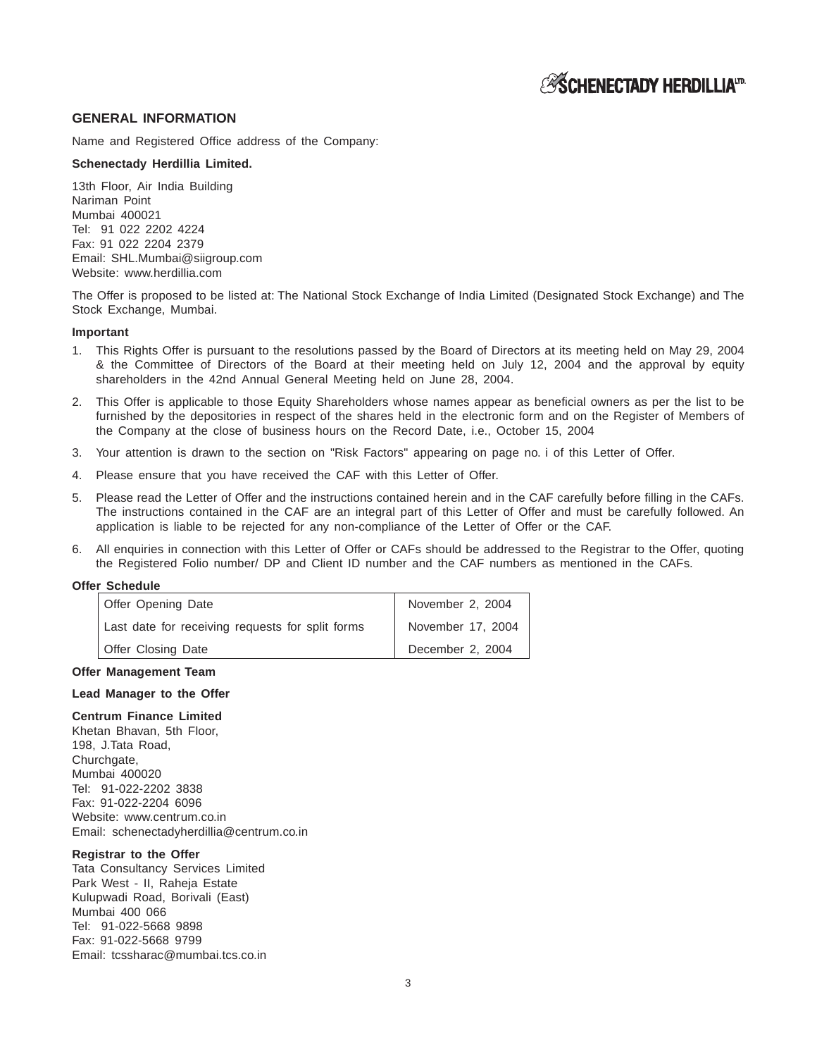## GENERAL INFORMATION

Name and Registered Office address of the Company:

**Schenectady Herdillia Limited.**

13th Floor, Air India Building  
Nariman Point  
Mumbai 400021  
Tel: 91 022 2202 4224  
Fax: 91 022 2204 2379  
Email: SHL.Mumbai@siigroup.com  
Website: www.herdillia.com

The Offer is proposed to be listed at: The National Stock Exchange of India Limited (Designated Stock Exchange) and The Stock Exchange, Mumbai.

**Important**

1. This Rights Offer is pursuant to the resolutions passed by the Board of Directors at its meeting held on May 29, 2004 & the Committee of Directors of the Board at their meeting held on July 12, 2004 and the approval by equity shareholders in the 42nd Annual General Meeting held on June 28, 2004.
2. This Offer is applicable to those Equity Shareholders whose names appear as beneficial owners as per the list to be furnished by the depositories in respect of the shares held in the electronic form and on the Register of Members of the Company at the close of business hours on the Record Date, i.e., October 15, 2004
3. Your attention is drawn to the section on "Risk Factors" appearing on page no. i of this Letter of Offer.
4. Please ensure that you have received the CAF with this Letter of Offer.
5. Please read the Letter of Offer and the instructions contained herein and in the CAF carefully before filling in the CAFs. The instructions contained in the CAF are an integral part of this Letter of Offer and must be carefully followed. An application is liable to be rejected for any non-compliance of the Letter of Offer or the CAF.
6. All enquiries in connection with this Letter of Offer or CAFs should be addressed to the Registrar to the Offer, quoting the Registered Folio number/ DP and Client ID number and the CAF numbers as mentioned in the CAFs.

**Offer Schedule**

| | |
|---|---|
| Offer Opening Date | November 2, 2004 |
| Last date for receiving requests for split forms | November 17, 2004 |
| Offer Closing Date | December 2, 2004 |

**Offer Management Team**

**Lead Manager to the Offer**

**Centrum Finance Limited**  
Khetan Bhavan, 5th Floor,  
198, J.Tata Road,  
Churchgate,  
Mumbai 400020  
Tel: 91-022-2202 3838  
Fax: 91-022-2204 6096  
Website: www.centrum.co.in  
Email: schenectadyherdillia@centrum.co.in

**Registrar to the Offer**  
Tata Consultancy Services Limited  
Park West - II, Raheja Estate  
Kulupwadi Road, Borivali (East)  
Mumbai 400 066  
Tel: 91-022-5668 9898  
Fax: 91-022-5668 9799  
Email: tcssharac@mumbai.tcs.co.in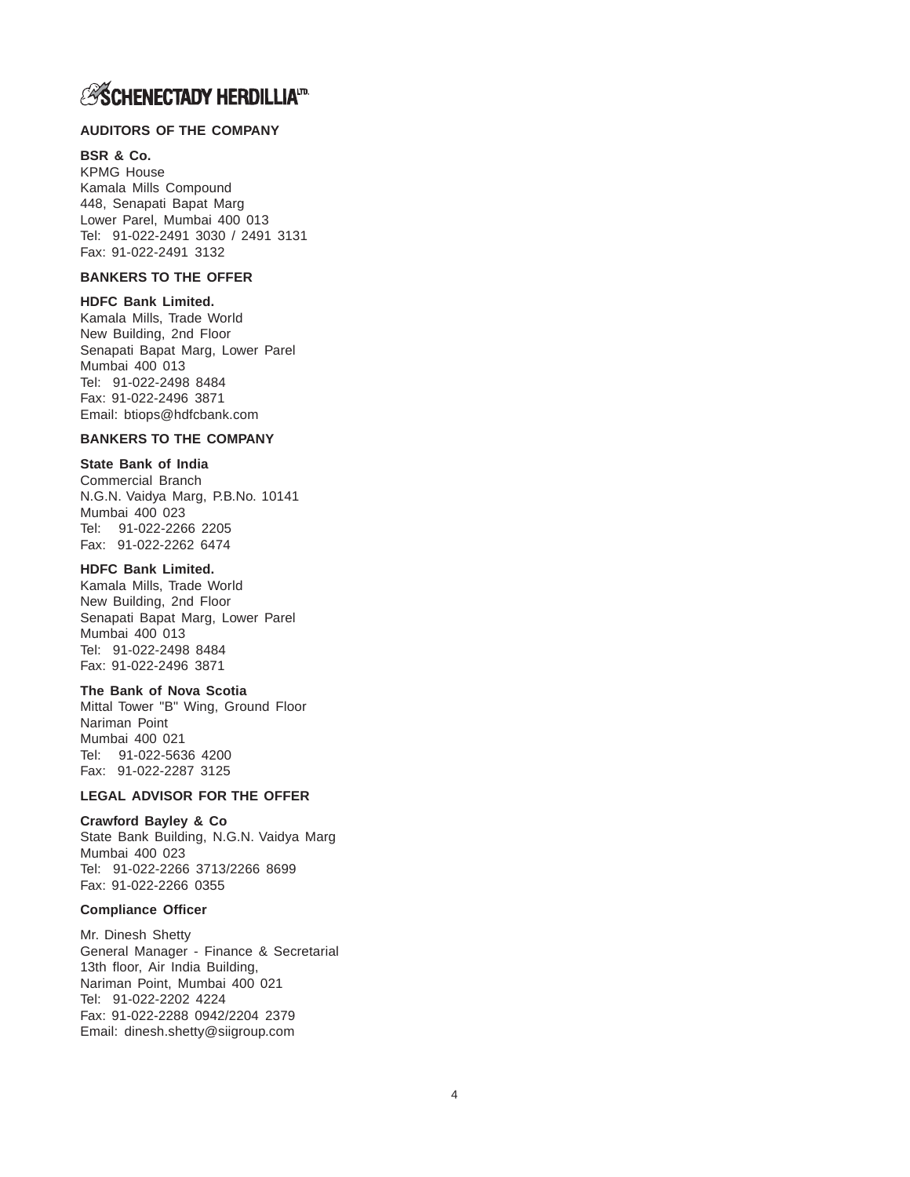**AUDITORS OF THE COMPANY**

**BSR & Co.**
KPMG House
Kamala Mills Compound
448, Senapati Bapat Marg
Lower Parel, Mumbai 400 013
Tel: 91-022-2491 3030 / 2491 3131
Fax: 91-022-2491 3132

**BANKERS TO THE OFFER**

**HDFC Bank Limited.**
Kamala Mills, Trade World
New Building, 2nd Floor
Senapati Bapat Marg, Lower Parel
Mumbai 400 013
Tel: 91-022-2498 8484
Fax: 91-022-2496 3871
Email: btiops@hdfcbank.com

**BANKERS TO THE COMPANY**

**State Bank of India**
Commercial Branch
N.G.N. Vaidya Marg, P.B.No. 10141
Mumbai 400 023
Tel: 91-022-2266 2205
Fax: 91-022-2262 6474

**HDFC Bank Limited.**
Kamala Mills, Trade World
New Building, 2nd Floor
Senapati Bapat Marg, Lower Parel
Mumbai 400 013
Tel: 91-022-2498 8484
Fax: 91-022-2496 3871

**The Bank of Nova Scotia**
Mittal Tower "B" Wing, Ground Floor
Nariman Point
Mumbai 400 021
Tel: 91-022-5636 4200
Fax: 91-022-2287 3125

**LEGAL ADVISOR FOR THE OFFER**

**Crawford Bayley & Co**
State Bank Building, N.G.N. Vaidya Marg
Mumbai 400 023
Tel: 91-022-2266 3713/2266 8699
Fax: 91-022-2266 0355

**Compliance Officer**

Mr. Dinesh Shetty
General Manager - Finance & Secretarial
13th floor, Air India Building,
Nariman Point, Mumbai 400 021
Tel: 91-022-2202 4224
Fax: 91-022-2288 0942/2204 2379
Email: dinesh.shetty@siigroup.com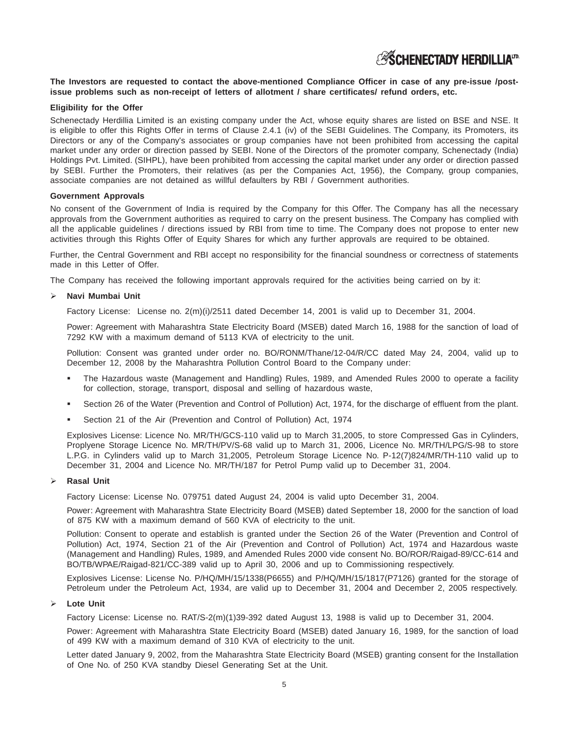**The Investors are requested to contact the above-mentioned Compliance Officer in case of any pre-issue /post-issue problems such as non-receipt of letters of allotment / share certificates/ refund orders, etc.**

**Eligibility for the Offer**

Schenectady Herdillia Limited is an existing company under the Act, whose equity shares are listed on BSE and NSE. It is eligible to offer this Rights Offer in terms of Clause 2.4.1 (iv) of the SEBI Guidelines. The Company, its Promoters, its Directors or any of the Company's associates or group companies have not been prohibited from accessing the capital market under any order or direction passed by SEBI. None of the Directors of the promoter company, Schenectady (India) Holdings Pvt. Limited. (SIHPL), have been prohibited from accessing the capital market under any order or direction passed by SEBI. Further the Promoters, their relatives (as per the Companies Act, 1956), the Company, group companies, associate companies are not detained as willful defaulters by RBI / Government authorities.

**Government Approvals**

No consent of the Government of India is required by the Company for this Offer. The Company has all the necessary approvals from the Government authorities as required to carry on the present business. The Company has complied with all the applicable guidelines / directions issued by RBI from time to time. The Company does not propose to enter new activities through this Rights Offer of Equity Shares for which any further approvals are required to be obtained.

Further, the Central Government and RBI accept no responsibility for the financial soundness or correctness of statements made in this Letter of Offer.

The Company has received the following important approvals required for the activities being carried on by it:

- **Navi Mumbai Unit**

  Factory License: License no. 2(m)(i)/2511 dated December 14, 2001 is valid up to December 31, 2004.

  Power: Agreement with Maharashtra State Electricity Board (MSEB) dated March 16, 1988 for the sanction of load of 7292 KW with a maximum demand of 5113 KVA of electricity to the unit.

  Pollution: Consent was granted under order no. BO/RONM/Thane/12-04/R/CC dated May 24, 2004, valid up to December 12, 2008 by the Maharashtra Pollution Control Board to the Company under:

  - The Hazardous waste (Management and Handling) Rules, 1989, and Amended Rules 2000 to operate a facility for collection, storage, transport, disposal and selling of hazardous waste,
  - Section 26 of the Water (Prevention and Control of Pollution) Act, 1974, for the discharge of effluent from the plant.
  - Section 21 of the Air (Prevention and Control of Pollution) Act, 1974

  Explosives License: Licence No. MR/TH/GCS-110 valid up to March 31,2005, to store Compressed Gas in Cylinders, Proplyene Storage Licence No. MR/TH/PV/S-68 valid up to March 31, 2006, Licence No. MR/TH/LPG/S-98 to store L.P.G. in Cylinders valid up to March 31,2005, Petroleum Storage Licence No. P-12(7)824/MR/TH-110 valid up to December 31, 2004 and Licence No. MR/TH/187 for Petrol Pump valid up to December 31, 2004.

- **Rasal Unit**

  Factory License: License No. 079751 dated August 24, 2004 is valid upto December 31, 2004.

  Power: Agreement with Maharashtra State Electricity Board (MSEB) dated September 18, 2000 for the sanction of load of 875 KW with a maximum demand of 560 KVA of electricity to the unit.

  Pollution: Consent to operate and establish is granted under the Section 26 of the Water (Prevention and Control of Pollution) Act, 1974, Section 21 of the Air (Prevention and Control of Pollution) Act, 1974 and Hazardous waste (Management and Handling) Rules, 1989, and Amended Rules 2000 vide consent No. BO/ROR/Raigad-89/CC-614 and BO/TB/WPAE/Raigad-821/CC-389 valid up to April 30, 2006 and up to Commissioning respectively.

  Explosives License: License No. P/HQ/MH/15/1338(P6655) and P/HQ/MH/15/1817(P7126) granted for the storage of Petroleum under the Petroleum Act, 1934, are valid up to December 31, 2004 and December 2, 2005 respectively.

- **Lote Unit**

  Factory License: License no. RAT/S-2(m)(1)39-392 dated August 13, 1988 is valid up to December 31, 2004.

  Power: Agreement with Maharashtra State Electricity Board (MSEB) dated January 16, 1989, for the sanction of load of 499 KW with a maximum demand of 310 KVA of electricity to the unit.

  Letter dated January 9, 2002, from the Maharashtra State Electricity Board (MSEB) granting consent for the Installation of One No. of 250 KVA standby Diesel Generating Set at the Unit.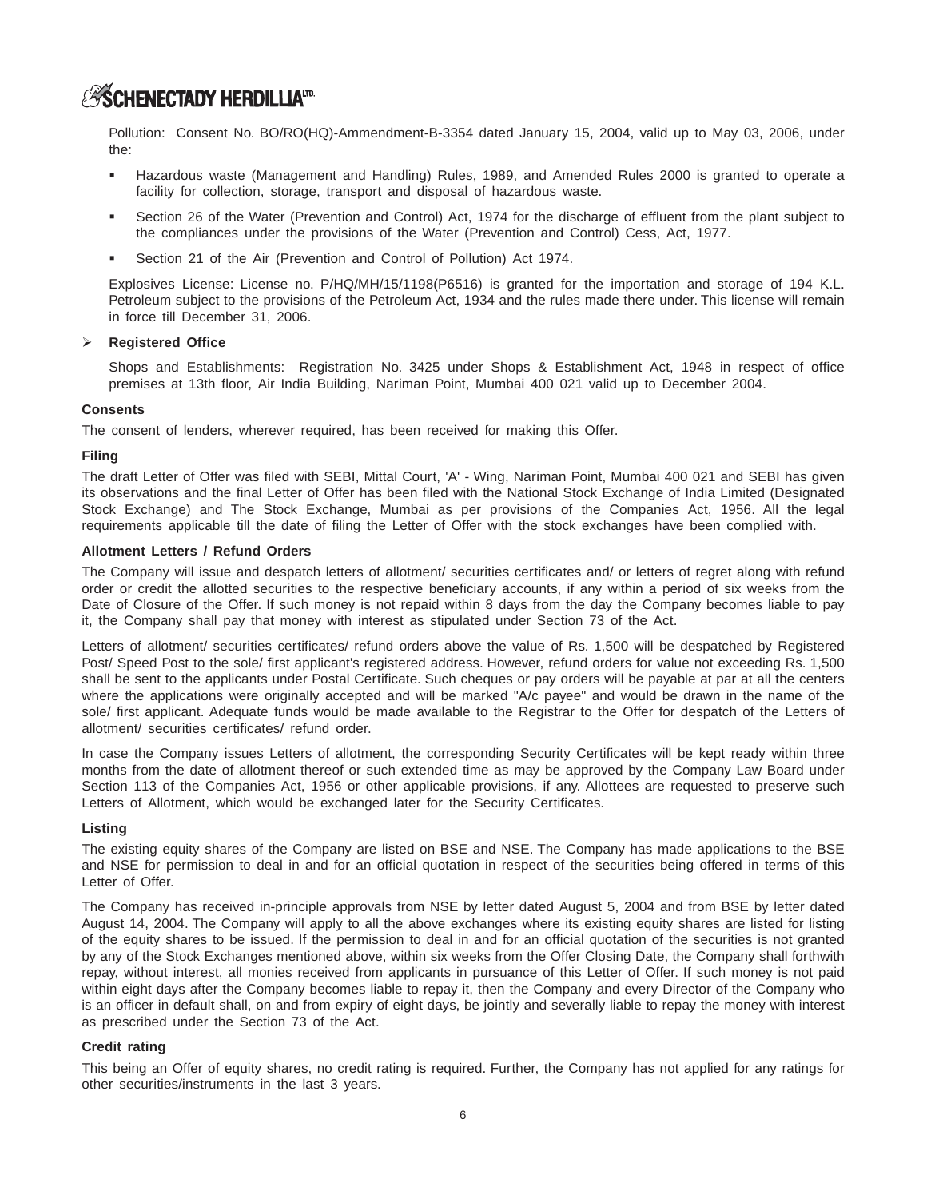Pollution: Consent No. BO/RO(HQ)-Ammendment-B-3354 dated January 15, 2004, valid up to May 03, 2006, under the:

- Hazardous waste (Management and Handling) Rules, 1989, and Amended Rules 2000 is granted to operate a facility for collection, storage, transport and disposal of hazardous waste.
- Section 26 of the Water (Prevention and Control) Act, 1974 for the discharge of effluent from the plant subject to the compliances under the provisions of the Water (Prevention and Control) Cess, Act, 1977.
- Section 21 of the Air (Prevention and Control of Pollution) Act 1974.

Explosives License: License no. P/HQ/MH/15/1198(P6516) is granted for the importation and storage of 194 K.L. Petroleum subject to the provisions of the Petroleum Act, 1934 and the rules made there under. This license will remain in force till December 31, 2006.

- **Registered Office**

Shops and Establishments: Registration No. 3425 under Shops & Establishment Act, 1948 in respect of office premises at 13th floor, Air India Building, Nariman Point, Mumbai 400 021 valid up to December 2004.

**Consents**

The consent of lenders, wherever required, has been received for making this Offer.

**Filing**

The draft Letter of Offer was filed with SEBI, Mittal Court, 'A' - Wing, Nariman Point, Mumbai 400 021 and SEBI has given its observations and the final Letter of Offer has been filed with the National Stock Exchange of India Limited (Designated Stock Exchange) and The Stock Exchange, Mumbai as per provisions of the Companies Act, 1956. All the legal requirements applicable till the date of filing the Letter of Offer with the stock exchanges have been complied with.

**Allotment Letters / Refund Orders**

The Company will issue and despatch letters of allotment/ securities certificates and/ or letters of regret along with refund order or credit the allotted securities to the respective beneficiary accounts, if any within a period of six weeks from the Date of Closure of the Offer. If such money is not repaid within 8 days from the day the Company becomes liable to pay it, the Company shall pay that money with interest as stipulated under Section 73 of the Act.

Letters of allotment/ securities certificates/ refund orders above the value of Rs. 1,500 will be despatched by Registered Post/ Speed Post to the sole/ first applicant's registered address. However, refund orders for value not exceeding Rs. 1,500 shall be sent to the applicants under Postal Certificate. Such cheques or pay orders will be payable at par at all the centers where the applications were originally accepted and will be marked "A/c payee" and would be drawn in the name of the sole/ first applicant. Adequate funds would be made available to the Registrar to the Offer for despatch of the Letters of allotment/ securities certificates/ refund order.

In case the Company issues Letters of allotment, the corresponding Security Certificates will be kept ready within three months from the date of allotment thereof or such extended time as may be approved by the Company Law Board under Section 113 of the Companies Act, 1956 or other applicable provisions, if any. Allottees are requested to preserve such Letters of Allotment, which would be exchanged later for the Security Certificates.

**Listing**

The existing equity shares of the Company are listed on BSE and NSE. The Company has made applications to the BSE and NSE for permission to deal in and for an official quotation in respect of the securities being offered in terms of this Letter of Offer.

The Company has received in-principle approvals from NSE by letter dated August 5, 2004 and from BSE by letter dated August 14, 2004. The Company will apply to all the above exchanges where its existing equity shares are listed for listing of the equity shares to be issued. If the permission to deal in and for an official quotation of the securities is not granted by any of the Stock Exchanges mentioned above, within six weeks from the Offer Closing Date, the Company shall forthwith repay, without interest, all monies received from applicants in pursuance of this Letter of Offer. If such money is not paid within eight days after the Company becomes liable to repay it, then the Company and every Director of the Company who is an officer in default shall, on and from expiry of eight days, be jointly and severally liable to repay the money with interest as prescribed under the Section 73 of the Act.

**Credit rating**

This being an Offer of equity shares, no credit rating is required. Further, the Company has not applied for any ratings for other securities/instruments in the last 3 years.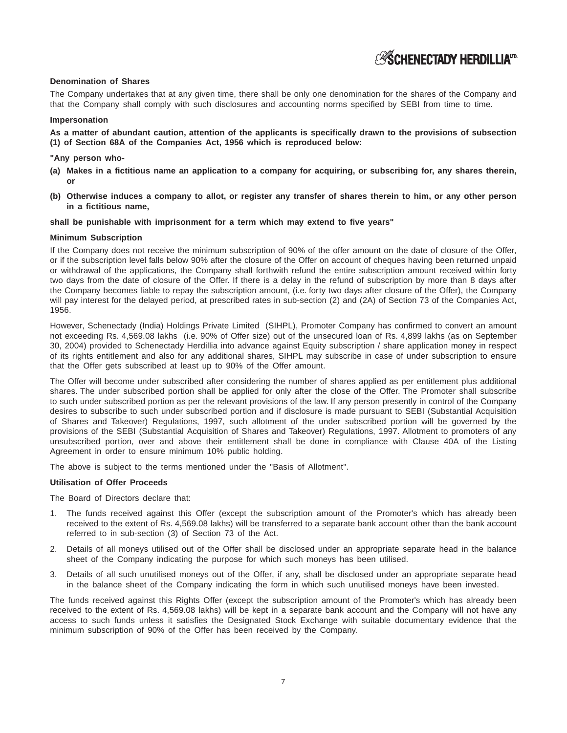**Denomination of Shares**

The Company undertakes that at any given time, there shall be only one denomination for the shares of the Company and that the Company shall comply with such disclosures and accounting norms specified by SEBI from time to time.

**Impersonation**

**As a matter of abundant caution, attention of the applicants is specifically drawn to the provisions of subsection (1) of Section 68A of the Companies Act, 1956 which is reproduced below:**

**"Any person who-**

**(a) Makes in a fictitious name an application to a company for acquiring, or subscribing for, any shares therein, or**

**(b) Otherwise induces a company to allot, or register any transfer of shares therein to him, or any other person in a fictitious name,**

**shall be punishable with imprisonment for a term which may extend to five years"**

**Minimum Subscription**

If the Company does not receive the minimum subscription of 90% of the offer amount on the date of closure of the Offer, or if the subscription level falls below 90% after the closure of the Offer on account of cheques having been returned unpaid or withdrawal of the applications, the Company shall forthwith refund the entire subscription amount received within forty two days from the date of closure of the Offer. If there is a delay in the refund of subscription by more than 8 days after the Company becomes liable to repay the subscription amount, (i.e. forty two days after closure of the Offer), the Company will pay interest for the delayed period, at prescribed rates in sub-section (2) and (2A) of Section 73 of the Companies Act, 1956.

However, Schenectady (India) Holdings Private Limited (SIHPL), Promoter Company has confirmed to convert an amount not exceeding Rs. 4,569.08 lakhs (i.e. 90% of Offer size) out of the unsecured loan of Rs. 4,899 lakhs (as on September 30, 2004) provided to Schenectady Herdillia into advance against Equity subscription / share application money in respect of its rights entitlement and also for any additional shares, SIHPL may subscribe in case of under subscription to ensure that the Offer gets subscribed at least up to 90% of the Offer amount.

The Offer will become under subscribed after considering the number of shares applied as per entitlement plus additional shares. The under subscribed portion shall be applied for only after the close of the Offer. The Promoter shall subscribe to such under subscribed portion as per the relevant provisions of the law. If any person presently in control of the Company desires to subscribe to such under subscribed portion and if disclosure is made pursuant to SEBI (Substantial Acquisition of Shares and Takeover) Regulations, 1997, such allotment of the under subscribed portion will be governed by the provisions of the SEBI (Substantial Acquisition of Shares and Takeover) Regulations, 1997. Allotment to promoters of any unsubscribed portion, over and above their entitlement shall be done in compliance with Clause 40A of the Listing Agreement in order to ensure minimum 10% public holding.

The above is subject to the terms mentioned under the "Basis of Allotment".

**Utilisation of Offer Proceeds**

The Board of Directors declare that:

1. The funds received against this Offer (except the subscription amount of the Promoter's which has already been received to the extent of Rs. 4,569.08 lakhs) will be transferred to a separate bank account other than the bank account referred to in sub-section (3) of Section 73 of the Act.
2. Details of all moneys utilised out of the Offer shall be disclosed under an appropriate separate head in the balance sheet of the Company indicating the purpose for which such moneys has been utilised.
3. Details of all such unutilised moneys out of the Offer, if any, shall be disclosed under an appropriate separate head in the balance sheet of the Company indicating the form in which such unutilised moneys have been invested.

The funds received against this Rights Offer (except the subscription amount of the Promoter's which has already been received to the extent of Rs. 4,569.08 lakhs) will be kept in a separate bank account and the Company will not have any access to such funds unless it satisfies the Designated Stock Exchange with suitable documentary evidence that the minimum subscription of 90% of the Offer has been received by the Company.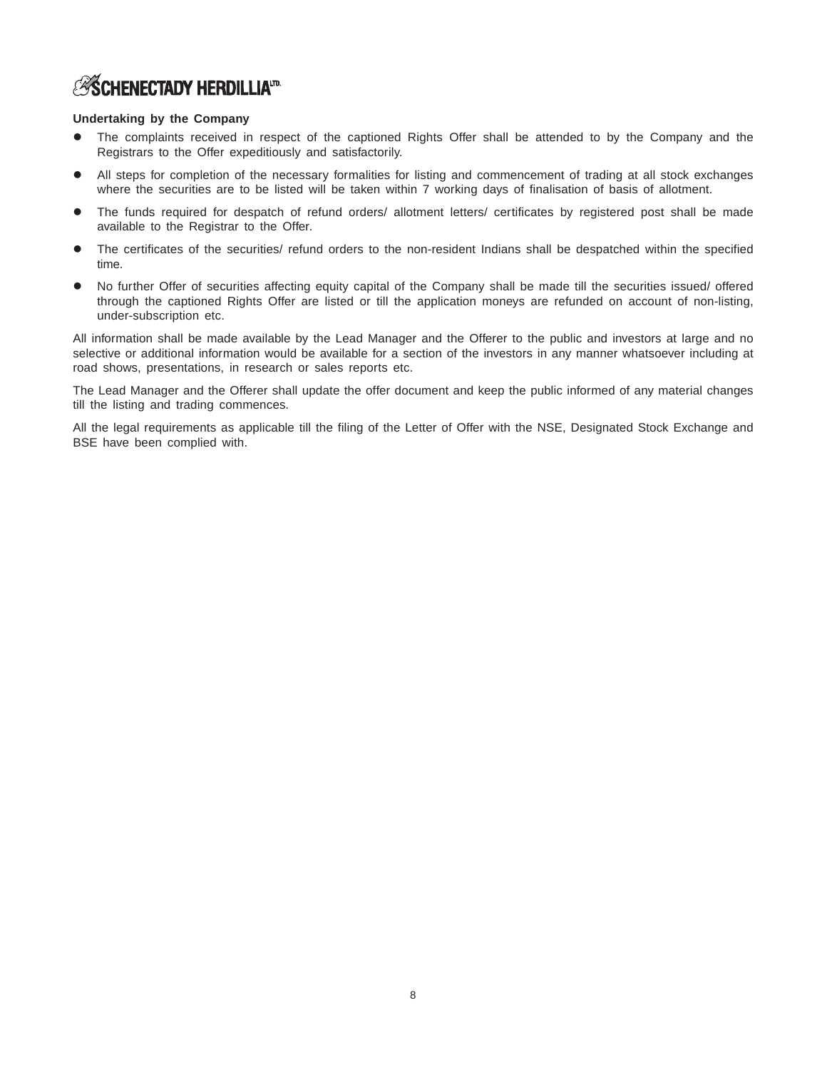**Undertaking by the Company**

- The complaints received in respect of the captioned Rights Offer shall be attended to by the Company and the Registrars to the Offer expeditiously and satisfactorily.
- All steps for completion of the necessary formalities for listing and commencement of trading at all stock exchanges where the securities are to be listed will be taken within 7 working days of finalisation of basis of allotment.
- The funds required for despatch of refund orders/ allotment letters/ certificates by registered post shall be made available to the Registrar to the Offer.
- The certificates of the securities/ refund orders to the non-resident Indians shall be despatched within the specified time.
- No further Offer of securities affecting equity capital of the Company shall be made till the securities issued/ offered through the captioned Rights Offer are listed or till the application moneys are refunded on account of non-listing, under-subscription etc.

All information shall be made available by the Lead Manager and the Offerer to the public and investors at large and no selective or additional information would be available for a section of the investors in any manner whatsoever including at road shows, presentations, in research or sales reports etc.

The Lead Manager and the Offerer shall update the offer document and keep the public informed of any material changes till the listing and trading commences.

All the legal requirements as applicable till the filing of the Letter of Offer with the NSE, Designated Stock Exchange and BSE have been complied with.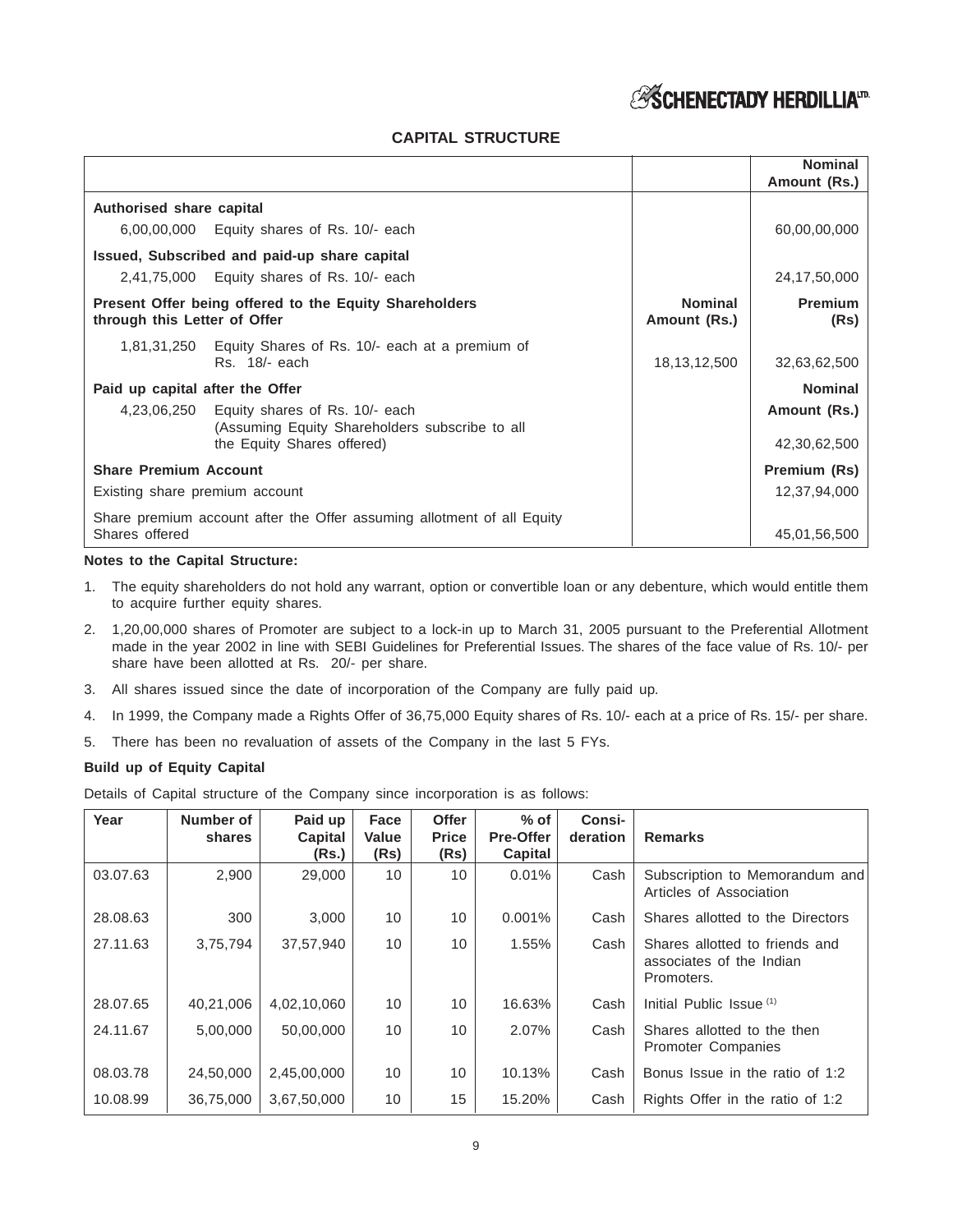## CAPITAL STRUCTURE

| | | Nominal Amount (Rs.) |
|---|---|---|
| **Authorised share capital** | | |
| 6,00,00,000 Equity shares of Rs. 10/- each | | 60,00,00,000 |
| **Issued, Subscribed and paid-up share capital** | | |
| 2,41,75,000 Equity shares of Rs. 10/- each | | 24,17,50,000 |
| **Present Offer being offered to the Equity Shareholders through this Letter of Offer** | **Nominal Amount (Rs.)** | **Premium (Rs)** |
| 1,81,31,250 Equity Shares of Rs. 10/- each at a premium of Rs. 18/- each | 18,13,12,500 | 32,63,62,500 |
| **Paid up capital after the Offer** | | **Nominal Amount (Rs.)** |
| 4,23,06,250 Equity shares of Rs. 10/- each (Assuming Equity Shareholders subscribe to all the Equity Shares offered) | | 42,30,62,500 |
| **Share Premium Account** | | **Premium (Rs)** |
| Existing share premium account | | 12,37,94,000 |
| Share premium account after the Offer assuming allotment of all Equity Shares offered | | 45,01,56,500 |

**Notes to the Capital Structure:**

1. The equity shareholders do not hold any warrant, option or convertible loan or any debenture, which would entitle them to acquire further equity shares.
2. 1,20,00,000 shares of Promoter are subject to a lock-in up to March 31, 2005 pursuant to the Preferential Allotment made in the year 2002 in line with SEBI Guidelines for Preferential Issues. The shares of the face value of Rs. 10/- per share have been allotted at Rs. 20/- per share.
3. All shares issued since the date of incorporation of the Company are fully paid up.
4. In 1999, the Company made a Rights Offer of 36,75,000 Equity shares of Rs. 10/- each at a price of Rs. 15/- per share.
5. There has been no revaluation of assets of the Company in the last 5 FYs.

**Build up of Equity Capital**

Details of Capital structure of the Company since incorporation is as follows:

| Year | Number of shares | Paid up Capital (Rs.) | Face Value (Rs) | Offer Price (Rs) | % of Pre-Offer Capital | Consi-deration | Remarks |
|---|---|---|---|---|---|---|---|
| 03.07.63 | 2,900 | 29,000 | 10 | 10 | 0.01% | Cash | Subscription to Memorandum and Articles of Association |
| 28.08.63 | 300 | 3,000 | 10 | 10 | 0.001% | Cash | Shares allotted to the Directors |
| 27.11.63 | 3,75,794 | 37,57,940 | 10 | 10 | 1.55% | Cash | Shares allotted to friends and associates of the Indian Promoters. |
| 28.07.65 | 40,21,006 | 4,02,10,060 | 10 | 10 | 16.63% | Cash | Initial Public Issue (1) |
| 24.11.67 | 5,00,000 | 50,00,000 | 10 | 10 | 2.07% | Cash | Shares allotted to the then Promoter Companies |
| 08.03.78 | 24,50,000 | 2,45,00,000 | 10 | 10 | 10.13% | Cash | Bonus Issue in the ratio of 1:2 |
| 10.08.99 | 36,75,000 | 3,67,50,000 | 10 | 15 | 15.20% | Cash | Rights Offer in the ratio of 1:2 |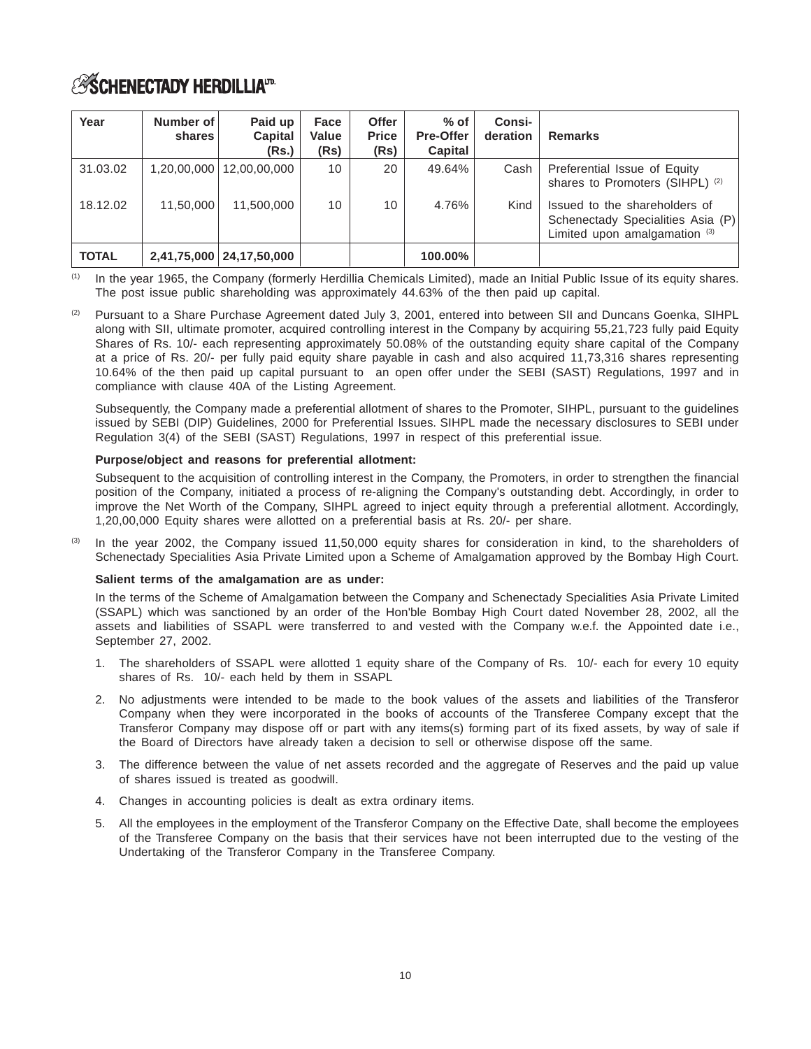| Year | Number of shares | Paid up Capital (Rs.) | Face Value (Rs) | Offer Price (Rs) | % of Pre-Offer Capital | Consi-deration | Remarks |
|---|---|---|---|---|---|---|---|
| 31.03.02 | 1,20,00,000 | 12,00,00,000 | 10 | 20 | 49.64% | Cash | Preferential Issue of Equity shares to Promoters (SIHPL) [(2)] |
| 18.12.02 | 11,50,000 | 11,500,000 | 10 | 10 | 4.76% | Kind | Issued to the shareholders of Schenectady Specialities Asia (P) Limited upon amalgamation [(3)] |
| **TOTAL** | **2,41,75,000** | **24,17,50,000** | | | **100.00%** | | |

[(1)] In the year 1965, the Company (formerly Herdillia Chemicals Limited), made an Initial Public Issue of its equity shares. The post issue public shareholding was approximately 44.63% of the then paid up capital.

[(2)] Pursuant to a Share Purchase Agreement dated July 3, 2001, entered into between SII and Duncans Goenka, SIHPL along with SII, ultimate promoter, acquired controlling interest in the Company by acquiring 55,21,723 fully paid Equity Shares of Rs. 10/- each representing approximately 50.08% of the outstanding equity share capital of the Company at a price of Rs. 20/- per fully paid equity share payable in cash and also acquired 11,73,316 shares representing 10.64% of the then paid up capital pursuant to an open offer under the SEBI (SAST) Regulations, 1997 and in compliance with clause 40A of the Listing Agreement.

Subsequently, the Company made a preferential allotment of shares to the Promoter, SIHPL, pursuant to the guidelines issued by SEBI (DIP) Guidelines, 2000 for Preferential Issues. SIHPL made the necessary disclosures to SEBI under Regulation 3(4) of the SEBI (SAST) Regulations, 1997 in respect of this preferential issue.

**Purpose/object and reasons for preferential allotment:**

Subsequent to the acquisition of controlling interest in the Company, the Promoters, in order to strengthen the financial position of the Company, initiated a process of re-aligning the Company's outstanding debt. Accordingly, in order to improve the Net Worth of the Company, SIHPL agreed to inject equity through a preferential allotment. Accordingly, 1,20,00,000 Equity shares were allotted on a preferential basis at Rs. 20/- per share.

[(3)] In the year 2002, the Company issued 11,50,000 equity shares for consideration in kind, to the shareholders of Schenectady Specialities Asia Private Limited upon a Scheme of Amalgamation approved by the Bombay High Court.

**Salient terms of the amalgamation are as under:**

In the terms of the Scheme of Amalgamation between the Company and Schenectady Specialities Asia Private Limited (SSAPL) which was sanctioned by an order of the Hon'ble Bombay High Court dated November 28, 2002, all the assets and liabilities of SSAPL were transferred to and vested with the Company w.e.f. the Appointed date i.e., September 27, 2002.

1. The shareholders of SSAPL were allotted 1 equity share of the Company of Rs. 10/- each for every 10 equity shares of Rs. 10/- each held by them in SSAPL
2. No adjustments were intended to be made to the book values of the assets and liabilities of the Transferor Company when they were incorporated in the books of accounts of the Transferee Company except that the Transferor Company may dispose off or part with any items(s) forming part of its fixed assets, by way of sale if the Board of Directors have already taken a decision to sell or otherwise dispose off the same.
3. The difference between the value of net assets recorded and the aggregate of Reserves and the paid up value of shares issued is treated as goodwill.
4. Changes in accounting policies is dealt as extra ordinary items.
5. All the employees in the employment of the Transferor Company on the Effective Date, shall become the employees of the Transferee Company on the basis that their services have not been interrupted due to the vesting of the Undertaking of the Transferor Company in the Transferee Company.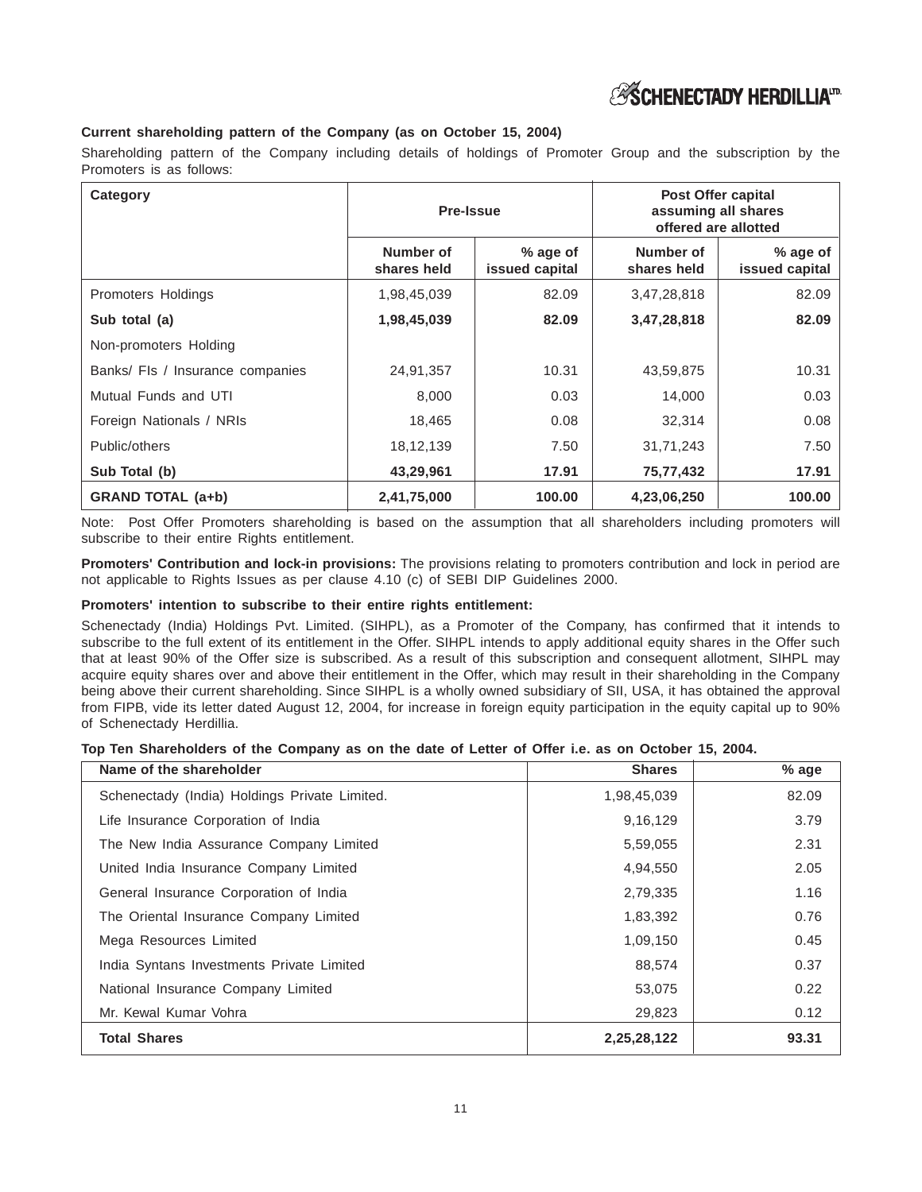**Current shareholding pattern of the Company (as on October 15, 2004)**

Shareholding pattern of the Company including details of holdings of Promoter Group and the subscription by the Promoters is as follows:

| Category | Pre-Issue | | Post Offer capital assuming all shares offered are allotted | |
|---|---|---|---|---|
| | Number of shares held | % age of issued capital | Number of shares held | % age of issued capital |
| Promoters Holdings | 1,98,45,039 | 82.09 | 3,47,28,818 | 82.09 |
| **Sub total (a)** | **1,98,45,039** | **82.09** | **3,47,28,818** | **82.09** |
| Non-promoters Holding | | | | |
| Banks/ FIs / Insurance companies | 24,91,357 | 10.31 | 43,59,875 | 10.31 |
| Mutual Funds and UTI | 8,000 | 0.03 | 14,000 | 0.03 |
| Foreign Nationals / NRIs | 18,465 | 0.08 | 32,314 | 0.08 |
| Public/others | 18,12,139 | 7.50 | 31,71,243 | 7.50 |
| **Sub Total (b)** | **43,29,961** | **17.91** | **75,77,432** | **17.91** |
| **GRAND TOTAL (a+b)** | **2,41,75,000** | **100.00** | **4,23,06,250** | **100.00** |

Note: Post Offer Promoters shareholding is based on the assumption that all shareholders including promoters will subscribe to their entire Rights entitlement.

**Promoters' Contribution and lock-in provisions:** The provisions relating to promoters contribution and lock in period are not applicable to Rights Issues as per clause 4.10 (c) of SEBI DIP Guidelines 2000.

**Promoters' intention to subscribe to their entire rights entitlement:**

Schenectady (India) Holdings Pvt. Limited. (SIHPL), as a Promoter of the Company, has confirmed that it intends to subscribe to the full extent of its entitlement in the Offer. SIHPL intends to apply additional equity shares in the Offer such that at least 90% of the Offer size is subscribed. As a result of this subscription and consequent allotment, SIHPL may acquire equity shares over and above their entitlement in the Offer, which may result in their shareholding in the Company being above their current shareholding. Since SIHPL is a wholly owned subsidiary of SII, USA, it has obtained the approval from FIPB, vide its letter dated August 12, 2004, for increase in foreign equity participation in the equity capital up to 90% of Schenectady Herdillia.

**Top Ten Shareholders of the Company as on the date of Letter of Offer i.e. as on October 15, 2004.**

| Name of the shareholder | Shares | % age |
|---|---|---|
| Schenectady (India) Holdings Private Limited. | 1,98,45,039 | 82.09 |
| Life Insurance Corporation of India | 9,16,129 | 3.79 |
| The New India Assurance Company Limited | 5,59,055 | 2.31 |
| United India Insurance Company Limited | 4,94,550 | 2.05 |
| General Insurance Corporation of India | 2,79,335 | 1.16 |
| The Oriental Insurance Company Limited | 1,83,392 | 0.76 |
| Mega Resources Limited | 1,09,150 | 0.45 |
| India Syntans Investments Private Limited | 88,574 | 0.37 |
| National Insurance Company Limited | 53,075 | 0.22 |
| Mr. Kewal Kumar Vohra | 29,823 | 0.12 |
| **Total Shares** | **2,25,28,122** | **93.31** |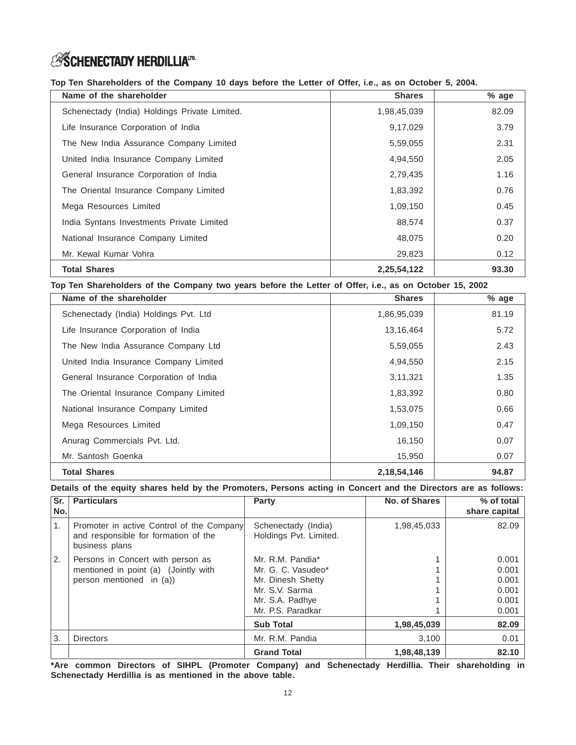**Top Ten Shareholders of the Company 10 days before the Letter of Offer, i.e., as on October 5, 2004.**

| Name of the shareholder | Shares | % age |
|---|---|---|
| Schenectady (India) Holdings Private Limited. | 1,98,45,039 | 82.09 |
| Life Insurance Corporation of India | 9,17,029 | 3.79 |
| The New India Assurance Company Limited | 5,59,055 | 2.31 |
| United India Insurance Company Limited | 4,94,550 | 2.05 |
| General Insurance Corporation of India | 2,79,435 | 1.16 |
| The Oriental Insurance Company Limited | 1,83,392 | 0.76 |
| Mega Resources Limited | 1,09,150 | 0.45 |
| India Syntans Investments Private Limited | 88,574 | 0.37 |
| National Insurance Company Limited | 48,075 | 0.20 |
| Mr. Kewal Kumar Vohra | 29,823 | 0.12 |
| **Total Shares** | **2,25,54,122** | **93.30** |

**Top Ten Shareholders of the Company two years before the Letter of Offer, i.e., as on October 15, 2002**

| Name of the shareholder | Shares | % age |
|---|---|---|
| Schenectady (India) Holdings Pvt. Ltd | 1,86,95,039 | 81.19 |
| Life Insurance Corporation of India | 13,16,464 | 5.72 |
| The New India Assurance Company Ltd | 5,59,055 | 2.43 |
| United India Insurance Company Limited | 4,94,550 | 2.15 |
| General Insurance Corporation of India | 3,11,321 | 1.35 |
| The Oriental Insurance Company Limited | 1,83,392 | 0.80 |
| National Insurance Company Limited | 1,53,075 | 0.66 |
| Mega Resources Limited | 1,09,150 | 0.47 |
| Anurag Commercials Pvt. Ltd. | 16,150 | 0.07 |
| Mr. Santosh Goenka | 15,950 | 0.07 |
| **Total Shares** | **2,18,54,146** | **94.87** |

**Details of the equity shares held by the Promoters, Persons acting in Concert and the Directors are as follows:**

| Sr. No. | Particulars | Party | No. of Shares | % of total share capital |
|---|---|---|---|---|
| 1. | Promoter in active Control of the Company and responsible for formation of the business plans | Schenectady (India) Holdings Pvt. Limited. | 1,98,45,033 | 82.09 |
| 2. | Persons in Concert with person as mentioned in point (a) (Jointly with person mentioned in (a)) | Mr. R.M. Pandia*<br>Mr. G. C. Vasudeo*<br>Mr. Dinesh Shetty<br>Mr. S.V. Sarma<br>Mr. S.A. Padhye<br>Mr. P.S. Paradkar | 1<br>1<br>1<br>1<br>1<br>1 | 0.001<br>0.001<br>0.001<br>0.001<br>0.001<br>0.001 |
| | | **Sub Total** | **1,98,45,039** | **82.09** |
| 3. | Directors | Mr. R.M. Pandia | 3,100 | 0.01 |
| | | **Grand Total** | **1,98,48,139** | **82.10** |

**\*Are common Directors of SIHPL (Promoter Company) and Schenectady Herdillia. Their shareholding in Schenectady Herdillia is as mentioned in the above table.**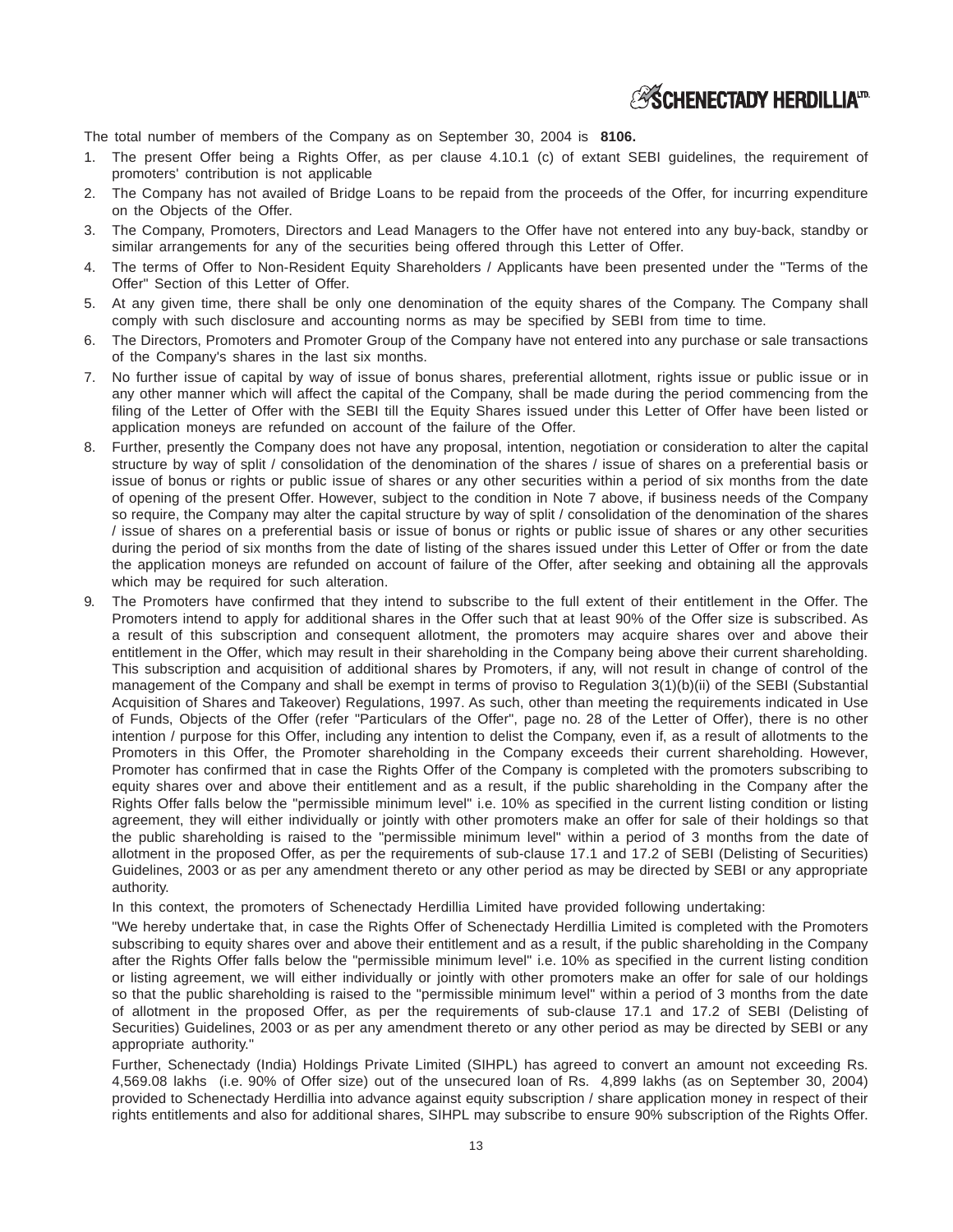The total number of members of the Company as on September 30, 2004 is **8106.**

1. The present Offer being a Rights Offer, as per clause 4.10.1 (c) of extant SEBI guidelines, the requirement of promoters' contribution is not applicable
2. The Company has not availed of Bridge Loans to be repaid from the proceeds of the Offer, for incurring expenditure on the Objects of the Offer.
3. The Company, Promoters, Directors and Lead Managers to the Offer have not entered into any buy-back, standby or similar arrangements for any of the securities being offered through this Letter of Offer.
4. The terms of Offer to Non-Resident Equity Shareholders / Applicants have been presented under the "Terms of the Offer" Section of this Letter of Offer.
5. At any given time, there shall be only one denomination of the equity shares of the Company. The Company shall comply with such disclosure and accounting norms as may be specified by SEBI from time to time.
6. The Directors, Promoters and Promoter Group of the Company have not entered into any purchase or sale transactions of the Company's shares in the last six months.
7. No further issue of capital by way of issue of bonus shares, preferential allotment, rights issue or public issue or in any other manner which will affect the capital of the Company, shall be made during the period commencing from the filing of the Letter of Offer with the SEBI till the Equity Shares issued under this Letter of Offer have been listed or application moneys are refunded on account of the failure of the Offer.
8. Further, presently the Company does not have any proposal, intention, negotiation or consideration to alter the capital structure by way of split / consolidation of the denomination of the shares / issue of shares on a preferential basis or issue of bonus or rights or public issue of shares or any other securities within a period of six months from the date of opening of the present Offer. However, subject to the condition in Note 7 above, if business needs of the Company so require, the Company may alter the capital structure by way of split / consolidation of the denomination of the shares / issue of shares on a preferential basis or issue of bonus or rights or public issue of shares or any other securities during the period of six months from the date of listing of the shares issued under this Letter of Offer or from the date the application moneys are refunded on account of failure of the Offer, after seeking and obtaining all the approvals which may be required for such alteration.
9. The Promoters have confirmed that they intend to subscribe to the full extent of their entitlement in the Offer. The Promoters intend to apply for additional shares in the Offer such that at least 90% of the Offer size is subscribed. As a result of this subscription and consequent allotment, the promoters may acquire shares over and above their entitlement in the Offer, which may result in their shareholding in the Company being above their current shareholding. This subscription and acquisition of additional shares by Promoters, if any, will not result in change of control of the management of the Company and shall be exempt in terms of proviso to Regulation 3(1)(b)(ii) of the SEBI (Substantial Acquisition of Shares and Takeover) Regulations, 1997. As such, other than meeting the requirements indicated in Use of Funds, Objects of the Offer (refer "Particulars of the Offer", page no. 28 of the Letter of Offer), there is no other intention / purpose for this Offer, including any intention to delist the Company, even if, as a result of allotments to the Promoters in this Offer, the Promoter shareholding in the Company exceeds their current shareholding. However, Promoter has confirmed that in case the Rights Offer of the Company is completed with the promoters subscribing to equity shares over and above their entitlement and as a result, if the public shareholding in the Company after the Rights Offer falls below the "permissible minimum level" i.e. 10% as specified in the current listing condition or listing agreement, they will either individually or jointly with other promoters make an offer for sale of their holdings so that the public shareholding is raised to the "permissible minimum level" within a period of 3 months from the date of allotment in the proposed Offer, as per the requirements of sub-clause 17.1 and 17.2 of SEBI (Delisting of Securities) Guidelines, 2003 or as per any amendment thereto or any other period as may be directed by SEBI or any appropriate authority.

   In this context, the promoters of Schenectady Herdillia Limited have provided following undertaking:

   "We hereby undertake that, in case the Rights Offer of Schenectady Herdillia Limited is completed with the Promoters subscribing to equity shares over and above their entitlement and as a result, if the public shareholding in the Company after the Rights Offer falls below the "permissible minimum level" i.e. 10% as specified in the current listing condition or listing agreement, we will either individually or jointly with other promoters make an offer for sale of our holdings so that the public shareholding is raised to the "permissible minimum level" within a period of 3 months from the date of allotment in the proposed Offer, as per the requirements of sub-clause 17.1 and 17.2 of SEBI (Delisting of Securities) Guidelines, 2003 or as per any amendment thereto or any other period as may be directed by SEBI or any appropriate authority."

   Further, Schenectady (India) Holdings Private Limited (SIHPL) has agreed to convert an amount not exceeding Rs. 4,569.08 lakhs (i.e. 90% of Offer size) out of the unsecured loan of Rs. 4,899 lakhs (as on September 30, 2004) provided to Schenectady Herdillia into advance against equity subscription / share application money in respect of their rights entitlements and also for additional shares, SIHPL may subscribe to ensure 90% subscription of the Rights Offer.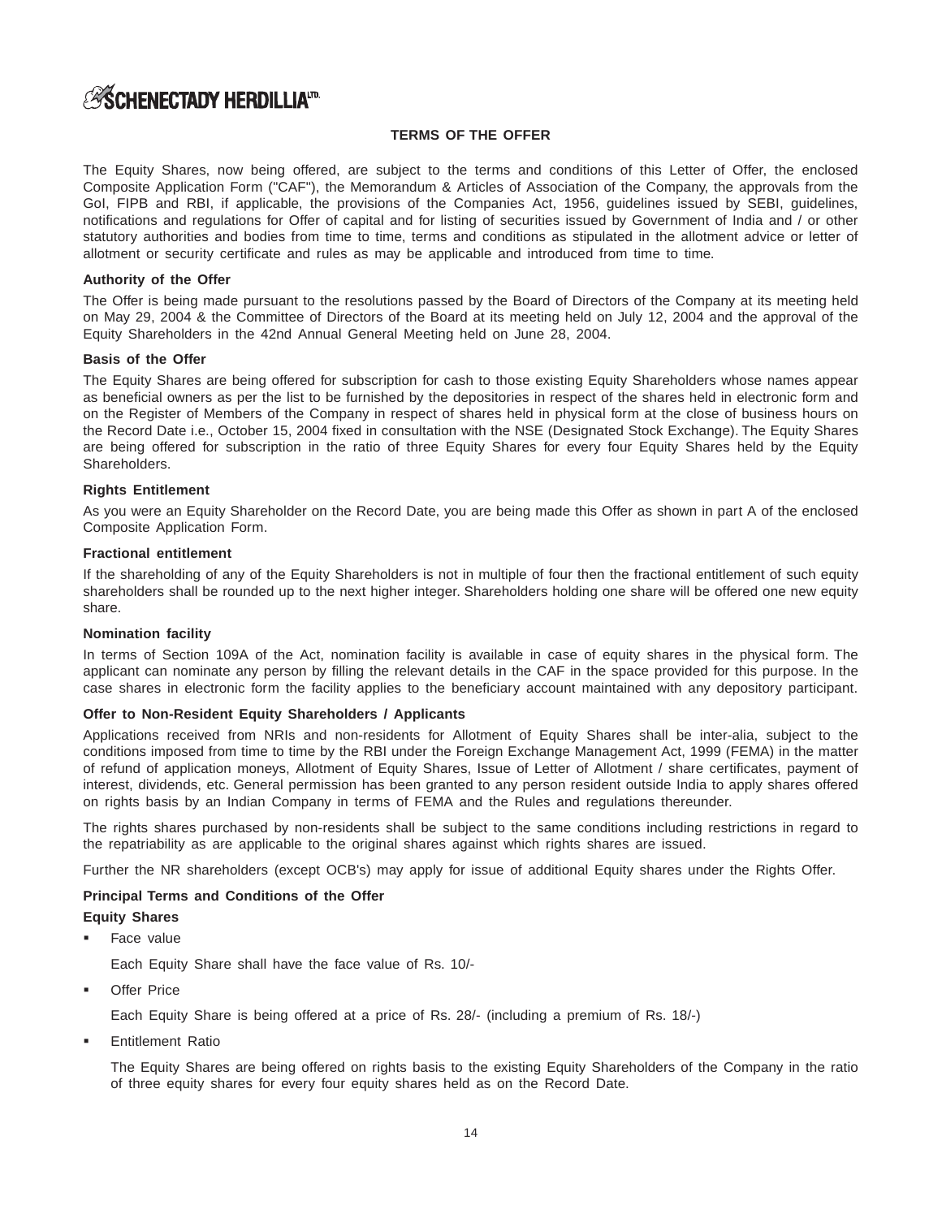## TERMS OF THE OFFER

The Equity Shares, now being offered, are subject to the terms and conditions of this Letter of Offer, the enclosed Composite Application Form ("CAF"), the Memorandum & Articles of Association of the Company, the approvals from the GoI, FIPB and RBI, if applicable, the provisions of the Companies Act, 1956, guidelines issued by SEBI, guidelines, notifications and regulations for Offer of capital and for listing of securities issued by Government of India and / or other statutory authorities and bodies from time to time, terms and conditions as stipulated in the allotment advice or letter of allotment or security certificate and rules as may be applicable and introduced from time to time.

**Authority of the Offer**

The Offer is being made pursuant to the resolutions passed by the Board of Directors of the Company at its meeting held on May 29, 2004 & the Committee of Directors of the Board at its meeting held on July 12, 2004 and the approval of the Equity Shareholders in the 42nd Annual General Meeting held on June 28, 2004.

**Basis of the Offer**

The Equity Shares are being offered for subscription for cash to those existing Equity Shareholders whose names appear as beneficial owners as per the list to be furnished by the depositories in respect of the shares held in electronic form and on the Register of Members of the Company in respect of shares held in physical form at the close of business hours on the Record Date i.e., October 15, 2004 fixed in consultation with the NSE (Designated Stock Exchange). The Equity Shares are being offered for subscription in the ratio of three Equity Shares for every four Equity Shares held by the Equity Shareholders.

**Rights Entitlement**

As you were an Equity Shareholder on the Record Date, you are being made this Offer as shown in part A of the enclosed Composite Application Form.

**Fractional entitlement**

If the shareholding of any of the Equity Shareholders is not in multiple of four then the fractional entitlement of such equity shareholders shall be rounded up to the next higher integer. Shareholders holding one share will be offered one new equity share.

**Nomination facility**

In terms of Section 109A of the Act, nomination facility is available in case of equity shares in the physical form. The applicant can nominate any person by filling the relevant details in the CAF in the space provided for this purpose. In the case shares in electronic form the facility applies to the beneficiary account maintained with any depository participant.

**Offer to Non-Resident Equity Shareholders / Applicants**

Applications received from NRIs and non-residents for Allotment of Equity Shares shall be inter-alia, subject to the conditions imposed from time to time by the RBI under the Foreign Exchange Management Act, 1999 (FEMA) in the matter of refund of application moneys, Allotment of Equity Shares, Issue of Letter of Allotment / share certificates, payment of interest, dividends, etc. General permission has been granted to any person resident outside India to apply shares offered on rights basis by an Indian Company in terms of FEMA and the Rules and regulations thereunder.

The rights shares purchased by non-residents shall be subject to the same conditions including restrictions in regard to the repatriability as are applicable to the original shares against which rights shares are issued.

Further the NR shareholders (except OCB's) may apply for issue of additional Equity shares under the Rights Offer.

**Principal Terms and Conditions of the Offer**

**Equity Shares**

- Face value

  Each Equity Share shall have the face value of Rs. 10/-

- Offer Price

  Each Equity Share is being offered at a price of Rs. 28/- (including a premium of Rs. 18/-)

- Entitlement Ratio

  The Equity Shares are being offered on rights basis to the existing Equity Shareholders of the Company in the ratio of three equity shares for every four equity shares held as on the Record Date.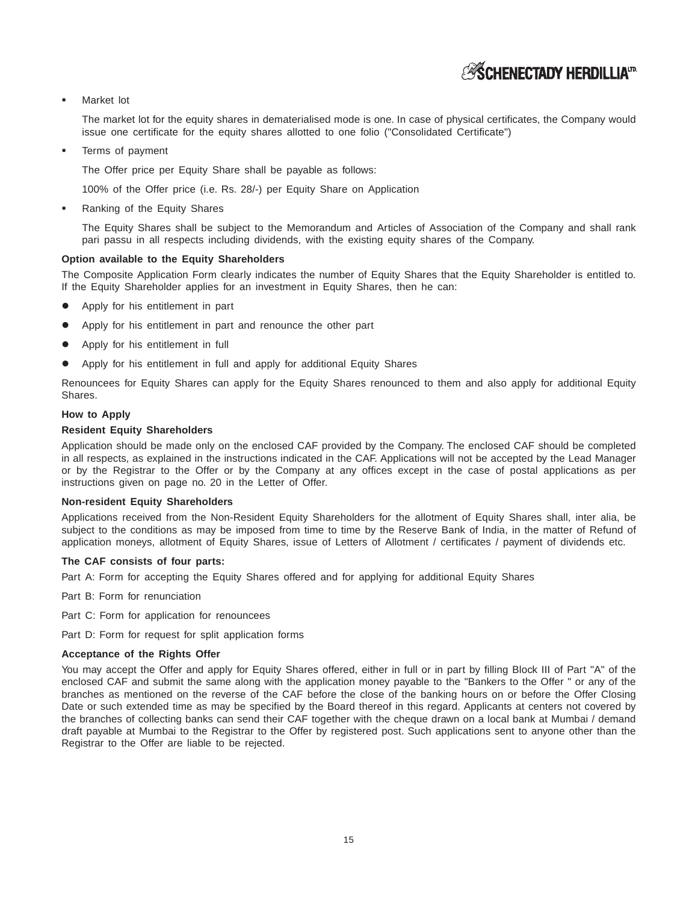- Market lot

  The market lot for the equity shares in dematerialised mode is one. In case of physical certificates, the Company would issue one certificate for the equity shares allotted to one folio ("Consolidated Certificate")

- Terms of payment

  The Offer price per Equity Share shall be payable as follows:

  100% of the Offer price (i.e. Rs. 28/-) per Equity Share on Application

- Ranking of the Equity Shares

  The Equity Shares shall be subject to the Memorandum and Articles of Association of the Company and shall rank pari passu in all respects including dividends, with the existing equity shares of the Company.

**Option available to the Equity Shareholders**

The Composite Application Form clearly indicates the number of Equity Shares that the Equity Shareholder is entitled to. If the Equity Shareholder applies for an investment in Equity Shares, then he can:

- Apply for his entitlement in part
- Apply for his entitlement in part and renounce the other part
- Apply for his entitlement in full
- Apply for his entitlement in full and apply for additional Equity Shares

Renouncees for Equity Shares can apply for the Equity Shares renounced to them and also apply for additional Equity Shares.

**How to Apply**

**Resident Equity Shareholders**

Application should be made only on the enclosed CAF provided by the Company. The enclosed CAF should be completed in all respects, as explained in the instructions indicated in the CAF. Applications will not be accepted by the Lead Manager or by the Registrar to the Offer or by the Company at any offices except in the case of postal applications as per instructions given on page no. 20 in the Letter of Offer.

**Non-resident Equity Shareholders**

Applications received from the Non-Resident Equity Shareholders for the allotment of Equity Shares shall, inter alia, be subject to the conditions as may be imposed from time to time by the Reserve Bank of India, in the matter of Refund of application moneys, allotment of Equity Shares, issue of Letters of Allotment / certificates / payment of dividends etc.

**The CAF consists of four parts:**

Part A: Form for accepting the Equity Shares offered and for applying for additional Equity Shares

Part B: Form for renunciation

Part C: Form for application for renouncees

Part D: Form for request for split application forms

**Acceptance of the Rights Offer**

You may accept the Offer and apply for Equity Shares offered, either in full or in part by filling Block III of Part "A" of the enclosed CAF and submit the same along with the application money payable to the "Bankers to the Offer " or any of the branches as mentioned on the reverse of the CAF before the close of the banking hours on or before the Offer Closing Date or such extended time as may be specified by the Board thereof in this regard. Applicants at centers not covered by the branches of collecting banks can send their CAF together with the cheque drawn on a local bank at Mumbai / demand draft payable at Mumbai to the Registrar to the Offer by registered post. Such applications sent to anyone other than the Registrar to the Offer are liable to be rejected.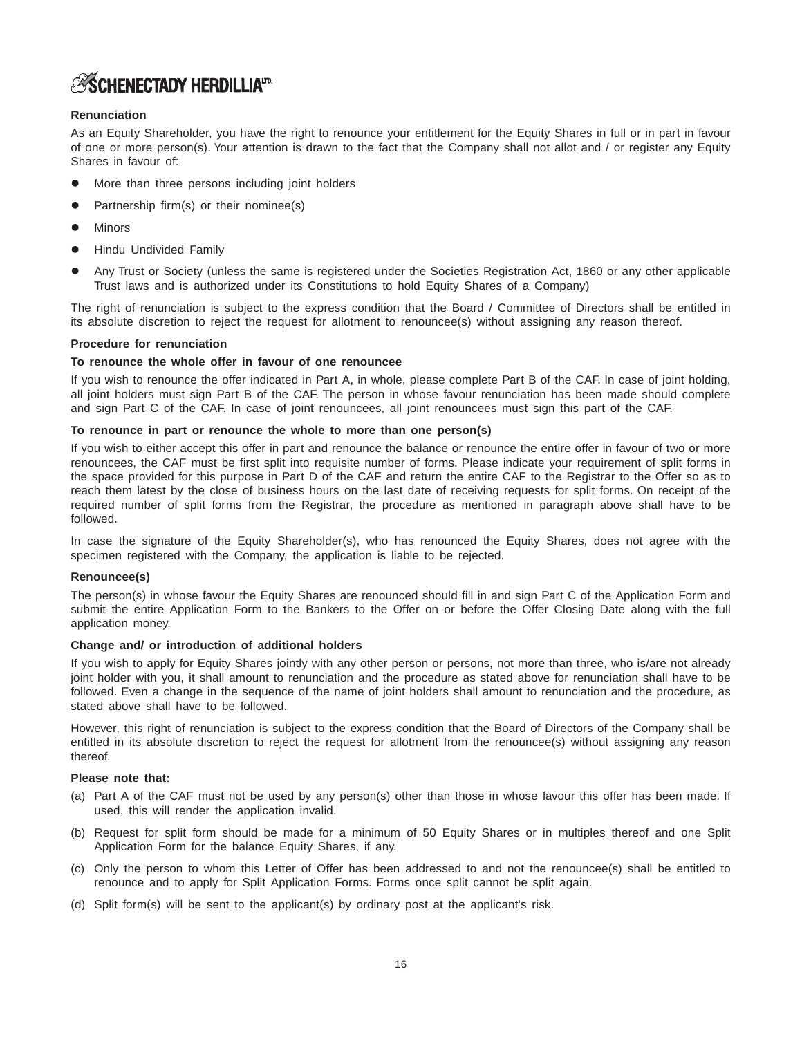**Renunciation**

As an Equity Shareholder, you have the right to renounce your entitlement for the Equity Shares in full or in part in favour of one or more person(s). Your attention is drawn to the fact that the Company shall not allot and / or register any Equity Shares in favour of:

- More than three persons including joint holders
- Partnership firm(s) or their nominee(s)
- Minors
- Hindu Undivided Family
- Any Trust or Society (unless the same is registered under the Societies Registration Act, 1860 or any other applicable Trust laws and is authorized under its Constitutions to hold Equity Shares of a Company)

The right of renunciation is subject to the express condition that the Board / Committee of Directors shall be entitled in its absolute discretion to reject the request for allotment to renouncee(s) without assigning any reason thereof.

**Procedure for renunciation**

**To renounce the whole offer in favour of one renouncee**

If you wish to renounce the offer indicated in Part A, in whole, please complete Part B of the CAF. In case of joint holding, all joint holders must sign Part B of the CAF. The person in whose favour renunciation has been made should complete and sign Part C of the CAF. In case of joint renouncees, all joint renouncees must sign this part of the CAF.

**To renounce in part or renounce the whole to more than one person(s)**

If you wish to either accept this offer in part and renounce the balance or renounce the entire offer in favour of two or more renouncees, the CAF must be first split into requisite number of forms. Please indicate your requirement of split forms in the space provided for this purpose in Part D of the CAF and return the entire CAF to the Registrar to the Offer so as to reach them latest by the close of business hours on the last date of receiving requests for split forms. On receipt of the required number of split forms from the Registrar, the procedure as mentioned in paragraph above shall have to be followed.

In case the signature of the Equity Shareholder(s), who has renounced the Equity Shares, does not agree with the specimen registered with the Company, the application is liable to be rejected.

**Renouncee(s)**

The person(s) in whose favour the Equity Shares are renounced should fill in and sign Part C of the Application Form and submit the entire Application Form to the Bankers to the Offer on or before the Offer Closing Date along with the full application money.

**Change and/ or introduction of additional holders**

If you wish to apply for Equity Shares jointly with any other person or persons, not more than three, who is/are not already joint holder with you, it shall amount to renunciation and the procedure as stated above for renunciation shall have to be followed. Even a change in the sequence of the name of joint holders shall amount to renunciation and the procedure, as stated above shall have to be followed.

However, this right of renunciation is subject to the express condition that the Board of Directors of the Company shall be entitled in its absolute discretion to reject the request for allotment from the renouncee(s) without assigning any reason thereof.

**Please note that:**

(a) Part A of the CAF must not be used by any person(s) other than those in whose favour this offer has been made. If used, this will render the application invalid.

(b) Request for split form should be made for a minimum of 50 Equity Shares or in multiples thereof and one Split Application Form for the balance Equity Shares, if any.

(c) Only the person to whom this Letter of Offer has been addressed to and not the renouncee(s) shall be entitled to renounce and to apply for Split Application Forms. Forms once split cannot be split again.

(d) Split form(s) will be sent to the applicant(s) by ordinary post at the applicant's risk.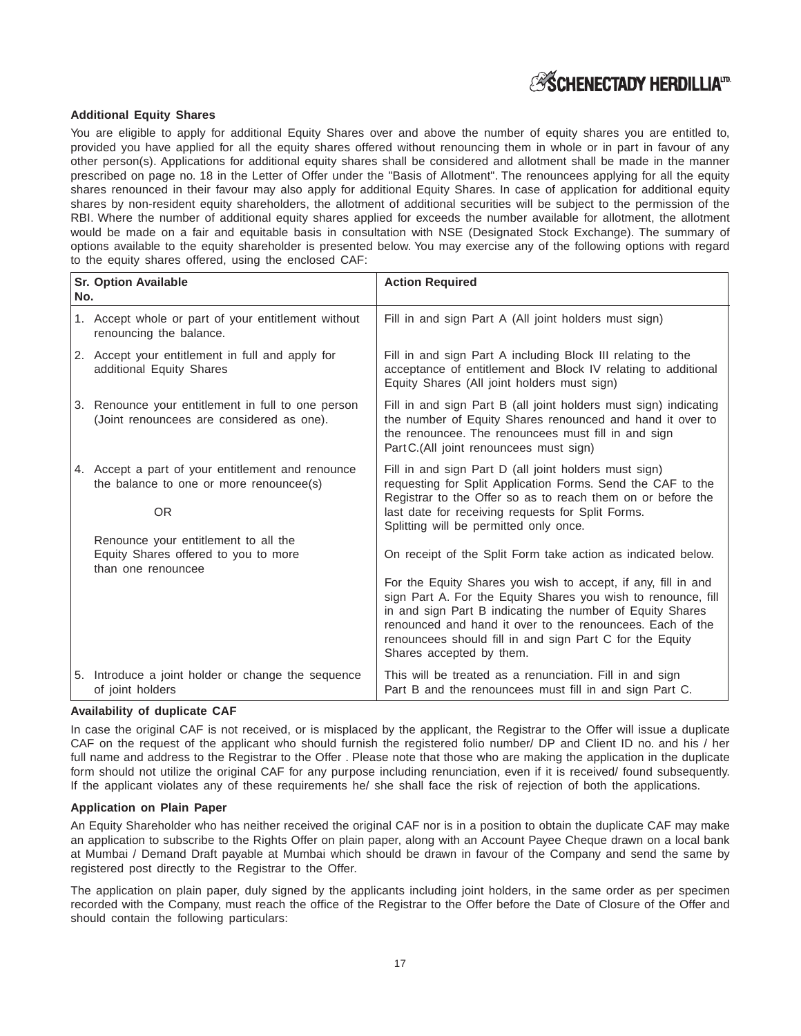### Additional Equity Shares

You are eligible to apply for additional Equity Shares over and above the number of equity shares you are entitled to, provided you have applied for all the equity shares offered without renouncing them in whole or in part in favour of any other person(s). Applications for additional equity shares shall be considered and allotment shall be made in the manner prescribed on page no. 18 in the Letter of Offer under the "Basis of Allotment". The renouncees applying for all the equity shares renounced in their favour may also apply for additional Equity Shares. In case of application for additional equity shares by non-resident equity shareholders, the allotment of additional securities will be subject to the permission of the RBI. Where the number of additional equity shares applied for exceeds the number available for allotment, the allotment would be made on a fair and equitable basis in consultation with NSE (Designated Stock Exchange). The summary of options available to the equity shareholder is presented below. You may exercise any of the following options with regard to the equity shares offered, using the enclosed CAF:

| Sr. No. | Option Available | Action Required |
|---|---|---|
| 1. | Accept whole or part of your entitlement without renouncing the balance. | Fill in and sign Part A (All joint holders must sign) |
| 2. | Accept your entitlement in full and apply for additional Equity Shares | Fill in and sign Part A including Block III relating to the acceptance of entitlement and Block IV relating to additional Equity Shares (All joint holders must sign) |
| 3. | Renounce your entitlement in full to one person (Joint renouncees are considered as one). | Fill in and sign Part B (all joint holders must sign) indicating the number of Equity Shares renounced and hand it over to the renouncee. The renouncees must fill in and sign Part C.(All joint renouncees must sign) |
| 4. | Accept a part of your entitlement and renounce the balance to one or more renouncee(s)<br><br>OR<br><br>Renounce your entitlement to all the Equity Shares offered to you to more than one renouncee | Fill in and sign Part D (all joint holders must sign) requesting for Split Application Forms. Send the CAF to the Registrar to the Offer so as to reach them on or before the last date for receiving requests for Split Forms. Splitting will be permitted only once.<br><br>On receipt of the Split Form take action as indicated below.<br><br>For the Equity Shares you wish to accept, if any, fill in and sign Part A. For the Equity Shares you wish to renounce, fill in and sign Part B indicating the number of Equity Shares renounced and hand it over to the renouncees. Each of the renouncees should fill in and sign Part C for the Equity Shares accepted by them. |
| 5. | Introduce a joint holder or change the sequence of joint holders | This will be treated as a renunciation. Fill in and sign Part B and the renouncees must fill in and sign Part C. |

### Availability of duplicate CAF

In case the original CAF is not received, or is misplaced by the applicant, the Registrar to the Offer will issue a duplicate CAF on the request of the applicant who should furnish the registered folio number/ DP and Client ID no. and his / her full name and address to the Registrar to the Offer . Please note that those who are making the application in the duplicate form should not utilize the original CAF for any purpose including renunciation, even if it is received/ found subsequently. If the applicant violates any of these requirements he/ she shall face the risk of rejection of both the applications.

### Application on Plain Paper

An Equity Shareholder who has neither received the original CAF nor is in a position to obtain the duplicate CAF may make an application to subscribe to the Rights Offer on plain paper, along with an Account Payee Cheque drawn on a local bank at Mumbai / Demand Draft payable at Mumbai which should be drawn in favour of the Company and send the same by registered post directly to the Registrar to the Offer.

The application on plain paper, duly signed by the applicants including joint holders, in the same order as per specimen recorded with the Company, must reach the office of the Registrar to the Offer before the Date of Closure of the Offer and should contain the following particulars: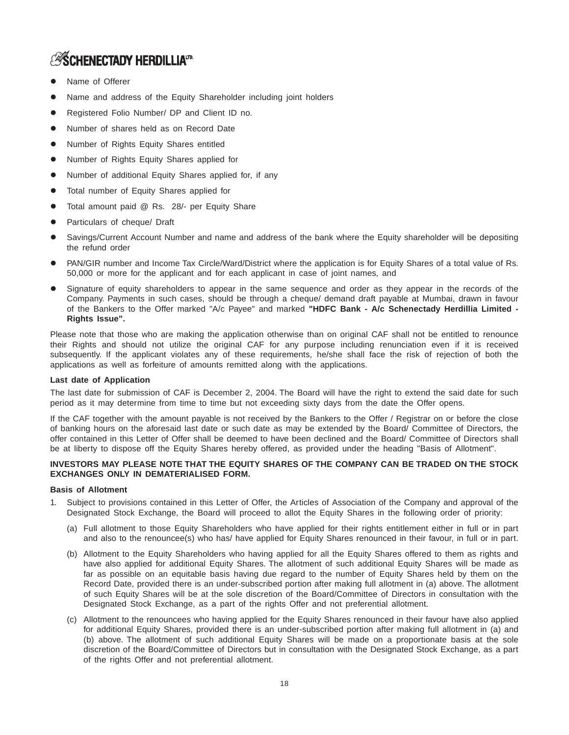- Name of Offerer
- Name and address of the Equity Shareholder including joint holders
- Registered Folio Number/ DP and Client ID no.
- Number of shares held as on Record Date
- Number of Rights Equity Shares entitled
- Number of Rights Equity Shares applied for
- Number of additional Equity Shares applied for, if any
- Total number of Equity Shares applied for
- Total amount paid @ Rs. 28/- per Equity Share
- Particulars of cheque/ Draft
- Savings/Current Account Number and name and address of the bank where the Equity shareholder will be depositing the refund order
- PAN/GIR number and Income Tax Circle/Ward/District where the application is for Equity Shares of a total value of Rs. 50,000 or more for the applicant and for each applicant in case of joint names, and
- Signature of equity shareholders to appear in the same sequence and order as they appear in the records of the Company. Payments in such cases, should be through a cheque/ demand draft payable at Mumbai, drawn in favour of the Bankers to the Offer marked "A/c Payee" and marked **"HDFC Bank - A/c Schenectady Herdillia Limited - Rights Issue".**

Please note that those who are making the application otherwise than on original CAF shall not be entitled to renounce their Rights and should not utilize the original CAF for any purpose including renunciation even if it is received subsequently. If the applicant violates any of these requirements, he/she shall face the risk of rejection of both the applications as well as forfeiture of amounts remitted along with the applications.

**Last date of Application**

The last date for submission of CAF is December 2, 2004. The Board will have the right to extend the said date for such period as it may determine from time to time but not exceeding sixty days from the date the Offer opens.

If the CAF together with the amount payable is not received by the Bankers to the Offer / Registrar on or before the close of banking hours on the aforesaid last date or such date as may be extended by the Board/ Committee of Directors, the offer contained in this Letter of Offer shall be deemed to have been declined and the Board/ Committee of Directors shall be at liberty to dispose off the Equity Shares hereby offered, as provided under the heading "Basis of Allotment".

**INVESTORS MAY PLEASE NOTE THAT THE EQUITY SHARES OF THE COMPANY CAN BE TRADED ON THE STOCK EXCHANGES ONLY IN DEMATERIALISED FORM.**

**Basis of Allotment**

1. Subject to provisions contained in this Letter of Offer, the Articles of Association of the Company and approval of the Designated Stock Exchange, the Board will proceed to allot the Equity Shares in the following order of priority:

   (a) Full allotment to those Equity Shareholders who have applied for their rights entitlement either in full or in part and also to the renouncee(s) who has/ have applied for Equity Shares renounced in their favour, in full or in part.

   (b) Allotment to the Equity Shareholders who having applied for all the Equity Shares offered to them as rights and have also applied for additional Equity Shares. The allotment of such additional Equity Shares will be made as far as possible on an equitable basis having due regard to the number of Equity Shares held by them on the Record Date, provided there is an under-subscribed portion after making full allotment in (a) above. The allotment of such Equity Shares will be at the sole discretion of the Board/Committee of Directors in consultation with the Designated Stock Exchange, as a part of the rights Offer and not preferential allotment.

   (c) Allotment to the renouncees who having applied for the Equity Shares renounced in their favour have also applied for additional Equity Shares, provided there is an under-subscribed portion after making full allotment in (a) and (b) above. The allotment of such additional Equity Shares will be made on a proportionate basis at the sole discretion of the Board/Committee of Directors but in consultation with the Designated Stock Exchange, as a part of the rights Offer and not preferential allotment.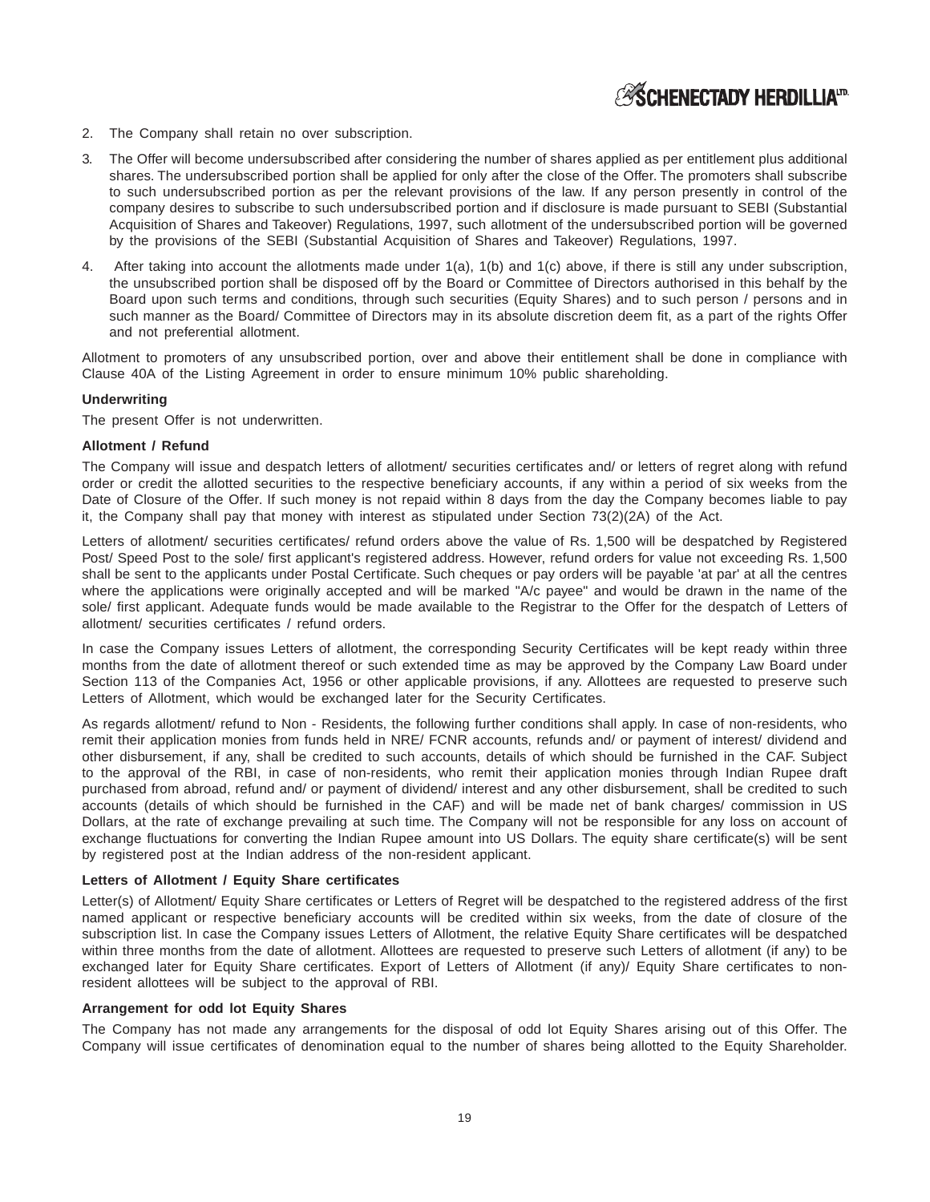2. The Company shall retain no over subscription.

3. The Offer will become undersubscribed after considering the number of shares applied as per entitlement plus additional shares. The undersubscribed portion shall be applied for only after the close of the Offer. The promoters shall subscribe to such undersubscribed portion as per the relevant provisions of the law. If any person presently in control of the company desires to subscribe to such undersubscribed portion and if disclosure is made pursuant to SEBI (Substantial Acquisition of Shares and Takeover) Regulations, 1997, such allotment of the undersubscribed portion will be governed by the provisions of the SEBI (Substantial Acquisition of Shares and Takeover) Regulations, 1997.

4. After taking into account the allotments made under 1(a), 1(b) and 1(c) above, if there is still any under subscription, the unsubscribed portion shall be disposed off by the Board or Committee of Directors authorised in this behalf by the Board upon such terms and conditions, through such securities (Equity Shares) and to such person / persons and in such manner as the Board/ Committee of Directors may in its absolute discretion deem fit, as a part of the rights Offer and not preferential allotment.

Allotment to promoters of any unsubscribed portion, over and above their entitlement shall be done in compliance with Clause 40A of the Listing Agreement in order to ensure minimum 10% public shareholding.

**Underwriting**

The present Offer is not underwritten.

**Allotment / Refund**

The Company will issue and despatch letters of allotment/ securities certificates and/ or letters of regret along with refund order or credit the allotted securities to the respective beneficiary accounts, if any within a period of six weeks from the Date of Closure of the Offer. If such money is not repaid within 8 days from the day the Company becomes liable to pay it, the Company shall pay that money with interest as stipulated under Section 73(2)(2A) of the Act.

Letters of allotment/ securities certificates/ refund orders above the value of Rs. 1,500 will be despatched by Registered Post/ Speed Post to the sole/ first applicant's registered address. However, refund orders for value not exceeding Rs. 1,500 shall be sent to the applicants under Postal Certificate. Such cheques or pay orders will be payable 'at par' at all the centres where the applications were originally accepted and will be marked "A/c payee" and would be drawn in the name of the sole/ first applicant. Adequate funds would be made available to the Registrar to the Offer for the despatch of Letters of allotment/ securities certificates / refund orders.

In case the Company issues Letters of allotment, the corresponding Security Certificates will be kept ready within three months from the date of allotment thereof or such extended time as may be approved by the Company Law Board under Section 113 of the Companies Act, 1956 or other applicable provisions, if any. Allottees are requested to preserve such Letters of Allotment, which would be exchanged later for the Security Certificates.

As regards allotment/ refund to Non - Residents, the following further conditions shall apply. In case of non-residents, who remit their application monies from funds held in NRE/ FCNR accounts, refunds and/ or payment of interest/ dividend and other disbursement, if any, shall be credited to such accounts, details of which should be furnished in the CAF. Subject to the approval of the RBI, in case of non-residents, who remit their application monies through Indian Rupee draft purchased from abroad, refund and/ or payment of dividend/ interest and any other disbursement, shall be credited to such accounts (details of which should be furnished in the CAF) and will be made net of bank charges/ commission in US Dollars, at the rate of exchange prevailing at such time. The Company will not be responsible for any loss on account of exchange fluctuations for converting the Indian Rupee amount into US Dollars. The equity share certificate(s) will be sent by registered post at the Indian address of the non-resident applicant.

**Letters of Allotment / Equity Share certificates**

Letter(s) of Allotment/ Equity Share certificates or Letters of Regret will be despatched to the registered address of the first named applicant or respective beneficiary accounts will be credited within six weeks, from the date of closure of the subscription list. In case the Company issues Letters of Allotment, the relative Equity Share certificates will be despatched within three months from the date of allotment. Allottees are requested to preserve such Letters of allotment (if any) to be exchanged later for Equity Share certificates. Export of Letters of Allotment (if any)/ Equity Share certificates to non-resident allottees will be subject to the approval of RBI.

**Arrangement for odd lot Equity Shares**

The Company has not made any arrangements for the disposal of odd lot Equity Shares arising out of this Offer. The Company will issue certificates of denomination equal to the number of shares being allotted to the Equity Shareholder.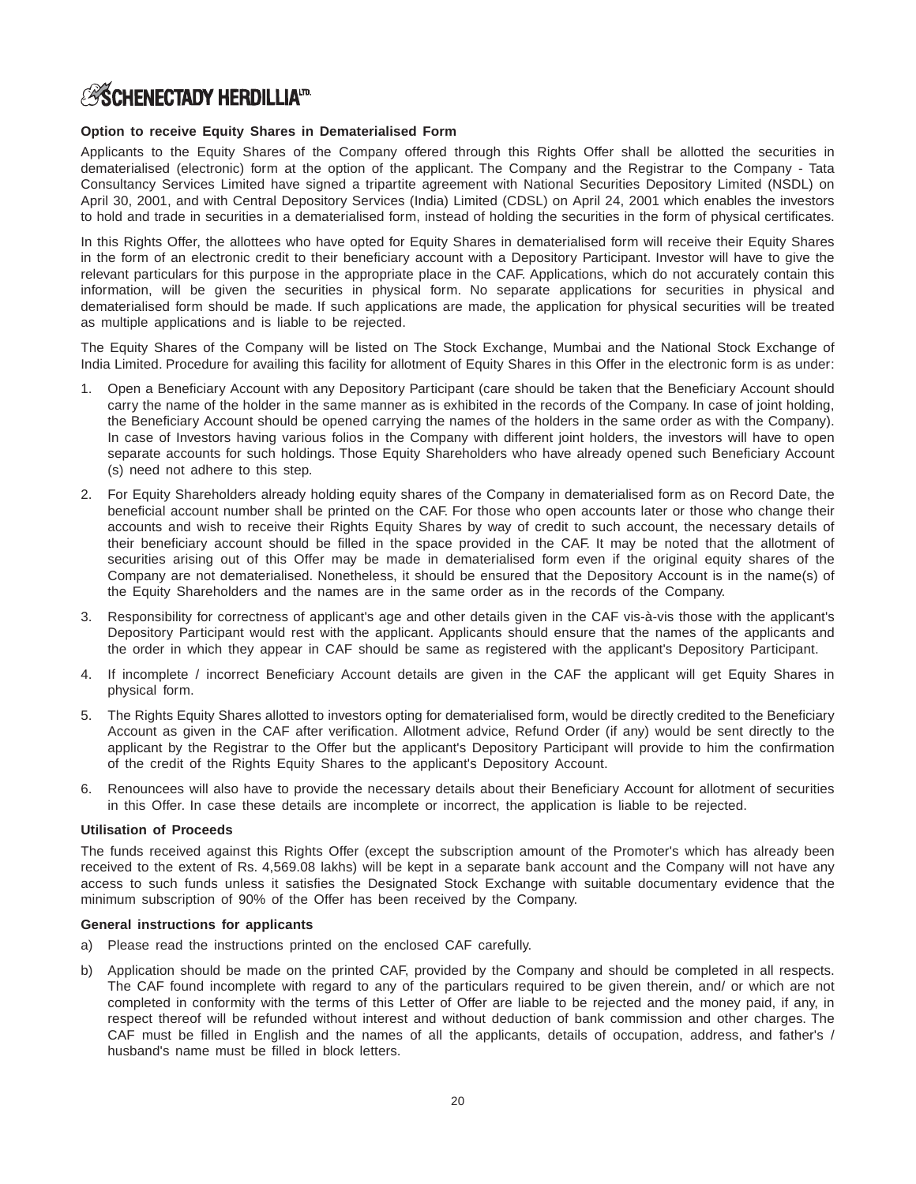**Option to receive Equity Shares in Dematerialised Form**

Applicants to the Equity Shares of the Company offered through this Rights Offer shall be allotted the securities in dematerialised (electronic) form at the option of the applicant. The Company and the Registrar to the Company - Tata Consultancy Services Limited have signed a tripartite agreement with National Securities Depository Limited (NSDL) on April 30, 2001, and with Central Depository Services (India) Limited (CDSL) on April 24, 2001 which enables the investors to hold and trade in securities in a dematerialised form, instead of holding the securities in the form of physical certificates.

In this Rights Offer, the allottees who have opted for Equity Shares in dematerialised form will receive their Equity Shares in the form of an electronic credit to their beneficiary account with a Depository Participant. Investor will have to give the relevant particulars for this purpose in the appropriate place in the CAF. Applications, which do not accurately contain this information, will be given the securities in physical form. No separate applications for securities in physical and dematerialised form should be made. If such applications are made, the application for physical securities will be treated as multiple applications and is liable to be rejected.

The Equity Shares of the Company will be listed on The Stock Exchange, Mumbai and the National Stock Exchange of India Limited. Procedure for availing this facility for allotment of Equity Shares in this Offer in the electronic form is as under:

1. Open a Beneficiary Account with any Depository Participant (care should be taken that the Beneficiary Account should carry the name of the holder in the same manner as is exhibited in the records of the Company. In case of joint holding, the Beneficiary Account should be opened carrying the names of the holders in the same order as with the Company). In case of Investors having various folios in the Company with different joint holders, the investors will have to open separate accounts for such holdings. Those Equity Shareholders who have already opened such Beneficiary Account (s) need not adhere to this step.
2. For Equity Shareholders already holding equity shares of the Company in dematerialised form as on Record Date, the beneficial account number shall be printed on the CAF. For those who open accounts later or those who change their accounts and wish to receive their Rights Equity Shares by way of credit to such account, the necessary details of their beneficiary account should be filled in the space provided in the CAF. It may be noted that the allotment of securities arising out of this Offer may be made in dematerialised form even if the original equity shares of the Company are not dematerialised. Nonetheless, it should be ensured that the Depository Account is in the name(s) of the Equity Shareholders and the names are in the same order as in the records of the Company.
3. Responsibility for correctness of applicant's age and other details given in the CAF vis-à-vis those with the applicant's Depository Participant would rest with the applicant. Applicants should ensure that the names of the applicants and the order in which they appear in CAF should be same as registered with the applicant's Depository Participant.
4. If incomplete / incorrect Beneficiary Account details are given in the CAF the applicant will get Equity Shares in physical form.
5. The Rights Equity Shares allotted to investors opting for dematerialised form, would be directly credited to the Beneficiary Account as given in the CAF after verification. Allotment advice, Refund Order (if any) would be sent directly to the applicant by the Registrar to the Offer but the applicant's Depository Participant will provide to him the confirmation of the credit of the Rights Equity Shares to the applicant's Depository Account.
6. Renouncees will also have to provide the necessary details about their Beneficiary Account for allotment of securities in this Offer. In case these details are incomplete or incorrect, the application is liable to be rejected.

**Utilisation of Proceeds**

The funds received against this Rights Offer (except the subscription amount of the Promoter's which has already been received to the extent of Rs. 4,569.08 lakhs) will be kept in a separate bank account and the Company will not have any access to such funds unless it satisfies the Designated Stock Exchange with suitable documentary evidence that the minimum subscription of 90% of the Offer has been received by the Company.

**General instructions for applicants**

a) Please read the instructions printed on the enclosed CAF carefully.

b) Application should be made on the printed CAF, provided by the Company and should be completed in all respects. The CAF found incomplete with regard to any of the particulars required to be given therein, and/ or which are not completed in conformity with the terms of this Letter of Offer are liable to be rejected and the money paid, if any, in respect thereof will be refunded without interest and without deduction of bank commission and other charges. The CAF must be filled in English and the names of all the applicants, details of occupation, address, and father's / husband's name must be filled in block letters.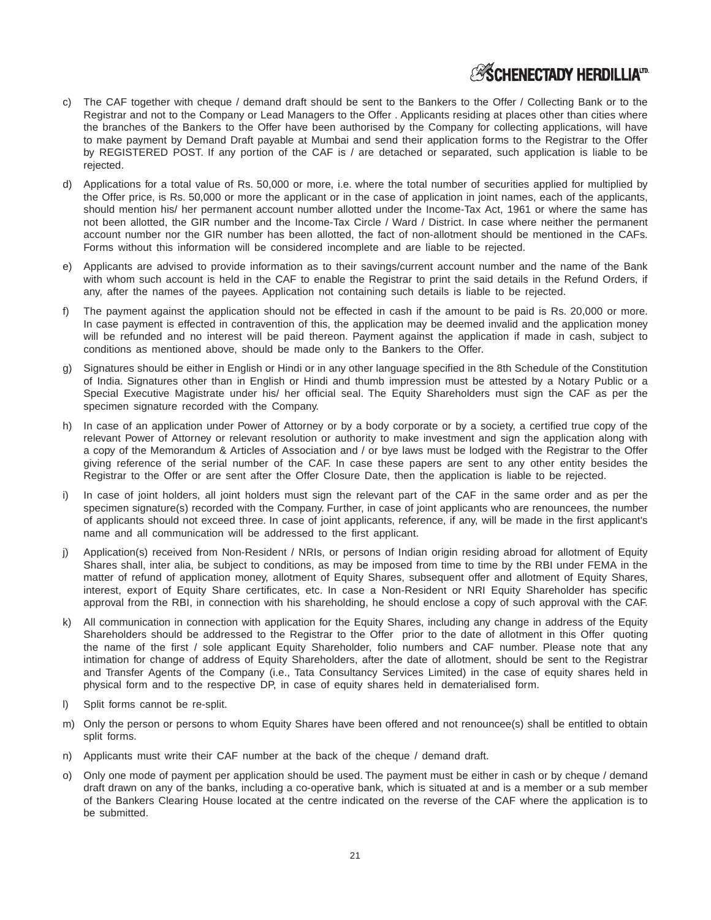c) The CAF together with cheque / demand draft should be sent to the Bankers to the Offer / Collecting Bank or to the Registrar and not to the Company or Lead Managers to the Offer . Applicants residing at places other than cities where the branches of the Bankers to the Offer have been authorised by the Company for collecting applications, will have to make payment by Demand Draft payable at Mumbai and send their application forms to the Registrar to the Offer by REGISTERED POST. If any portion of the CAF is / are detached or separated, such application is liable to be rejected.

d) Applications for a total value of Rs. 50,000 or more, i.e. where the total number of securities applied for multiplied by the Offer price, is Rs. 50,000 or more the applicant or in the case of application in joint names, each of the applicants, should mention his/ her permanent account number allotted under the Income-Tax Act, 1961 or where the same has not been allotted, the GIR number and the Income-Tax Circle / Ward / District. In case where neither the permanent account number nor the GIR number has been allotted, the fact of non-allotment should be mentioned in the CAFs. Forms without this information will be considered incomplete and are liable to be rejected.

e) Applicants are advised to provide information as to their savings/current account number and the name of the Bank with whom such account is held in the CAF to enable the Registrar to print the said details in the Refund Orders, if any, after the names of the payees. Application not containing such details is liable to be rejected.

f) The payment against the application should not be effected in cash if the amount to be paid is Rs. 20,000 or more. In case payment is effected in contravention of this, the application may be deemed invalid and the application money will be refunded and no interest will be paid thereon. Payment against the application if made in cash, subject to conditions as mentioned above, should be made only to the Bankers to the Offer.

g) Signatures should be either in English or Hindi or in any other language specified in the 8th Schedule of the Constitution of India. Signatures other than in English or Hindi and thumb impression must be attested by a Notary Public or a Special Executive Magistrate under his/ her official seal. The Equity Shareholders must sign the CAF as per the specimen signature recorded with the Company.

h) In case of an application under Power of Attorney or by a body corporate or by a society, a certified true copy of the relevant Power of Attorney or relevant resolution or authority to make investment and sign the application along with a copy of the Memorandum & Articles of Association and / or bye laws must be lodged with the Registrar to the Offer giving reference of the serial number of the CAF. In case these papers are sent to any other entity besides the Registrar to the Offer or are sent after the Offer Closure Date, then the application is liable to be rejected.

i) In case of joint holders, all joint holders must sign the relevant part of the CAF in the same order and as per the specimen signature(s) recorded with the Company. Further, in case of joint applicants who are renouncees, the number of applicants should not exceed three. In case of joint applicants, reference, if any, will be made in the first applicant's name and all communication will be addressed to the first applicant.

j) Application(s) received from Non-Resident / NRIs, or persons of Indian origin residing abroad for allotment of Equity Shares shall, inter alia, be subject to conditions, as may be imposed from time to time by the RBI under FEMA in the matter of refund of application money, allotment of Equity Shares, subsequent offer and allotment of Equity Shares, interest, export of Equity Share certificates, etc. In case a Non-Resident or NRI Equity Shareholder has specific approval from the RBI, in connection with his shareholding, he should enclose a copy of such approval with the CAF.

k) All communication in connection with application for the Equity Shares, including any change in address of the Equity Shareholders should be addressed to the Registrar to the Offer prior to the date of allotment in this Offer quoting the name of the first / sole applicant Equity Shareholder, folio numbers and CAF number. Please note that any intimation for change of address of Equity Shareholders, after the date of allotment, should be sent to the Registrar and Transfer Agents of the Company (i.e., Tata Consultancy Services Limited) in the case of equity shares held in physical form and to the respective DP, in case of equity shares held in dematerialised form.

l) Split forms cannot be re-split.

m) Only the person or persons to whom Equity Shares have been offered and not renouncee(s) shall be entitled to obtain split forms.

n) Applicants must write their CAF number at the back of the cheque / demand draft.

o) Only one mode of payment per application should be used. The payment must be either in cash or by cheque / demand draft drawn on any of the banks, including a co-operative bank, which is situated at and is a member or a sub member of the Bankers Clearing House located at the centre indicated on the reverse of the CAF where the application is to be submitted.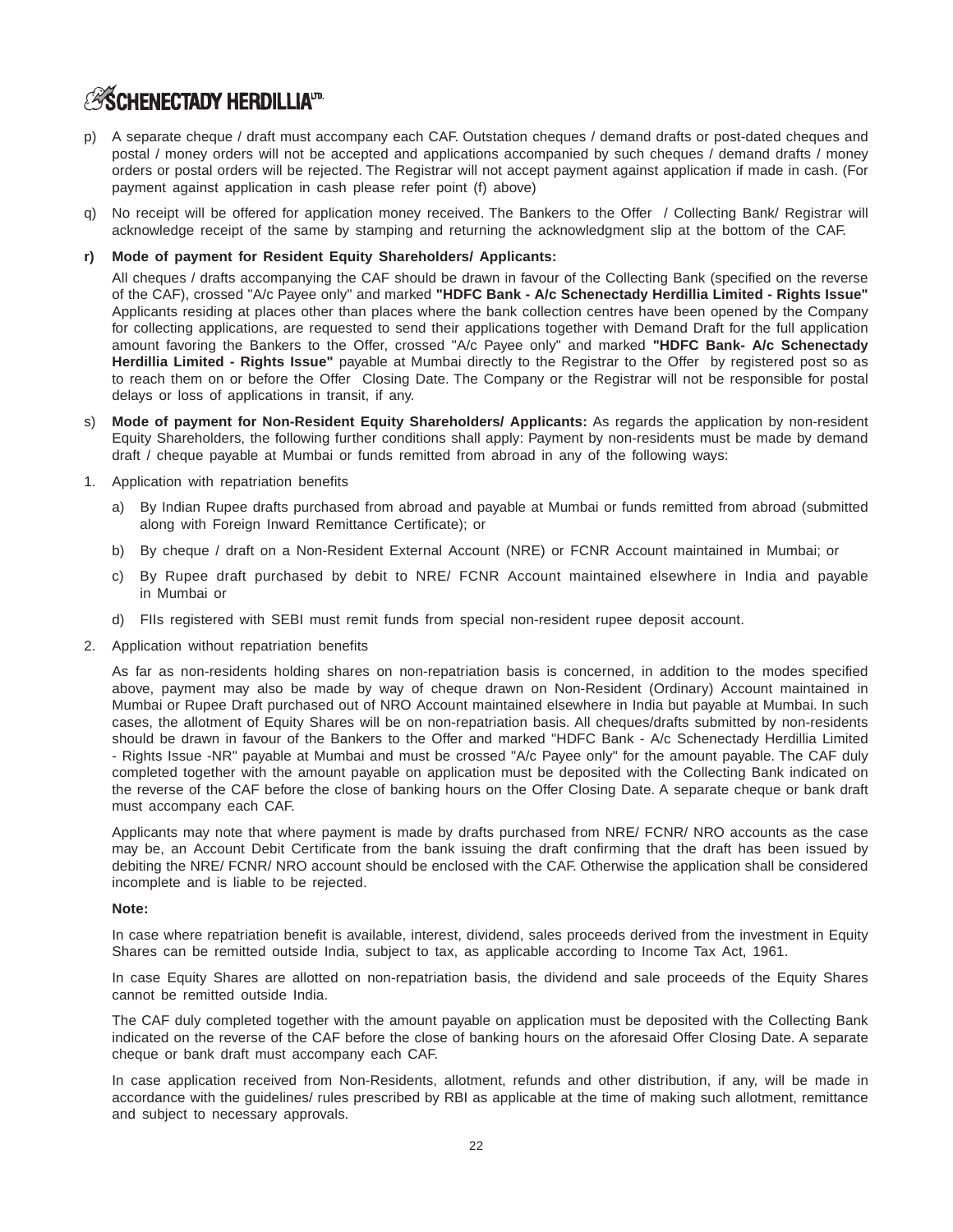p) A separate cheque / draft must accompany each CAF. Outstation cheques / demand drafts or post-dated cheques and postal / money orders will not be accepted and applications accompanied by such cheques / demand drafts / money orders or postal orders will be rejected. The Registrar will not accept payment against application if made in cash. (For payment against application in cash please refer point (f) above)

q) No receipt will be offered for application money received. The Bankers to the Offer / Collecting Bank/ Registrar will acknowledge receipt of the same by stamping and returning the acknowledgment slip at the bottom of the CAF.

**r) Mode of payment for Resident Equity Shareholders/ Applicants:**

All cheques / drafts accompanying the CAF should be drawn in favour of the Collecting Bank (specified on the reverse of the CAF), crossed "A/c Payee only" and marked **"HDFC Bank - A/c Schenectady Herdillia Limited - Rights Issue"** Applicants residing at places other than places where the bank collection centres have been opened by the Company for collecting applications, are requested to send their applications together with Demand Draft for the full application amount favoring the Bankers to the Offer, crossed "A/c Payee only" and marked **"HDFC Bank- A/c Schenectady Herdillia Limited - Rights Issue"** payable at Mumbai directly to the Registrar to the Offer by registered post so as to reach them on or before the Offer Closing Date. The Company or the Registrar will not be responsible for postal delays or loss of applications in transit, if any.

s) **Mode of payment for Non-Resident Equity Shareholders/ Applicants:** As regards the application by non-resident Equity Shareholders, the following further conditions shall apply: Payment by non-residents must be made by demand draft / cheque payable at Mumbai or funds remitted from abroad in any of the following ways:

1. Application with repatriation benefits
   a) By Indian Rupee drafts purchased from abroad and payable at Mumbai or funds remitted from abroad (submitted along with Foreign Inward Remittance Certificate); or
   b) By cheque / draft on a Non-Resident External Account (NRE) or FCNR Account maintained in Mumbai; or
   c) By Rupee draft purchased by debit to NRE/ FCNR Account maintained elsewhere in India and payable in Mumbai or
   d) FIIs registered with SEBI must remit funds from special non-resident rupee deposit account.

2. Application without repatriation benefits

   As far as non-residents holding shares on non-repatriation basis is concerned, in addition to the modes specified above, payment may also be made by way of cheque drawn on Non-Resident (Ordinary) Account maintained in Mumbai or Rupee Draft purchased out of NRO Account maintained elsewhere in India but payable at Mumbai. In such cases, the allotment of Equity Shares will be on non-repatriation basis. All cheques/drafts submitted by non-residents should be drawn in favour of the Bankers to the Offer and marked "HDFC Bank - A/c Schenectady Herdillia Limited - Rights Issue -NR" payable at Mumbai and must be crossed "A/c Payee only" for the amount payable. The CAF duly completed together with the amount payable on application must be deposited with the Collecting Bank indicated on the reverse of the CAF before the close of banking hours on the Offer Closing Date. A separate cheque or bank draft must accompany each CAF.

   Applicants may note that where payment is made by drafts purchased from NRE/ FCNR/ NRO accounts as the case may be, an Account Debit Certificate from the bank issuing the draft confirming that the draft has been issued by debiting the NRE/ FCNR/ NRO account should be enclosed with the CAF. Otherwise the application shall be considered incomplete and is liable to be rejected.

   **Note:**

   In case where repatriation benefit is available, interest, dividend, sales proceeds derived from the investment in Equity Shares can be remitted outside India, subject to tax, as applicable according to Income Tax Act, 1961.

   In case Equity Shares are allotted on non-repatriation basis, the dividend and sale proceeds of the Equity Shares cannot be remitted outside India.

   The CAF duly completed together with the amount payable on application must be deposited with the Collecting Bank indicated on the reverse of the CAF before the close of banking hours on the aforesaid Offer Closing Date. A separate cheque or bank draft must accompany each CAF.

   In case application received from Non-Residents, allotment, refunds and other distribution, if any, will be made in accordance with the guidelines/ rules prescribed by RBI as applicable at the time of making such allotment, remittance and subject to necessary approvals.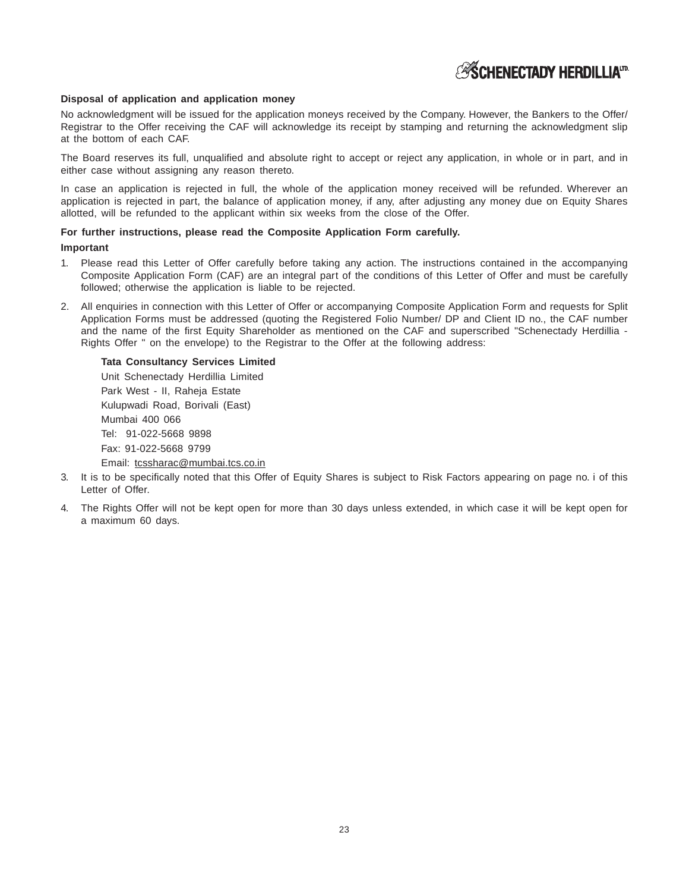**Disposal of application and application money**

No acknowledgment will be issued for the application moneys received by the Company. However, the Bankers to the Offer/ Registrar to the Offer receiving the CAF will acknowledge its receipt by stamping and returning the acknowledgment slip at the bottom of each CAF.

The Board reserves its full, unqualified and absolute right to accept or reject any application, in whole or in part, and in either case without assigning any reason thereto.

In case an application is rejected in full, the whole of the application money received will be refunded. Wherever an application is rejected in part, the balance of application money, if any, after adjusting any money due on Equity Shares allotted, will be refunded to the applicant within six weeks from the close of the Offer.

**For further instructions, please read the Composite Application Form carefully.**

**Important**

1. Please read this Letter of Offer carefully before taking any action. The instructions contained in the accompanying Composite Application Form (CAF) are an integral part of the conditions of this Letter of Offer and must be carefully followed; otherwise the application is liable to be rejected.

2. All enquiries in connection with this Letter of Offer or accompanying Composite Application Form and requests for Split Application Forms must be addressed (quoting the Registered Folio Number/ DP and Client ID no., the CAF number and the name of the first Equity Shareholder as mentioned on the CAF and superscribed "Schenectady Herdillia - Rights Offer " on the envelope) to the Registrar to the Offer at the following address:

   **Tata Consultancy Services Limited**
   Unit Schenectady Herdillia Limited
   Park West - II, Raheja Estate
   Kulupwadi Road, Borivali (East)
   Mumbai 400 066
   Tel: 91-022-5668 9898
   Fax: 91-022-5668 9799
   Email: tcssharac@mumbai.tcs.co.in

3. It is to be specifically noted that this Offer of Equity Shares is subject to Risk Factors appearing on page no. i of this Letter of Offer.

4. The Rights Offer will not be kept open for more than 30 days unless extended, in which case it will be kept open for a maximum 60 days.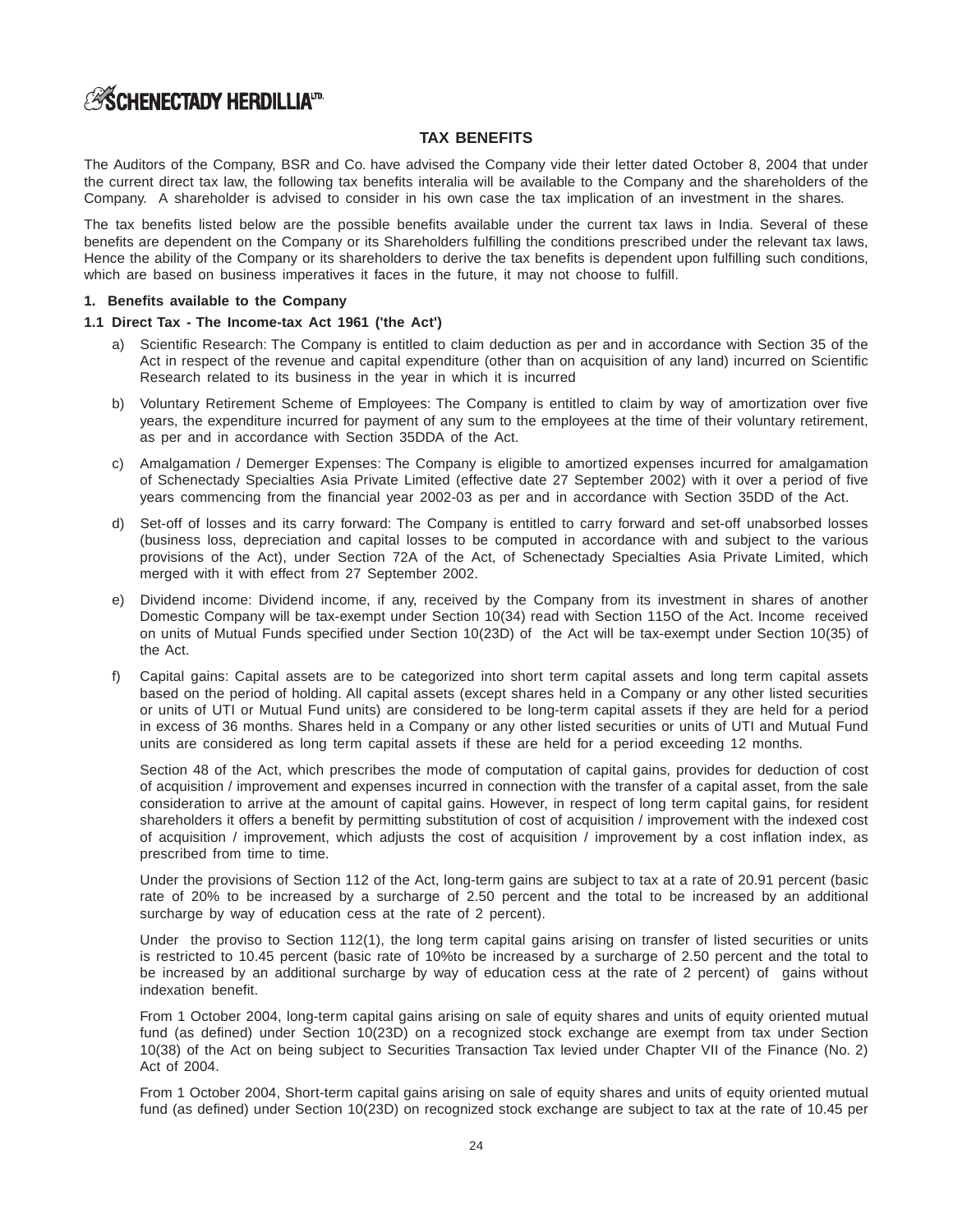## TAX BENEFITS

The Auditors of the Company, BSR and Co. have advised the Company vide their letter dated October 8, 2004 that under the current direct tax law, the following tax benefits interalia will be available to the Company and the shareholders of the Company. A shareholder is advised to consider in his own case the tax implication of an investment in the shares.

The tax benefits listed below are the possible benefits available under the current tax laws in India. Several of these benefits are dependent on the Company or its Shareholders fulfilling the conditions prescribed under the relevant tax laws, Hence the ability of the Company or its shareholders to derive the tax benefits is dependent upon fulfilling such conditions, which are based on business imperatives it faces in the future, it may not choose to fulfill.

**1. Benefits available to the Company**

**1.1 Direct Tax - The Income-tax Act 1961 ('the Act')**

a) Scientific Research: The Company is entitled to claim deduction as per and in accordance with Section 35 of the Act in respect of the revenue and capital expenditure (other than on acquisition of any land) incurred on Scientific Research related to its business in the year in which it is incurred

b) Voluntary Retirement Scheme of Employees: The Company is entitled to claim by way of amortization over five years, the expenditure incurred for payment of any sum to the employees at the time of their voluntary retirement, as per and in accordance with Section 35DDA of the Act.

c) Amalgamation / Demerger Expenses: The Company is eligible to amortized expenses incurred for amalgamation of Schenectady Specialties Asia Private Limited (effective date 27 September 2002) with it over a period of five years commencing from the financial year 2002-03 as per and in accordance with Section 35DD of the Act.

d) Set-off of losses and its carry forward: The Company is entitled to carry forward and set-off unabsorbed losses (business loss, depreciation and capital losses to be computed in accordance with and subject to the various provisions of the Act), under Section 72A of the Act, of Schenectady Specialties Asia Private Limited, which merged with it with effect from 27 September 2002.

e) Dividend income: Dividend income, if any, received by the Company from its investment in shares of another Domestic Company will be tax-exempt under Section 10(34) read with Section 115O of the Act. Income received on units of Mutual Funds specified under Section 10(23D) of the Act will be tax-exempt under Section 10(35) of the Act.

f) Capital gains: Capital assets are to be categorized into short term capital assets and long term capital assets based on the period of holding. All capital assets (except shares held in a Company or any other listed securities or units of UTI or Mutual Fund units) are considered to be long-term capital assets if they are held for a period in excess of 36 months. Shares held in a Company or any other listed securities or units of UTI and Mutual Fund units are considered as long term capital assets if these are held for a period exceeding 12 months.

Section 48 of the Act, which prescribes the mode of computation of capital gains, provides for deduction of cost of acquisition / improvement and expenses incurred in connection with the transfer of a capital asset, from the sale consideration to arrive at the amount of capital gains. However, in respect of long term capital gains, for resident shareholders it offers a benefit by permitting substitution of cost of acquisition / improvement with the indexed cost of acquisition / improvement, which adjusts the cost of acquisition / improvement by a cost inflation index, as prescribed from time to time.

Under the provisions of Section 112 of the Act, long-term gains are subject to tax at a rate of 20.91 percent (basic rate of 20% to be increased by a surcharge of 2.50 percent and the total to be increased by an additional surcharge by way of education cess at the rate of 2 percent).

Under the proviso to Section 112(1), the long term capital gains arising on transfer of listed securities or units is restricted to 10.45 percent (basic rate of 10%to be increased by a surcharge of 2.50 percent and the total to be increased by an additional surcharge by way of education cess at the rate of 2 percent) of gains without indexation benefit.

From 1 October 2004, long-term capital gains arising on sale of equity shares and units of equity oriented mutual fund (as defined) under Section 10(23D) on a recognized stock exchange are exempt from tax under Section 10(38) of the Act on being subject to Securities Transaction Tax levied under Chapter VII of the Finance (No. 2) Act of 2004.

From 1 October 2004, Short-term capital gains arising on sale of equity shares and units of equity oriented mutual fund (as defined) under Section 10(23D) on recognized stock exchange are subject to tax at the rate of 10.45 per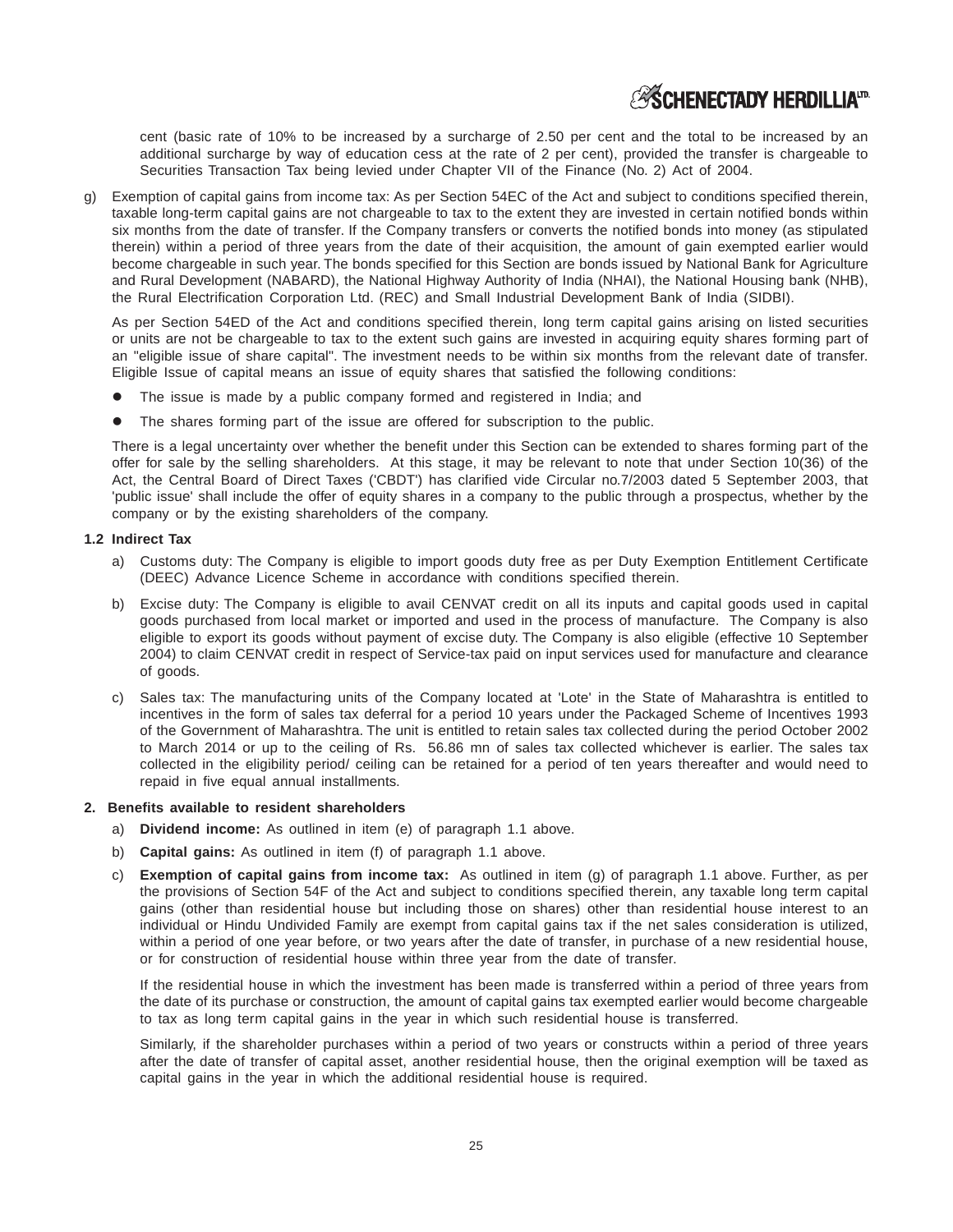cent (basic rate of 10% to be increased by a surcharge of 2.50 per cent and the total to be increased by an additional surcharge by way of education cess at the rate of 2 per cent), provided the transfer is chargeable to Securities Transaction Tax being levied under Chapter VII of the Finance (No. 2) Act of 2004.

g) Exemption of capital gains from income tax: As per Section 54EC of the Act and subject to conditions specified therein, taxable long-term capital gains are not chargeable to tax to the extent they are invested in certain notified bonds within six months from the date of transfer. If the Company transfers or converts the notified bonds into money (as stipulated therein) within a period of three years from the date of their acquisition, the amount of gain exempted earlier would become chargeable in such year. The bonds specified for this Section are bonds issued by National Bank for Agriculture and Rural Development (NABARD), the National Highway Authority of India (NHAI), the National Housing bank (NHB), the Rural Electrification Corporation Ltd. (REC) and Small Industrial Development Bank of India (SIDBI).

As per Section 54ED of the Act and conditions specified therein, long term capital gains arising on listed securities or units are not be chargeable to tax to the extent such gains are invested in acquiring equity shares forming part of an "eligible issue of share capital". The investment needs to be within six months from the relevant date of transfer. Eligible Issue of capital means an issue of equity shares that satisfied the following conditions:

- The issue is made by a public company formed and registered in India; and
- The shares forming part of the issue are offered for subscription to the public.

There is a legal uncertainty over whether the benefit under this Section can be extended to shares forming part of the offer for sale by the selling shareholders. At this stage, it may be relevant to note that under Section 10(36) of the Act, the Central Board of Direct Taxes ('CBDT') has clarified vide Circular no.7/2003 dated 5 September 2003, that 'public issue' shall include the offer of equity shares in a company to the public through a prospectus, whether by the company or by the existing shareholders of the company.

**1.2 Indirect Tax**

a) Customs duty: The Company is eligible to import goods duty free as per Duty Exemption Entitlement Certificate (DEEC) Advance Licence Scheme in accordance with conditions specified therein.

b) Excise duty: The Company is eligible to avail CENVAT credit on all its inputs and capital goods used in capital goods purchased from local market or imported and used in the process of manufacture. The Company is also eligible to export its goods without payment of excise duty. The Company is also eligible (effective 10 September 2004) to claim CENVAT credit in respect of Service-tax paid on input services used for manufacture and clearance of goods.

c) Sales tax: The manufacturing units of the Company located at 'Lote' in the State of Maharashtra is entitled to incentives in the form of sales tax deferral for a period 10 years under the Packaged Scheme of Incentives 1993 of the Government of Maharashtra. The unit is entitled to retain sales tax collected during the period October 2002 to March 2014 or up to the ceiling of Rs. 56.86 mn of sales tax collected whichever is earlier. The sales tax collected in the eligibility period/ ceiling can be retained for a period of ten years thereafter and would need to repaid in five equal annual installments.

**2. Benefits available to resident shareholders**

a) **Dividend income:** As outlined in item (e) of paragraph 1.1 above.

b) **Capital gains:** As outlined in item (f) of paragraph 1.1 above.

c) **Exemption of capital gains from income tax:** As outlined in item (g) of paragraph 1.1 above. Further, as per the provisions of Section 54F of the Act and subject to conditions specified therein, any taxable long term capital gains (other than residential house but including those on shares) other than residential house interest to an individual or Hindu Undivided Family are exempt from capital gains tax if the net sales consideration is utilized, within a period of one year before, or two years after the date of transfer, in purchase of a new residential house, or for construction of residential house within three year from the date of transfer.

If the residential house in which the investment has been made is transferred within a period of three years from the date of its purchase or construction, the amount of capital gains tax exempted earlier would become chargeable to tax as long term capital gains in the year in which such residential house is transferred.

Similarly, if the shareholder purchases within a period of two years or constructs within a period of three years after the date of transfer of capital asset, another residential house, then the original exemption will be taxed as capital gains in the year in which the additional residential house is required.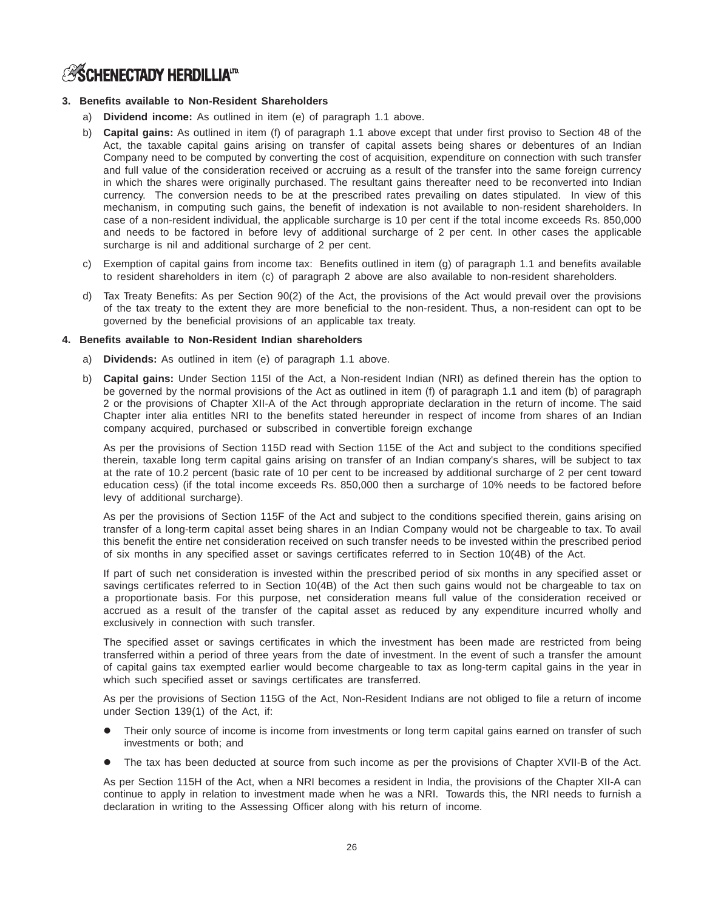### 3. Benefits available to Non-Resident Shareholders

a) **Dividend income:** As outlined in item (e) of paragraph 1.1 above.

b) **Capital gains:** As outlined in item (f) of paragraph 1.1 above except that under first proviso to Section 48 of the Act, the taxable capital gains arising on transfer of capital assets being shares or debentures of an Indian Company need to be computed by converting the cost of acquisition, expenditure on connection with such transfer and full value of the consideration received or accruing as a result of the transfer into the same foreign currency in which the shares were originally purchased. The resultant gains thereafter need to be reconverted into Indian currency. The conversion needs to be at the prescribed rates prevailing on dates stipulated. In view of this mechanism, in computing such gains, the benefit of indexation is not available to non-resident shareholders. In case of a non-resident individual, the applicable surcharge is 10 per cent if the total income exceeds Rs. 850,000 and needs to be factored in before levy of additional surcharge of 2 per cent. In other cases the applicable surcharge is nil and additional surcharge of 2 per cent.

c) Exemption of capital gains from income tax: Benefits outlined in item (g) of paragraph 1.1 and benefits available to resident shareholders in item (c) of paragraph 2 above are also available to non-resident shareholders.

d) Tax Treaty Benefits: As per Section 90(2) of the Act, the provisions of the Act would prevail over the provisions of the tax treaty to the extent they are more beneficial to the non-resident. Thus, a non-resident can opt to be governed by the beneficial provisions of an applicable tax treaty.

### 4. Benefits available to Non-Resident Indian shareholders

a) **Dividends:** As outlined in item (e) of paragraph 1.1 above.

b) **Capital gains:** Under Section 115I of the Act, a Non-resident Indian (NRI) as defined therein has the option to be governed by the normal provisions of the Act as outlined in item (f) of paragraph 1.1 and item (b) of paragraph 2 or the provisions of Chapter XII-A of the Act through appropriate declaration in the return of income. The said Chapter inter alia entitles NRI to the benefits stated hereunder in respect of income from shares of an Indian company acquired, purchased or subscribed in convertible foreign exchange

As per the provisions of Section 115D read with Section 115E of the Act and subject to the conditions specified therein, taxable long term capital gains arising on transfer of an Indian company's shares, will be subject to tax at the rate of 10.2 percent (basic rate of 10 per cent to be increased by additional surcharge of 2 per cent toward education cess) (if the total income exceeds Rs. 850,000 then a surcharge of 10% needs to be factored before levy of additional surcharge).

As per the provisions of Section 115F of the Act and subject to the conditions specified therein, gains arising on transfer of a long-term capital asset being shares in an Indian Company would not be chargeable to tax. To avail this benefit the entire net consideration received on such transfer needs to be invested within the prescribed period of six months in any specified asset or savings certificates referred to in Section 10(4B) of the Act.

If part of such net consideration is invested within the prescribed period of six months in any specified asset or savings certificates referred to in Section 10(4B) of the Act then such gains would not be chargeable to tax on a proportionate basis. For this purpose, net consideration means full value of the consideration received or accrued as a result of the transfer of the capital asset as reduced by any expenditure incurred wholly and exclusively in connection with such transfer.

The specified asset or savings certificates in which the investment has been made are restricted from being transferred within a period of three years from the date of investment. In the event of such a transfer the amount of capital gains tax exempted earlier would become chargeable to tax as long-term capital gains in the year in which such specified asset or savings certificates are transferred.

As per the provisions of Section 115G of the Act, Non-Resident Indians are not obliged to file a return of income under Section 139(1) of the Act, if:

- Their only source of income is income from investments or long term capital gains earned on transfer of such investments or both; and
- The tax has been deducted at source from such income as per the provisions of Chapter XVII-B of the Act.

As per Section 115H of the Act, when a NRI becomes a resident in India, the provisions of the Chapter XII-A can continue to apply in relation to investment made when he was a NRI. Towards this, the NRI needs to furnish a declaration in writing to the Assessing Officer along with his return of income.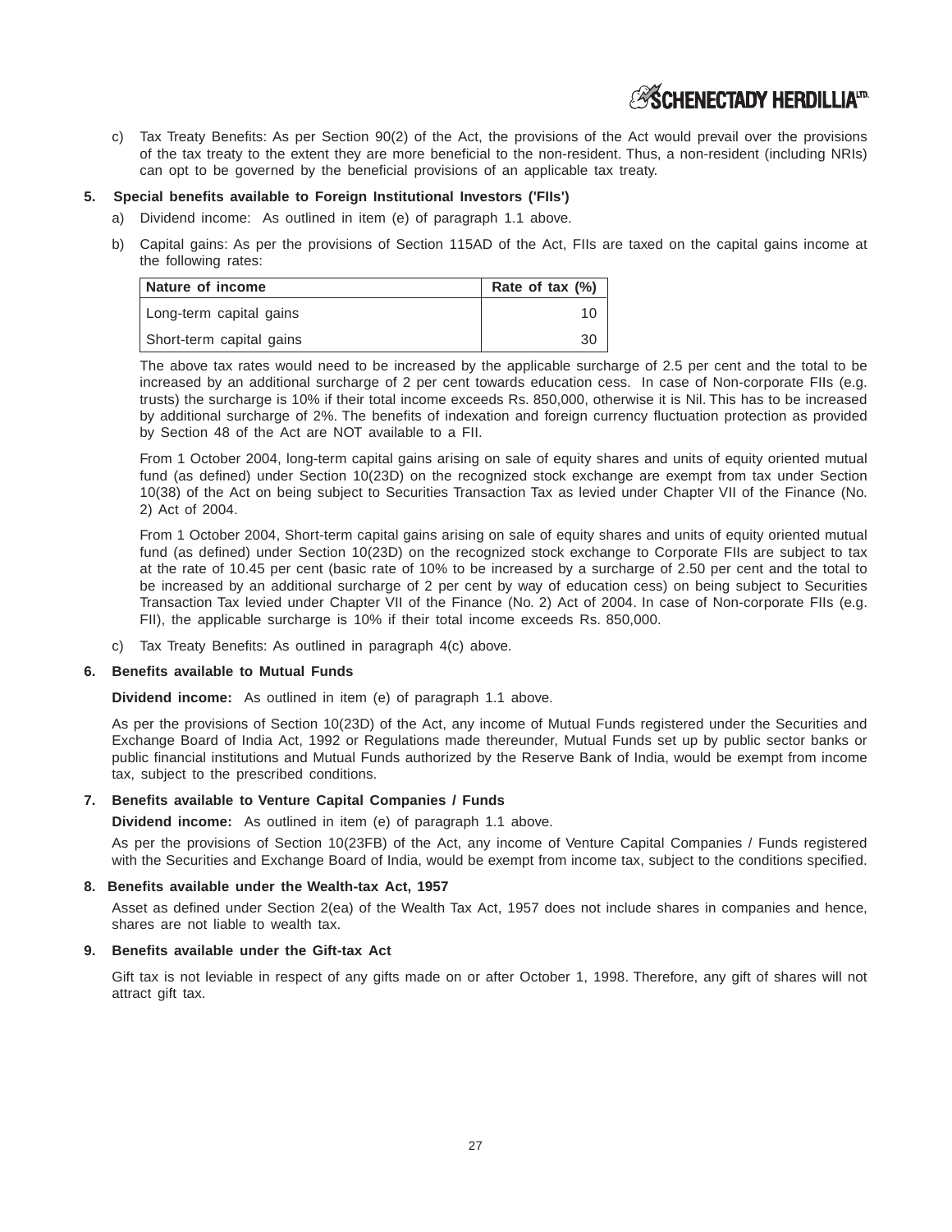c) Tax Treaty Benefits: As per Section 90(2) of the Act, the provisions of the Act would prevail over the provisions of the tax treaty to the extent they are more beneficial to the non-resident. Thus, a non-resident (including NRIs) can opt to be governed by the beneficial provisions of an applicable tax treaty.

**5. Special benefits available to Foreign Institutional Investors ('FIIs')**

a) Dividend income: As outlined in item (e) of paragraph 1.1 above.

b) Capital gains: As per the provisions of Section 115AD of the Act, FIIs are taxed on the capital gains income at the following rates:

| Nature of income | Rate of tax (%) |
|---|---|
| Long-term capital gains | 10 |
| Short-term capital gains | 30 |

The above tax rates would need to be increased by the applicable surcharge of 2.5 per cent and the total to be increased by an additional surcharge of 2 per cent towards education cess. In case of Non-corporate FIIs (e.g. trusts) the surcharge is 10% if their total income exceeds Rs. 850,000, otherwise it is Nil. This has to be increased by additional surcharge of 2%. The benefits of indexation and foreign currency fluctuation protection as provided by Section 48 of the Act are NOT available to a FII.

From 1 October 2004, long-term capital gains arising on sale of equity shares and units of equity oriented mutual fund (as defined) under Section 10(23D) on the recognized stock exchange are exempt from tax under Section 10(38) of the Act on being subject to Securities Transaction Tax as levied under Chapter VII of the Finance (No. 2) Act of 2004.

From 1 October 2004, Short-term capital gains arising on sale of equity shares and units of equity oriented mutual fund (as defined) under Section 10(23D) on the recognized stock exchange to Corporate FIIs are subject to tax at the rate of 10.45 per cent (basic rate of 10% to be increased by a surcharge of 2.50 per cent and the total to be increased by an additional surcharge of 2 per cent by way of education cess) on being subject to Securities Transaction Tax levied under Chapter VII of the Finance (No. 2) Act of 2004. In case of Non-corporate FIIs (e.g. FII), the applicable surcharge is 10% if their total income exceeds Rs. 850,000.

c) Tax Treaty Benefits: As outlined in paragraph 4(c) above.

**6. Benefits available to Mutual Funds**

**Dividend income:** As outlined in item (e) of paragraph 1.1 above.

As per the provisions of Section 10(23D) of the Act, any income of Mutual Funds registered under the Securities and Exchange Board of India Act, 1992 or Regulations made thereunder, Mutual Funds set up by public sector banks or public financial institutions and Mutual Funds authorized by the Reserve Bank of India, would be exempt from income tax, subject to the prescribed conditions.

**7. Benefits available to Venture Capital Companies / Funds**

**Dividend income:** As outlined in item (e) of paragraph 1.1 above.

As per the provisions of Section 10(23FB) of the Act, any income of Venture Capital Companies / Funds registered with the Securities and Exchange Board of India, would be exempt from income tax, subject to the conditions specified.

**8. Benefits available under the Wealth-tax Act, 1957**

Asset as defined under Section 2(ea) of the Wealth Tax Act, 1957 does not include shares in companies and hence, shares are not liable to wealth tax.

**9. Benefits available under the Gift-tax Act**

Gift tax is not leviable in respect of any gifts made on or after October 1, 1998. Therefore, any gift of shares will not attract gift tax.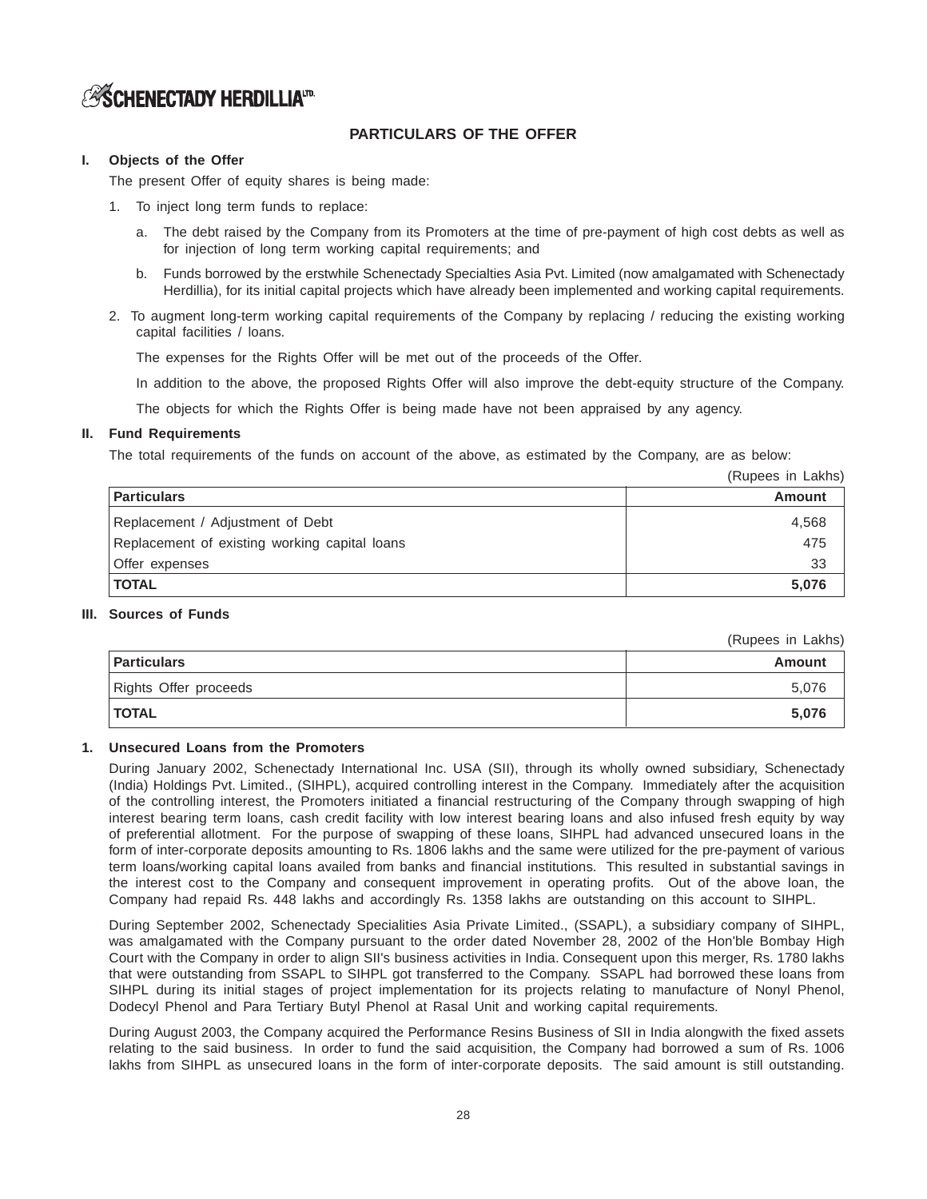## PARTICULARS OF THE OFFER

**I. Objects of the Offer**

The present Offer of equity shares is being made:

1. To inject long term funds to replace:
   a. The debt raised by the Company from its Promoters at the time of pre-payment of high cost debts as well as for injection of long term working capital requirements; and
   b. Funds borrowed by the erstwhile Schenectady Specialties Asia Pvt. Limited (now amalgamated with Schenectady Herdillia), for its initial capital projects which have already been implemented and working capital requirements.
2. To augment long-term working capital requirements of the Company by replacing / reducing the existing working capital facilities / loans.

   The expenses for the Rights Offer will be met out of the proceeds of the Offer.

   In addition to the above, the proposed Rights Offer will also improve the debt-equity structure of the Company.

   The objects for which the Rights Offer is being made have not been appraised by any agency.

**II. Fund Requirements**

The total requirements of the funds on account of the above, as estimated by the Company, are as below:

(Rupees in Lakhs)

| Particulars | Amount |
|---|---|
| Replacement / Adjustment of Debt | 4,568 |
| Replacement of existing working capital loans | 475 |
| Offer expenses | 33 |
| **TOTAL** | **5,076** |

**III. Sources of Funds**

(Rupees in Lakhs)

| Particulars | Amount |
|---|---|
| Rights Offer proceeds | 5,076 |
| **TOTAL** | **5,076** |

**1. Unsecured Loans from the Promoters**

During January 2002, Schenectady International Inc. USA (SII), through its wholly owned subsidiary, Schenectady (India) Holdings Pvt. Limited., (SIHPL), acquired controlling interest in the Company. Immediately after the acquisition of the controlling interest, the Promoters initiated a financial restructuring of the Company through swapping of high interest bearing term loans, cash credit facility with low interest bearing loans and also infused fresh equity by way of preferential allotment. For the purpose of swapping of these loans, SIHPL had advanced unsecured loans in the form of inter-corporate deposits amounting to Rs. 1806 lakhs and the same were utilized for the pre-payment of various term loans/working capital loans availed from banks and financial institutions. This resulted in substantial savings in the interest cost to the Company and consequent improvement in operating profits. Out of the above loan, the Company had repaid Rs. 448 lakhs and accordingly Rs. 1358 lakhs are outstanding on this account to SIHPL.

During September 2002, Schenectady Specialities Asia Private Limited., (SSAPL), a subsidiary company of SIHPL, was amalgamated with the Company pursuant to the order dated November 28, 2002 of the Hon'ble Bombay High Court with the Company in order to align SII's business activities in India. Consequent upon this merger, Rs. 1780 lakhs that were outstanding from SSAPL to SIHPL got transferred to the Company. SSAPL had borrowed these loans from SIHPL during its initial stages of project implementation for its projects relating to manufacture of Nonyl Phenol, Dodecyl Phenol and Para Tertiary Butyl Phenol at Rasal Unit and working capital requirements.

During August 2003, the Company acquired the Performance Resins Business of SII in India alongwith the fixed assets relating to the said business. In order to fund the said acquisition, the Company had borrowed a sum of Rs. 1006 lakhs from SIHPL as unsecured loans in the form of inter-corporate deposits. The said amount is still outstanding.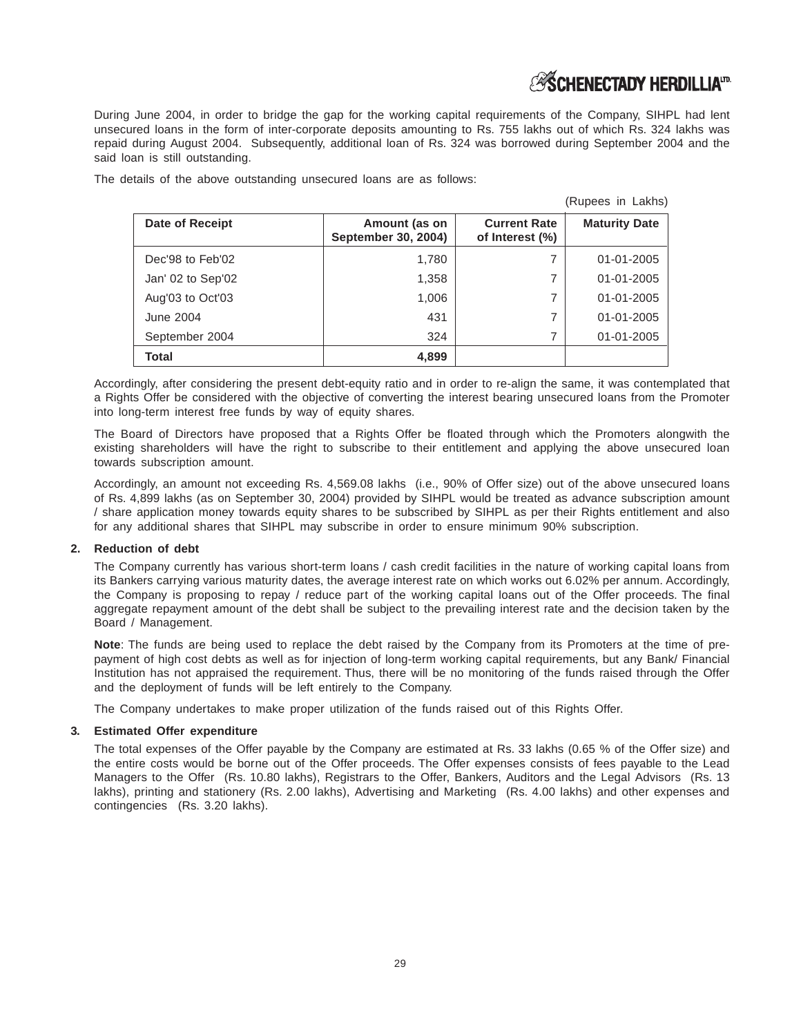During June 2004, in order to bridge the gap for the working capital requirements of the Company, SIHPL had lent unsecured loans in the form of inter-corporate deposits amounting to Rs. 755 lakhs out of which Rs. 324 lakhs was repaid during August 2004. Subsequently, additional loan of Rs. 324 was borrowed during September 2004 and the said loan is still outstanding.

The details of the above outstanding unsecured loans are as follows:

(Rupees in Lakhs)

| Date of Receipt | Amount (as on September 30, 2004) | Current Rate of Interest (%) | Maturity Date |
|---|---|---|---|
| Dec'98 to Feb'02 | 1,780 | 7 | 01-01-2005 |
| Jan' 02 to Sep'02 | 1,358 | 7 | 01-01-2005 |
| Aug'03 to Oct'03 | 1,006 | 7 | 01-01-2005 |
| June 2004 | 431 | 7 | 01-01-2005 |
| September 2004 | 324 | 7 | 01-01-2005 |
| **Total** | **4,899** | | |

Accordingly, after considering the present debt-equity ratio and in order to re-align the same, it was contemplated that a Rights Offer be considered with the objective of converting the interest bearing unsecured loans from the Promoter into long-term interest free funds by way of equity shares.

The Board of Directors have proposed that a Rights Offer be floated through which the Promoters alongwith the existing shareholders will have the right to subscribe to their entitlement and applying the above unsecured loan towards subscription amount.

Accordingly, an amount not exceeding Rs. 4,569.08 lakhs (i.e., 90% of Offer size) out of the above unsecured loans of Rs. 4,899 lakhs (as on September 30, 2004) provided by SIHPL would be treated as advance subscription amount / share application money towards equity shares to be subscribed by SIHPL as per their Rights entitlement and also for any additional shares that SIHPL may subscribe in order to ensure minimum 90% subscription.

**2. Reduction of debt**

The Company currently has various short-term loans / cash credit facilities in the nature of working capital loans from its Bankers carrying various maturity dates, the average interest rate on which works out 6.02% per annum. Accordingly, the Company is proposing to repay / reduce part of the working capital loans out of the Offer proceeds. The final aggregate repayment amount of the debt shall be subject to the prevailing interest rate and the decision taken by the Board / Management.

**Note**: The funds are being used to replace the debt raised by the Company from its Promoters at the time of pre-payment of high cost debts as well as for injection of long-term working capital requirements, but any Bank/ Financial Institution has not appraised the requirement. Thus, there will be no monitoring of the funds raised through the Offer and the deployment of funds will be left entirely to the Company.

The Company undertakes to make proper utilization of the funds raised out of this Rights Offer.

**3. Estimated Offer expenditure**

The total expenses of the Offer payable by the Company are estimated at Rs. 33 lakhs (0.65 % of the Offer size) and the entire costs would be borne out of the Offer proceeds. The Offer expenses consists of fees payable to the Lead Managers to the Offer (Rs. 10.80 lakhs), Registrars to the Offer, Bankers, Auditors and the Legal Advisors (Rs. 13 lakhs), printing and stationery (Rs. 2.00 lakhs), Advertising and Marketing (Rs. 4.00 lakhs) and other expenses and contingencies (Rs. 3.20 lakhs).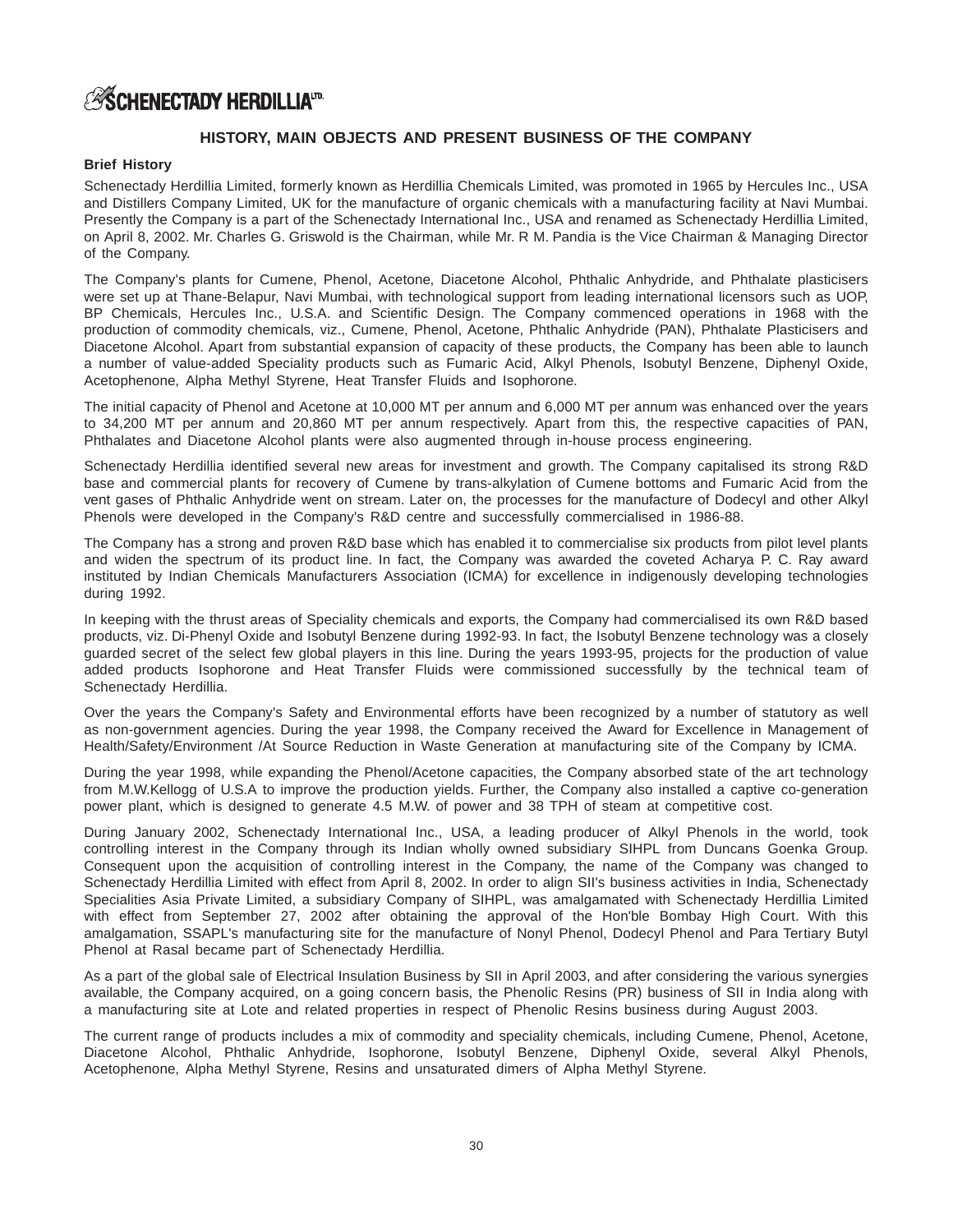## HISTORY, MAIN OBJECTS AND PRESENT BUSINESS OF THE COMPANY

### Brief History

Schenectady Herdillia Limited, formerly known as Herdillia Chemicals Limited, was promoted in 1965 by Hercules Inc., USA and Distillers Company Limited, UK for the manufacture of organic chemicals with a manufacturing facility at Navi Mumbai. Presently the Company is a part of the Schenectady International Inc., USA and renamed as Schenectady Herdillia Limited, on April 8, 2002. Mr. Charles G. Griswold is the Chairman, while Mr. R M. Pandia is the Vice Chairman & Managing Director of the Company.

The Company's plants for Cumene, Phenol, Acetone, Diacetone Alcohol, Phthalic Anhydride, and Phthalate plasticisers were set up at Thane-Belapur, Navi Mumbai, with technological support from leading international licensors such as UOP, BP Chemicals, Hercules Inc., U.S.A. and Scientific Design. The Company commenced operations in 1968 with the production of commodity chemicals, viz., Cumene, Phenol, Acetone, Phthalic Anhydride (PAN), Phthalate Plasticisers and Diacetone Alcohol. Apart from substantial expansion of capacity of these products, the Company has been able to launch a number of value-added Speciality products such as Fumaric Acid, Alkyl Phenols, Isobutyl Benzene, Diphenyl Oxide, Acetophenone, Alpha Methyl Styrene, Heat Transfer Fluids and Isophorone.

The initial capacity of Phenol and Acetone at 10,000 MT per annum and 6,000 MT per annum was enhanced over the years to 34,200 MT per annum and 20,860 MT per annum respectively. Apart from this, the respective capacities of PAN, Phthalates and Diacetone Alcohol plants were also augmented through in-house process engineering.

Schenectady Herdillia identified several new areas for investment and growth. The Company capitalised its strong R&D base and commercial plants for recovery of Cumene by trans-alkylation of Cumene bottoms and Fumaric Acid from the vent gases of Phthalic Anhydride went on stream. Later on, the processes for the manufacture of Dodecyl and other Alkyl Phenols were developed in the Company's R&D centre and successfully commercialised in 1986-88.

The Company has a strong and proven R&D base which has enabled it to commercialise six products from pilot level plants and widen the spectrum of its product line. In fact, the Company was awarded the coveted Acharya P. C. Ray award instituted by Indian Chemicals Manufacturers Association (ICMA) for excellence in indigenously developing technologies during 1992.

In keeping with the thrust areas of Speciality chemicals and exports, the Company had commercialised its own R&D based products, viz. Di-Phenyl Oxide and Isobutyl Benzene during 1992-93. In fact, the Isobutyl Benzene technology was a closely guarded secret of the select few global players in this line. During the years 1993-95, projects for the production of value added products Isophorone and Heat Transfer Fluids were commissioned successfully by the technical team of Schenectady Herdillia.

Over the years the Company's Safety and Environmental efforts have been recognized by a number of statutory as well as non-government agencies. During the year 1998, the Company received the Award for Excellence in Management of Health/Safety/Environment /At Source Reduction in Waste Generation at manufacturing site of the Company by ICMA.

During the year 1998, while expanding the Phenol/Acetone capacities, the Company absorbed state of the art technology from M.W.Kellogg of U.S.A to improve the production yields. Further, the Company also installed a captive co-generation power plant, which is designed to generate 4.5 M.W. of power and 38 TPH of steam at competitive cost.

During January 2002, Schenectady International Inc., USA, a leading producer of Alkyl Phenols in the world, took controlling interest in the Company through its Indian wholly owned subsidiary SIHPL from Duncans Goenka Group. Consequent upon the acquisition of controlling interest in the Company, the name of the Company was changed to Schenectady Herdillia Limited with effect from April 8, 2002. In order to align SII's business activities in India, Schenectady Specialities Asia Private Limited, a subsidiary Company of SIHPL, was amalgamated with Schenectady Herdillia Limited with effect from September 27, 2002 after obtaining the approval of the Hon'ble Bombay High Court. With this amalgamation, SSAPL's manufacturing site for the manufacture of Nonyl Phenol, Dodecyl Phenol and Para Tertiary Butyl Phenol at Rasal became part of Schenectady Herdillia.

As a part of the global sale of Electrical Insulation Business by SII in April 2003, and after considering the various synergies available, the Company acquired, on a going concern basis, the Phenolic Resins (PR) business of SII in India along with a manufacturing site at Lote and related properties in respect of Phenolic Resins business during August 2003.

The current range of products includes a mix of commodity and speciality chemicals, including Cumene, Phenol, Acetone, Diacetone Alcohol, Phthalic Anhydride, Isophorone, Isobutyl Benzene, Diphenyl Oxide, several Alkyl Phenols, Acetophenone, Alpha Methyl Styrene, Resins and unsaturated dimers of Alpha Methyl Styrene.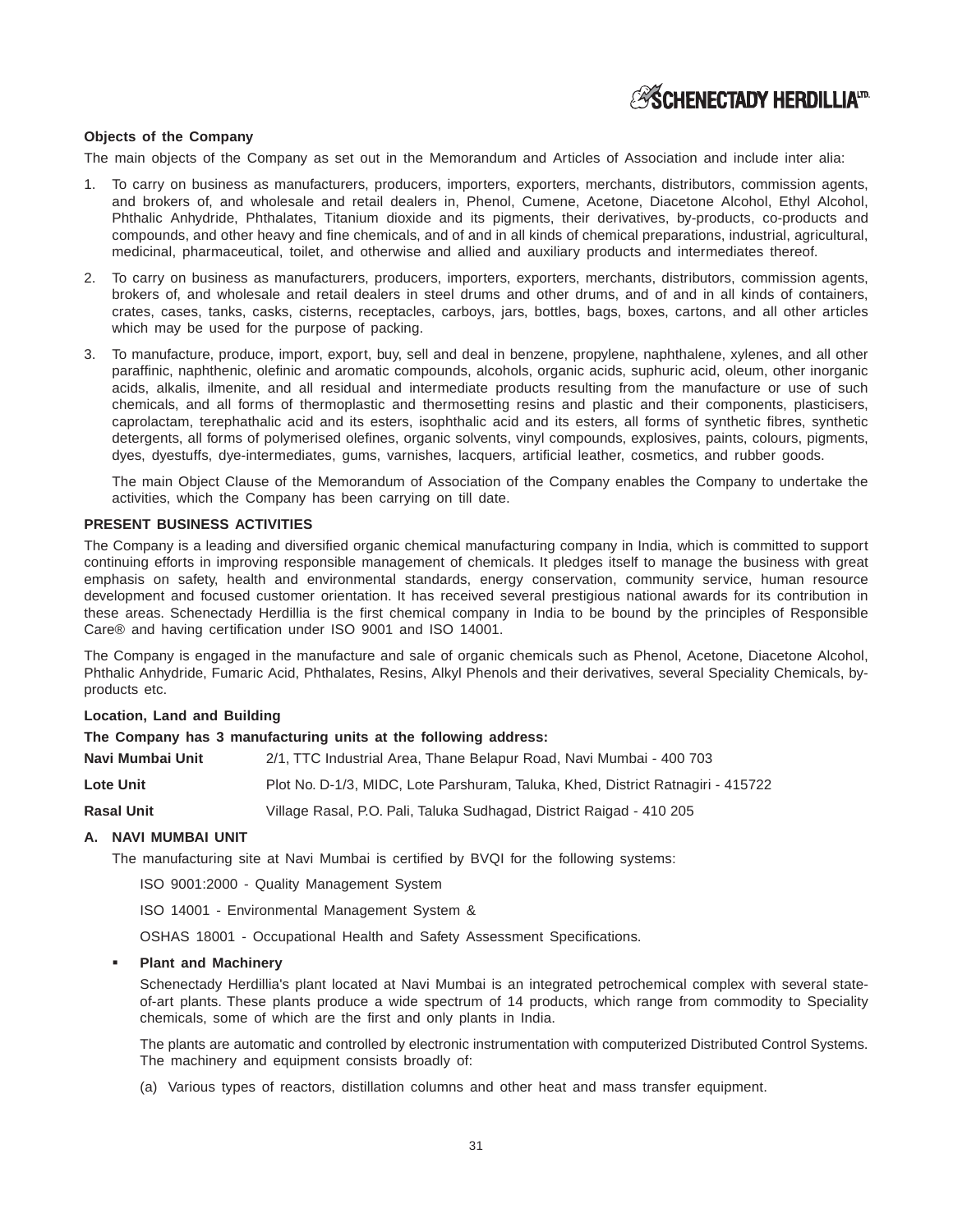**Objects of the Company**

The main objects of the Company as set out in the Memorandum and Articles of Association and include inter alia:

1. To carry on business as manufacturers, producers, importers, exporters, merchants, distributors, commission agents, and brokers of, and wholesale and retail dealers in, Phenol, Cumene, Acetone, Diacetone Alcohol, Ethyl Alcohol, Phthalic Anhydride, Phthalates, Titanium dioxide and its pigments, their derivatives, by-products, co-products and compounds, and other heavy and fine chemicals, and of and in all kinds of chemical preparations, industrial, agricultural, medicinal, pharmaceutical, toilet, and otherwise and allied and auxiliary products and intermediates thereof.

2. To carry on business as manufacturers, producers, importers, exporters, merchants, distributors, commission agents, brokers of, and wholesale and retail dealers in steel drums and other drums, and of and in all kinds of containers, crates, cases, tanks, casks, cisterns, receptacles, carboys, jars, bottles, bags, boxes, cartons, and all other articles which may be used for the purpose of packing.

3. To manufacture, produce, import, export, buy, sell and deal in benzene, propylene, naphthalene, xylenes, and all other paraffinic, naphthenic, olefinic and aromatic compounds, alcohols, organic acids, suphuric acid, oleum, other inorganic acids, alkalis, ilmenite, and all residual and intermediate products resulting from the manufacture or use of such chemicals, and all forms of thermoplastic and thermosetting resins and plastic and their components, plasticisers, caprolactam, terephathalic acid and its esters, isophthalic acid and its esters, all forms of synthetic fibres, synthetic detergents, all forms of polymerised olefines, organic solvents, vinyl compounds, explosives, paints, colours, pigments, dyes, dyestuffs, dye-intermediates, gums, varnishes, lacquers, artificial leather, cosmetics, and rubber goods.

   The main Object Clause of the Memorandum of Association of the Company enables the Company to undertake the activities, which the Company has been carrying on till date.

**PRESENT BUSINESS ACTIVITIES**

The Company is a leading and diversified organic chemical manufacturing company in India, which is committed to support continuing efforts in improving responsible management of chemicals. It pledges itself to manage the business with great emphasis on safety, health and environmental standards, energy conservation, community service, human resource development and focused customer orientation. It has received several prestigious national awards for its contribution in these areas. Schenectady Herdillia is the first chemical company in India to be bound by the principles of Responsible Care® and having certification under ISO 9001 and ISO 14001.

The Company is engaged in the manufacture and sale of organic chemicals such as Phenol, Acetone, Diacetone Alcohol, Phthalic Anhydride, Fumaric Acid, Phthalates, Resins, Alkyl Phenols and their derivatives, several Speciality Chemicals, by-products etc.

**Location, Land and Building**

**The Company has 3 manufacturing units at the following address:**

| | |
|---|---|
| **Navi Mumbai Unit** | 2/1, TTC Industrial Area, Thane Belapur Road, Navi Mumbai - 400 703 |
| **Lote Unit** | Plot No. D-1/3, MIDC, Lote Parshuram, Taluka, Khed, District Ratnagiri - 415722 |
| **Rasal Unit** | Village Rasal, P.O. Pali, Taluka Sudhagad, District Raigad - 410 205 |

**A. NAVI MUMBAI UNIT**

The manufacturing site at Navi Mumbai is certified by BVQI for the following systems:

ISO 9001:2000 - Quality Management System

ISO 14001 - Environmental Management System &

OSHAS 18001 - Occupational Health and Safety Assessment Specifications.

- **Plant and Machinery**

  Schenectady Herdillia's plant located at Navi Mumbai is an integrated petrochemical complex with several state-of-art plants. These plants produce a wide spectrum of 14 products, which range from commodity to Speciality chemicals, some of which are the first and only plants in India.

  The plants are automatic and controlled by electronic instrumentation with computerized Distributed Control Systems. The machinery and equipment consists broadly of:

  (a) Various types of reactors, distillation columns and other heat and mass transfer equipment.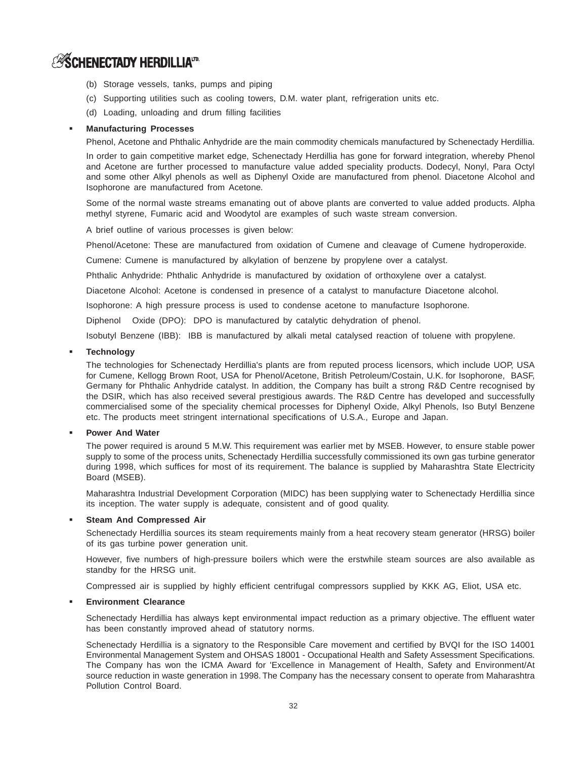(b) Storage vessels, tanks, pumps and piping

(c) Supporting utilities such as cooling towers, D.M. water plant, refrigeration units etc.

(d) Loading, unloading and drum filling facilities

- **Manufacturing Processes**

  Phenol, Acetone and Phthalic Anhydride are the main commodity chemicals manufactured by Schenectady Herdillia.

  In order to gain competitive market edge, Schenectady Herdillia has gone for forward integration, whereby Phenol and Acetone are further processed to manufacture value added speciality products. Dodecyl, Nonyl, Para Octyl and some other Alkyl phenols as well as Diphenyl Oxide are manufactured from phenol. Diacetone Alcohol and Isophorone are manufactured from Acetone.

  Some of the normal waste streams emanating out of above plants are converted to value added products. Alpha methyl styrene, Fumaric acid and Woodytol are examples of such waste stream conversion.

  A brief outline of various processes is given below:

  Phenol/Acetone: These are manufactured from oxidation of Cumene and cleavage of Cumene hydroperoxide.

  Cumene: Cumene is manufactured by alkylation of benzene by propylene over a catalyst.

  Phthalic Anhydride: Phthalic Anhydride is manufactured by oxidation of orthoxylene over a catalyst.

  Diacetone Alcohol: Acetone is condensed in presence of a catalyst to manufacture Diacetone alcohol.

  Isophorone: A high pressure process is used to condense acetone to manufacture Isophorone.

  Diphenol Oxide (DPO): DPO is manufactured by catalytic dehydration of phenol.

  Isobutyl Benzene (IBB): IBB is manufactured by alkali metal catalysed reaction of toluene with propylene.

- **Technology**

  The technologies for Schenectady Herdillia's plants are from reputed process licensors, which include UOP, USA for Cumene, Kellogg Brown Root, USA for Phenol/Acetone, British Petroleum/Costain, U.K. for Isophorone, BASF, Germany for Phthalic Anhydride catalyst. In addition, the Company has built a strong R&D Centre recognised by the DSIR, which has also received several prestigious awards. The R&D Centre has developed and successfully commercialised some of the speciality chemical processes for Diphenyl Oxide, Alkyl Phenols, Iso Butyl Benzene etc. The products meet stringent international specifications of U.S.A., Europe and Japan.

- **Power And Water**

  The power required is around 5 M.W. This requirement was earlier met by MSEB. However, to ensure stable power supply to some of the process units, Schenectady Herdillia successfully commissioned its own gas turbine generator during 1998, which suffices for most of its requirement. The balance is supplied by Maharashtra State Electricity Board (MSEB).

  Maharashtra Industrial Development Corporation (MIDC) has been supplying water to Schenectady Herdillia since its inception. The water supply is adequate, consistent and of good quality.

- **Steam And Compressed Air**

  Schenectady Herdillia sources its steam requirements mainly from a heat recovery steam generator (HRSG) boiler of its gas turbine power generation unit.

  However, five numbers of high-pressure boilers which were the erstwhile steam sources are also available as standby for the HRSG unit.

  Compressed air is supplied by highly efficient centrifugal compressors supplied by KKK AG, Eliot, USA etc.

- **Environment Clearance**

  Schenectady Herdillia has always kept environmental impact reduction as a primary objective. The effluent water has been constantly improved ahead of statutory norms.

  Schenectady Herdillia is a signatory to the Responsible Care movement and certified by BVQI for the ISO 14001 Environmental Management System and OHSAS 18001 - Occupational Health and Safety Assessment Specifications. The Company has won the ICMA Award for 'Excellence in Management of Health, Safety and Environment/At source reduction in waste generation in 1998. The Company has the necessary consent to operate from Maharashtra Pollution Control Board.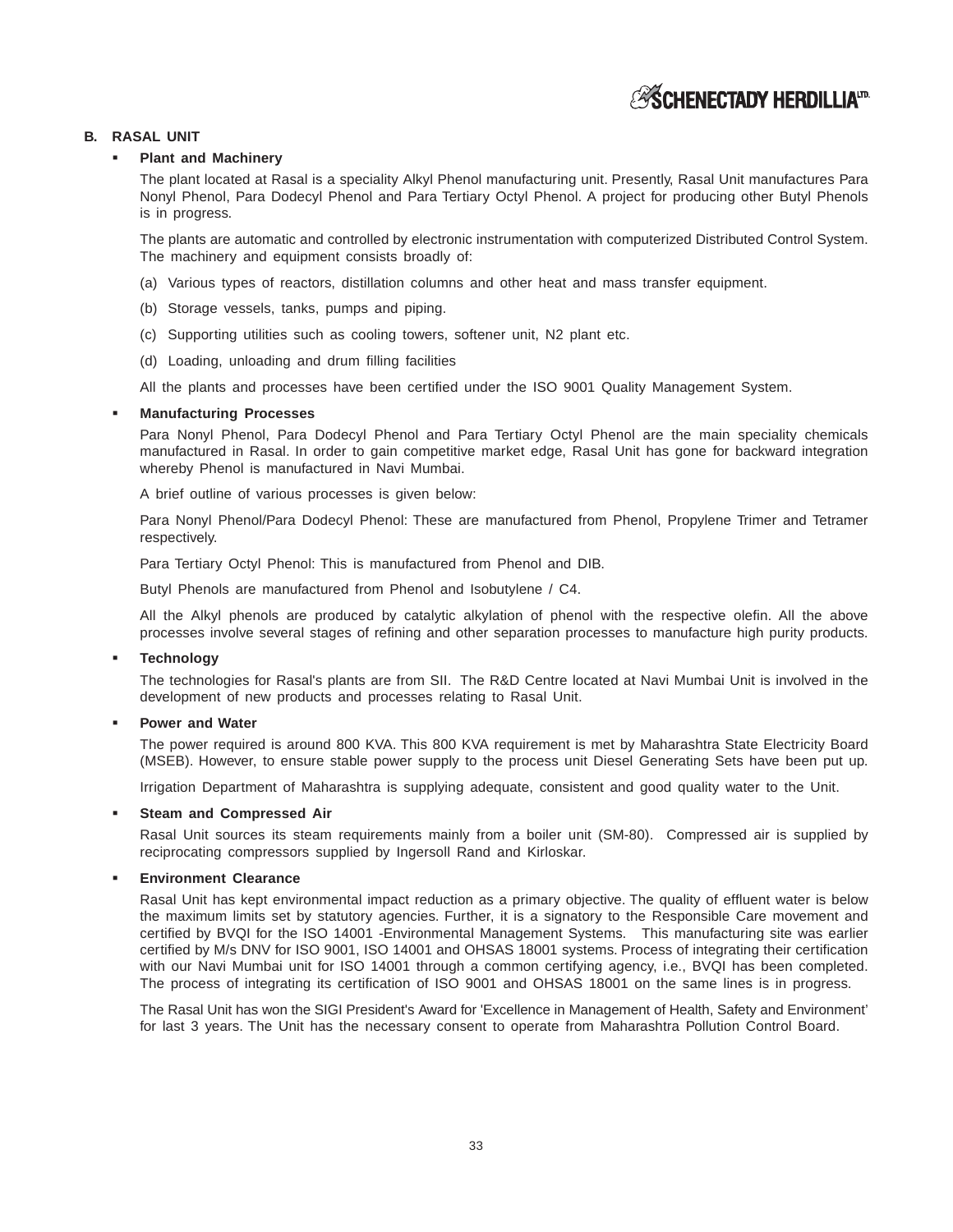## B. RASAL UNIT

- **Plant and Machinery**

  The plant located at Rasal is a speciality Alkyl Phenol manufacturing unit. Presently, Rasal Unit manufactures Para Nonyl Phenol, Para Dodecyl Phenol and Para Tertiary Octyl Phenol. A project for producing other Butyl Phenols is in progress.

  The plants are automatic and controlled by electronic instrumentation with computerized Distributed Control System. The machinery and equipment consists broadly of:

  (a) Various types of reactors, distillation columns and other heat and mass transfer equipment.

  (b) Storage vessels, tanks, pumps and piping.

  (c) Supporting utilities such as cooling towers, softener unit, N2 plant etc.

  (d) Loading, unloading and drum filling facilities

  All the plants and processes have been certified under the ISO 9001 Quality Management System.

- **Manufacturing Processes**

  Para Nonyl Phenol, Para Dodecyl Phenol and Para Tertiary Octyl Phenol are the main speciality chemicals manufactured in Rasal. In order to gain competitive market edge, Rasal Unit has gone for backward integration whereby Phenol is manufactured in Navi Mumbai.

  A brief outline of various processes is given below:

  Para Nonyl Phenol/Para Dodecyl Phenol: These are manufactured from Phenol, Propylene Trimer and Tetramer respectively.

  Para Tertiary Octyl Phenol: This is manufactured from Phenol and DIB.

  Butyl Phenols are manufactured from Phenol and Isobutylene / C4.

  All the Alkyl phenols are produced by catalytic alkylation of phenol with the respective olefin. All the above processes involve several stages of refining and other separation processes to manufacture high purity products.

- **Technology**

  The technologies for Rasal's plants are from SII. The R&D Centre located at Navi Mumbai Unit is involved in the development of new products and processes relating to Rasal Unit.

- **Power and Water**

  The power required is around 800 KVA. This 800 KVA requirement is met by Maharashtra State Electricity Board (MSEB). However, to ensure stable power supply to the process unit Diesel Generating Sets have been put up.

  Irrigation Department of Maharashtra is supplying adequate, consistent and good quality water to the Unit.

- **Steam and Compressed Air**

  Rasal Unit sources its steam requirements mainly from a boiler unit (SM-80). Compressed air is supplied by reciprocating compressors supplied by Ingersoll Rand and Kirloskar.

- **Environment Clearance**

  Rasal Unit has kept environmental impact reduction as a primary objective. The quality of effluent water is below the maximum limits set by statutory agencies. Further, it is a signatory to the Responsible Care movement and certified by BVQI for the ISO 14001 -Environmental Management Systems. This manufacturing site was earlier certified by M/s DNV for ISO 9001, ISO 14001 and OHSAS 18001 systems. Process of integrating their certification with our Navi Mumbai unit for ISO 14001 through a common certifying agency, i.e., BVQI has been completed. The process of integrating its certification of ISO 9001 and OHSAS 18001 on the same lines is in progress.

  The Rasal Unit has won the SIGI President's Award for 'Excellence in Management of Health, Safety and Environment' for last 3 years. The Unit has the necessary consent to operate from Maharashtra Pollution Control Board.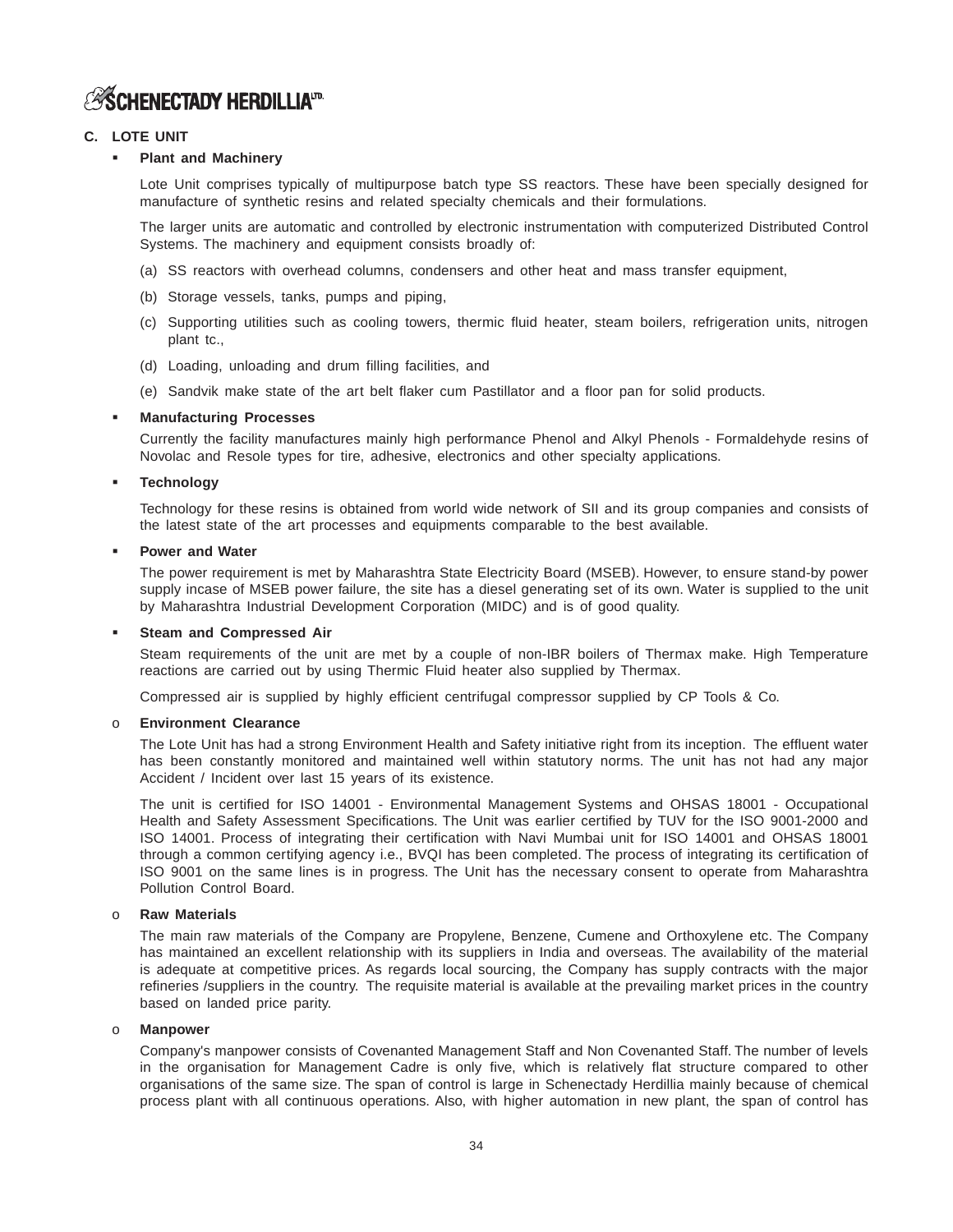## C. LOTE UNIT

- **Plant and Machinery**

  Lote Unit comprises typically of multipurpose batch type SS reactors. These have been specially designed for manufacture of synthetic resins and related specialty chemicals and their formulations.

  The larger units are automatic and controlled by electronic instrumentation with computerized Distributed Control Systems. The machinery and equipment consists broadly of:

  (a) SS reactors with overhead columns, condensers and other heat and mass transfer equipment,

  (b) Storage vessels, tanks, pumps and piping,

  (c) Supporting utilities such as cooling towers, thermic fluid heater, steam boilers, refrigeration units, nitrogen plant tc.,

  (d) Loading, unloading and drum filling facilities, and

  (e) Sandvik make state of the art belt flaker cum Pastillator and a floor pan for solid products.

- **Manufacturing Processes**

  Currently the facility manufactures mainly high performance Phenol and Alkyl Phenols - Formaldehyde resins of Novolac and Resole types for tire, adhesive, electronics and other specialty applications.

- **Technology**

  Technology for these resins is obtained from world wide network of SII and its group companies and consists of the latest state of the art processes and equipments comparable to the best available.

- **Power and Water**

  The power requirement is met by Maharashtra State Electricity Board (MSEB). However, to ensure stand-by power supply incase of MSEB power failure, the site has a diesel generating set of its own. Water is supplied to the unit by Maharashtra Industrial Development Corporation (MIDC) and is of good quality.

- **Steam and Compressed Air**

  Steam requirements of the unit are met by a couple of non-IBR boilers of Thermax make. High Temperature reactions are carried out by using Thermic Fluid heater also supplied by Thermax.

  Compressed air is supplied by highly efficient centrifugal compressor supplied by CP Tools & Co.

- **Environment Clearance**

  The Lote Unit has had a strong Environment Health and Safety initiative right from its inception. The effluent water has been constantly monitored and maintained well within statutory norms. The unit has not had any major Accident / Incident over last 15 years of its existence.

  The unit is certified for ISO 14001 - Environmental Management Systems and OHSAS 18001 - Occupational Health and Safety Assessment Specifications. The Unit was earlier certified by TUV for the ISO 9001-2000 and ISO 14001. Process of integrating their certification with Navi Mumbai unit for ISO 14001 and OHSAS 18001 through a common certifying agency i.e., BVQI has been completed. The process of integrating its certification of ISO 9001 on the same lines is in progress. The Unit has the necessary consent to operate from Maharashtra Pollution Control Board.

- **Raw Materials**

  The main raw materials of the Company are Propylene, Benzene, Cumene and Orthoxylene etc. The Company has maintained an excellent relationship with its suppliers in India and overseas. The availability of the material is adequate at competitive prices. As regards local sourcing, the Company has supply contracts with the major refineries /suppliers in the country. The requisite material is available at the prevailing market prices in the country based on landed price parity.

- **Manpower**

  Company's manpower consists of Covenanted Management Staff and Non Covenanted Staff. The number of levels in the organisation for Management Cadre is only five, which is relatively flat structure compared to other organisations of the same size. The span of control is large in Schenectady Herdillia mainly because of chemical process plant with all continuous operations. Also, with higher automation in new plant, the span of control has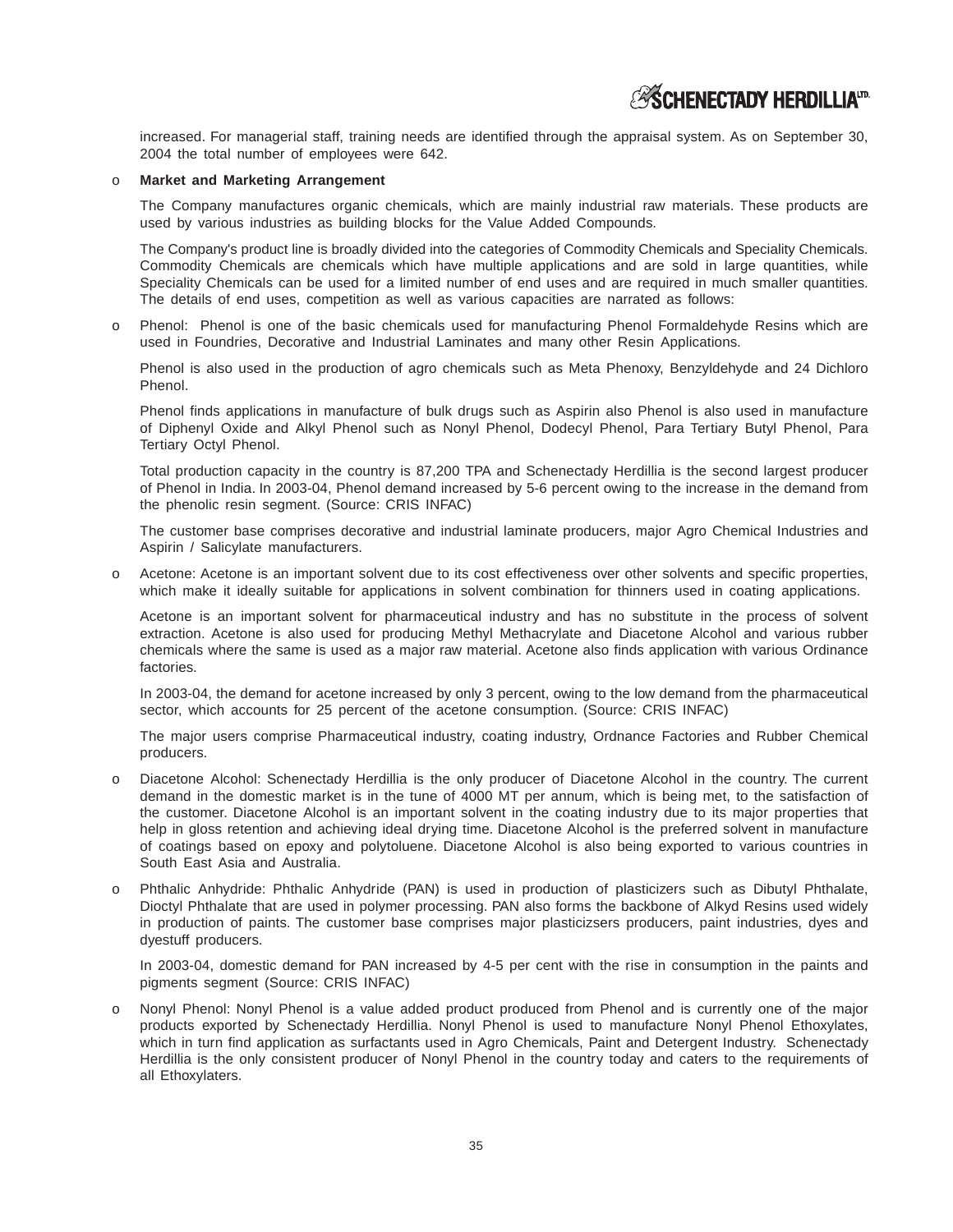increased. For managerial staff, training needs are identified through the appraisal system. As on September 30, 2004 the total number of employees were 642.

- **Market and Marketing Arrangement**

  The Company manufactures organic chemicals, which are mainly industrial raw materials. These products are used by various industries as building blocks for the Value Added Compounds.

  The Company's product line is broadly divided into the categories of Commodity Chemicals and Speciality Chemicals. Commodity Chemicals are chemicals which have multiple applications and are sold in large quantities, while Speciality Chemicals can be used for a limited number of end uses and are required in much smaller quantities. The details of end uses, competition as well as various capacities are narrated as follows:

- Phenol: Phenol is one of the basic chemicals used for manufacturing Phenol Formaldehyde Resins which are used in Foundries, Decorative and Industrial Laminates and many other Resin Applications.

  Phenol is also used in the production of agro chemicals such as Meta Phenoxy, Benzyldehyde and 24 Dichloro Phenol.

  Phenol finds applications in manufacture of bulk drugs such as Aspirin also Phenol is also used in manufacture of Diphenyl Oxide and Alkyl Phenol such as Nonyl Phenol, Dodecyl Phenol, Para Tertiary Butyl Phenol, Para Tertiary Octyl Phenol.

  Total production capacity in the country is 87,200 TPA and Schenectady Herdillia is the second largest producer of Phenol in India. In 2003-04, Phenol demand increased by 5-6 percent owing to the increase in the demand from the phenolic resin segment. (Source: CRIS INFAC)

  The customer base comprises decorative and industrial laminate producers, major Agro Chemical Industries and Aspirin / Salicylate manufacturers.

- Acetone: Acetone is an important solvent due to its cost effectiveness over other solvents and specific properties, which make it ideally suitable for applications in solvent combination for thinners used in coating applications.

  Acetone is an important solvent for pharmaceutical industry and has no substitute in the process of solvent extraction. Acetone is also used for producing Methyl Methacrylate and Diacetone Alcohol and various rubber chemicals where the same is used as a major raw material. Acetone also finds application with various Ordinance factories.

  In 2003-04, the demand for acetone increased by only 3 percent, owing to the low demand from the pharmaceutical sector, which accounts for 25 percent of the acetone consumption. (Source: CRIS INFAC)

  The major users comprise Pharmaceutical industry, coating industry, Ordnance Factories and Rubber Chemical producers.

- Diacetone Alcohol: Schenectady Herdillia is the only producer of Diacetone Alcohol in the country. The current demand in the domestic market is in the tune of 4000 MT per annum, which is being met, to the satisfaction of the customer. Diacetone Alcohol is an important solvent in the coating industry due to its major properties that help in gloss retention and achieving ideal drying time. Diacetone Alcohol is the preferred solvent in manufacture of coatings based on epoxy and polytoluene. Diacetone Alcohol is also being exported to various countries in South East Asia and Australia.

- Phthalic Anhydride: Phthalic Anhydride (PAN) is used in production of plasticizers such as Dibutyl Phthalate, Dioctyl Phthalate that are used in polymer processing. PAN also forms the backbone of Alkyd Resins used widely in production of paints. The customer base comprises major plasticizsers producers, paint industries, dyes and dyestuff producers.

  In 2003-04, domestic demand for PAN increased by 4-5 per cent with the rise in consumption in the paints and pigments segment (Source: CRIS INFAC)

- Nonyl Phenol: Nonyl Phenol is a value added product produced from Phenol and is currently one of the major products exported by Schenectady Herdillia. Nonyl Phenol is used to manufacture Nonyl Phenol Ethoxylates, which in turn find application as surfactants used in Agro Chemicals, Paint and Detergent Industry. Schenectady Herdillia is the only consistent producer of Nonyl Phenol in the country today and caters to the requirements of all Ethoxylaters.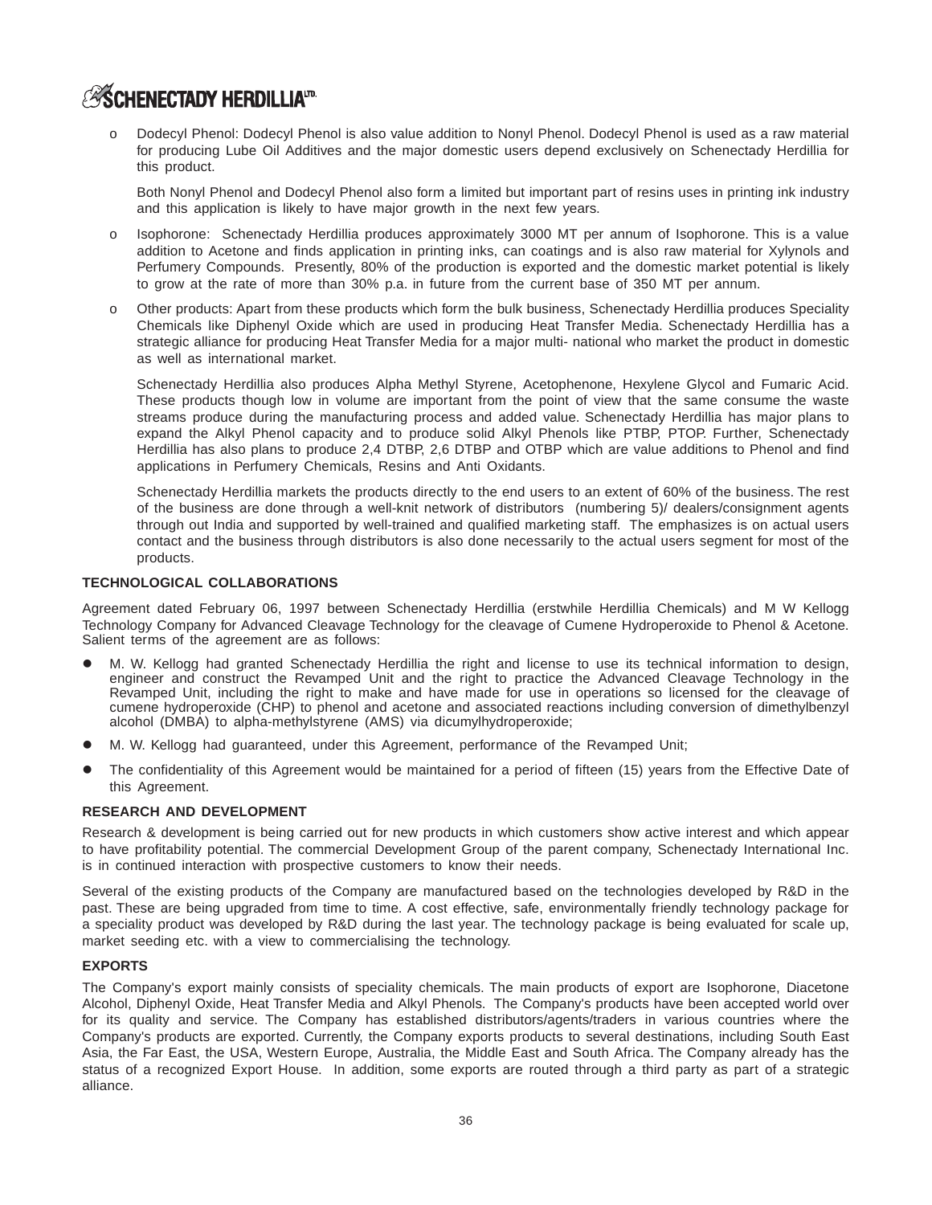- Dodecyl Phenol: Dodecyl Phenol is also value addition to Nonyl Phenol. Dodecyl Phenol is used as a raw material for producing Lube Oil Additives and the major domestic users depend exclusively on Schenectady Herdillia for this product.

  Both Nonyl Phenol and Dodecyl Phenol also form a limited but important part of resins uses in printing ink industry and this application is likely to have major growth in the next few years.

- Isophorone: Schenectady Herdillia produces approximately 3000 MT per annum of Isophorone. This is a value addition to Acetone and finds application in printing inks, can coatings and is also raw material for Xylynols and Perfumery Compounds. Presently, 80% of the production is exported and the domestic market potential is likely to grow at the rate of more than 30% p.a. in future from the current base of 350 MT per annum.

- Other products: Apart from these products which form the bulk business, Schenectady Herdillia produces Speciality Chemicals like Diphenyl Oxide which are used in producing Heat Transfer Media. Schenectady Herdillia has a strategic alliance for producing Heat Transfer Media for a major multi- national who market the product in domestic as well as international market.

  Schenectady Herdillia also produces Alpha Methyl Styrene, Acetophenone, Hexylene Glycol and Fumaric Acid. These products though low in volume are important from the point of view that the same consume the waste streams produce during the manufacturing process and added value. Schenectady Herdillia has major plans to expand the Alkyl Phenol capacity and to produce solid Alkyl Phenols like PTBP, PTOP. Further, Schenectady Herdillia has also plans to produce 2,4 DTBP, 2,6 DTBP and OTBP which are value additions to Phenol and find applications in Perfumery Chemicals, Resins and Anti Oxidants.

  Schenectady Herdillia markets the products directly to the end users to an extent of 60% of the business. The rest of the business are done through a well-knit network of distributors (numbering 5)/ dealers/consignment agents through out India and supported by well-trained and qualified marketing staff. The emphasizes is on actual users contact and the business through distributors is also done necessarily to the actual users segment for most of the products.

**TECHNOLOGICAL COLLABORATIONS**

Agreement dated February 06, 1997 between Schenectady Herdillia (erstwhile Herdillia Chemicals) and M W Kellogg Technology Company for Advanced Cleavage Technology for the cleavage of Cumene Hydroperoxide to Phenol & Acetone. Salient terms of the agreement are as follows:

- M. W. Kellogg had granted Schenectady Herdillia the right and license to use its technical information to design, engineer and construct the Revamped Unit and the right to practice the Advanced Cleavage Technology in the Revamped Unit, including the right to make and have made for use in operations so licensed for the cleavage of cumene hydroperoxide (CHP) to phenol and acetone and associated reactions including conversion of dimethylbenzyl alcohol (DMBA) to alpha-methylstyrene (AMS) via dicumylhydroperoxide;
- M. W. Kellogg had guaranteed, under this Agreement, performance of the Revamped Unit;
- The confidentiality of this Agreement would be maintained for a period of fifteen (15) years from the Effective Date of this Agreement.

**RESEARCH AND DEVELOPMENT**

Research & development is being carried out for new products in which customers show active interest and which appear to have profitability potential. The commercial Development Group of the parent company, Schenectady International Inc. is in continued interaction with prospective customers to know their needs.

Several of the existing products of the Company are manufactured based on the technologies developed by R&D in the past. These are being upgraded from time to time. A cost effective, safe, environmentally friendly technology package for a speciality product was developed by R&D during the last year. The technology package is being evaluated for scale up, market seeding etc. with a view to commercialising the technology.

**EXPORTS**

The Company's export mainly consists of speciality chemicals. The main products of export are Isophorone, Diacetone Alcohol, Diphenyl Oxide, Heat Transfer Media and Alkyl Phenols. The Company's products have been accepted world over for its quality and service. The Company has established distributors/agents/traders in various countries where the Company's products are exported. Currently, the Company exports products to several destinations, including South East Asia, the Far East, the USA, Western Europe, Australia, the Middle East and South Africa. The Company already has the status of a recognized Export House. In addition, some exports are routed through a third party as part of a strategic alliance.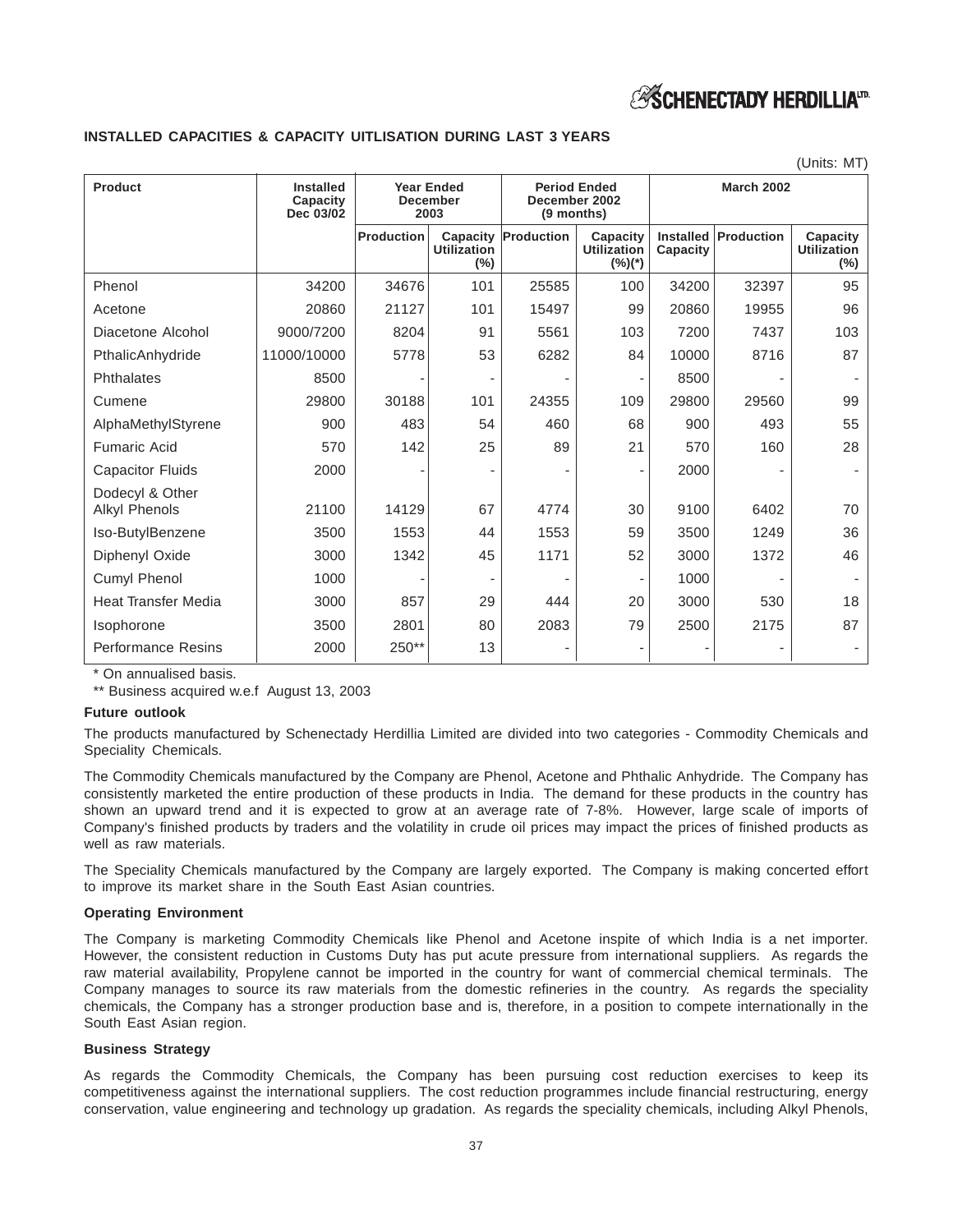## INSTALLED CAPACITIES & CAPACITY UITLISATION DURING LAST 3 YEARS

(Units: MT)

| Product | Installed Capacity Dec 03/02 | Year Ended December 2003 | | Period Ended December 2002 (9 months) | | March 2002 | | |
|---|---|---|---|---|---|---|---|---|
| | | Production | Capacity Utilization (%) | Production | Capacity Utilization (%)(*) | Installed Capacity | Production | Capacity Utilization (%) |
| Phenol | 34200 | 34676 | 101 | 25585 | 100 | 34200 | 32397 | 95 |
| Acetone | 20860 | 21127 | 101 | 15497 | 99 | 20860 | 19955 | 96 |
| Diacetone Alcohol | 9000/7200 | 8204 | 91 | 5561 | 103 | 7200 | 7437 | 103 |
| PthalicAnhydride | 11000/10000 | 5778 | 53 | 6282 | 84 | 10000 | 8716 | 87 |
| Phthalates | 8500 | - | - | - | - | 8500 | - | - |
| Cumene | 29800 | 30188 | 101 | 24355 | 109 | 29800 | 29560 | 99 |
| AlphaMethylStyrene | 900 | 483 | 54 | 460 | 68 | 900 | 493 | 55 |
| Fumaric Acid | 570 | 142 | 25 | 89 | 21 | 570 | 160 | 28 |
| Capacitor Fluids | 2000 | - | - | - | - | 2000 | - | - |
| Dodecyl & Other Alkyl Phenols | 21100 | 14129 | 67 | 4774 | 30 | 9100 | 6402 | 70 |
| Iso-ButylBenzene | 3500 | 1553 | 44 | 1553 | 59 | 3500 | 1249 | 36 |
| Diphenyl Oxide | 3000 | 1342 | 45 | 1171 | 52 | 3000 | 1372 | 46 |
| Cumyl Phenol | 1000 | - | - | - | - | 1000 | - | - |
| Heat Transfer Media | 3000 | 857 | 29 | 444 | 20 | 3000 | 530 | 18 |
| Isophorone | 3500 | 2801 | 80 | 2083 | 79 | 2500 | 2175 | 87 |
| Performance Resins | 2000 | 250** | 13 | - | - | - | - | - |

\* On annualised basis.

** Business acquired w.e.f August 13, 2003

**Future outlook**

The products manufactured by Schenectady Herdillia Limited are divided into two categories - Commodity Chemicals and Speciality Chemicals.

The Commodity Chemicals manufactured by the Company are Phenol, Acetone and Phthalic Anhydride. The Company has consistently marketed the entire production of these products in India. The demand for these products in the country has shown an upward trend and it is expected to grow at an average rate of 7-8%. However, large scale of imports of Company's finished products by traders and the volatility in crude oil prices may impact the prices of finished products as well as raw materials.

The Speciality Chemicals manufactured by the Company are largely exported. The Company is making concerted effort to improve its market share in the South East Asian countries.

**Operating Environment**

The Company is marketing Commodity Chemicals like Phenol and Acetone inspite of which India is a net importer. However, the consistent reduction in Customs Duty has put acute pressure from international suppliers. As regards the raw material availability, Propylene cannot be imported in the country for want of commercial chemical terminals. The Company manages to source its raw materials from the domestic refineries in the country. As regards the speciality chemicals, the Company has a stronger production base and is, therefore, in a position to compete internationally in the South East Asian region.

**Business Strategy**

As regards the Commodity Chemicals, the Company has been pursuing cost reduction exercises to keep its competitiveness against the international suppliers. The cost reduction programmes include financial restructuring, energy conservation, value engineering and technology up gradation. As regards the speciality chemicals, including Alkyl Phenols,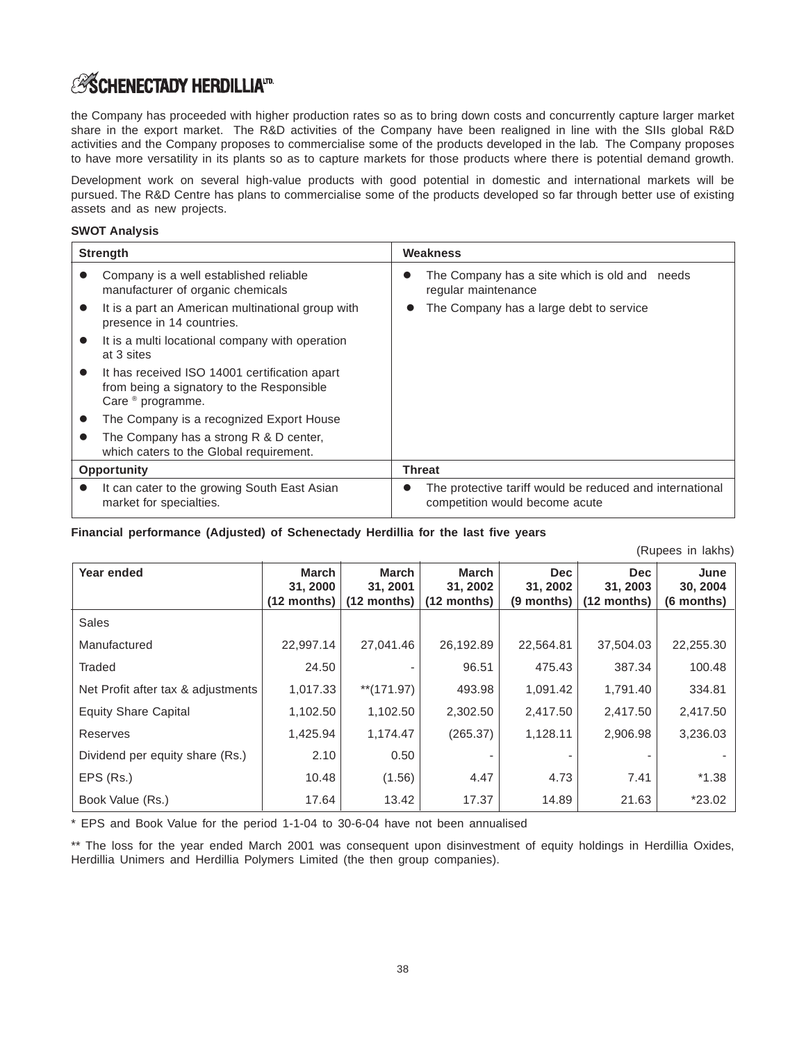the Company has proceeded with higher production rates so as to bring down costs and concurrently capture larger market share in the export market. The R&D activities of the Company have been realigned in line with the SIIs global R&D activities and the Company proposes to commercialise some of the products developed in the lab. The Company proposes to have more versatility in its plants so as to capture markets for those products where there is potential demand growth.

Development work on several high-value products with good potential in domestic and international markets will be pursued. The R&D Centre has plans to commercialise some of the products developed so far through better use of existing assets and as new projects.

**SWOT Analysis**

| Strength | Weakness |
|---|---|
| • Company is a well established reliable manufacturer of organic chemicals<br>• It is a part an American multinational group with presence in 14 countries.<br>• It is a multi locational company with operation at 3 sites<br>• It has received ISO 14001 certification apart from being a signatory to the Responsible Care ® programme.<br>• The Company is a recognized Export House<br>• The Company has a strong R & D center, which caters to the Global requirement. | • The Company has a site which is old and needs regular maintenance<br>• The Company has a large debt to service |
| **Opportunity** | **Threat** |
| • It can cater to the growing South East Asian market for specialties. | • The protective tariff would be reduced and international competition would become acute |

**Financial performance (Adjusted) of Schenectady Herdillia for the last five years**

(Rupees in lakhs)

| Year ended | March 31, 2000 (12 months) | March 31, 2001 (12 months) | March 31, 2002 (12 months) | Dec 31, 2002 (9 months) | Dec 31, 2003 (12 months) | June 30, 2004 (6 months) |
|---|---|---|---|---|---|---|
| Sales | | | | | | |
| Manufactured | 22,997.14 | 27,041.46 | 26,192.89 | 22,564.81 | 37,504.03 | 22,255.30 |
| Traded | 24.50 | - | 96.51 | 475.43 | 387.34 | 100.48 |
| Net Profit after tax & adjustments | 1,017.33 | **(171.97) | 493.98 | 1,091.42 | 1,791.40 | 334.81 |
| Equity Share Capital | 1,102.50 | 1,102.50 | 2,302.50 | 2,417.50 | 2,417.50 | 2,417.50 |
| Reserves | 1,425.94 | 1,174.47 | (265.37) | 1,128.11 | 2,906.98 | 3,236.03 |
| Dividend per equity share (Rs.) | 2.10 | 0.50 | - | - | - | - |
| EPS (Rs.) | 10.48 | (1.56) | 4.47 | 4.73 | 7.41 | *1.38 |
| Book Value (Rs.) | 17.64 | 13.42 | 17.37 | 14.89 | 21.63 | *23.02 |

* EPS and Book Value for the period 1-1-04 to 30-6-04 have not been annualised

** The loss for the year ended March 2001 was consequent upon disinvestment of equity holdings in Herdillia Oxides, Herdillia Unimers and Herdillia Polymers Limited (the then group companies).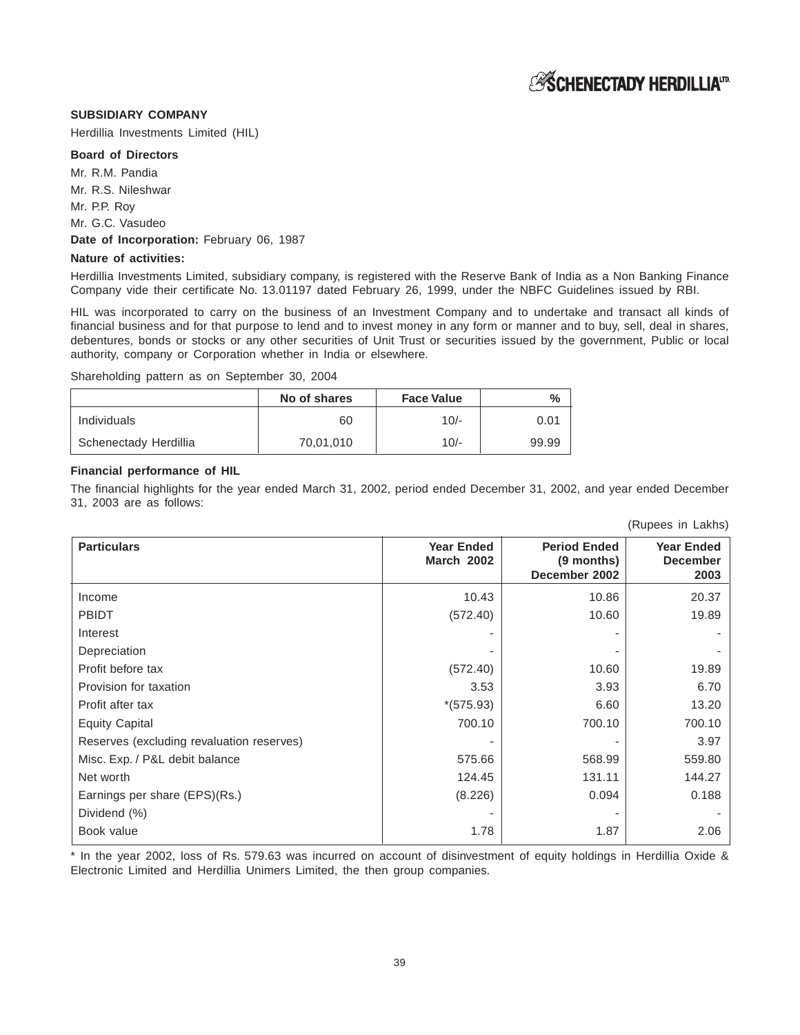**SUBSIDIARY COMPANY**

Herdillia Investments Limited (HIL)

**Board of Directors**

Mr. R.M. Pandia

Mr. R.S. Nileshwar

Mr. P.P. Roy

Mr. G.C. Vasudeo

**Date of Incorporation:** February 06, 1987

**Nature of activities:**

Herdillia Investments Limited, subsidiary company, is registered with the Reserve Bank of India as a Non Banking Finance Company vide their certificate No. 13.01197 dated February 26, 1999, under the NBFC Guidelines issued by RBI.

HIL was incorporated to carry on the business of an Investment Company and to undertake and transact all kinds of financial business and for that purpose to lend and to invest money in any form or manner and to buy, sell, deal in shares, debentures, bonds or stocks or any other securities of Unit Trust or securities issued by the government, Public or local authority, company or Corporation whether in India or elsewhere.

Shareholding pattern as on September 30, 2004

| | No of shares | Face Value | % |
|---|---|---|---|
| Individuals | 60 | 10/- | 0.01 |
| Schenectady Herdillia | 70,01,010 | 10/- | 99.99 |

**Financial performance of HIL**

The financial highlights for the year ended March 31, 2002, period ended December 31, 2002, and year ended December 31, 2003 are as follows:

(Rupees in Lakhs)

| Particulars | Year Ended March 2002 | Period Ended (9 months) December 2002 | Year Ended December 2003 |
|---|---|---|---|
| Income | 10.43 | 10.86 | 20.37 |
| PBIDT | (572.40) | 10.60 | 19.89 |
| Interest | - | - | - |
| Depreciation | - | - | - |
| Profit before tax | (572.40) | 10.60 | 19.89 |
| Provision for taxation | 3.53 | 3.93 | 6.70 |
| Profit after tax | *(575.93) | 6.60 | 13.20 |
| Equity Capital | 700.10 | 700.10 | 700.10 |
| Reserves (excluding revaluation reserves) | - | - | 3.97 |
| Misc. Exp. / P&L debit balance | 575.66 | 568.99 | 559.80 |
| Net worth | 124.45 | 131.11 | 144.27 |
| Earnings per share (EPS)(Rs.) | (8.226) | 0.094 | 0.188 |
| Dividend (%) | - | - | - |
| Book value | 1.78 | 1.87 | 2.06 |

* In the year 2002, loss of Rs. 579.63 was incurred on account of disinvestment of equity holdings in Herdillia Oxide & Electronic Limited and Herdillia Unimers Limited, the then group companies.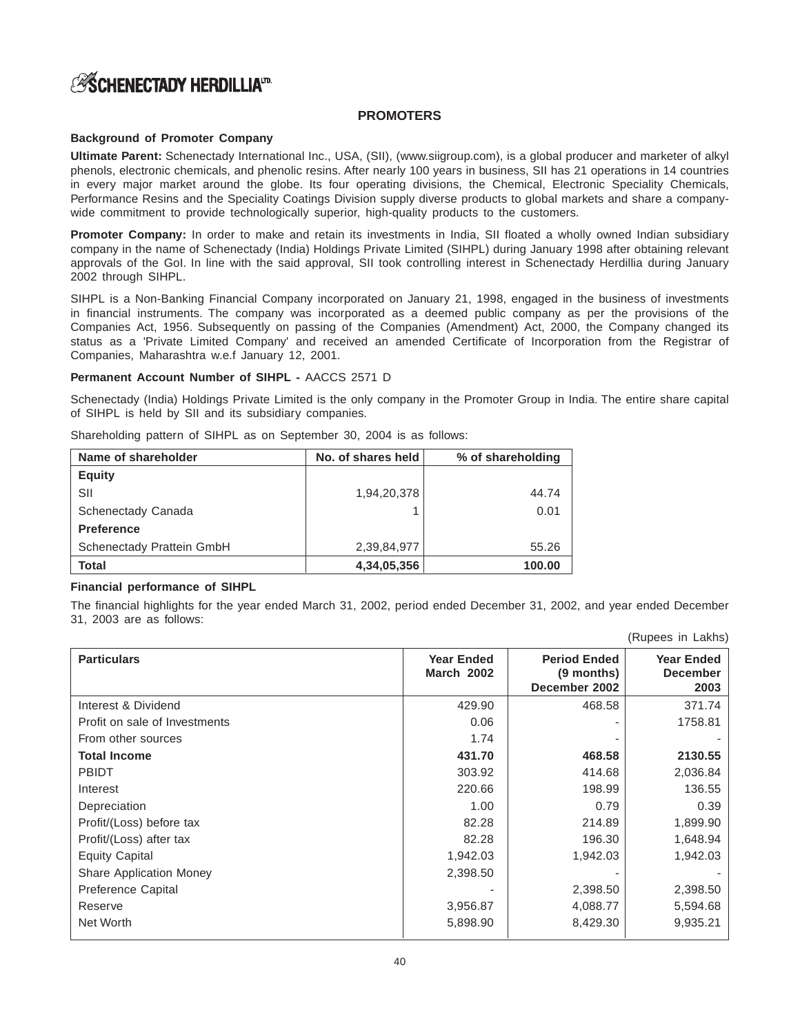# PROMOTERS

### Background of Promoter Company

**Ultimate Parent:** Schenectady International Inc., USA, (SII), (www.siigroup.com), is a global producer and marketer of alkyl phenols, electronic chemicals, and phenolic resins. After nearly 100 years in business, SII has 21 operations in 14 countries in every major market around the globe. Its four operating divisions, the Chemical, Electronic Speciality Chemicals, Performance Resins and the Speciality Coatings Division supply diverse products to global markets and share a company-wide commitment to provide technologically superior, high-quality products to the customers.

**Promoter Company:** In order to make and retain its investments in India, SII floated a wholly owned Indian subsidiary company in the name of Schenectady (India) Holdings Private Limited (SIHPL) during January 1998 after obtaining relevant approvals of the GoI. In line with the said approval, SII took controlling interest in Schenectady Herdillia during January 2002 through SIHPL.

SIHPL is a Non-Banking Financial Company incorporated on January 21, 1998, engaged in the business of investments in financial instruments. The company was incorporated as a deemed public company as per the provisions of the Companies Act, 1956. Subsequently on passing of the Companies (Amendment) Act, 2000, the Company changed its status as a 'Private Limited Company' and received an amended Certificate of Incorporation from the Registrar of Companies, Maharashtra w.e.f January 12, 2001.

**Permanent Account Number of SIHPL -** AACCS 2571 D

Schenectady (India) Holdings Private Limited is the only company in the Promoter Group in India. The entire share capital of SIHPL is held by SII and its subsidiary companies.

Shareholding pattern of SIHPL as on September 30, 2004 is as follows:

| Name of shareholder | No. of shares held | % of shareholding |
|---|---|---|
| **Equity** | | |
| SII | 1,94,20,378 | 44.74 |
| Schenectady Canada | 1 | 0.01 |
| **Preference** | | |
| Schenectady Prattein GmbH | 2,39,84,977 | 55.26 |
| **Total** | **4,34,05,356** | **100.00** |

### Financial performance of SIHPL

The financial highlights for the year ended March 31, 2002, period ended December 31, 2002, and year ended December 31, 2003 are as follows:

(Rupees in Lakhs)

| Particulars | Year Ended March 2002 | Period Ended (9 months) December 2002 | Year Ended December 2003 |
|---|---|---|---|
| Interest & Dividend | 429.90 | 468.58 | 371.74 |
| Profit on sale of Investments | 0.06 | - | 1758.81 |
| From other sources | 1.74 | - | - |
| **Total Income** | **431.70** | **468.58** | **2130.55** |
| PBIDT | 303.92 | 414.68 | 2,036.84 |
| Interest | 220.66 | 198.99 | 136.55 |
| Depreciation | 1.00 | 0.79 | 0.39 |
| Profit/(Loss) before tax | 82.28 | 214.89 | 1,899.90 |
| Profit/(Loss) after tax | 82.28 | 196.30 | 1,648.94 |
| Equity Capital | 1,942.03 | 1,942.03 | 1,942.03 |
| Share Application Money | 2,398.50 | - | - |
| Preference Capital | - | 2,398.50 | 2,398.50 |
| Reserve | 3,956.87 | 4,088.77 | 5,594.68 |
| Net Worth | 5,898.90 | 8,429.30 | 9,935.21 |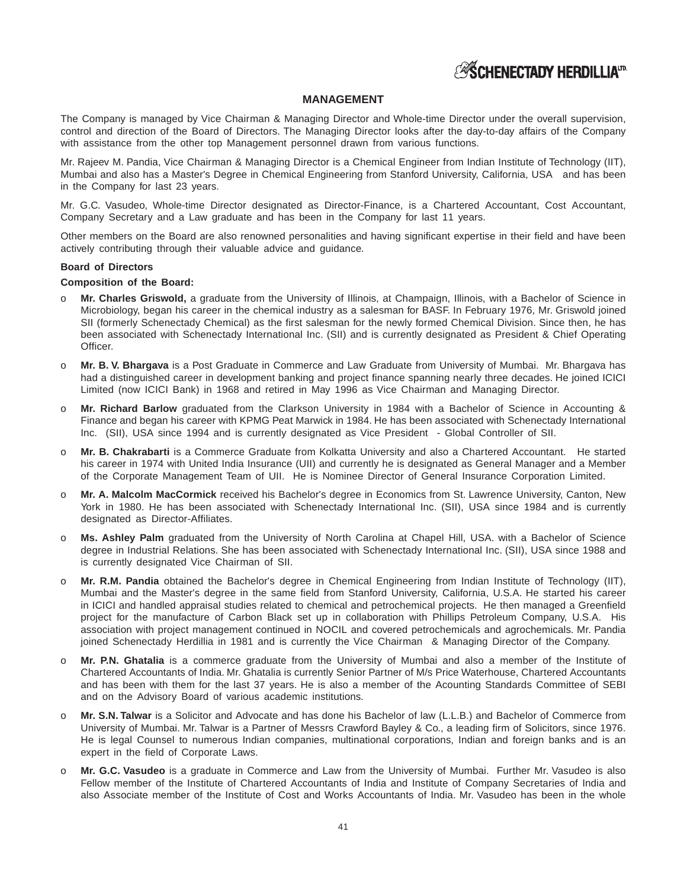## MANAGEMENT

The Company is managed by Vice Chairman & Managing Director and Whole-time Director under the overall supervision, control and direction of the Board of Directors. The Managing Director looks after the day-to-day affairs of the Company with assistance from the other top Management personnel drawn from various functions.

Mr. Rajeev M. Pandia, Vice Chairman & Managing Director is a Chemical Engineer from Indian Institute of Technology (IIT), Mumbai and also has a Master's Degree in Chemical Engineering from Stanford University, California, USA and has been in the Company for last 23 years.

Mr. G.C. Vasudeo, Whole-time Director designated as Director-Finance, is a Chartered Accountant, Cost Accountant, Company Secretary and a Law graduate and has been in the Company for last 11 years.

Other members on the Board are also renowned personalities and having significant expertise in their field and have been actively contributing through their valuable advice and guidance.

**Board of Directors**

**Composition of the Board:**

- **Mr. Charles Griswold,** a graduate from the University of Illinois, at Champaign, Illinois, with a Bachelor of Science in Microbiology, began his career in the chemical industry as a salesman for BASF. In February 1976, Mr. Griswold joined SII (formerly Schenectady Chemical) as the first salesman for the newly formed Chemical Division. Since then, he has been associated with Schenectady International Inc. (SII) and is currently designated as President & Chief Operating Officer.
- **Mr. B. V. Bhargava** is a Post Graduate in Commerce and Law Graduate from University of Mumbai. Mr. Bhargava has had a distinguished career in development banking and project finance spanning nearly three decades. He joined ICICI Limited (now ICICI Bank) in 1968 and retired in May 1996 as Vice Chairman and Managing Director.
- **Mr. Richard Barlow** graduated from the Clarkson University in 1984 with a Bachelor of Science in Accounting & Finance and began his career with KPMG Peat Marwick in 1984. He has been associated with Schenectady International Inc. (SII), USA since 1994 and is currently designated as Vice President - Global Controller of SII.
- **Mr. B. Chakrabarti** is a Commerce Graduate from Kolkatta University and also a Chartered Accountant. He started his career in 1974 with United India Insurance (UII) and currently he is designated as General Manager and a Member of the Corporate Management Team of UII. He is Nominee Director of General Insurance Corporation Limited.
- **Mr. A. Malcolm MacCormick** received his Bachelor's degree in Economics from St. Lawrence University, Canton, New York in 1980. He has been associated with Schenectady International Inc. (SII), USA since 1984 and is currently designated as Director-Affiliates.
- **Ms. Ashley Palm** graduated from the University of North Carolina at Chapel Hill, USA. with a Bachelor of Science degree in Industrial Relations. She has been associated with Schenectady International Inc. (SII), USA since 1988 and is currently designated Vice Chairman of SII.
- **Mr. R.M. Pandia** obtained the Bachelor's degree in Chemical Engineering from Indian Institute of Technology (IIT), Mumbai and the Master's degree in the same field from Stanford University, California, U.S.A. He started his career in ICICI and handled appraisal studies related to chemical and petrochemical projects. He then managed a Greenfield project for the manufacture of Carbon Black set up in collaboration with Phillips Petroleum Company, U.S.A. His association with project management continued in NOCIL and covered petrochemicals and agrochemicals. Mr. Pandia joined Schenectady Herdillia in 1981 and is currently the Vice Chairman & Managing Director of the Company.
- **Mr. P.N. Ghatalia** is a commerce graduate from the University of Mumbai and also a member of the Institute of Chartered Accountants of India. Mr. Ghatalia is currently Senior Partner of M/s Price Waterhouse, Chartered Accountants and has been with them for the last 37 years. He is also a member of the Acounting Standards Committee of SEBI and on the Advisory Board of various academic institutions.
- **Mr. S.N. Talwar** is a Solicitor and Advocate and has done his Bachelor of law (L.L.B.) and Bachelor of Commerce from University of Mumbai. Mr. Talwar is a Partner of Messrs Crawford Bayley & Co., a leading firm of Solicitors, since 1976. He is legal Counsel to numerous Indian companies, multinational corporations, Indian and foreign banks and is an expert in the field of Corporate Laws.
- **Mr. G.C. Vasudeo** is a graduate in Commerce and Law from the University of Mumbai. Further Mr. Vasudeo is also Fellow member of the Institute of Chartered Accountants of India and Institute of Company Secretaries of India and also Associate member of the Institute of Cost and Works Accountants of India. Mr. Vasudeo has been in the whole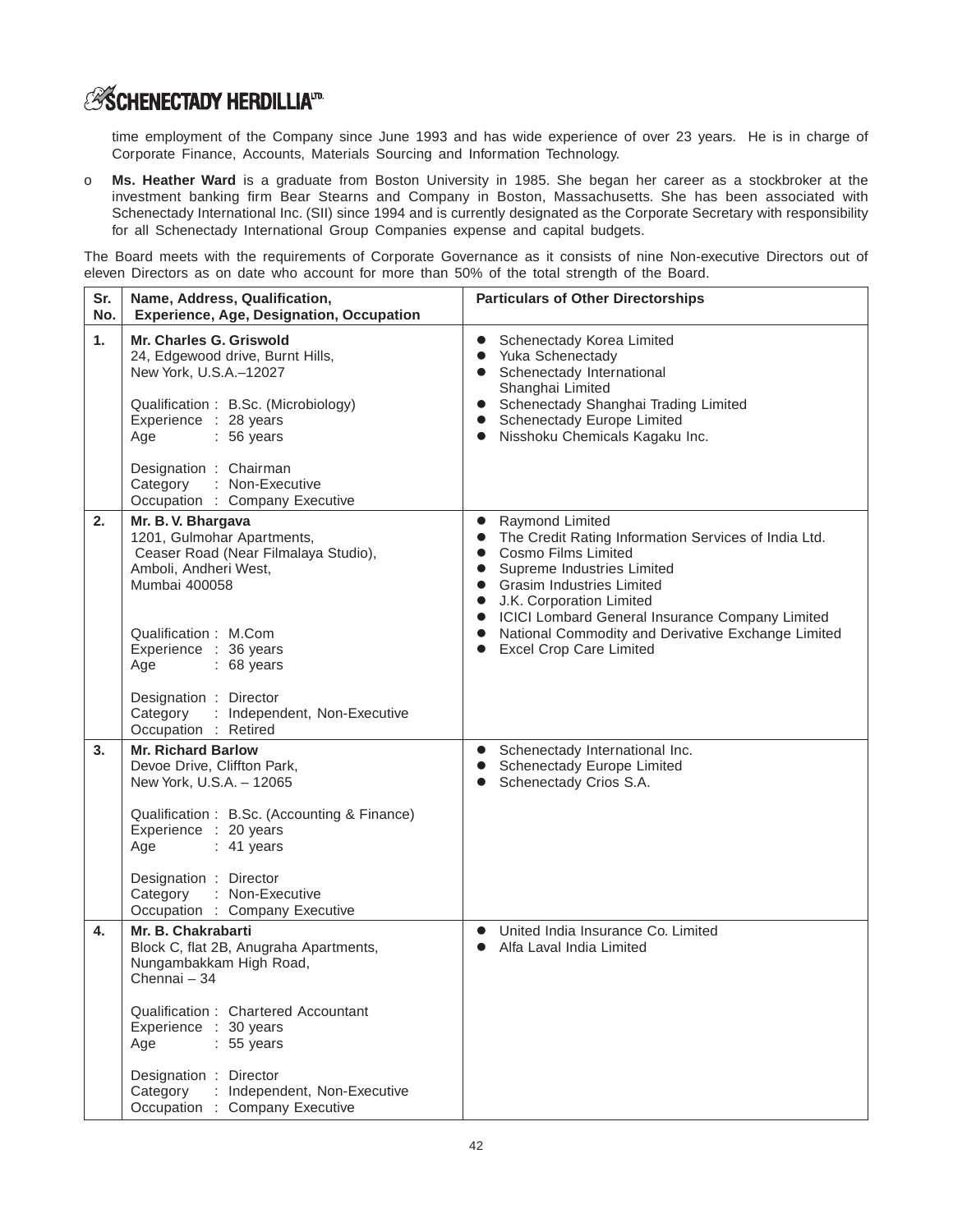time employment of the Company since June 1993 and has wide experience of over 23 years. He is in charge of Corporate Finance, Accounts, Materials Sourcing and Information Technology.

- **Ms. Heather Ward** is a graduate from Boston University in 1985. She began her career as a stockbroker at the investment banking firm Bear Stearns and Company in Boston, Massachusetts. She has been associated with Schenectady International Inc. (SII) since 1994 and is currently designated as the Corporate Secretary with responsibility for all Schenectady International Group Companies expense and capital budgets.

The Board meets with the requirements of Corporate Governance as it consists of nine Non-executive Directors out of eleven Directors as on date who account for more than 50% of the total strength of the Board.

| Sr. No. | Name, Address, Qualification, Experience, Age, Designation, Occupation | Particulars of Other Directorships |
|---|---|---|
| 1. | **Mr. Charles G. Griswold**<br>24, Edgewood drive, Burnt Hills,<br>New York, U.S.A.–12027<br><br>Qualification : B.Sc. (Microbiology)<br>Experience : 28 years<br>Age : 56 years<br><br>Designation : Chairman<br>Category : Non-Executive<br>Occupation : Company Executive | ● Schenectady Korea Limited<br>● Yuka Schenectady<br>● Schenectady International Shanghai Limited<br>● Schenectady Shanghai Trading Limited<br>● Schenectady Europe Limited<br>● Nisshoku Chemicals Kagaku Inc. |
| 2. | **Mr. B. V. Bhargava**<br>1201, Gulmohar Apartments,<br>Ceaser Road (Near Filmalaya Studio),<br>Amboli, Andheri West,<br>Mumbai 400058<br><br>Qualification : M.Com<br>Experience : 36 years<br>Age : 68 years<br><br>Designation : Director<br>Category : Independent, Non-Executive<br>Occupation : Retired | ● Raymond Limited<br>● The Credit Rating Information Services of India Ltd.<br>● Cosmo Films Limited<br>● Supreme Industries Limited<br>● Grasim Industries Limited<br>● J.K. Corporation Limited<br>● ICICI Lombard General Insurance Company Limited<br>● National Commodity and Derivative Exchange Limited<br>● Excel Crop Care Limited |
| 3. | **Mr. Richard Barlow**<br>Devoe Drive, Cliffton Park,<br>New York, U.S.A. – 12065<br><br>Qualification : B.Sc. (Accounting & Finance)<br>Experience : 20 years<br>Age : 41 years<br><br>Designation : Director<br>Category : Non-Executive<br>Occupation : Company Executive | ● Schenectady International Inc.<br>● Schenectady Europe Limited<br>● Schenectady Crios S.A. |
| 4. | **Mr. B. Chakrabarti**<br>Block C, flat 2B, Anugraha Apartments,<br>Nungambakkam High Road,<br>Chennai – 34<br><br>Qualification : Chartered Accountant<br>Experience : 30 years<br>Age : 55 years<br><br>Designation : Director<br>Category : Independent, Non-Executive<br>Occupation : Company Executive | ● United India Insurance Co. Limited<br>● Alfa Laval India Limited |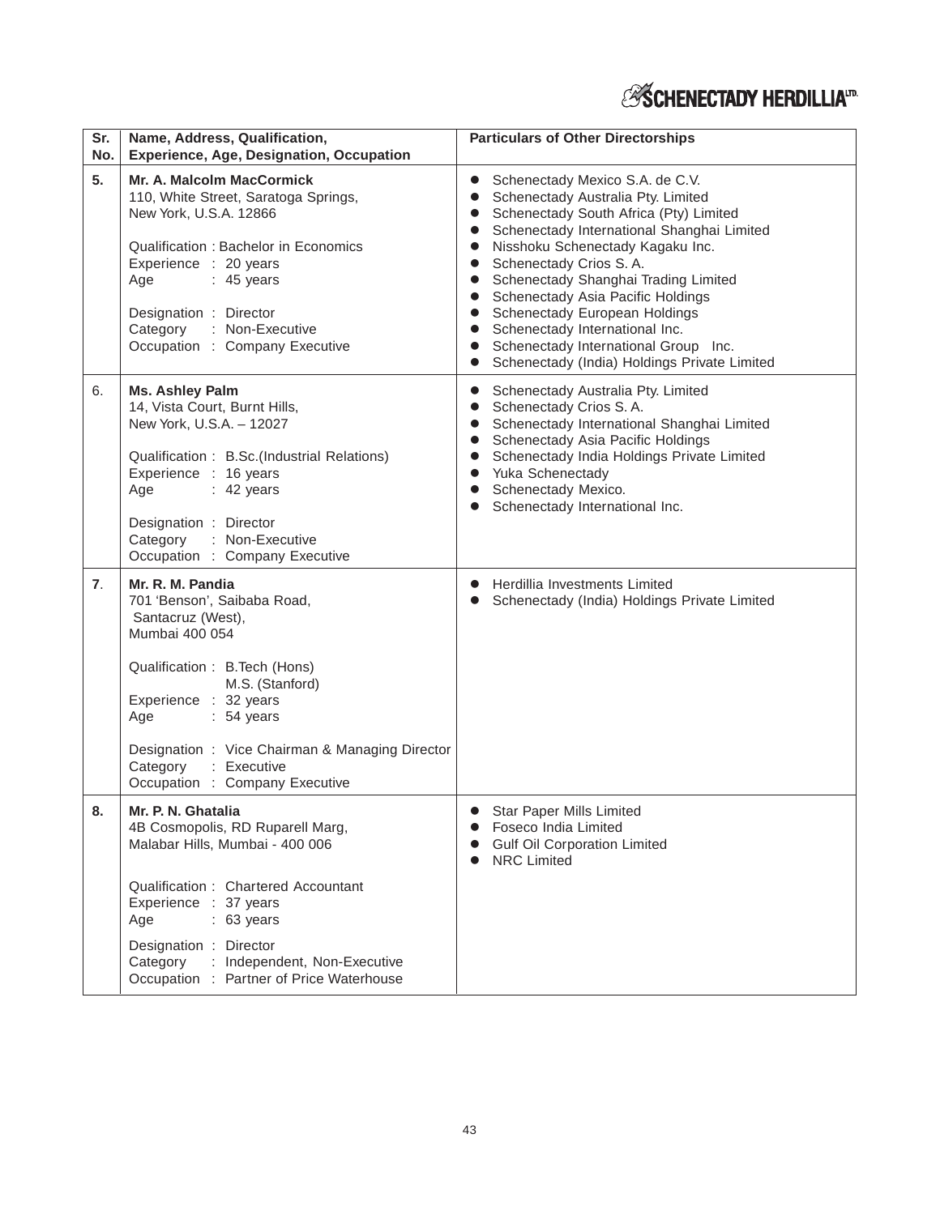| Sr. No. | Name, Address, Qualification, Experience, Age, Designation, Occupation | Particulars of Other Directorships |
|---|---|---|
| 5. | **Mr. A. Malcolm MacCormick**<br>110, White Street, Saratoga Springs,<br>New York, U.S.A. 12866<br><br>Qualification : Bachelor in Economics<br>Experience : 20 years<br>Age : 45 years<br><br>Designation : Director<br>Category : Non-Executive<br>Occupation : Company Executive | • Schenectady Mexico S.A. de C.V.<br>• Schenectady Australia Pty. Limited<br>• Schenectady South Africa (Pty) Limited<br>• Schenectady International Shanghai Limited<br>• Nisshoku Schenectady Kagaku Inc.<br>• Schenectady Crios S. A.<br>• Schenectady Shanghai Trading Limited<br>• Schenectady Asia Pacific Holdings<br>• Schenectady European Holdings<br>• Schenectady International Inc.<br>• Schenectady International Group Inc.<br>• Schenectady (India) Holdings Private Limited |
| 6. | **Ms. Ashley Palm**<br>14, Vista Court, Burnt Hills,<br>New York, U.S.A. – 12027<br><br>Qualification : B.Sc.(Industrial Relations)<br>Experience : 16 years<br>Age : 42 years<br><br>Designation : Director<br>Category : Non-Executive<br>Occupation : Company Executive | • Schenectady Australia Pty. Limited<br>• Schenectady Crios S. A.<br>• Schenectady International Shanghai Limited<br>• Schenectady Asia Pacific Holdings<br>• Schenectady India Holdings Private Limited<br>• Yuka Schenectady<br>• Schenectady Mexico.<br>• Schenectady International Inc. |
| 7. | **Mr. R. M. Pandia**<br>701 'Benson', Saibaba Road,<br>Santacruz (West),<br>Mumbai 400 054<br><br>Qualification : B.Tech (Hons)<br>M.S. (Stanford)<br>Experience : 32 years<br>Age : 54 years<br><br>Designation : Vice Chairman & Managing Director<br>Category : Executive<br>Occupation : Company Executive | • Herdillia Investments Limited<br>• Schenectady (India) Holdings Private Limited |
| 8. | **Mr. P. N. Ghatalia**<br>4B Cosmopolis, RD Ruparell Marg,<br>Malabar Hills, Mumbai - 400 006<br><br>Qualification : Chartered Accountant<br>Experience : 37 years<br>Age : 63 years<br><br>Designation : Director<br>Category : Independent, Non-Executive<br>Occupation : Partner of Price Waterhouse | • Star Paper Mills Limited<br>• Foseco India Limited<br>• Gulf Oil Corporation Limited<br>• NRC Limited |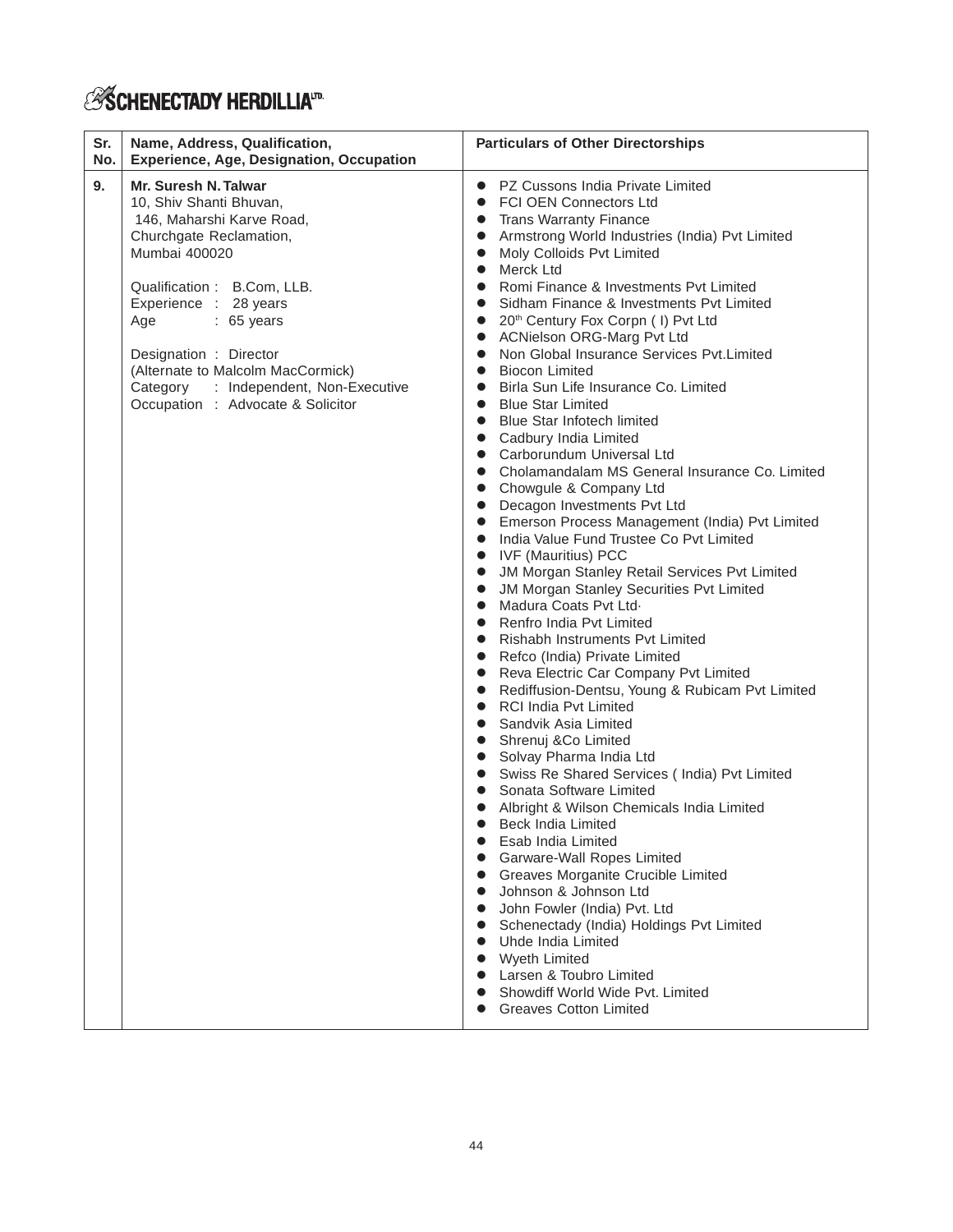| Sr. No. | Name, Address, Qualification, Experience, Age, Designation, Occupation | Particulars of Other Directorships |
|---|---|---|
| 9. | **Mr. Suresh N. Talwar**<br>10, Shiv Shanti Bhuvan,<br>146, Maharshi Karve Road,<br>Churchgate Reclamation,<br>Mumbai 400020<br><br>Qualification : B.Com, LLB.<br>Experience : 28 years<br>Age : 65 years<br><br>Designation : Director<br>(Alternate to Malcolm MacCormick)<br>Category : Independent, Non-Executive<br>Occupation : Advocate & Solicitor | • PZ Cussons India Private Limited<br>• FCI OEN Connectors Ltd<br>• Trans Warranty Finance<br>• Armstrong World Industries (India) Pvt Limited<br>• Moly Colloids Pvt Limited<br>• Merck Ltd<br>• Romi Finance & Investments Pvt Limited<br>• Sidham Finance & Investments Pvt Limited<br>• 20th Century Fox Corpn ( I) Pvt Ltd<br>• ACNielson ORG-Marg Pvt Ltd<br>• Non Global Insurance Services Pvt.Limited<br>• Biocon Limited<br>• Birla Sun Life Insurance Co. Limited<br>• Blue Star Limited<br>• Blue Star Infotech limited<br>• Cadbury India Limited<br>• Carborundum Universal Ltd<br>• Cholamandalam MS General Insurance Co. Limited<br>• Chowgule & Company Ltd<br>• Decagon Investments Pvt Ltd<br>• Emerson Process Management (India) Pvt Limited<br>• India Value Fund Trustee Co Pvt Limited<br>• IVF (Mauritius) PCC<br>• JM Morgan Stanley Retail Services Pvt Limited<br>• JM Morgan Stanley Securities Pvt Limited<br>• Madura Coats Pvt Ltd<br>• Renfro India Pvt Limited<br>• Rishabh Instruments Pvt Limited<br>• Refco (India) Private Limited<br>• Reva Electric Car Company Pvt Limited<br>• Rediffusion-Dentsu, Young & Rubicam Pvt Limited<br>• RCI India Pvt Limited<br>• Sandvik Asia Limited<br>• Shrenuj &Co Limited<br>• Solvay Pharma India Ltd<br>• Swiss Re Shared Services ( India) Pvt Limited<br>• Sonata Software Limited<br>• Albright & Wilson Chemicals India Limited<br>• Beck India Limited<br>• Esab India Limited<br>• Garware-Wall Ropes Limited<br>• Greaves Morganite Crucible Limited<br>• Johnson & Johnson Ltd<br>• John Fowler (India) Pvt. Ltd<br>• Schenectady (India) Holdings Pvt Limited<br>• Uhde India Limited<br>• Wyeth Limited<br>• Larsen & Toubro Limited<br>• Showdiff World Wide Pvt. Limited<br>• Greaves Cotton Limited |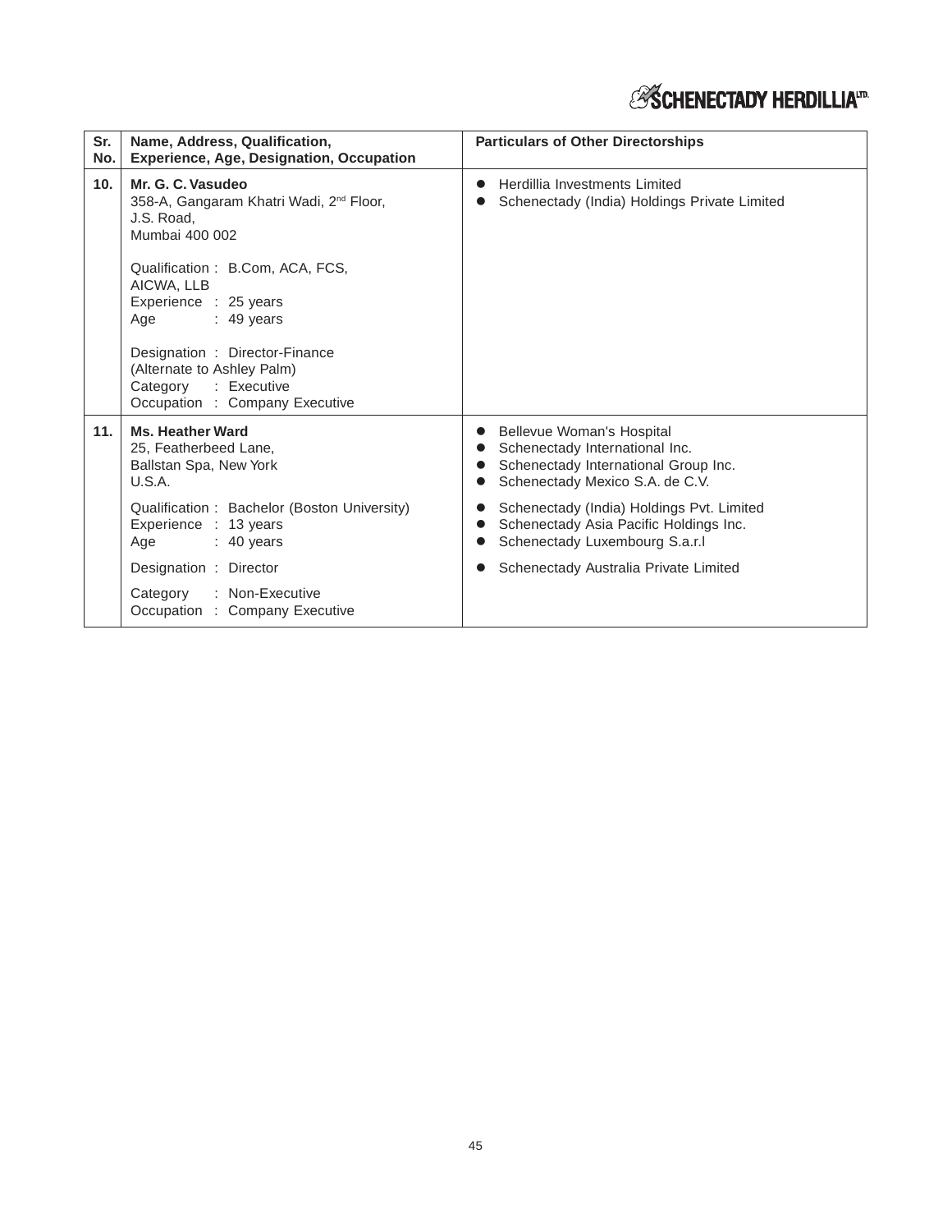| Sr. No. | Name, Address, Qualification, Experience, Age, Designation, Occupation | Particulars of Other Directorships |
|---|---|---|
| 10. | **Mr. G. C. Vasudeo**<br>358-A, Gangaram Khatri Wadi, 2nd Floor,<br>J.S. Road,<br>Mumbai 400 002<br><br>Qualification : B.Com, ACA, FCS, AICWA, LLB<br>Experience : 25 years<br>Age : 49 years<br><br>Designation : Director-Finance (Alternate to Ashley Palm)<br>Category : Executive<br>Occupation : Company Executive | • Herdillia Investments Limited<br>• Schenectady (India) Holdings Private Limited |
| 11. | **Ms. Heather Ward**<br>25, Featherbeed Lane,<br>Ballstan Spa, New York<br>U.S.A.<br><br>Qualification : Bachelor (Boston University)<br>Experience : 13 years<br>Age : 40 years<br><br>Designation : Director<br><br>Category : Non-Executive<br>Occupation : Company Executive | • Bellevue Woman's Hospital<br>• Schenectady International Inc.<br>• Schenectady International Group Inc.<br>• Schenectady Mexico S.A. de C.V.<br>• Schenectady (India) Holdings Pvt. Limited<br>• Schenectady Asia Pacific Holdings Inc.<br>• Schenectady Luxembourg S.a.r.l<br>• Schenectady Australia Private Limited |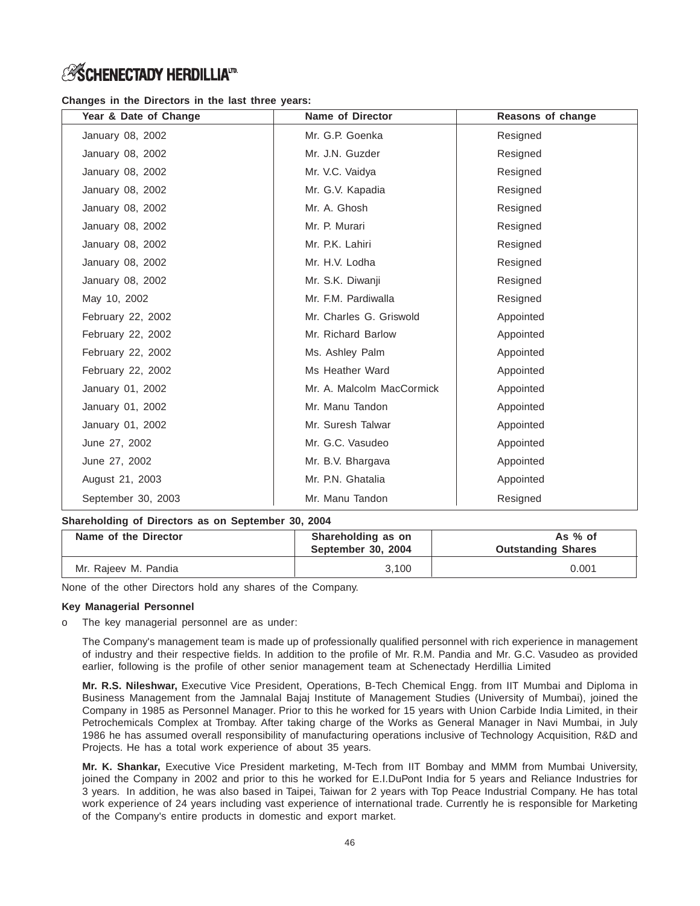**Changes in the Directors in the last three years:**

| Year & Date of Change | Name of Director | Reasons of change |
|---|---|---|
| January 08, 2002 | Mr. G.P. Goenka | Resigned |
| January 08, 2002 | Mr. J.N. Guzder | Resigned |
| January 08, 2002 | Mr. V.C. Vaidya | Resigned |
| January 08, 2002 | Mr. G.V. Kapadia | Resigned |
| January 08, 2002 | Mr. A. Ghosh | Resigned |
| January 08, 2002 | Mr. P. Murari | Resigned |
| January 08, 2002 | Mr. P.K. Lahiri | Resigned |
| January 08, 2002 | Mr. H.V. Lodha | Resigned |
| January 08, 2002 | Mr. S.K. Diwanji | Resigned |
| May 10, 2002 | Mr. F.M. Pardiwalla | Resigned |
| February 22, 2002 | Mr. Charles G. Griswold | Appointed |
| February 22, 2002 | Mr. Richard Barlow | Appointed |
| February 22, 2002 | Ms. Ashley Palm | Appointed |
| February 22, 2002 | Ms Heather Ward | Appointed |
| January 01, 2002 | Mr. A. Malcolm MacCormick | Appointed |
| January 01, 2002 | Mr. Manu Tandon | Appointed |
| January 01, 2002 | Mr. Suresh Talwar | Appointed |
| June 27, 2002 | Mr. G.C. Vasudeo | Appointed |
| June 27, 2002 | Mr. B.V. Bhargava | Appointed |
| August 21, 2003 | Mr. P.N. Ghatalia | Appointed |
| September 30, 2003 | Mr. Manu Tandon | Resigned |

**Shareholding of Directors as on September 30, 2004**

| Name of the Director | Shareholding as on September 30, 2004 | As % of Outstanding Shares |
|---|---|---|
| Mr. Rajeev M. Pandia | 3,100 | 0.001 |

None of the other Directors hold any shares of the Company.

**Key Managerial Personnel**

- The key managerial personnel are as under:

  The Company's management team is made up of professionally qualified personnel with rich experience in management of industry and their respective fields. In addition to the profile of Mr. R.M. Pandia and Mr. G.C. Vasudeo as provided earlier, following is the profile of other senior management team at Schenectady Herdillia Limited

  **Mr. R.S. Nileshwar,** Executive Vice President, Operations, B-Tech Chemical Engg. from IIT Mumbai and Diploma in Business Management from the Jamnalal Bajaj Institute of Management Studies (University of Mumbai), joined the Company in 1985 as Personnel Manager. Prior to this he worked for 15 years with Union Carbide India Limited, in their Petrochemicals Complex at Trombay. After taking charge of the Works as General Manager in Navi Mumbai, in July 1986 he has assumed overall responsibility of manufacturing operations inclusive of Technology Acquisition, R&D and Projects. He has a total work experience of about 35 years.

  **Mr. K. Shankar,** Executive Vice President marketing, M-Tech from IIT Bombay and MMM from Mumbai University, joined the Company in 2002 and prior to this he worked for E.I.DuPont India for 5 years and Reliance Industries for 3 years. In addition, he was also based in Taipei, Taiwan for 2 years with Top Peace Industrial Company. He has total work experience of 24 years including vast experience of international trade. Currently he is responsible for Marketing of the Company's entire products in domestic and export market.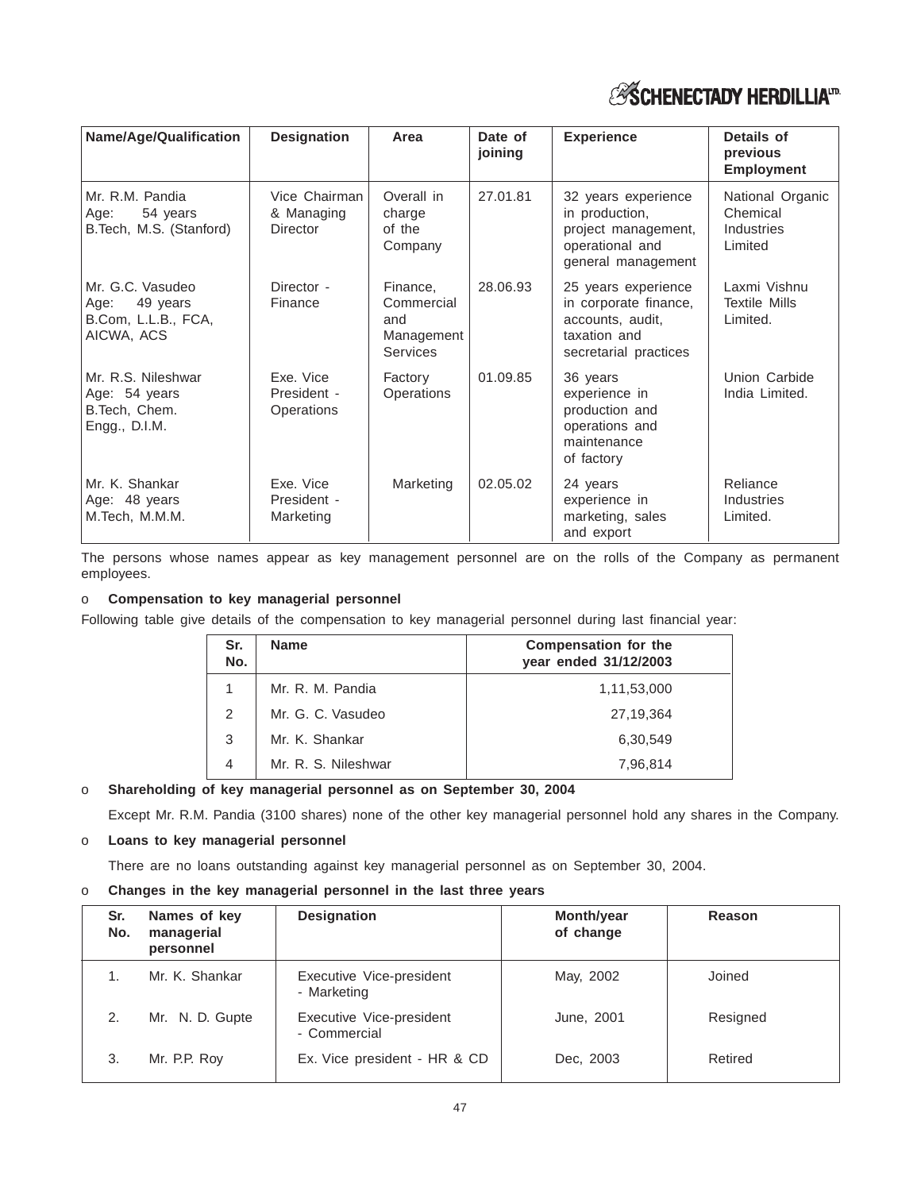| Name/Age/Qualification | Designation | Area | Date of joining | Experience | Details of previous Employment |
|---|---|---|---|---|---|
| Mr. R.M. Pandia<br>Age: 54 years<br>B.Tech, M.S. (Stanford) | Vice Chairman & Managing Director | Overall in charge of the Company | 27.01.81 | 32 years experience in production, project management, operational and general management | National Organic Chemical Industries Limited |
| Mr. G.C. Vasudeo<br>Age: 49 years<br>B.Com, L.L.B., FCA, AICWA, ACS | Director - Finance | Finance, Commercial and Management Services | 28.06.93 | 25 years experience in corporate finance, accounts, audit, taxation and secretarial practices | Laxmi Vishnu Textile Mills Limited. |
| Mr. R.S. Nileshwar<br>Age: 54 years<br>B.Tech, Chem. Engg., D.I.M. | Exe. Vice President - Operations | Factory Operations | 01.09.85 | 36 years experience in production and operations and maintenance of factory | Union Carbide India Limited. |
| Mr. K. Shankar<br>Age: 48 years<br>M.Tech, M.M.M. | Exe. Vice President - Marketing | Marketing | 02.05.02 | 24 years experience in marketing, sales and export | Reliance Industries Limited. |

The persons whose names appear as key management personnel are on the rolls of the Company as permanent employees.

- **Compensation to key managerial personnel**

Following table give details of the compensation to key managerial personnel during last financial year:

| Sr. No. | Name | Compensation for the year ended 31/12/2003 |
|---|---|---|
| 1 | Mr. R. M. Pandia | 1,11,53,000 |
| 2 | Mr. G. C. Vasudeo | 27,19,364 |
| 3 | Mr. K. Shankar | 6,30,549 |
| 4 | Mr. R. S. Nileshwar | 7,96,814 |

- **Shareholding of key managerial personnel as on September 30, 2004**

  Except Mr. R.M. Pandia (3100 shares) none of the other key managerial personnel hold any shares in the Company.

- **Loans to key managerial personnel**

  There are no loans outstanding against key managerial personnel as on September 30, 2004.

- **Changes in the key managerial personnel in the last three years**

| Sr. No. | Names of key managerial personnel | Designation | Month/year of change | Reason |
|---|---|---|---|---|
| 1. | Mr. K. Shankar | Executive Vice-president - Marketing | May, 2002 | Joined |
| 2. | Mr. N. D. Gupte | Executive Vice-president - Commercial | June, 2001 | Resigned |
| 3. | Mr. P.P. Roy | Ex. Vice president - HR & CD | Dec, 2003 | Retired |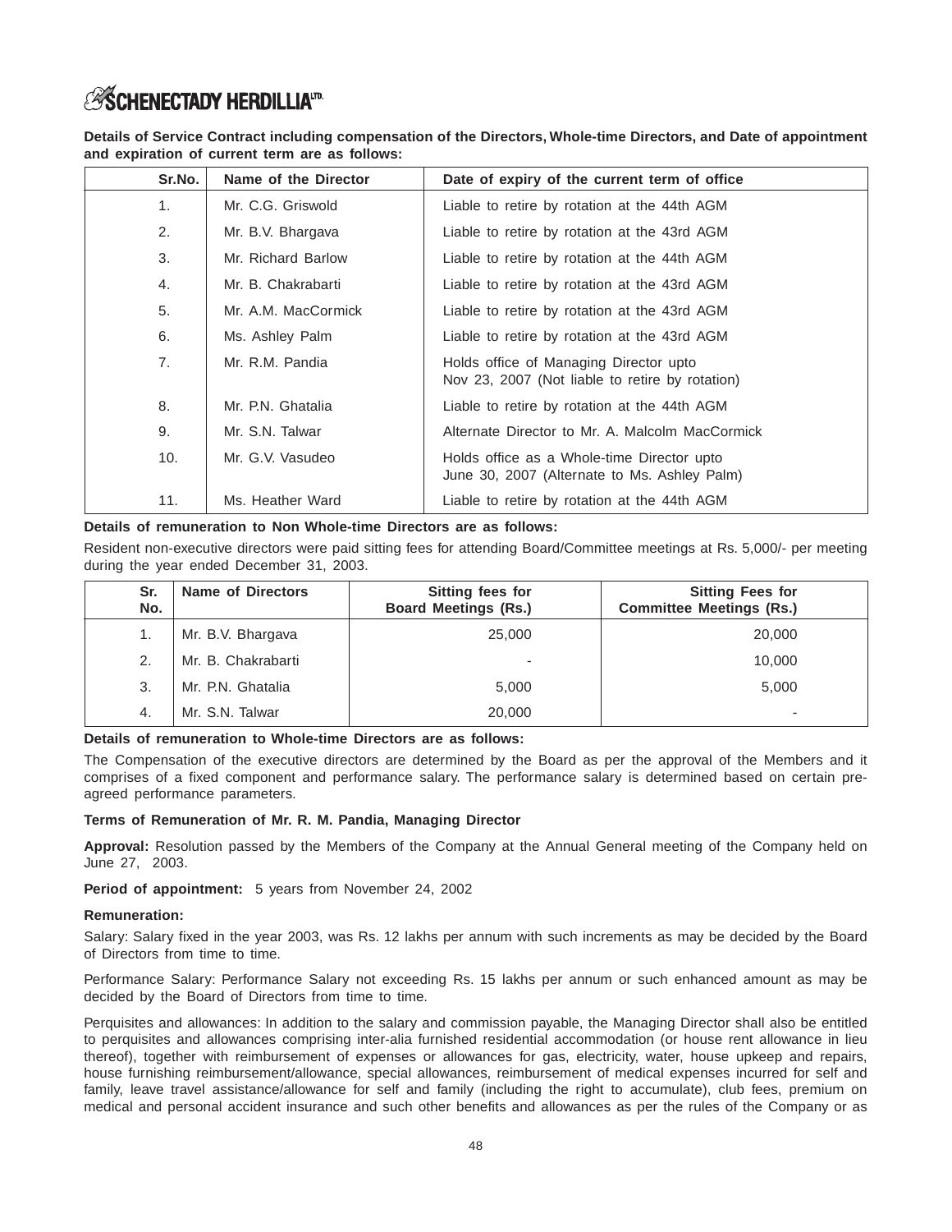**Details of Service Contract including compensation of the Directors, Whole-time Directors, and Date of appointment and expiration of current term are as follows:**

| Sr.No. | Name of the Director | Date of expiry of the current term of office |
|---|---|---|
| 1. | Mr. C.G. Griswold | Liable to retire by rotation at the 44th AGM |
| 2. | Mr. B.V. Bhargava | Liable to retire by rotation at the 43rd AGM |
| 3. | Mr. Richard Barlow | Liable to retire by rotation at the 44th AGM |
| 4. | Mr. B. Chakrabarti | Liable to retire by rotation at the 43rd AGM |
| 5. | Mr. A.M. MacCormick | Liable to retire by rotation at the 43rd AGM |
| 6. | Ms. Ashley Palm | Liable to retire by rotation at the 43rd AGM |
| 7. | Mr. R.M. Pandia | Holds office of Managing Director upto Nov 23, 2007 (Not liable to retire by rotation) |
| 8. | Mr. P.N. Ghatalia | Liable to retire by rotation at the 44th AGM |
| 9. | Mr. S.N. Talwar | Alternate Director to Mr. A. Malcolm MacCormick |
| 10. | Mr. G.V. Vasudeo | Holds office as a Whole-time Director upto June 30, 2007 (Alternate to Ms. Ashley Palm) |
| 11. | Ms. Heather Ward | Liable to retire by rotation at the 44th AGM |

**Details of remuneration to Non Whole-time Directors are as follows:**

Resident non-executive directors were paid sitting fees for attending Board/Committee meetings at Rs. 5,000/- per meeting during the year ended December 31, 2003.

| Sr. No. | Name of Directors | Sitting fees for Board Meetings (Rs.) | Sitting Fees for Committee Meetings (Rs.) |
|---|---|---|---|
| 1. | Mr. B.V. Bhargava | 25,000 | 20,000 |
| 2. | Mr. B. Chakrabarti | - | 10,000 |
| 3. | Mr. P.N. Ghatalia | 5,000 | 5,000 |
| 4. | Mr. S.N. Talwar | 20,000 | - |

**Details of remuneration to Whole-time Directors are as follows:**

The Compensation of the executive directors are determined by the Board as per the approval of the Members and it comprises of a fixed component and performance salary. The performance salary is determined based on certain pre-agreed performance parameters.

**Terms of Remuneration of Mr. R. M. Pandia, Managing Director**

**Approval:** Resolution passed by the Members of the Company at the Annual General meeting of the Company held on June 27, 2003.

**Period of appointment:** 5 years from November 24, 2002

**Remuneration:**

Salary: Salary fixed in the year 2003, was Rs. 12 lakhs per annum with such increments as may be decided by the Board of Directors from time to time.

Performance Salary: Performance Salary not exceeding Rs. 15 lakhs per annum or such enhanced amount as may be decided by the Board of Directors from time to time.

Perquisites and allowances: In addition to the salary and commission payable, the Managing Director shall also be entitled to perquisites and allowances comprising inter-alia furnished residential accommodation (or house rent allowance in lieu thereof), together with reimbursement of expenses or allowances for gas, electricity, water, house upkeep and repairs, house furnishing reimbursement/allowance, special allowances, reimbursement of medical expenses incurred for self and family, leave travel assistance/allowance for self and family (including the right to accumulate), club fees, premium on medical and personal accident insurance and such other benefits and allowances as per the rules of the Company or as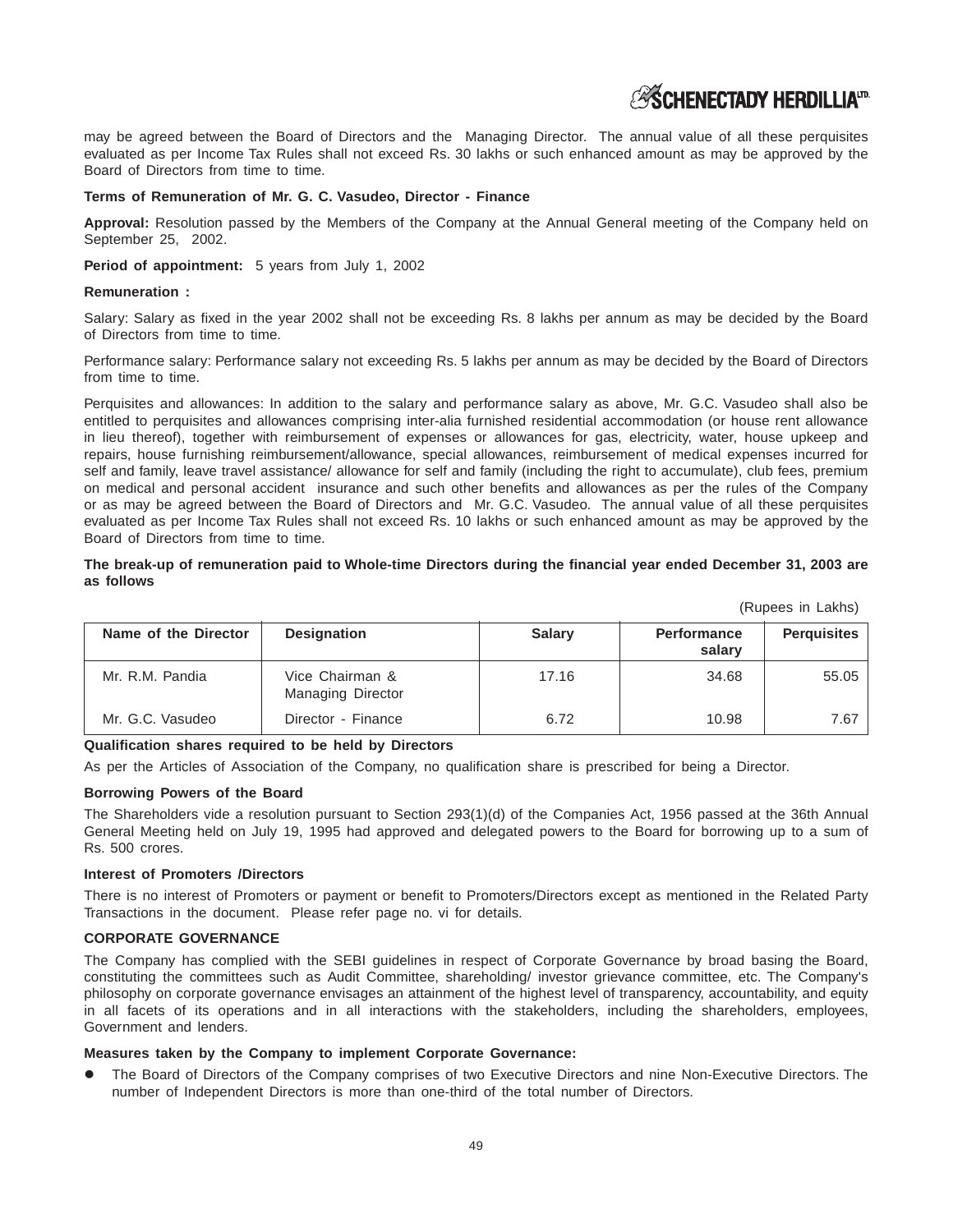may be agreed between the Board of Directors and the Managing Director. The annual value of all these perquisites evaluated as per Income Tax Rules shall not exceed Rs. 30 lakhs or such enhanced amount as may be approved by the Board of Directors from time to time.

**Terms of Remuneration of Mr. G. C. Vasudeo, Director - Finance**

**Approval:** Resolution passed by the Members of the Company at the Annual General meeting of the Company held on September 25, 2002.

**Period of appointment:** 5 years from July 1, 2002

**Remuneration :**

Salary: Salary as fixed in the year 2002 shall not be exceeding Rs. 8 lakhs per annum as may be decided by the Board of Directors from time to time.

Performance salary: Performance salary not exceeding Rs. 5 lakhs per annum as may be decided by the Board of Directors from time to time.

Perquisites and allowances: In addition to the salary and performance salary as above, Mr. G.C. Vasudeo shall also be entitled to perquisites and allowances comprising inter-alia furnished residential accommodation (or house rent allowance in lieu thereof), together with reimbursement of expenses or allowances for gas, electricity, water, house upkeep and repairs, house furnishing reimbursement/allowance, special allowances, reimbursement of medical expenses incurred for self and family, leave travel assistance/ allowance for self and family (including the right to accumulate), club fees, premium on medical and personal accident insurance and such other benefits and allowances as per the rules of the Company or as may be agreed between the Board of Directors and Mr. G.C. Vasudeo. The annual value of all these perquisites evaluated as per Income Tax Rules shall not exceed Rs. 10 lakhs or such enhanced amount as may be approved by the Board of Directors from time to time.

**The break-up of remuneration paid to Whole-time Directors during the financial year ended December 31, 2003 are as follows**

(Rupees in Lakhs)

| Name of the Director | Designation | Salary | Performance salary | Perquisites |
|---|---|---|---|---|
| Mr. R.M. Pandia | Vice Chairman & Managing Director | 17.16 | 34.68 | 55.05 |
| Mr. G.C. Vasudeo | Director - Finance | 6.72 | 10.98 | 7.67 |

**Qualification shares required to be held by Directors**

As per the Articles of Association of the Company, no qualification share is prescribed for being a Director.

**Borrowing Powers of the Board**

The Shareholders vide a resolution pursuant to Section 293(1)(d) of the Companies Act, 1956 passed at the 36th Annual General Meeting held on July 19, 1995 had approved and delegated powers to the Board for borrowing up to a sum of Rs. 500 crores.

**Interest of Promoters /Directors**

There is no interest of Promoters or payment or benefit to Promoters/Directors except as mentioned in the Related Party Transactions in the document. Please refer page no. vi for details.

**CORPORATE GOVERNANCE**

The Company has complied with the SEBI guidelines in respect of Corporate Governance by broad basing the Board, constituting the committees such as Audit Committee, shareholding/ investor grievance committee, etc. The Company's philosophy on corporate governance envisages an attainment of the highest level of transparency, accountability, and equity in all facets of its operations and in all interactions with the stakeholders, including the shareholders, employees, Government and lenders.

**Measures taken by the Company to implement Corporate Governance:**

- The Board of Directors of the Company comprises of two Executive Directors and nine Non-Executive Directors. The number of Independent Directors is more than one-third of the total number of Directors.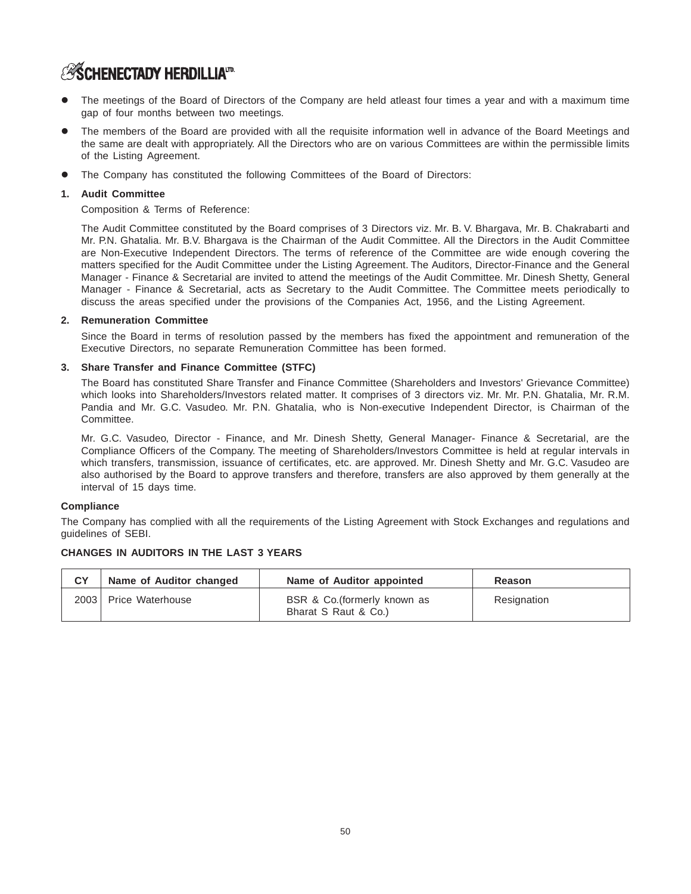- The meetings of the Board of Directors of the Company are held atleast four times a year and with a maximum time gap of four months between two meetings.
- The members of the Board are provided with all the requisite information well in advance of the Board Meetings and the same are dealt with appropriately. All the Directors who are on various Committees are within the permissible limits of the Listing Agreement.
- The Company has constituted the following Committees of the Board of Directors:

**1. Audit Committee**

Composition & Terms of Reference:

The Audit Committee constituted by the Board comprises of 3 Directors viz. Mr. B. V. Bhargava, Mr. B. Chakrabarti and Mr. P.N. Ghatalia. Mr. B.V. Bhargava is the Chairman of the Audit Committee. All the Directors in the Audit Committee are Non-Executive Independent Directors. The terms of reference of the Committee are wide enough covering the matters specified for the Audit Committee under the Listing Agreement. The Auditors, Director-Finance and the General Manager - Finance & Secretarial are invited to attend the meetings of the Audit Committee. Mr. Dinesh Shetty, General Manager - Finance & Secretarial, acts as Secretary to the Audit Committee. The Committee meets periodically to discuss the areas specified under the provisions of the Companies Act, 1956, and the Listing Agreement.

**2. Remuneration Committee**

Since the Board in terms of resolution passed by the members has fixed the appointment and remuneration of the Executive Directors, no separate Remuneration Committee has been formed.

**3. Share Transfer and Finance Committee (STFC)**

The Board has constituted Share Transfer and Finance Committee (Shareholders and Investors' Grievance Committee) which looks into Shareholders/Investors related matter. It comprises of 3 directors viz. Mr. Mr. P.N. Ghatalia, Mr. R.M. Pandia and Mr. G.C. Vasudeo. Mr. P.N. Ghatalia, who is Non-executive Independent Director, is Chairman of the Committee.

Mr. G.C. Vasudeo, Director - Finance, and Mr. Dinesh Shetty, General Manager- Finance & Secretarial, are the Compliance Officers of the Company. The meeting of Shareholders/Investors Committee is held at regular intervals in which transfers, transmission, issuance of certificates, etc. are approved. Mr. Dinesh Shetty and Mr. G.C. Vasudeo are also authorised by the Board to approve transfers and therefore, transfers are also approved by them generally at the interval of 15 days time.

**Compliance**

The Company has complied with all the requirements of the Listing Agreement with Stock Exchanges and regulations and guidelines of SEBI.

**CHANGES IN AUDITORS IN THE LAST 3 YEARS**

| CY | Name of Auditor changed | Name of Auditor appointed | Reason |
|---|---|---|---|
| 2003 | Price Waterhouse | BSR & Co.(formerly known as Bharat S Raut & Co.) | Resignation |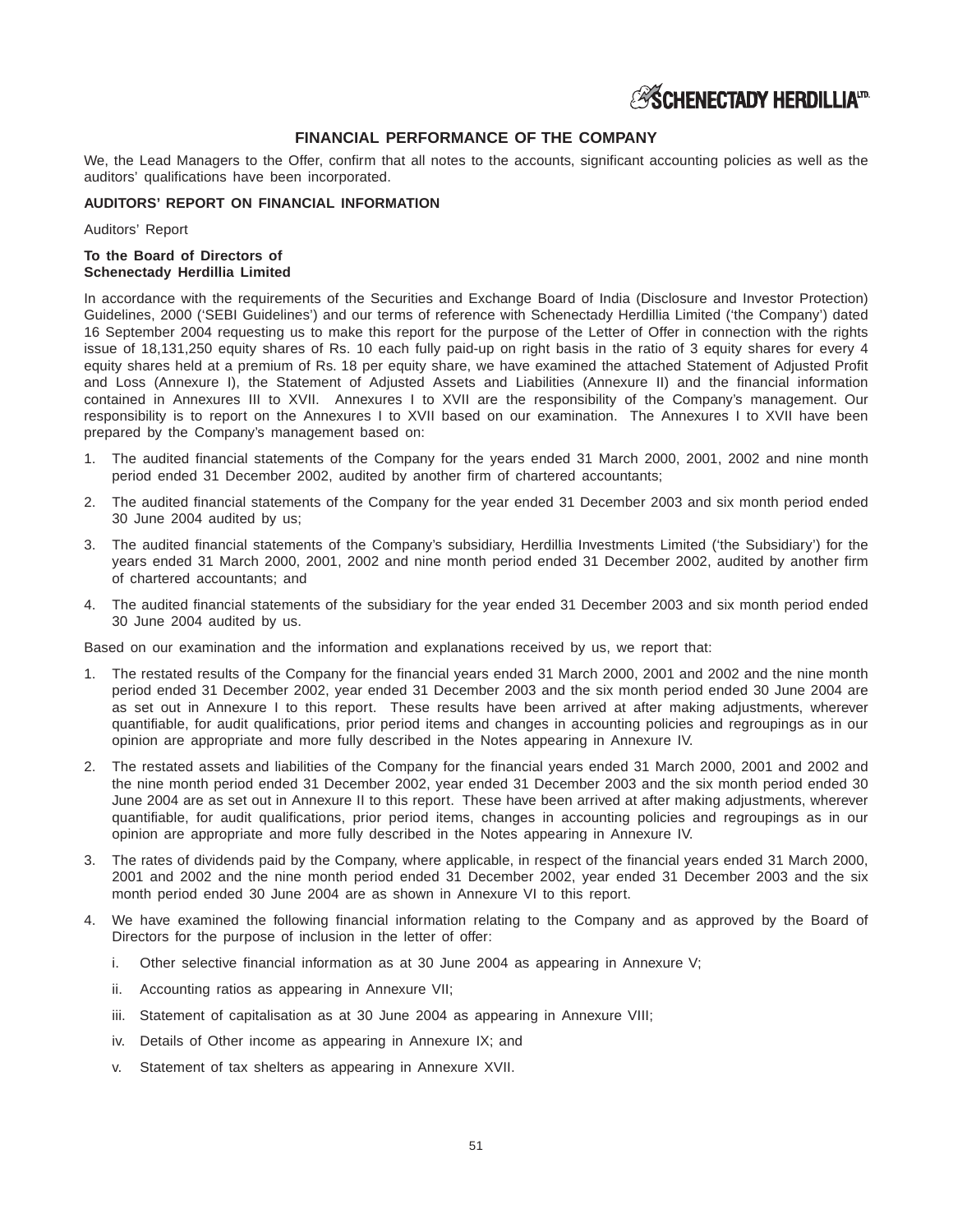## FINANCIAL PERFORMANCE OF THE COMPANY

We, the Lead Managers to the Offer, confirm that all notes to the accounts, significant accounting policies as well as the auditors' qualifications have been incorporated.

**AUDITORS' REPORT ON FINANCIAL INFORMATION**

Auditors' Report

**To the Board of Directors of**
**Schenectady Herdillia Limited**

In accordance with the requirements of the Securities and Exchange Board of India (Disclosure and Investor Protection) Guidelines, 2000 ('SEBI Guidelines') and our terms of reference with Schenectady Herdillia Limited ('the Company') dated 16 September 2004 requesting us to make this report for the purpose of the Letter of Offer in connection with the rights issue of 18,131,250 equity shares of Rs. 10 each fully paid-up on right basis in the ratio of 3 equity shares for every 4 equity shares held at a premium of Rs. 18 per equity share, we have examined the attached Statement of Adjusted Profit and Loss (Annexure I), the Statement of Adjusted Assets and Liabilities (Annexure II) and the financial information contained in Annexures III to XVII. Annexures I to XVII are the responsibility of the Company's management. Our responsibility is to report on the Annexures I to XVII based on our examination. The Annexures I to XVII have been prepared by the Company's management based on:

1. The audited financial statements of the Company for the years ended 31 March 2000, 2001, 2002 and nine month period ended 31 December 2002, audited by another firm of chartered accountants;
2. The audited financial statements of the Company for the year ended 31 December 2003 and six month period ended 30 June 2004 audited by us;
3. The audited financial statements of the Company's subsidiary, Herdillia Investments Limited ('the Subsidiary') for the years ended 31 March 2000, 2001, 2002 and nine month period ended 31 December 2002, audited by another firm of chartered accountants; and
4. The audited financial statements of the subsidiary for the year ended 31 December 2003 and six month period ended 30 June 2004 audited by us.

Based on our examination and the information and explanations received by us, we report that:

1. The restated results of the Company for the financial years ended 31 March 2000, 2001 and 2002 and the nine month period ended 31 December 2002, year ended 31 December 2003 and the six month period ended 30 June 2004 are as set out in Annexure I to this report. These results have been arrived at after making adjustments, wherever quantifiable, for audit qualifications, prior period items and changes in accounting policies and regroupings as in our opinion are appropriate and more fully described in the Notes appearing in Annexure IV.
2. The restated assets and liabilities of the Company for the financial years ended 31 March 2000, 2001 and 2002 and the nine month period ended 31 December 2002, year ended 31 December 2003 and the six month period ended 30 June 2004 are as set out in Annexure II to this report. These have been arrived at after making adjustments, wherever quantifiable, for audit qualifications, prior period items, changes in accounting policies and regroupings as in our opinion are appropriate and more fully described in the Notes appearing in Annexure IV.
3. The rates of dividends paid by the Company, where applicable, in respect of the financial years ended 31 March 2000, 2001 and 2002 and the nine month period ended 31 December 2002, year ended 31 December 2003 and the six month period ended 30 June 2004 are as shown in Annexure VI to this report.
4. We have examined the following financial information relating to the Company and as approved by the Board of Directors for the purpose of inclusion in the letter of offer:
   1. Other selective financial information as at 30 June 2004 as appearing in Annexure V;
   2. Accounting ratios as appearing in Annexure VII;
   3. Statement of capitalisation as at 30 June 2004 as appearing in Annexure VIII;
   4. Details of Other income as appearing in Annexure IX; and
   5. Statement of tax shelters as appearing in Annexure XVII.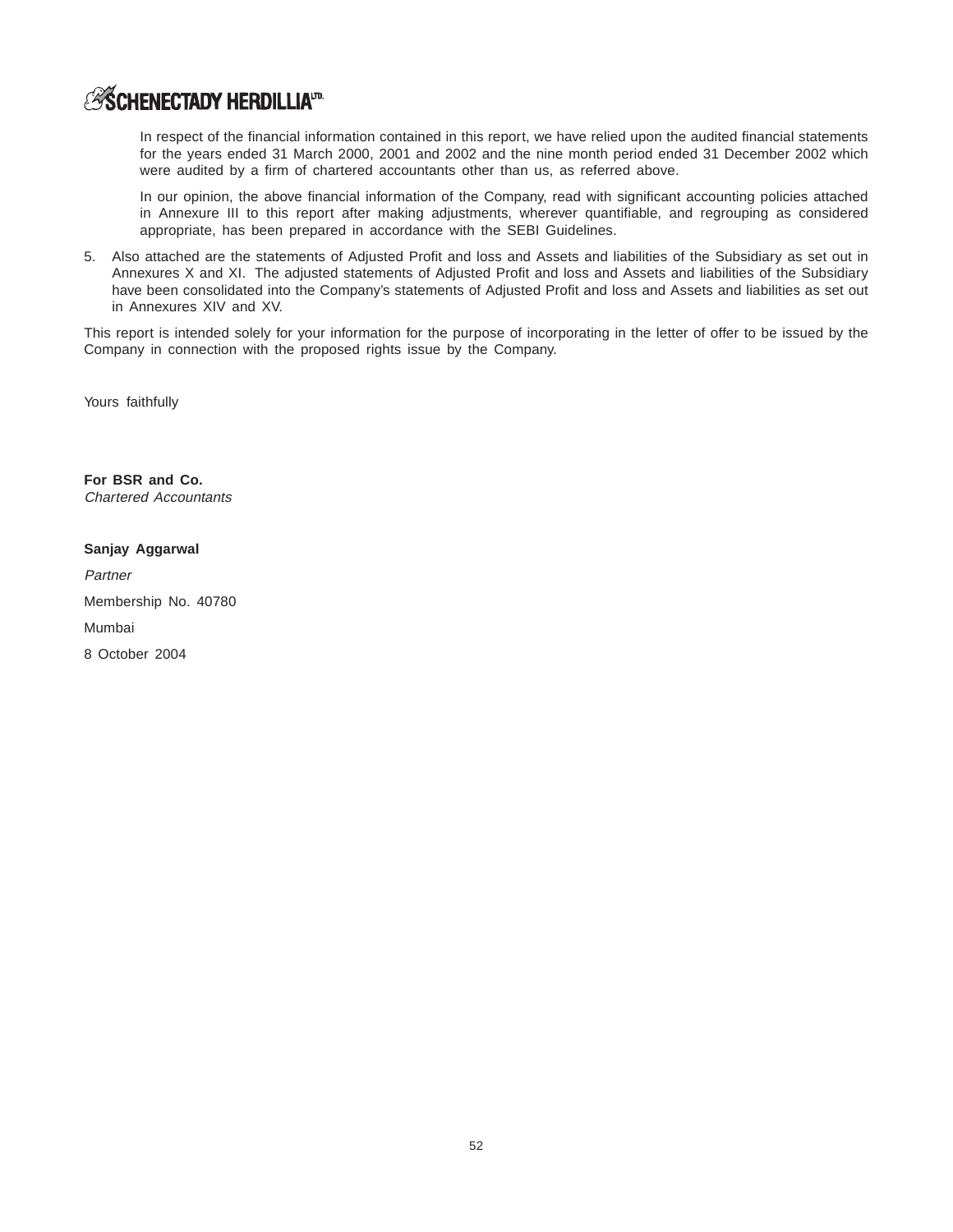In respect of the financial information contained in this report, we have relied upon the audited financial statements for the years ended 31 March 2000, 2001 and 2002 and the nine month period ended 31 December 2002 which were audited by a firm of chartered accountants other than us, as referred above.

In our opinion, the above financial information of the Company, read with significant accounting policies attached in Annexure III to this report after making adjustments, wherever quantifiable, and regrouping as considered appropriate, has been prepared in accordance with the SEBI Guidelines.

5. Also attached are the statements of Adjusted Profit and loss and Assets and liabilities of the Subsidiary as set out in Annexures X and XI. The adjusted statements of Adjusted Profit and loss and Assets and liabilities of the Subsidiary have been consolidated into the Company's statements of Adjusted Profit and loss and Assets and liabilities as set out in Annexures XIV and XV.

This report is intended solely for your information for the purpose of incorporating in the letter of offer to be issued by the Company in connection with the proposed rights issue by the Company.

Yours faithfully

**For BSR and Co.**
*Chartered Accountants*

**Sanjay Aggarwal**

*Partner*

Membership No. 40780

Mumbai

8 October 2004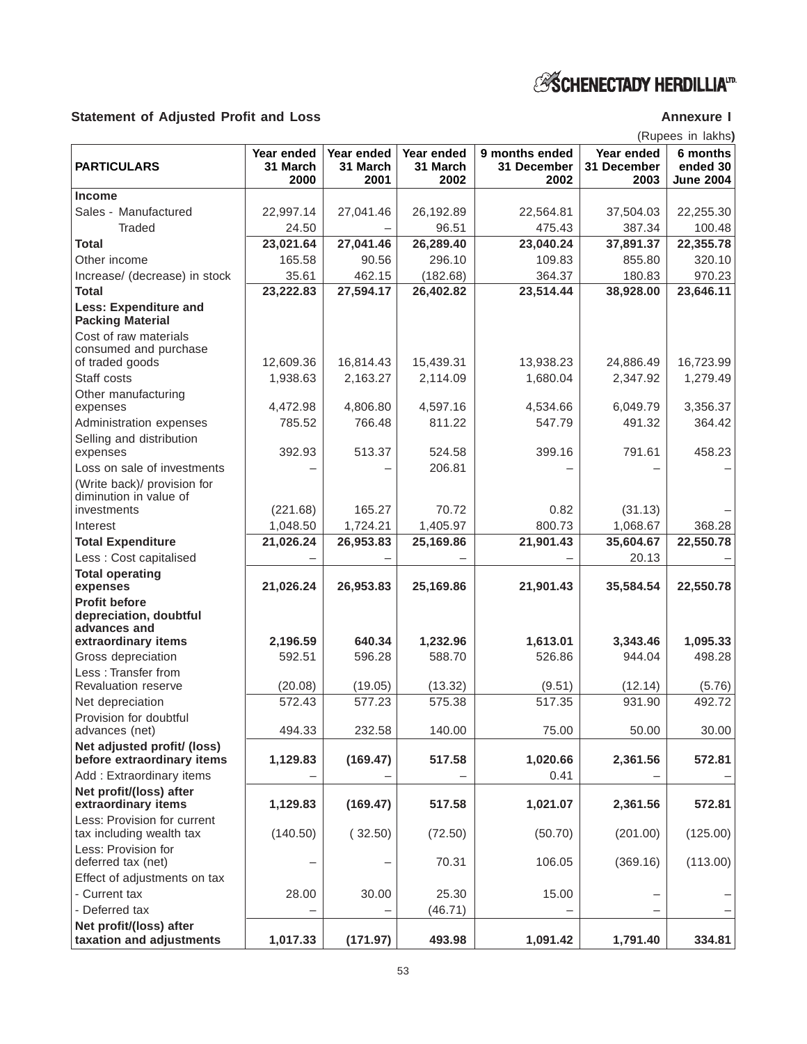## Statement of Adjusted Profit and Loss

**Annexure I**

(Rupees in lakhs)

| PARTICULARS | Year ended 31 March 2000 | Year ended 31 March 2001 | Year ended 31 March 2002 | 9 months ended 31 December 2002 | Year ended 31 December 2003 | 6 months ended 30 June 2004 |
|---|---|---|---|---|---|---|
| **Income** | | | | | | |
| Sales - Manufactured | 22,997.14 | 27,041.46 | 26,192.89 | 22,564.81 | 37,504.03 | 22,255.30 |
| Traded | 24.50 | – | 96.51 | 475.43 | 387.34 | 100.48 |
| **Total** | **23,021.64** | **27,041.46** | **26,289.40** | **23,040.24** | **37,891.37** | **22,355.78** |
| Other income | 165.58 | 90.56 | 296.10 | 109.83 | 855.80 | 320.10 |
| Increase/ (decrease) in stock | 35.61 | 462.15 | (182.68) | 364.37 | 180.83 | 970.23 |
| **Total** | **23,222.83** | **27,594.17** | **26,402.82** | **23,514.44** | **38,928.00** | **23,646.11** |
| **Less: Expenditure and Packing Material** | | | | | | |
| Cost of raw materials consumed and purchase of traded goods | 12,609.36 | 16,814.43 | 15,439.31 | 13,938.23 | 24,886.49 | 16,723.99 |
| Staff costs | 1,938.63 | 2,163.27 | 2,114.09 | 1,680.04 | 2,347.92 | 1,279.49 |
| Other manufacturing expenses | 4,472.98 | 4,806.80 | 4,597.16 | 4,534.66 | 6,049.79 | 3,356.37 |
| Administration expenses | 785.52 | 766.48 | 811.22 | 547.79 | 491.32 | 364.42 |
| Selling and distribution expenses | 392.93 | 513.37 | 524.58 | 399.16 | 791.61 | 458.23 |
| Loss on sale of investments | – | – | 206.81 | – | – | – |
| (Write back)/ provision for diminution in value of investments | (221.68) | 165.27 | 70.72 | 0.82 | (31.13) | – |
| Interest | 1,048.50 | 1,724.21 | 1,405.97 | 800.73 | 1,068.67 | 368.28 |
| **Total Expenditure** | **21,026.24** | **26,953.83** | **25,169.86** | **21,901.43** | **35,604.67** | **22,550.78** |
| Less : Cost capitalised | – | – | – | – | 20.13 | – |
| **Total operating expenses** | **21,026.24** | **26,953.83** | **25,169.86** | **21,901.43** | **35,584.54** | **22,550.78** |
| **Profit before depreciation, doubtful advances and extraordinary items** | **2,196.59** | **640.34** | **1,232.96** | **1,613.01** | **3,343.46** | **1,095.33** |
| Gross depreciation | 592.51 | 596.28 | 588.70 | 526.86 | 944.04 | 498.28 |
| Less : Transfer from Revaluation reserve | (20.08) | (19.05) | (13.32) | (9.51) | (12.14) | (5.76) |
| Net depreciation | 572.43 | 577.23 | 575.38 | 517.35 | 931.90 | 492.72 |
| Provision for doubtful advances (net) | 494.33 | 232.58 | 140.00 | 75.00 | 50.00 | 30.00 |
| **Net adjusted profit/ (loss) before extraordinary items** | **1,129.83** | **(169.47)** | **517.58** | **1,020.66** | **2,361.56** | **572.81** |
| Add : Extraordinary items | – | – | – | 0.41 | – | – |
| **Net profit/(loss) after extraordinary items** | **1,129.83** | **(169.47)** | **517.58** | **1,021.07** | **2,361.56** | **572.81** |
| Less: Provision for current tax including wealth tax | (140.50) | ( 32.50) | (72.50) | (50.70) | (201.00) | (125.00) |
| Less: Provision for deferred tax (net) | – | – | 70.31 | 106.05 | (369.16) | (113.00) |
| Effect of adjustments on tax | | | | | | |
| - Current tax | 28.00 | 30.00 | 25.30 | 15.00 | – | – |
| - Deferred tax | – | – | (46.71) | – | – | – |
| **Net profit/(loss) after taxation and adjustments** | **1,017.33** | **(171.97)** | **493.98** | **1,091.42** | **1,791.40** | **334.81** |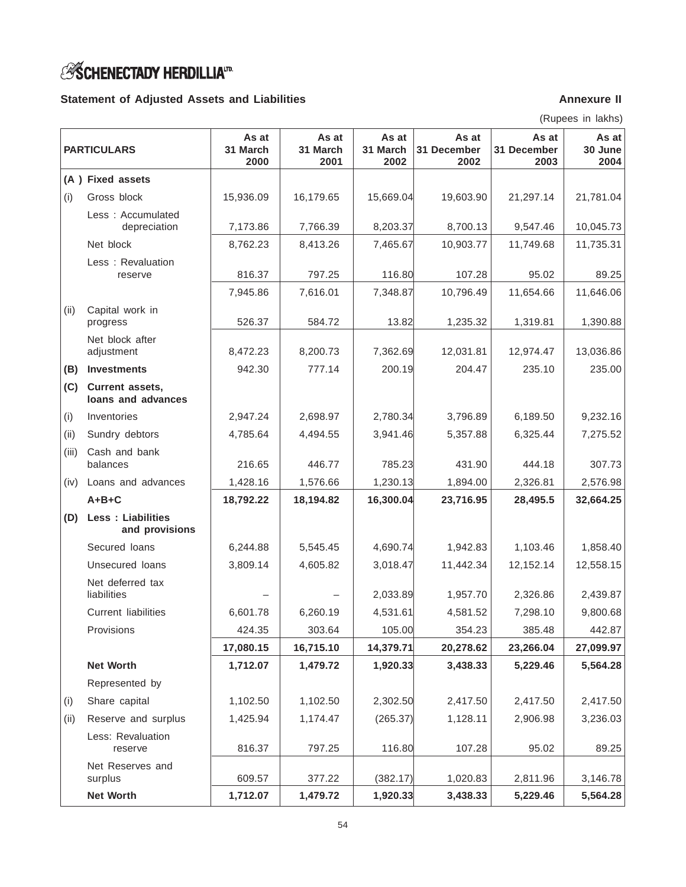SCHENECTADY HERDILLIA LTD.

**Statement of Adjusted Assets and Liabilities** **Annexure II**

(Rupees in lakhs)

| | PARTICULARS | As at 31 March 2000 | As at 31 March 2001 | As at 31 March 2002 | As at 31 December 2002 | As at 31 December 2003 | As at 30 June 2004 |
|---|---|---|---|---|---|---|---|
| **(A )** | **Fixed assets** | | | | | | |
| (i) | Gross block | 15,936.09 | 16,179.65 | 15,669.04 | 19,603.90 | 21,297.14 | 21,781.04 |
| | Less : Accumulated depreciation | 7,173.86 | 7,766.39 | 8,203.37 | 8,700.13 | 9,547.46 | 10,045.73 |
| | Net block | 8,762.23 | 8,413.26 | 7,465.67 | 10,903.77 | 11,749.68 | 11,735.31 |
| | Less : Revaluation reserve | 816.37 | 797.25 | 116.80 | 107.28 | 95.02 | 89.25 |
| | | 7,945.86 | 7,616.01 | 7,348.87 | 10,796.49 | 11,654.66 | 11,646.06 |
| (ii) | Capital work in progress | 526.37 | 584.72 | 13.82 | 1,235.32 | 1,319.81 | 1,390.88 |
| | Net block after adjustment | 8,472.23 | 8,200.73 | 7,362.69 | 12,031.81 | 12,974.47 | 13,036.86 |
| **(B)** | **Investments** | 942.30 | 777.14 | 200.19 | 204.47 | 235.10 | 235.00 |
| **(C)** | **Current assets, loans and advances** | | | | | | |
| (i) | Inventories | 2,947.24 | 2,698.97 | 2,780.34 | 3,796.89 | 6,189.50 | 9,232.16 |
| (ii) | Sundry debtors | 4,785.64 | 4,494.55 | 3,941.46 | 5,357.88 | 6,325.44 | 7,275.52 |
| (iii) | Cash and bank balances | 216.65 | 446.77 | 785.23 | 431.90 | 444.18 | 307.73 |
| (iv) | Loans and advances | 1,428.16 | 1,576.66 | 1,230.13 | 1,894.00 | 2,326.81 | 2,576.98 |
| | **A+B+C** | **18,792.22** | **18,194.82** | **16,300.04** | **23,716.95** | **28,495.5** | **32,664.25** |
| **(D)** | **Less : Liabilities and provisions** | | | | | | |
| | Secured loans | 6,244.88 | 5,545.45 | 4,690.74 | 1,942.83 | 1,103.46 | 1,858.40 |
| | Unsecured loans | 3,809.14 | 4,605.82 | 3,018.47 | 11,442.34 | 12,152.14 | 12,558.15 |
| | Net deferred tax liabilities | – | – | 2,033.89 | 1,957.70 | 2,326.86 | 2,439.87 |
| | Current liabilities | 6,601.78 | 6,260.19 | 4,531.61 | 4,581.52 | 7,298.10 | 9,800.68 |
| | Provisions | 424.35 | 303.64 | 105.00 | 354.23 | 385.48 | 442.87 |
| | | **17,080.15** | **16,715.10** | **14,379.71** | **20,278.62** | **23,266.04** | **27,099.97** |
| | **Net Worth** | **1,712.07** | **1,479.72** | **1,920.33** | **3,438.33** | **5,229.46** | **5,564.28** |
| | Represented by | | | | | | |
| (i) | Share capital | 1,102.50 | 1,102.50 | 2,302.50 | 2,417.50 | 2,417.50 | 2,417.50 |
| (ii) | Reserve and surplus | 1,425.94 | 1,174.47 | (265.37) | 1,128.11 | 2,906.98 | 3,236.03 |
| | Less: Revaluation reserve | 816.37 | 797.25 | 116.80 | 107.28 | 95.02 | 89.25 |
| | Net Reserves and surplus | 609.57 | 377.22 | (382.17) | 1,020.83 | 2,811.96 | 3,146.78 |
| | **Net Worth** | **1,712.07** | **1,479.72** | **1,920.33** | **3,438.33** | **5,229.46** | **5,564.28** |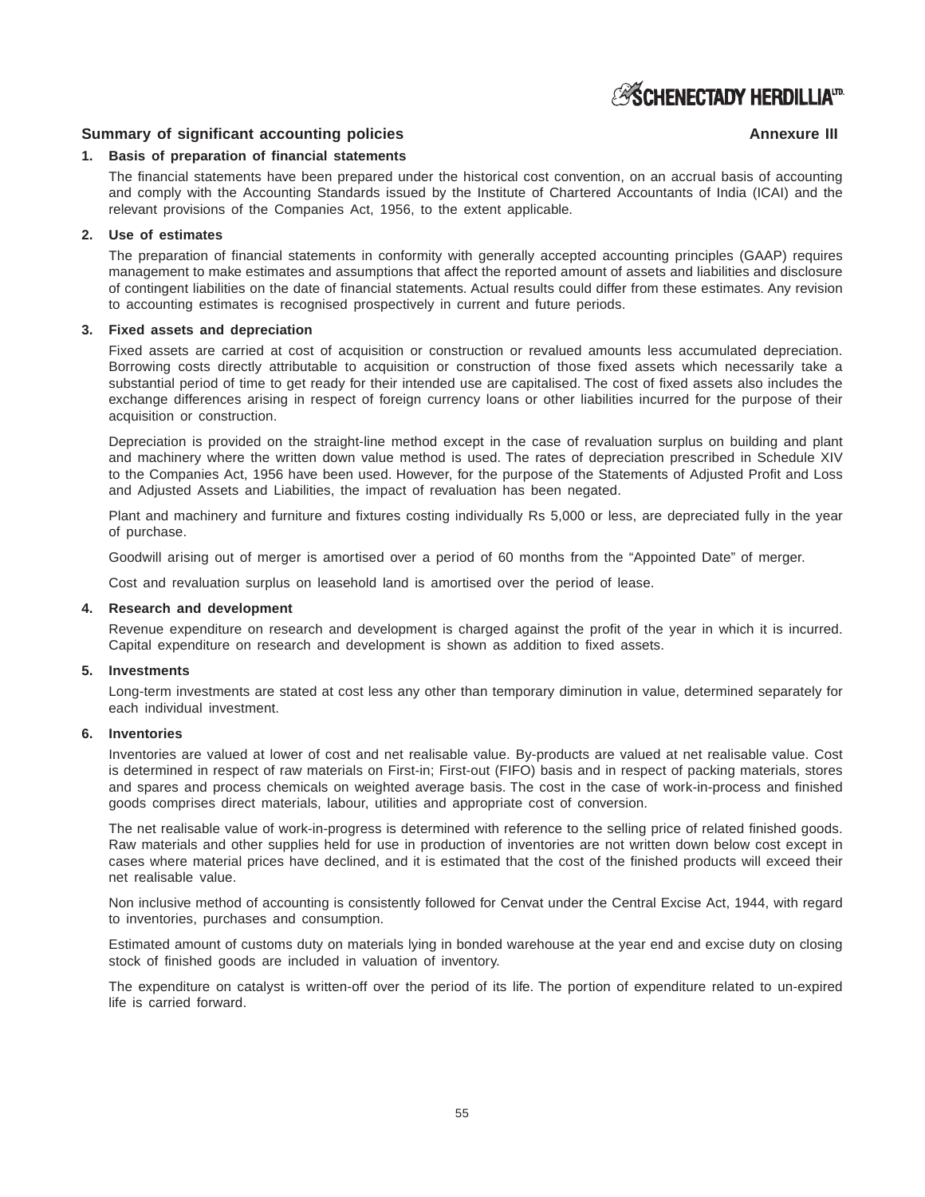## Summary of significant accounting policies

**Annexure III**

### 1. Basis of preparation of financial statements

The financial statements have been prepared under the historical cost convention, on an accrual basis of accounting and comply with the Accounting Standards issued by the Institute of Chartered Accountants of India (ICAI) and the relevant provisions of the Companies Act, 1956, to the extent applicable.

### 2. Use of estimates

The preparation of financial statements in conformity with generally accepted accounting principles (GAAP) requires management to make estimates and assumptions that affect the reported amount of assets and liabilities and disclosure of contingent liabilities on the date of financial statements. Actual results could differ from these estimates. Any revision to accounting estimates is recognised prospectively in current and future periods.

### 3. Fixed assets and depreciation

Fixed assets are carried at cost of acquisition or construction or revalued amounts less accumulated depreciation. Borrowing costs directly attributable to acquisition or construction of those fixed assets which necessarily take a substantial period of time to get ready for their intended use are capitalised. The cost of fixed assets also includes the exchange differences arising in respect of foreign currency loans or other liabilities incurred for the purpose of their acquisition or construction.

Depreciation is provided on the straight-line method except in the case of revaluation surplus on building and plant and machinery where the written down value method is used. The rates of depreciation prescribed in Schedule XIV to the Companies Act, 1956 have been used. However, for the purpose of the Statements of Adjusted Profit and Loss and Adjusted Assets and Liabilities, the impact of revaluation has been negated.

Plant and machinery and furniture and fixtures costing individually Rs 5,000 or less, are depreciated fully in the year of purchase.

Goodwill arising out of merger is amortised over a period of 60 months from the "Appointed Date" of merger.

Cost and revaluation surplus on leasehold land is amortised over the period of lease.

### 4. Research and development

Revenue expenditure on research and development is charged against the profit of the year in which it is incurred. Capital expenditure on research and development is shown as addition to fixed assets.

### 5. Investments

Long-term investments are stated at cost less any other than temporary diminution in value, determined separately for each individual investment.

### 6. Inventories

Inventories are valued at lower of cost and net realisable value. By-products are valued at net realisable value. Cost is determined in respect of raw materials on First-in; First-out (FIFO) basis and in respect of packing materials, stores and spares and process chemicals on weighted average basis. The cost in the case of work-in-process and finished goods comprises direct materials, labour, utilities and appropriate cost of conversion.

The net realisable value of work-in-progress is determined with reference to the selling price of related finished goods. Raw materials and other supplies held for use in production of inventories are not written down below cost except in cases where material prices have declined, and it is estimated that the cost of the finished products will exceed their net realisable value.

Non inclusive method of accounting is consistently followed for Cenvat under the Central Excise Act, 1944, with regard to inventories, purchases and consumption.

Estimated amount of customs duty on materials lying in bonded warehouse at the year end and excise duty on closing stock of finished goods are included in valuation of inventory.

The expenditure on catalyst is written-off over the period of its life. The portion of expenditure related to un-expired life is carried forward.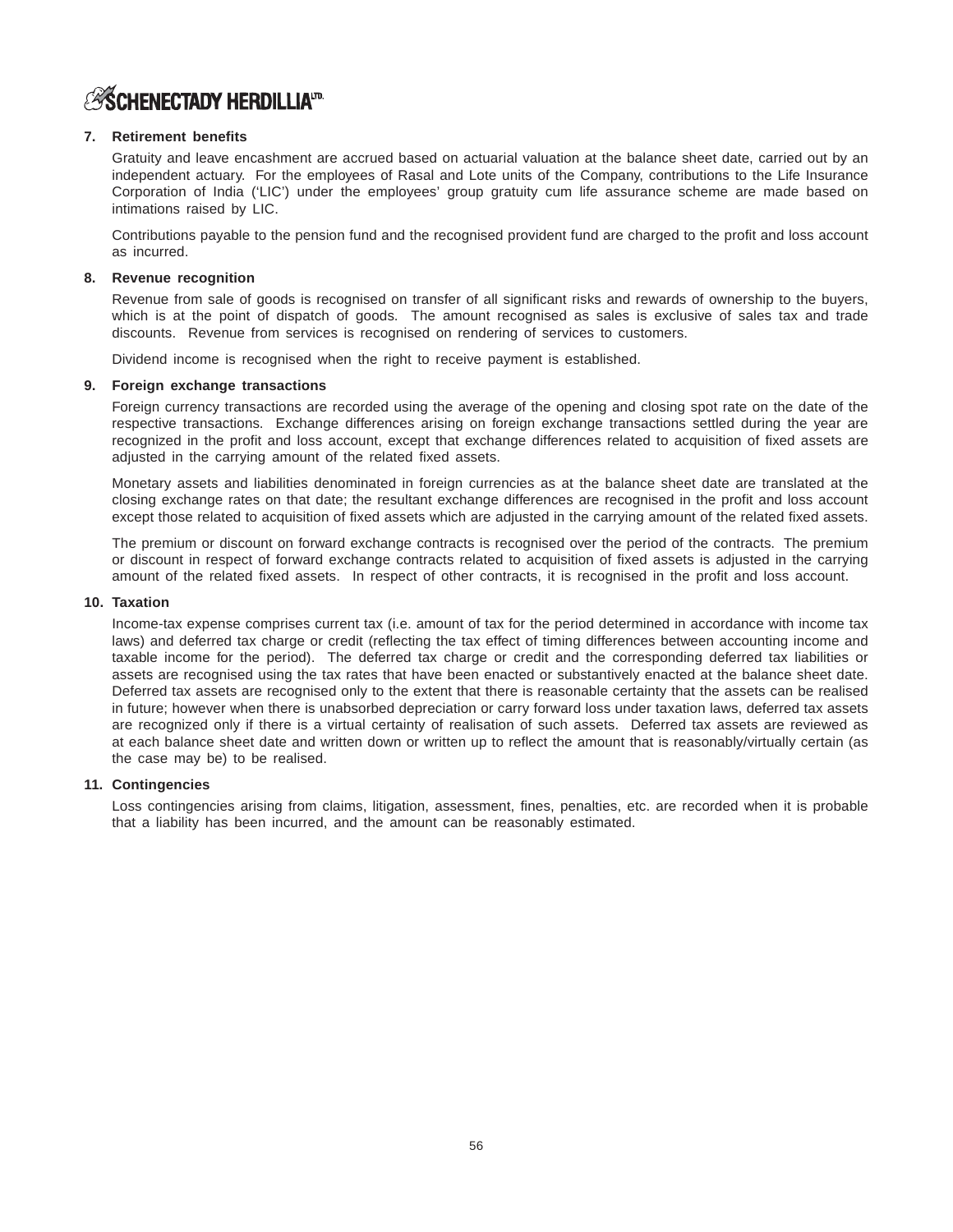7. **Retirement benefits**

   Gratuity and leave encashment are accrued based on actuarial valuation at the balance sheet date, carried out by an independent actuary. For the employees of Rasal and Lote units of the Company, contributions to the Life Insurance Corporation of India ('LIC') under the employees' group gratuity cum life assurance scheme are made based on intimations raised by LIC.

   Contributions payable to the pension fund and the recognised provident fund are charged to the profit and loss account as incurred.

8. **Revenue recognition**

   Revenue from sale of goods is recognised on transfer of all significant risks and rewards of ownership to the buyers, which is at the point of dispatch of goods. The amount recognised as sales is exclusive of sales tax and trade discounts. Revenue from services is recognised on rendering of services to customers.

   Dividend income is recognised when the right to receive payment is established.

9. **Foreign exchange transactions**

   Foreign currency transactions are recorded using the average of the opening and closing spot rate on the date of the respective transactions. Exchange differences arising on foreign exchange transactions settled during the year are recognized in the profit and loss account, except that exchange differences related to acquisition of fixed assets are adjusted in the carrying amount of the related fixed assets.

   Monetary assets and liabilities denominated in foreign currencies as at the balance sheet date are translated at the closing exchange rates on that date; the resultant exchange differences are recognised in the profit and loss account except those related to acquisition of fixed assets which are adjusted in the carrying amount of the related fixed assets.

   The premium or discount on forward exchange contracts is recognised over the period of the contracts. The premium or discount in respect of forward exchange contracts related to acquisition of fixed assets is adjusted in the carrying amount of the related fixed assets. In respect of other contracts, it is recognised in the profit and loss account.

10. **Taxation**

    Income-tax expense comprises current tax (i.e. amount of tax for the period determined in accordance with income tax laws) and deferred tax charge or credit (reflecting the tax effect of timing differences between accounting income and taxable income for the period). The deferred tax charge or credit and the corresponding deferred tax liabilities or assets are recognised using the tax rates that have been enacted or substantively enacted at the balance sheet date. Deferred tax assets are recognised only to the extent that there is reasonable certainty that the assets can be realised in future; however when there is unabsorbed depreciation or carry forward loss under taxation laws, deferred tax assets are recognized only if there is a virtual certainty of realisation of such assets. Deferred tax assets are reviewed as at each balance sheet date and written down or written up to reflect the amount that is reasonably/virtually certain (as the case may be) to be realised.

11. **Contingencies**

    Loss contingencies arising from claims, litigation, assessment, fines, penalties, etc. are recorded when it is probable that a liability has been incurred, and the amount can be reasonably estimated.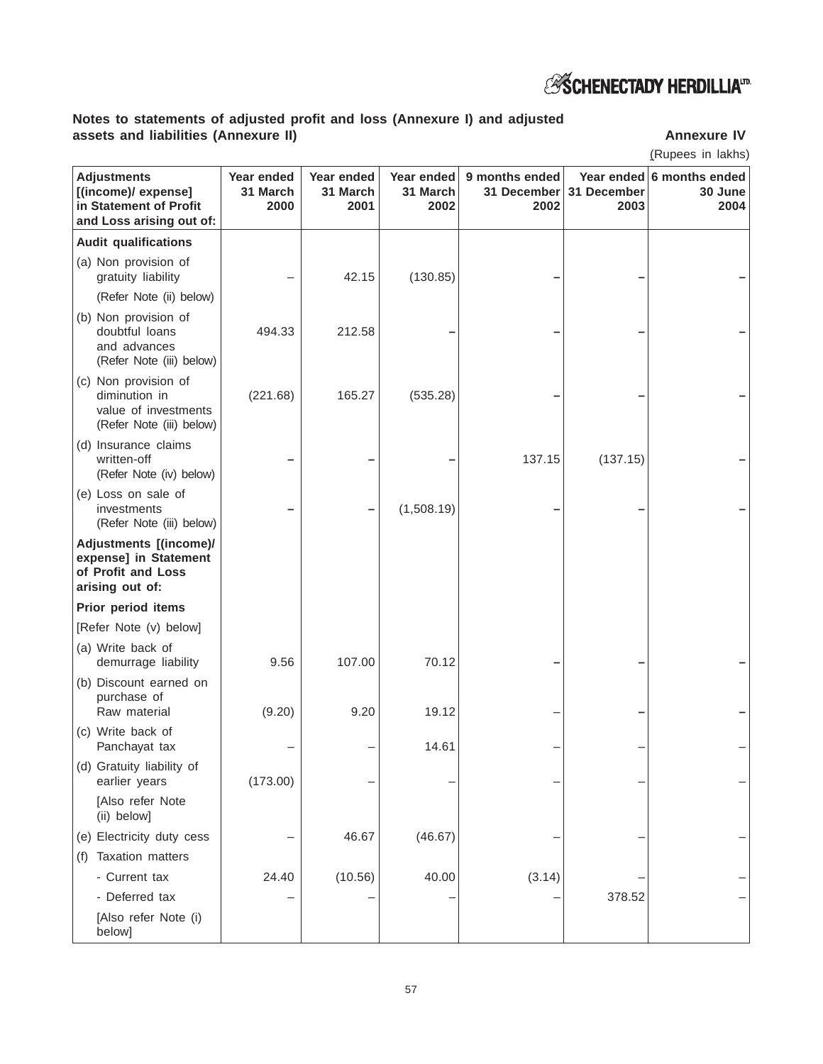**Notes to statements of adjusted profit and loss (Annexure I) and adjusted assets and liabilities (Annexure II)**

**Annexure IV**

(Rupees in lakhs)

| Adjustments [(income)/ expense] in Statement of Profit and Loss arising out of: | Year ended 31 March 2000 | Year ended 31 March 2001 | Year ended 31 March 2002 | 9 months ended 31 December 2002 | Year ended 31 December 2003 | 6 months ended 30 June 2004 |
|---|---|---|---|---|---|---|
| **Audit qualifications** | | | | | | |
| (a) Non provision of gratuity liability (Refer Note (ii) below) | – | 42.15 | (130.85) | – | – | – |
| (b) Non provision of doubtful loans and advances (Refer Note (iii) below) | 494.33 | 212.58 | – | – | – | – |
| (c) Non provision of diminution in value of investments (Refer Note (iii) below) | (221.68) | 165.27 | (535.28) | – | – | – |
| (d) Insurance claims written-off (Refer Note (iv) below) | – | – | – | 137.15 | (137.15) | – |
| (e) Loss on sale of investments (Refer Note (iii) below) | – | – | (1,508.19) | – | – | – |
| **Adjustments [(income)/ expense] in Statement of Profit and Loss arising out of:** | | | | | | |
| **Prior period items** | | | | | | |
| [Refer Note (v) below] | | | | | | |
| (a) Write back of demurrage liability | 9.56 | 107.00 | 70.12 | – | – | – |
| (b) Discount earned on purchase of Raw material | (9.20) | 9.20 | 19.12 | – | – | – |
| (c) Write back of Panchayat tax | – | – | 14.61 | – | – | – |
| (d) Gratuity liability of earlier years [Also refer Note (ii) below] | (173.00) | – | – | – | – | – |
| (e) Electricity duty cess | – | 46.67 | (46.67) | – | – | – |
| (f) Taxation matters | | | | | | |
| - Current tax | 24.40 | (10.56) | 40.00 | (3.14) | – | – |
| - Deferred tax [Also refer Note (i) below] | – | – | – | – | 378.52 | – |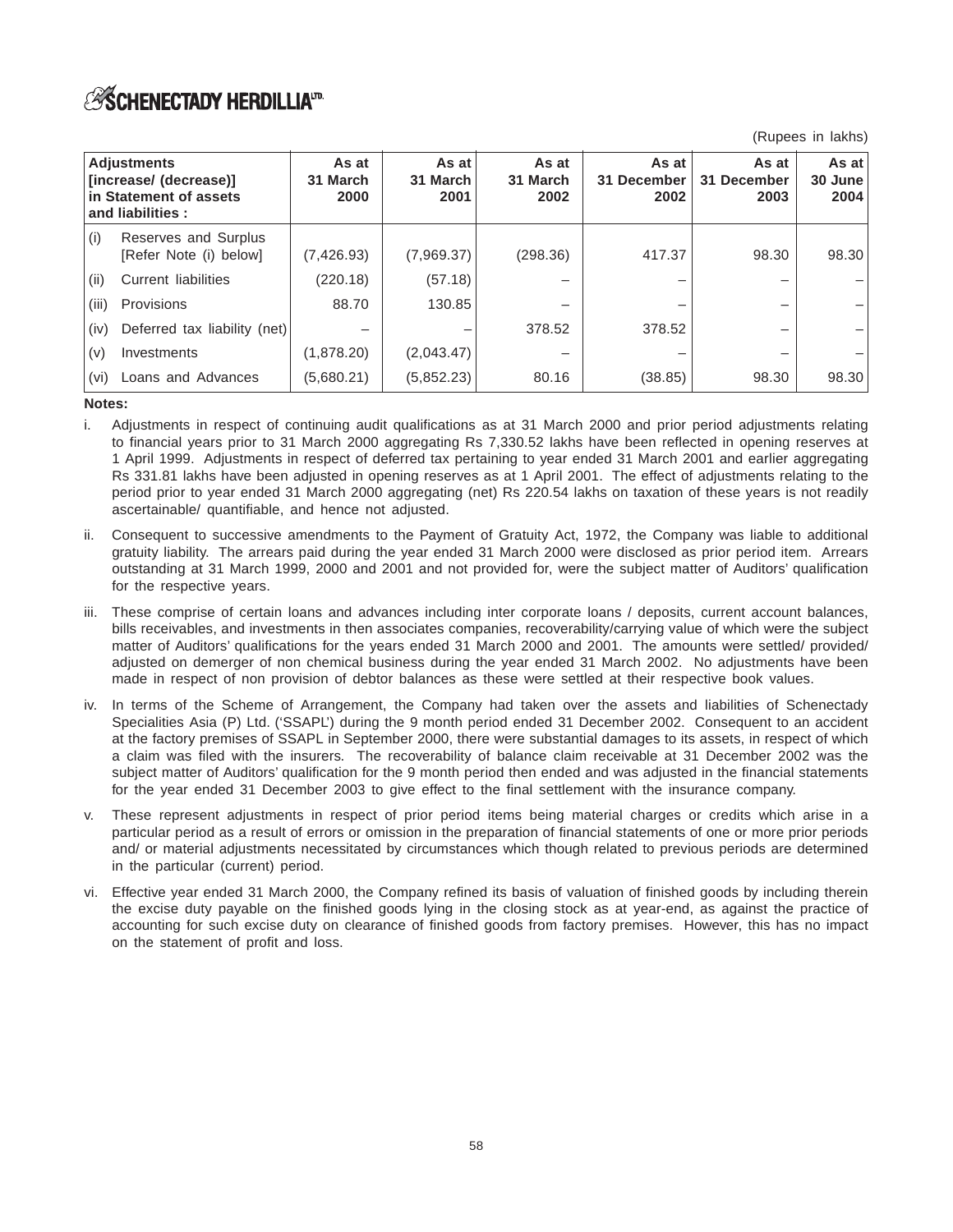(Rupees in lakhs)

| Adjustments [increase/ (decrease)] in Statement of assets and liabilities : | | As at 31 March 2000 | As at 31 March 2001 | As at 31 March 2002 | As at 31 December 2002 | As at 31 December 2003 | As at 30 June 2004 |
|---|---|---|---|---|---|---|---|
| (i) | Reserves and Surplus [Refer Note (i) below] | (7,426.93) | (7,969.37) | (298.36) | 417.37 | 98.30 | 98.30 |
| (ii) | Current liabilities | (220.18) | (57.18) | – | – | – | – |
| (iii) | Provisions | 88.70 | 130.85 | – | – | – | – |
| (iv) | Deferred tax liability (net) | – | – | 378.52 | 378.52 | – | – |
| (v) | Investments | (1,878.20) | (2,043.47) | – | – | – | – |
| (vi) | Loans and Advances | (5,680.21) | (5,852.23) | 80.16 | (38.85) | 98.30 | 98.30 |

**Notes:**

i. Adjustments in respect of continuing audit qualifications as at 31 March 2000 and prior period adjustments relating to financial years prior to 31 March 2000 aggregating Rs 7,330.52 lakhs have been reflected in opening reserves at 1 April 1999. Adjustments in respect of deferred tax pertaining to year ended 31 March 2001 and earlier aggregating Rs 331.81 lakhs have been adjusted in opening reserves as at 1 April 2001. The effect of adjustments relating to the period prior to year ended 31 March 2000 aggregating (net) Rs 220.54 lakhs on taxation of these years is not readily ascertainable/ quantifiable, and hence not adjusted.

ii. Consequent to successive amendments to the Payment of Gratuity Act, 1972, the Company was liable to additional gratuity liability. The arrears paid during the year ended 31 March 2000 were disclosed as prior period item. Arrears outstanding at 31 March 1999, 2000 and 2001 and not provided for, were the subject matter of Auditors' qualification for the respective years.

iii. These comprise of certain loans and advances including inter corporate loans / deposits, current account balances, bills receivables, and investments in then associates companies, recoverability/carrying value of which were the subject matter of Auditors' qualifications for the years ended 31 March 2000 and 2001. The amounts were settled/ provided/ adjusted on demerger of non chemical business during the year ended 31 March 2002. No adjustments have been made in respect of non provision of debtor balances as these were settled at their respective book values.

iv. In terms of the Scheme of Arrangement, the Company had taken over the assets and liabilities of Schenectady Specialities Asia (P) Ltd. ('SSAPL') during the 9 month period ended 31 December 2002. Consequent to an accident at the factory premises of SSAPL in September 2000, there were substantial damages to its assets, in respect of which a claim was filed with the insurers. The recoverability of balance claim receivable at 31 December 2002 was the subject matter of Auditors' qualification for the 9 month period then ended and was adjusted in the financial statements for the year ended 31 December 2003 to give effect to the final settlement with the insurance company.

v. These represent adjustments in respect of prior period items being material charges or credits which arise in a particular period as a result of errors or omission in the preparation of financial statements of one or more prior periods and/ or material adjustments necessitated by circumstances which though related to previous periods are determined in the particular (current) period.

vi. Effective year ended 31 March 2000, the Company refined its basis of valuation of finished goods by including therein the excise duty payable on the finished goods lying in the closing stock as at year-end, as against the practice of accounting for such excise duty on clearance of finished goods from factory premises. However, this has no impact on the statement of profit and loss.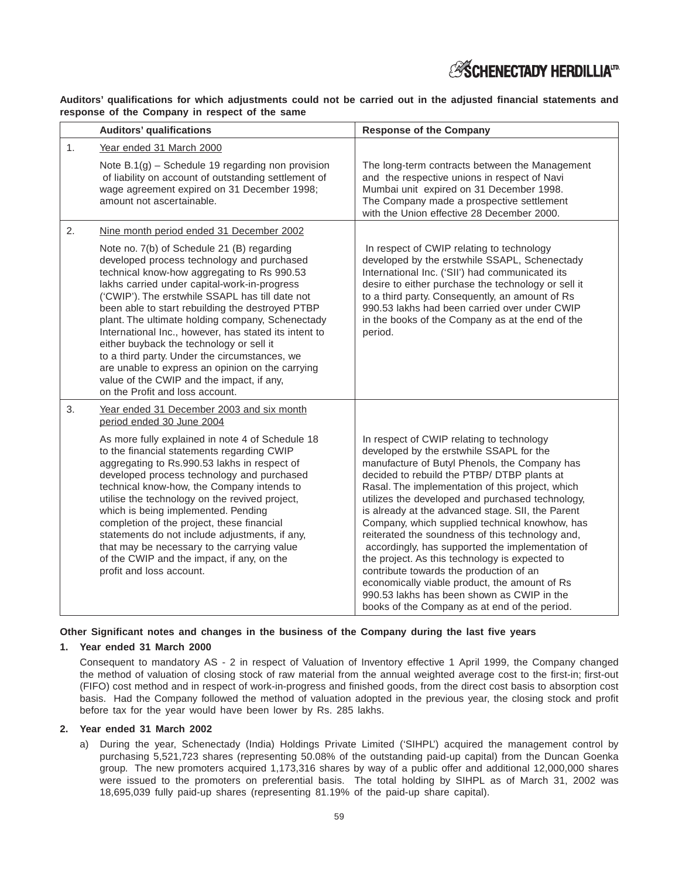**Auditors' qualifications for which adjustments could not be carried out in the adjusted financial statements and response of the Company in respect of the same**

| | Auditors' qualifications | Response of the Company |
|---|---|---|
| 1. | Year ended 31 March 2000<br><br>Note B.1(g) – Schedule 19 regarding non provision of liability on account of outstanding settlement of wage agreement expired on 31 December 1998; amount not ascertainable. | The long-term contracts between the Management and the respective unions in respect of Navi Mumbai unit expired on 31 December 1998. The Company made a prospective settlement with the Union effective 28 December 2000. |
| 2. | Nine month period ended 31 December 2002<br><br>Note no. 7(b) of Schedule 21 (B) regarding developed process technology and purchased technical know-how aggregating to Rs 990.53 lakhs carried under capital-work-in-progress ('CWIP'). The erstwhile SSAPL has till date not been able to start rebuilding the destroyed PTBP plant. The ultimate holding company, Schenectady International Inc., however, has stated its intent to either buyback the technology or sell it to a third party. Under the circumstances, we are unable to express an opinion on the carrying value of the CWIP and the impact, if any, on the Profit and loss account. | In respect of CWIP relating to technology developed by the erstwhile SSAPL, Schenectady International Inc. ('SII') had communicated its desire to either purchase the technology or sell it to a third party. Consequently, an amount of Rs 990.53 lakhs had been carried over under CWIP in the books of the Company as at the end of the period. |
| 3. | Year ended 31 December 2003 and six month period ended 30 June 2004<br><br>As more fully explained in note 4 of Schedule 18 to the financial statements regarding CWIP aggregating to Rs.990.53 lakhs in respect of developed process technology and purchased technical know-how, the Company intends to utilise the technology on the revived project, which is being implemented. Pending completion of the project, these financial statements do not include adjustments, if any, that may be necessary to the carrying value of the CWIP and the impact, if any, on the profit and loss account. | In respect of CWIP relating to technology developed by the erstwhile SSAPL for the manufacture of Butyl Phenols, the Company has decided to rebuild the PTBP/ DTBP plants at Rasal. The implementation of this project, which utilizes the developed and purchased technology, is already at the advanced stage. SII, the Parent Company, which supplied technical knowhow, has reiterated the soundness of this technology and, accordingly, has supported the implementation of the project. As this technology is expected to contribute towards the production of an economically viable product, the amount of Rs 990.53 lakhs has been shown as CWIP in the books of the Company as at end of the period. |

**Other Significant notes and changes in the business of the Company during the last five years**

**1. Year ended 31 March 2000**

Consequent to mandatory AS - 2 in respect of Valuation of Inventory effective 1 April 1999, the Company changed the method of valuation of closing stock of raw material from the annual weighted average cost to the first-in; first-out (FIFO) cost method and in respect of work-in-progress and finished goods, from the direct cost basis to absorption cost basis. Had the Company followed the method of valuation adopted in the previous year, the closing stock and profit before tax for the year would have been lower by Rs. 285 lakhs.

**2. Year ended 31 March 2002**

a) During the year, Schenectady (India) Holdings Private Limited ('SIHPL') acquired the management control by purchasing 5,521,723 shares (representing 50.08% of the outstanding paid-up capital) from the Duncan Goenka group. The new promoters acquired 1,173,316 shares by way of a public offer and additional 12,000,000 shares were issued to the promoters on preferential basis. The total holding by SIHPL as of March 31, 2002 was 18,695,039 fully paid-up shares (representing 81.19% of the paid-up share capital).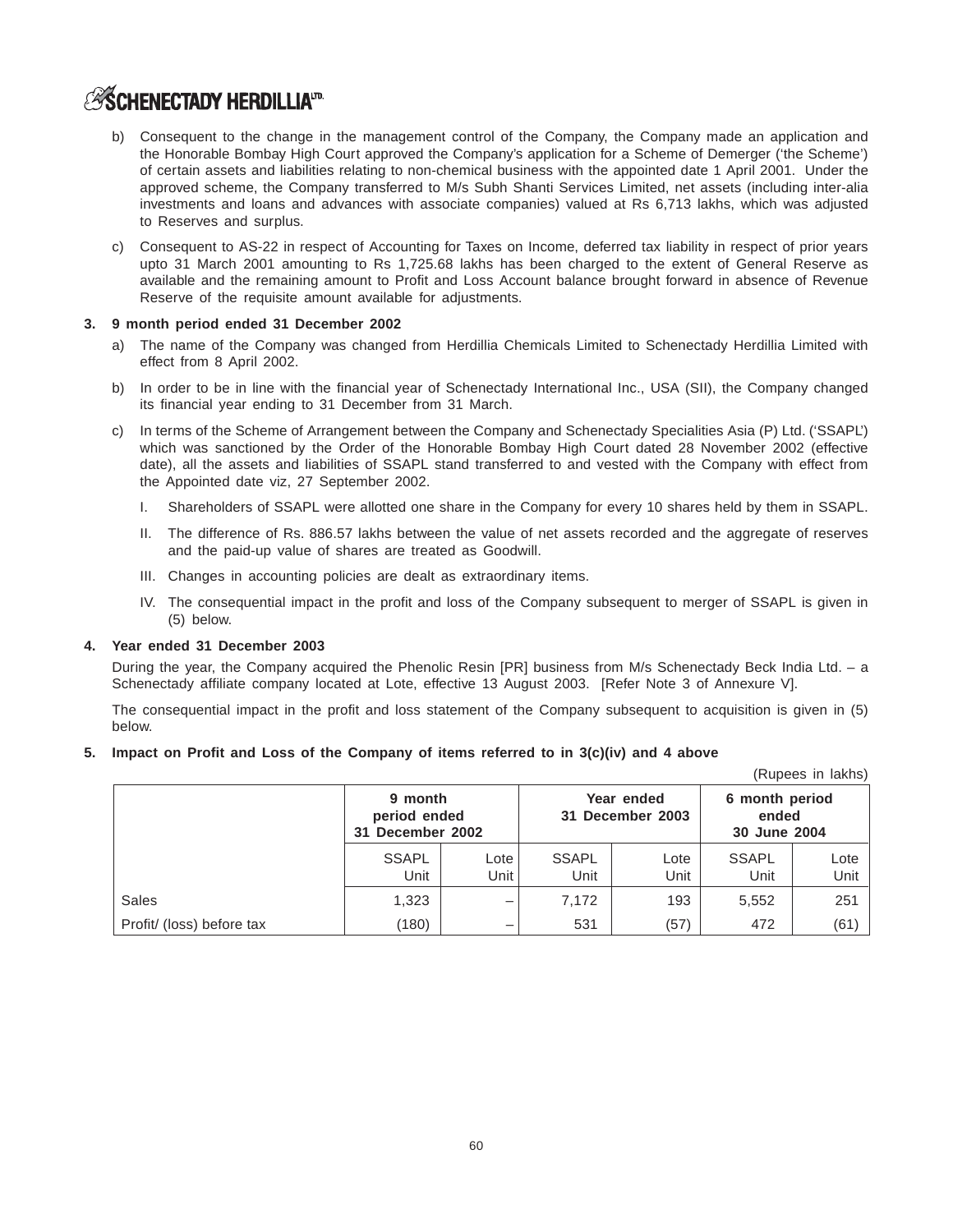b) Consequent to the change in the management control of the Company, the Company made an application and the Honorable Bombay High Court approved the Company's application for a Scheme of Demerger ('the Scheme') of certain assets and liabilities relating to non-chemical business with the appointed date 1 April 2001. Under the approved scheme, the Company transferred to M/s Subh Shanti Services Limited, net assets (including inter-alia investments and loans and advances with associate companies) valued at Rs 6,713 lakhs, which was adjusted to Reserves and surplus.

c) Consequent to AS-22 in respect of Accounting for Taxes on Income, deferred tax liability in respect of prior years upto 31 March 2001 amounting to Rs 1,725.68 lakhs has been charged to the extent of General Reserve as available and the remaining amount to Profit and Loss Account balance brought forward in absence of Revenue Reserve of the requisite amount available for adjustments.

**3. 9 month period ended 31 December 2002**

a) The name of the Company was changed from Herdillia Chemicals Limited to Schenectady Herdillia Limited with effect from 8 April 2002.

b) In order to be in line with the financial year of Schenectady International Inc., USA (SII), the Company changed its financial year ending to 31 December from 31 March.

c) In terms of the Scheme of Arrangement between the Company and Schenectady Specialities Asia (P) Ltd. ('SSAPL') which was sanctioned by the Order of the Honorable Bombay High Court dated 28 November 2002 (effective date), all the assets and liabilities of SSAPL stand transferred to and vested with the Company with effect from the Appointed date viz, 27 September 2002.

I. Shareholders of SSAPL were allotted one share in the Company for every 10 shares held by them in SSAPL.

II. The difference of Rs. 886.57 lakhs between the value of net assets recorded and the aggregate of reserves and the paid-up value of shares are treated as Goodwill.

III. Changes in accounting policies are dealt as extraordinary items.

IV. The consequential impact in the profit and loss of the Company subsequent to merger of SSAPL is given in (5) below.

**4. Year ended 31 December 2003**

During the year, the Company acquired the Phenolic Resin [PR] business from M/s Schenectady Beck India Ltd. – a Schenectady affiliate company located at Lote, effective 13 August 2003. [Refer Note 3 of Annexure V].

The consequential impact in the profit and loss statement of the Company subsequent to acquisition is given in (5) below.

**5. Impact on Profit and Loss of the Company of items referred to in 3(c)(iv) and 4 above**

(Rupees in lakhs)

| | 9 month period ended 31 December 2002 | | Year ended 31 December 2003 | | 6 month period ended 30 June 2004 | |
|---|---|---|---|---|---|---|
| | SSAPL Unit | Lote Unit | SSAPL Unit | Lote Unit | SSAPL Unit | Lote Unit |
| Sales | 1,323 | – | 7,172 | 193 | 5,552 | 251 |
| Profit/ (loss) before tax | (180) | – | 531 | (57) | 472 | (61) |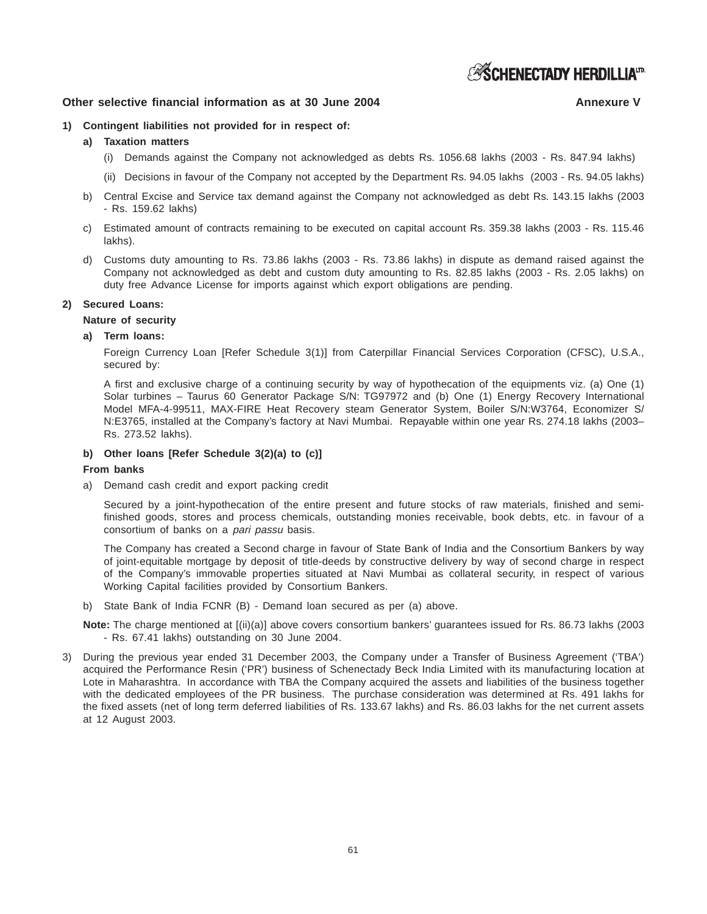## Other selective financial information as at 30 June 2004 — Annexure V

**1) Contingent liabilities not provided for in respect of:**

**a) Taxation matters**

(i) Demands against the Company not acknowledged as debts Rs. 1056.68 lakhs (2003 - Rs. 847.94 lakhs)

(ii) Decisions in favour of the Company not accepted by the Department Rs. 94.05 lakhs (2003 - Rs. 94.05 lakhs)

b) Central Excise and Service tax demand against the Company not acknowledged as debt Rs. 143.15 lakhs (2003 - Rs. 159.62 lakhs)

c) Estimated amount of contracts remaining to be executed on capital account Rs. 359.38 lakhs (2003 - Rs. 115.46 lakhs).

d) Customs duty amounting to Rs. 73.86 lakhs (2003 - Rs. 73.86 lakhs) in dispute as demand raised against the Company not acknowledged as debt and custom duty amounting to Rs. 82.85 lakhs (2003 - Rs. 2.05 lakhs) on duty free Advance License for imports against which export obligations are pending.

**2) Secured Loans:**

**Nature of security**

**a) Term loans:**

Foreign Currency Loan [Refer Schedule 3(1)] from Caterpillar Financial Services Corporation (CFSC), U.S.A., secured by:

A first and exclusive charge of a continuing security by way of hypothecation of the equipments viz. (a) One (1) Solar turbines – Taurus 60 Generator Package S/N: TG97972 and (b) One (1) Energy Recovery International Model MFA-4-99511, MAX-FIRE Heat Recovery steam Generator System, Boiler S/N:W3764, Economizer S/N:E3765, installed at the Company's factory at Navi Mumbai. Repayable within one year Rs. 274.18 lakhs (2003– Rs. 273.52 lakhs).

**b) Other loans [Refer Schedule 3(2)(a) to (c)]**

**From banks**

a) Demand cash credit and export packing credit

Secured by a joint-hypothecation of the entire present and future stocks of raw materials, finished and semi-finished goods, stores and process chemicals, outstanding monies receivable, book debts, etc. in favour of a consortium of banks on a *pari passu* basis.

The Company has created a Second charge in favour of State Bank of India and the Consortium Bankers by way of joint-equitable mortgage by deposit of title-deeds by constructive delivery by way of second charge in respect of the Company's immovable properties situated at Navi Mumbai as collateral security, in respect of various Working Capital facilities provided by Consortium Bankers.

b) State Bank of India FCNR (B) - Demand loan secured as per (a) above.

**Note:** The charge mentioned at [(ii)(a)] above covers consortium bankers' guarantees issued for Rs. 86.73 lakhs (2003 - Rs. 67.41 lakhs) outstanding on 30 June 2004.

3) During the previous year ended 31 December 2003, the Company under a Transfer of Business Agreement ('TBA') acquired the Performance Resin ('PR') business of Schenectady Beck India Limited with its manufacturing location at Lote in Maharashtra. In accordance with TBA the Company acquired the assets and liabilities of the business together with the dedicated employees of the PR business. The purchase consideration was determined at Rs. 491 lakhs for the fixed assets (net of long term deferred liabilities of Rs. 133.67 lakhs) and Rs. 86.03 lakhs for the net current assets at 12 August 2003.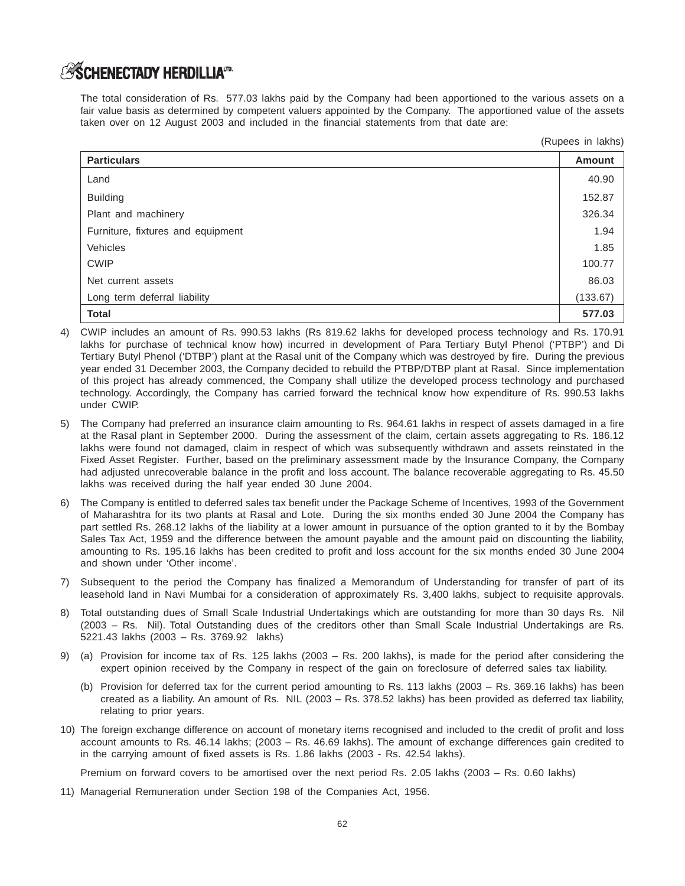The total consideration of Rs. 577.03 lakhs paid by the Company had been apportioned to the various assets on a fair value basis as determined by competent valuers appointed by the Company. The apportioned value of the assets taken over on 12 August 2003 and included in the financial statements from that date are:

(Rupees in lakhs)

| Particulars | Amount |
|---|---|
| Land | 40.90 |
| Building | 152.87 |
| Plant and machinery | 326.34 |
| Furniture, fixtures and equipment | 1.94 |
| Vehicles | 1.85 |
| CWIP | 100.77 |
| Net current assets | 86.03 |
| Long term deferral liability | (133.67) |
| **Total** | **577.03** |

4) CWIP includes an amount of Rs. 990.53 lakhs (Rs 819.62 lakhs for developed process technology and Rs. 170.91 lakhs for purchase of technical know how) incurred in development of Para Tertiary Butyl Phenol ('PTBP') and Di Tertiary Butyl Phenol ('DTBP') plant at the Rasal unit of the Company which was destroyed by fire. During the previous year ended 31 December 2003, the Company decided to rebuild the PTBP/DTBP plant at Rasal. Since implementation of this project has already commenced, the Company shall utilize the developed process technology and purchased technology. Accordingly, the Company has carried forward the technical know how expenditure of Rs. 990.53 lakhs under CWIP.

5) The Company had preferred an insurance claim amounting to Rs. 964.61 lakhs in respect of assets damaged in a fire at the Rasal plant in September 2000. During the assessment of the claim, certain assets aggregating to Rs. 186.12 lakhs were found not damaged, claim in respect of which was subsequently withdrawn and assets reinstated in the Fixed Asset Register. Further, based on the preliminary assessment made by the Insurance Company, the Company had adjusted unrecoverable balance in the profit and loss account. The balance recoverable aggregating to Rs. 45.50 lakhs was received during the half year ended 30 June 2004.

6) The Company is entitled to deferred sales tax benefit under the Package Scheme of Incentives, 1993 of the Government of Maharashtra for its two plants at Rasal and Lote. During the six months ended 30 June 2004 the Company has part settled Rs. 268.12 lakhs of the liability at a lower amount in pursuance of the option granted to it by the Bombay Sales Tax Act, 1959 and the difference between the amount payable and the amount paid on discounting the liability, amounting to Rs. 195.16 lakhs has been credited to profit and loss account for the six months ended 30 June 2004 and shown under 'Other income'.

7) Subsequent to the period the Company has finalized a Memorandum of Understanding for transfer of part of its leasehold land in Navi Mumbai for a consideration of approximately Rs. 3,400 lakhs, subject to requisite approvals.

8) Total outstanding dues of Small Scale Industrial Undertakings which are outstanding for more than 30 days Rs. Nil (2003 – Rs. Nil). Total Outstanding dues of the creditors other than Small Scale Industrial Undertakings are Rs. 5221.43 lakhs (2003 – Rs. 3769.92 lakhs)

9) (a) Provision for income tax of Rs. 125 lakhs (2003 – Rs. 200 lakhs), is made for the period after considering the expert opinion received by the Company in respect of the gain on foreclosure of deferred sales tax liability.

   (b) Provision for deferred tax for the current period amounting to Rs. 113 lakhs (2003 – Rs. 369.16 lakhs) has been created as a liability. An amount of Rs. NIL (2003 – Rs. 378.52 lakhs) has been provided as deferred tax liability, relating to prior years.

10) The foreign exchange difference on account of monetary items recognised and included to the credit of profit and loss account amounts to Rs. 46.14 lakhs; (2003 – Rs. 46.69 lakhs). The amount of exchange differences gain credited to in the carrying amount of fixed assets is Rs. 1.86 lakhs (2003 - Rs. 42.54 lakhs).

    Premium on forward covers to be amortised over the next period Rs. 2.05 lakhs (2003 – Rs. 0.60 lakhs)

11) Managerial Remuneration under Section 198 of the Companies Act, 1956.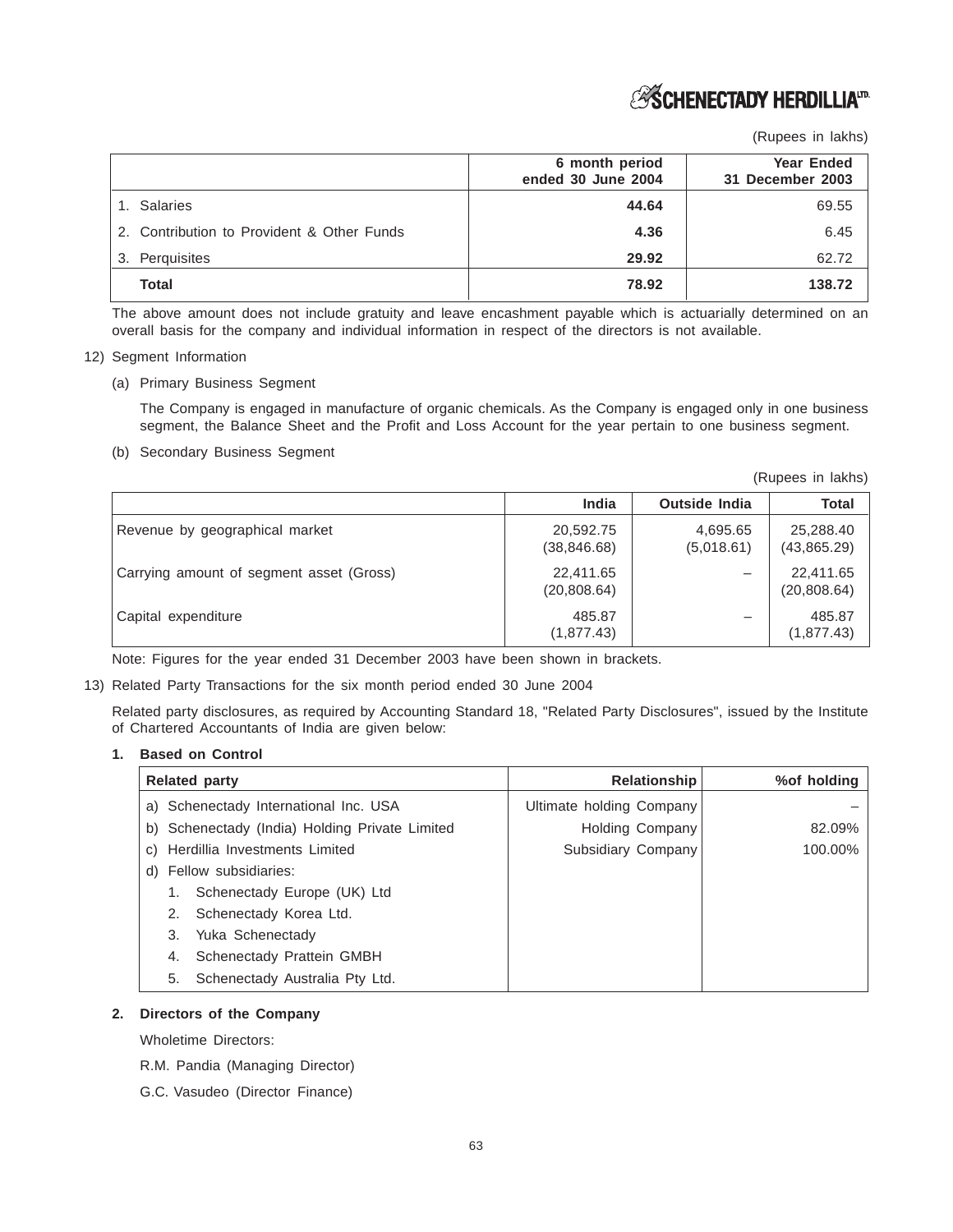(Rupees in lakhs)

| | 6 month period ended 30 June 2004 | Year Ended 31 December 2003 |
|---|---|---|
| 1. Salaries | **44.64** | 69.55 |
| 2. Contribution to Provident & Other Funds | **4.36** | 6.45 |
| 3. Perquisites | **29.92** | 62.72 |
| **Total** | **78.92** | **138.72** |

The above amount does not include gratuity and leave encashment payable which is actuarially determined on an overall basis for the company and individual information in respect of the directors is not available.

12) Segment Information

(a) Primary Business Segment

The Company is engaged in manufacture of organic chemicals. As the Company is engaged only in one business segment, the Balance Sheet and the Profit and Loss Account for the year pertain to one business segment.

(b) Secondary Business Segment

(Rupees in lakhs)

| | India | Outside India | Total |
|---|---|---|---|
| Revenue by geographical market | 20,592.75 (38,846.68) | 4,695.65 (5,018.61) | 25,288.40 (43,865.29) |
| Carrying amount of segment asset (Gross) | 22,411.65 (20,808.64) | – | 22,411.65 (20,808.64) |
| Capital expenditure | 485.87 (1,877.43) | – | 485.87 (1,877.43) |

Note: Figures for the year ended 31 December 2003 have been shown in brackets.

13) Related Party Transactions for the six month period ended 30 June 2004

Related party disclosures, as required by Accounting Standard 18, "Related Party Disclosures", issued by the Institute of Chartered Accountants of India are given below:

**1. Based on Control**

| Related party | Relationship | %of holding |
|---|---|---|
| a) Schenectady International Inc. USA | Ultimate holding Company | – |
| b) Schenectady (India) Holding Private Limited | Holding Company | 82.09% |
| c) Herdillia Investments Limited | Subsidiary Company | 100.00% |
| d) Fellow subsidiaries: | | |
| 1. Schenectady Europe (UK) Ltd | | |
| 2. Schenectady Korea Ltd. | | |
| 3. Yuka Schenectady | | |
| 4. Schenectady Prattein GMBH | | |
| 5. Schenectady Australia Pty Ltd. | | |

**2. Directors of the Company**

Wholetime Directors:

R.M. Pandia (Managing Director)

G.C. Vasudeo (Director Finance)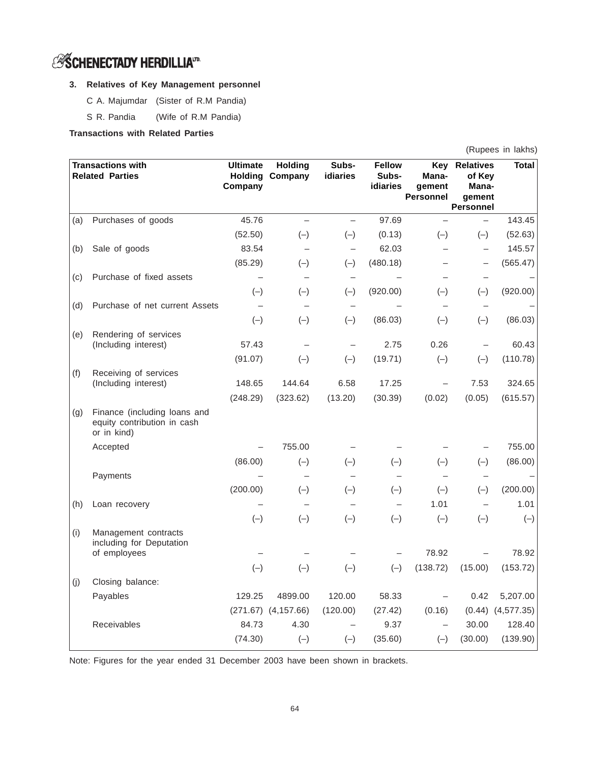**3. Relatives of Key Management personnel**

C A. Majumdar (Sister of R.M Pandia)

S R. Pandia (Wife of R.M Pandia)

**Transactions with Related Parties**

(Rupees in lakhs)

| | Transactions with Related Parties | Ultimate Holding Company | Holding Company | Subs-idiaries | Fellow Subs-idiaries | Key Mana-gement Personnel | Relatives of Key Mana-gement Personnel | Total |
|---|---|---|---|---|---|---|---|---|
| (a) | Purchases of goods | 45.76 | – | – | 97.69 | – | – | 143.45 |
| | | (52.50) | (–) | (–) | (0.13) | (–) | (–) | (52.63) |
| (b) | Sale of goods | 83.54 | – | – | 62.03 | – | – | 145.57 |
| | | (85.29) | (–) | (–) | (480.18) | – | – | (565.47) |
| (c) | Purchase of fixed assets | – | – | – | – | – | – | – |
| | | (–) | (–) | (–) | (920.00) | (–) | (–) | (920.00) |
| (d) | Purchase of net current Assets | – | – | – | – | – | – | – |
| | | (–) | (–) | (–) | (86.03) | (–) | (–) | (86.03) |
| (e) | Rendering of services (Including interest) | 57.43 | – | – | 2.75 | 0.26 | – | 60.43 |
| | | (91.07) | (–) | (–) | (19.71) | (–) | (–) | (110.78) |
| (f) | Receiving of services (Including interest) | 148.65 | 144.64 | 6.58 | 17.25 | – | 7.53 | 324.65 |
| | | (248.29) | (323.62) | (13.20) | (30.39) | (0.02) | (0.05) | (615.57) |
| (g) | Finance (including loans and equity contribution in cash or in kind) | | | | | | | |
| | Accepted | – | 755.00 | – | – | – | – | 755.00 |
| | | (86.00) | (–) | (–) | (–) | (–) | (–) | (86.00) |
| | Payments | – | – | – | – | – | – | – |
| | | (200.00) | (–) | (–) | (–) | (–) | (–) | (200.00) |
| (h) | Loan recovery | – | – | – | – | 1.01 | – | 1.01 |
| | | (–) | (–) | (–) | (–) | (–) | (–) | (–) |
| (i) | Management contracts including for Deputation of employees | – | – | – | – | 78.92 | – | 78.92 |
| | | (–) | (–) | (–) | (–) | (138.72) | (15.00) | (153.72) |
| (j) | Closing balance: | | | | | | | |
| | Payables | 129.25 | 4899.00 | 120.00 | 58.33 | – | 0.42 | 5,207.00 |
| | | (271.67) | (4,157.66) | (120.00) | (27.42) | (0.16) | (0.44) | (4,577.35) |
| | Receivables | 84.73 | 4.30 | – | 9.37 | – | 30.00 | 128.40 |
| | | (74.30) | (–) | (–) | (35.60) | (–) | (30.00) | (139.90) |

Note: Figures for the year ended 31 December 2003 have been shown in brackets.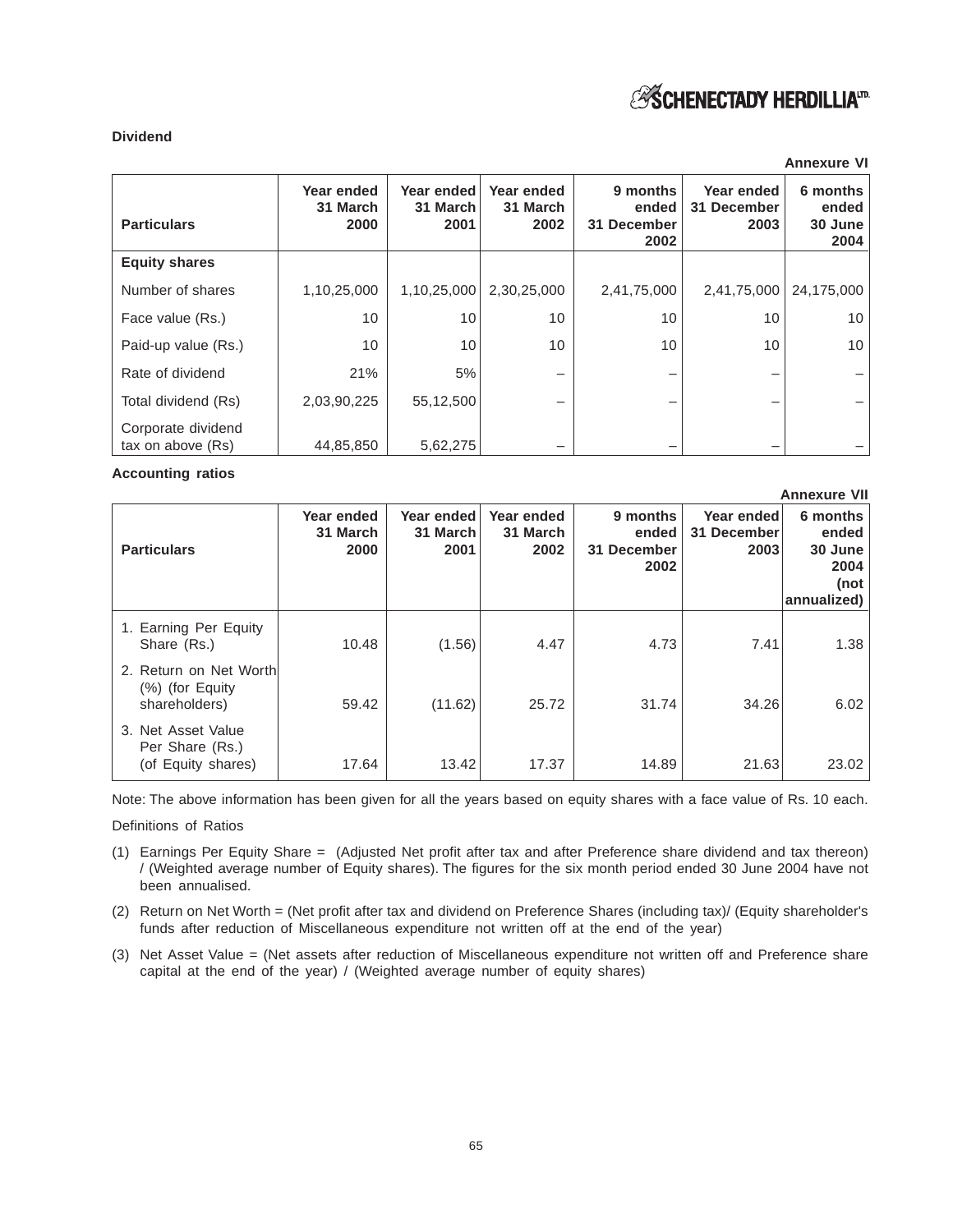**Dividend**

**Annexure VI**

| Particulars | Year ended 31 March 2000 | Year ended 31 March 2001 | Year ended 31 March 2002 | 9 months ended 31 December 2002 | Year ended 31 December 2003 | 6 months ended 30 June 2004 |
|---|---|---|---|---|---|---|
| **Equity shares** | | | | | | |
| Number of shares | 1,10,25,000 | 1,10,25,000 | 2,30,25,000 | 2,41,75,000 | 2,41,75,000 | 24,175,000 |
| Face value (Rs.) | 10 | 10 | 10 | 10 | 10 | 10 |
| Paid-up value (Rs.) | 10 | 10 | 10 | 10 | 10 | 10 |
| Rate of dividend | 21% | 5% | – | – | – | – |
| Total dividend (Rs) | 2,03,90,225 | 55,12,500 | – | – | – | – |
| Corporate dividend tax on above (Rs) | 44,85,850 | 5,62,275 | – | – | – | – |

**Accounting ratios**

**Annexure VII**

| Particulars | Year ended 31 March 2000 | Year ended 31 March 2001 | Year ended 31 March 2002 | 9 months ended 31 December 2002 | Year ended 31 December 2003 | 6 months ended 30 June 2004 (not annualized) |
|---|---|---|---|---|---|---|
| 1. Earning Per Equity Share (Rs.) | 10.48 | (1.56) | 4.47 | 4.73 | 7.41 | 1.38 |
| 2. Return on Net Worth (%) (for Equity shareholders) | 59.42 | (11.62) | 25.72 | 31.74 | 34.26 | 6.02 |
| 3. Net Asset Value Per Share (Rs.) (of Equity shares) | 17.64 | 13.42 | 17.37 | 14.89 | 21.63 | 23.02 |

Note: The above information has been given for all the years based on equity shares with a face value of Rs. 10 each.

Definitions of Ratios

(1) Earnings Per Equity Share = (Adjusted Net profit after tax and after Preference share dividend and tax thereon) / (Weighted average number of Equity shares). The figures for the six month period ended 30 June 2004 have not been annualised.

(2) Return on Net Worth = (Net profit after tax and dividend on Preference Shares (including tax)/ (Equity shareholder's funds after reduction of Miscellaneous expenditure not written off at the end of the year)

(3) Net Asset Value = (Net assets after reduction of Miscellaneous expenditure not written off and Preference share capital at the end of the year) / (Weighted average number of equity shares)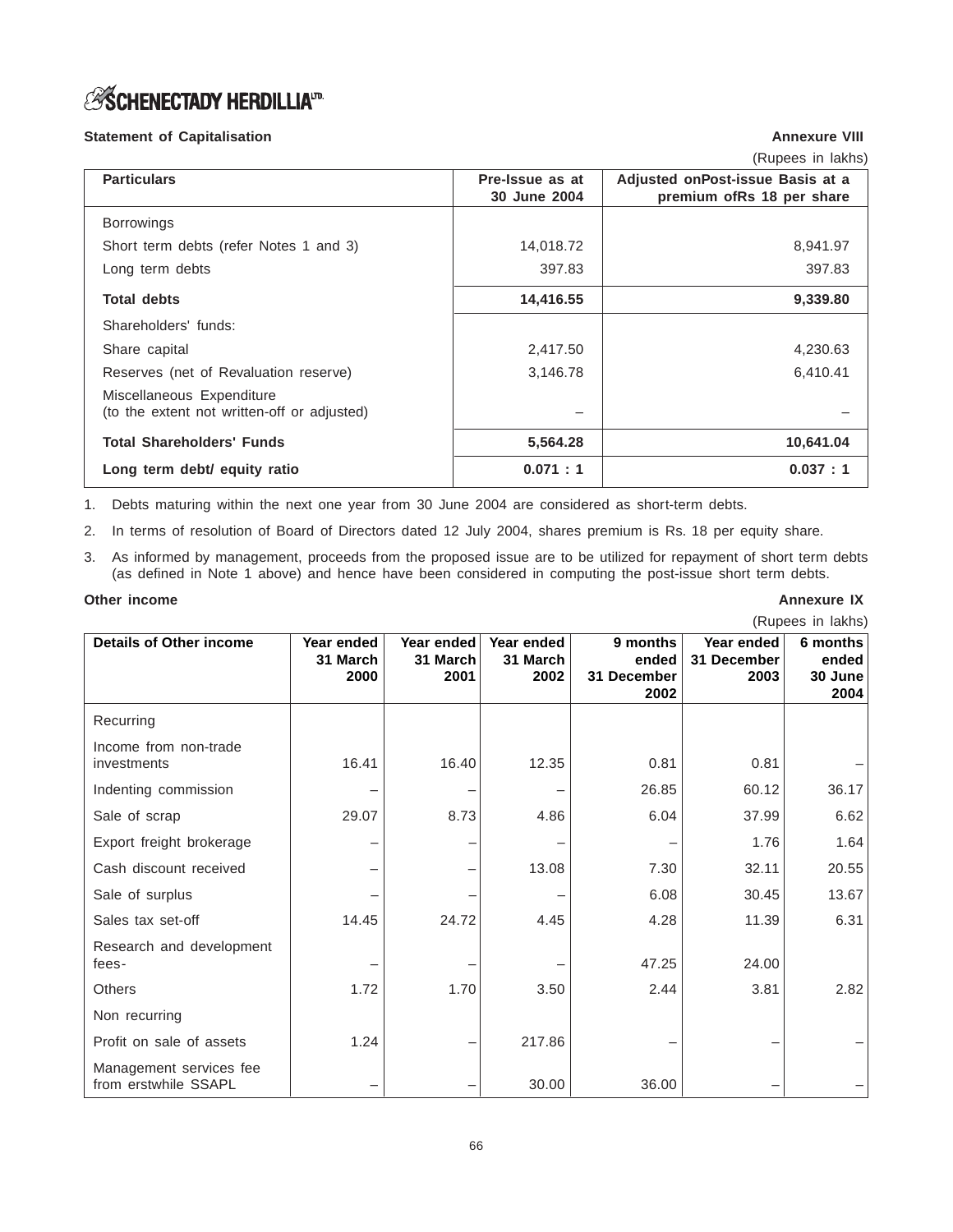**Statement of Capitalisation** **Annexure VIII**

(Rupees in lakhs)

| Particulars | Pre-Issue as at 30 June 2004 | Adjusted onPost-issue Basis at a premium ofRs 18 per share |
|---|---|---|
| Borrowings | | |
| Short term debts (refer Notes 1 and 3) | 14,018.72 | 8,941.97 |
| Long term debts | 397.83 | 397.83 |
| **Total debts** | **14,416.55** | **9,339.80** |
| Shareholders' funds: | | |
| Share capital | 2,417.50 | 4,230.63 |
| Reserves (net of Revaluation reserve) | 3,146.78 | 6,410.41 |
| Miscellaneous Expenditure (to the extent not written-off or adjusted) | – | – |
| **Total Shareholders' Funds** | **5,564.28** | **10,641.04** |
| **Long term debt/ equity ratio** | **0.071 : 1** | **0.037 : 1** |

1. Debts maturing within the next one year from 30 June 2004 are considered as short-term debts.
2. In terms of resolution of Board of Directors dated 12 July 2004, shares premium is Rs. 18 per equity share.
3. As informed by management, proceeds from the proposed issue are to be utilized for repayment of short term debts (as defined in Note 1 above) and hence have been considered in computing the post-issue short term debts.

**Other income** **Annexure IX**

(Rupees in lakhs)

| Details of Other income | Year ended 31 March 2000 | Year ended 31 March 2001 | Year ended 31 March 2002 | 9 months ended 31 December 2002 | Year ended 31 December 2003 | 6 months ended 30 June 2004 |
|---|---|---|---|---|---|---|
| Recurring | | | | | | |
| Income from non-trade investments | 16.41 | 16.40 | 12.35 | 0.81 | 0.81 | – |
| Indenting commission | – | – | – | 26.85 | 60.12 | 36.17 |
| Sale of scrap | 29.07 | 8.73 | 4.86 | 6.04 | 37.99 | 6.62 |
| Export freight brokerage | – | – | – | – | 1.76 | 1.64 |
| Cash discount received | – | – | 13.08 | 7.30 | 32.11 | 20.55 |
| Sale of surplus | – | – | – | 6.08 | 30.45 | 13.67 |
| Sales tax set-off | 14.45 | 24.72 | 4.45 | 4.28 | 11.39 | 6.31 |
| Research and development fees- | – | – | – | 47.25 | 24.00 | |
| Others | 1.72 | 1.70 | 3.50 | 2.44 | 3.81 | 2.82 |
| Non recurring | | | | | | |
| Profit on sale of assets | 1.24 | – | 217.86 | – | – | – |
| Management services fee from erstwhile SSAPL | – | – | 30.00 | 36.00 | – | – |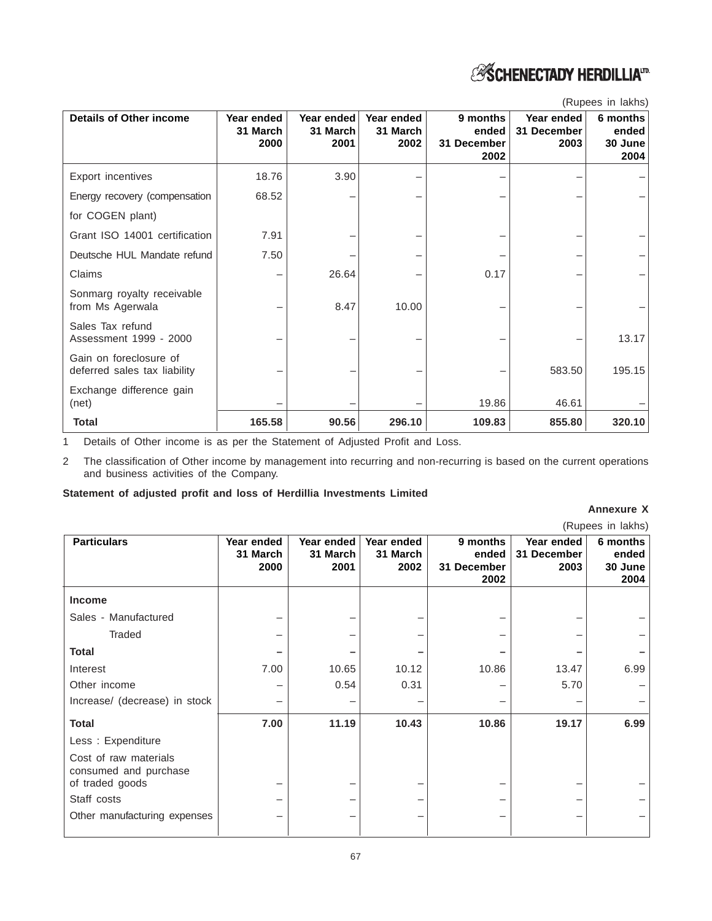(Rupees in lakhs)

| Details of Other income | Year ended 31 March 2000 | Year ended 31 March 2001 | Year ended 31 March 2002 | 9 months ended 31 December 2002 | Year ended 31 December 2003 | 6 months ended 30 June 2004 |
|---|---|---|---|---|---|---|
| Export incentives | 18.76 | 3.90 | – | – | – | – |
| Energy recovery (compensation for COGEN plant) | 68.52 | – | – | – | – | – |
| Grant ISO 14001 certification | 7.91 | – | – | – | – | – |
| Deutsche HUL Mandate refund | 7.50 | – | – | – | – | – |
| Claims | – | 26.64 | – | 0.17 | – | – |
| Sonmarg royalty receivable from Ms Agerwala | – | 8.47 | 10.00 | – | – | – |
| Sales Tax refund Assessment 1999 - 2000 | – | – | – | – | – | 13.17 |
| Gain on foreclosure of deferred sales tax liability | – | – | – | – | 583.50 | 195.15 |
| Exchange difference gain (net) | – | – | – | 19.86 | 46.61 | – |
| **Total** | **165.58** | **90.56** | **296.10** | **109.83** | **855.80** | **320.10** |

1 Details of Other income is as per the Statement of Adjusted Profit and Loss.

2 The classification of Other income by management into recurring and non-recurring is based on the current operations and business activities of the Company.

**Statement of adjusted profit and loss of Herdillia Investments Limited**

**Annexure X**

(Rupees in lakhs)

| Particulars | Year ended 31 March 2000 | Year ended 31 March 2001 | Year ended 31 March 2002 | 9 months ended 31 December 2002 | Year ended 31 December 2003 | 6 months ended 30 June 2004 |
|---|---|---|---|---|---|---|
| **Income** | | | | | | |
| Sales - Manufactured | – | – | – | – | – | – |
| Traded | – | – | – | – | – | – |
| **Total** | **–** | **–** | **–** | **–** | **–** | **–** |
| Interest | 7.00 | 10.65 | 10.12 | 10.86 | 13.47 | 6.99 |
| Other income | – | 0.54 | 0.31 | – | 5.70 | – |
| Increase/ (decrease) in stock | – | – | – | – | – | – |
| **Total** | **7.00** | **11.19** | **10.43** | **10.86** | **19.17** | **6.99** |
| Less : Expenditure | | | | | | |
| Cost of raw materials consumed and purchase of traded goods | – | – | – | – | – | – |
| Staff costs | – | – | – | – | – | – |
| Other manufacturing expenses | – | – | – | – | – | – |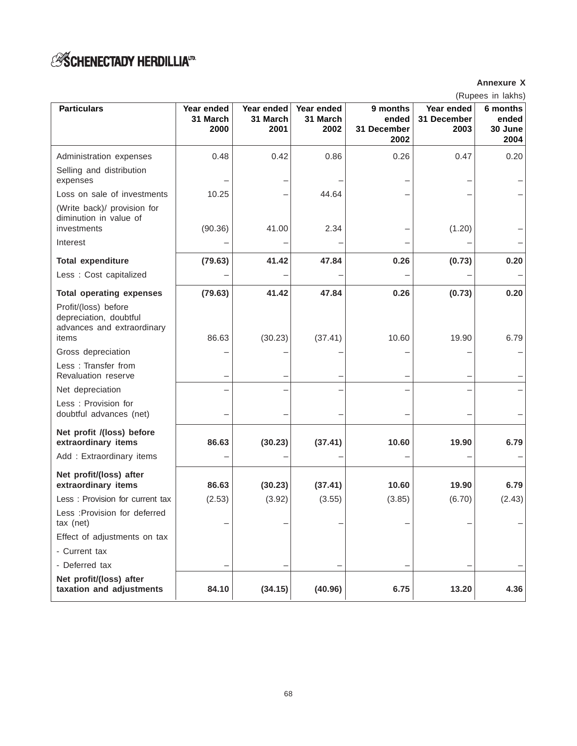**Annexure X**

(Rupees in lakhs)

| Particulars | Year ended 31 March 2000 | Year ended 31 March 2001 | Year ended 31 March 2002 | 9 months ended 31 December 2002 | Year ended 31 December 2003 | 6 months ended 30 June 2004 |
|---|---|---|---|---|---|---|
| Administration expenses | 0.48 | 0.42 | 0.86 | 0.26 | 0.47 | 0.20 |
| Selling and distribution expenses | – | – | – | – | – | – |
| Loss on sale of investments | 10.25 | – | 44.64 | – | – | – |
| (Write back)/ provision for diminution in value of investments | (90.36) | 41.00 | 2.34 | – | (1.20) | – |
| Interest | – | – | – | – | – | – |
| **Total expenditure** | **(79.63)** | **41.42** | **47.84** | **0.26** | **(0.73)** | **0.20** |
| Less : Cost capitalized | – | – | – | – | – | – |
| **Total operating expenses** | **(79.63)** | **41.42** | **47.84** | **0.26** | **(0.73)** | **0.20** |
| Profit/(loss) before depreciation, doubtful advances and extraordinary items | 86.63 | (30.23) | (37.41) | 10.60 | 19.90 | 6.79 |
| Gross depreciation | – | – | – | – | – | – |
| Less : Transfer from Revaluation reserve | – | – | – | – | – | – |
| Net depreciation | – | – | – | – | – | – |
| Less : Provision for doubtful advances (net) | – | – | – | – | – | – |
| **Net profit /(loss) before extraordinary items** | **86.63** | **(30.23)** | **(37.41)** | **10.60** | **19.90** | **6.79** |
| Add : Extraordinary items | – | – | – | – | – | – |
| **Net profit/(loss) after extraordinary items** | **86.63** | **(30.23)** | **(37.41)** | **10.60** | **19.90** | **6.79** |
| Less : Provision for current tax | (2.53) | (3.92) | (3.55) | (3.85) | (6.70) | (2.43) |
| Less :Provision for deferred tax (net) | – | – | – | – | – | – |
| Effect of adjustments on tax | | | | | | |
| - Current tax | | | | | | |
| - Deferred tax | – | – | – | – | – | – |
| **Net profit/(loss) after taxation and adjustments** | **84.10** | **(34.15)** | **(40.96)** | **6.75** | **13.20** | **4.36** |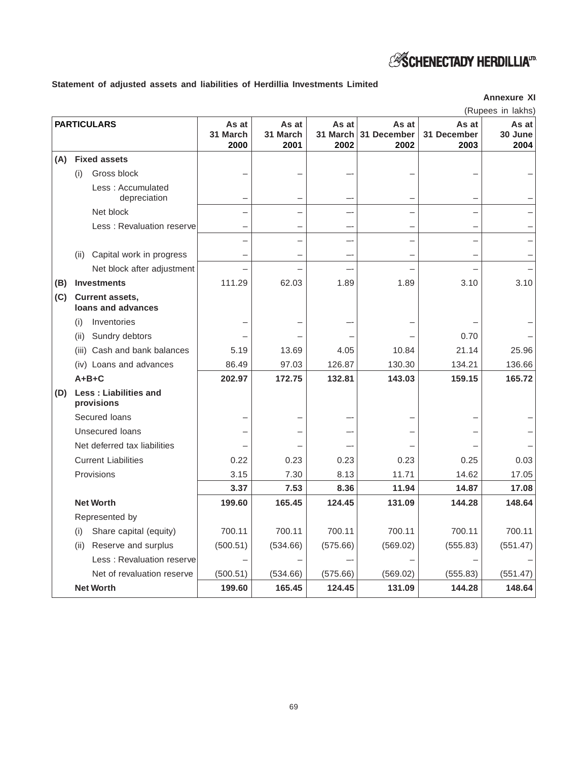**Statement of adjusted assets and liabilities of Herdillia Investments Limited**

**Annexure XI**

(Rupees in lakhs)

| PARTICULARS | | | As at 31 March 2000 | As at 31 March 2001 | As at 31 March 2002 | As at 31 December 2002 | As at 31 December 2003 | As at 30 June 2004 |
|---|---|---|---|---|---|---|---|---|
| **(A)** | **Fixed assets** | | | | | | | |
| | (i) | Gross block | – | – | –- | – | – | – |
| | | Less : Accumulated depreciation | – | – | –- | – | – | – |
| | | Net block | – | – | –- | – | – | – |
| | | Less : Revaluation reserve | – | – | –- | – | – | – |
| | | | – | – | –- | – | – | – |
| | (ii) | Capital work in progress | – | – | –- | – | – | – |
| | | Net block after adjustment | – | – | –- | – | – | – |
| **(B)** | **Investments** | | 111.29 | 62.03 | 1.89 | 1.89 | 3.10 | 3.10 |
| **(C)** | **Current assets, loans and advances** | | | | | | | |
| | (i) | Inventories | – | – | –- | – | – | – |
| | (ii) | Sundry debtors | – | – | – | – | 0.70 | – |
| | (iii) | Cash and bank balances | 5.19 | 13.69 | 4.05 | 10.84 | 21.14 | 25.96 |
| | (iv) | Loans and advances | 86.49 | 97.03 | 126.87 | 130.30 | 134.21 | 136.66 |
| | **A+B+C** | | **202.97** | **172.75** | **132.81** | **143.03** | **159.15** | **165.72** |
| **(D)** | **Less : Liabilities and provisions** | | | | | | | |
| | Secured loans | | – | – | –- | – | – | – |
| | Unsecured loans | | – | – | –- | – | – | – |
| | Net deferred tax liabilities | | – | – | –- | – | – | – |
| | Current Liabilities | | 0.22 | 0.23 | 0.23 | 0.23 | 0.25 | 0.03 |
| | Provisions | | 3.15 | 7.30 | 8.13 | 11.71 | 14.62 | 17.05 |
| | | | **3.37** | **7.53** | **8.36** | **11.94** | **14.87** | **17.08** |
| | **Net Worth** | | **199.60** | **165.45** | **124.45** | **131.09** | **144.28** | **148.64** |
| | Represented by | | | | | | | |
| | (i) | Share capital (equity) | 700.11 | 700.11 | 700.11 | 700.11 | 700.11 | 700.11 |
| | (ii) | Reserve and surplus | (500.51) | (534.66) | (575.66) | (569.02) | (555.83) | (551.47) |
| | | Less : Revaluation reserve | – | – | –- | – | – | – |
| | | Net of revaluation reserve | (500.51) | (534.66) | (575.66) | (569.02) | (555.83) | (551.47) |
| | **Net Worth** | | **199.60** | **165.45** | **124.45** | **131.09** | **144.28** | **148.64** |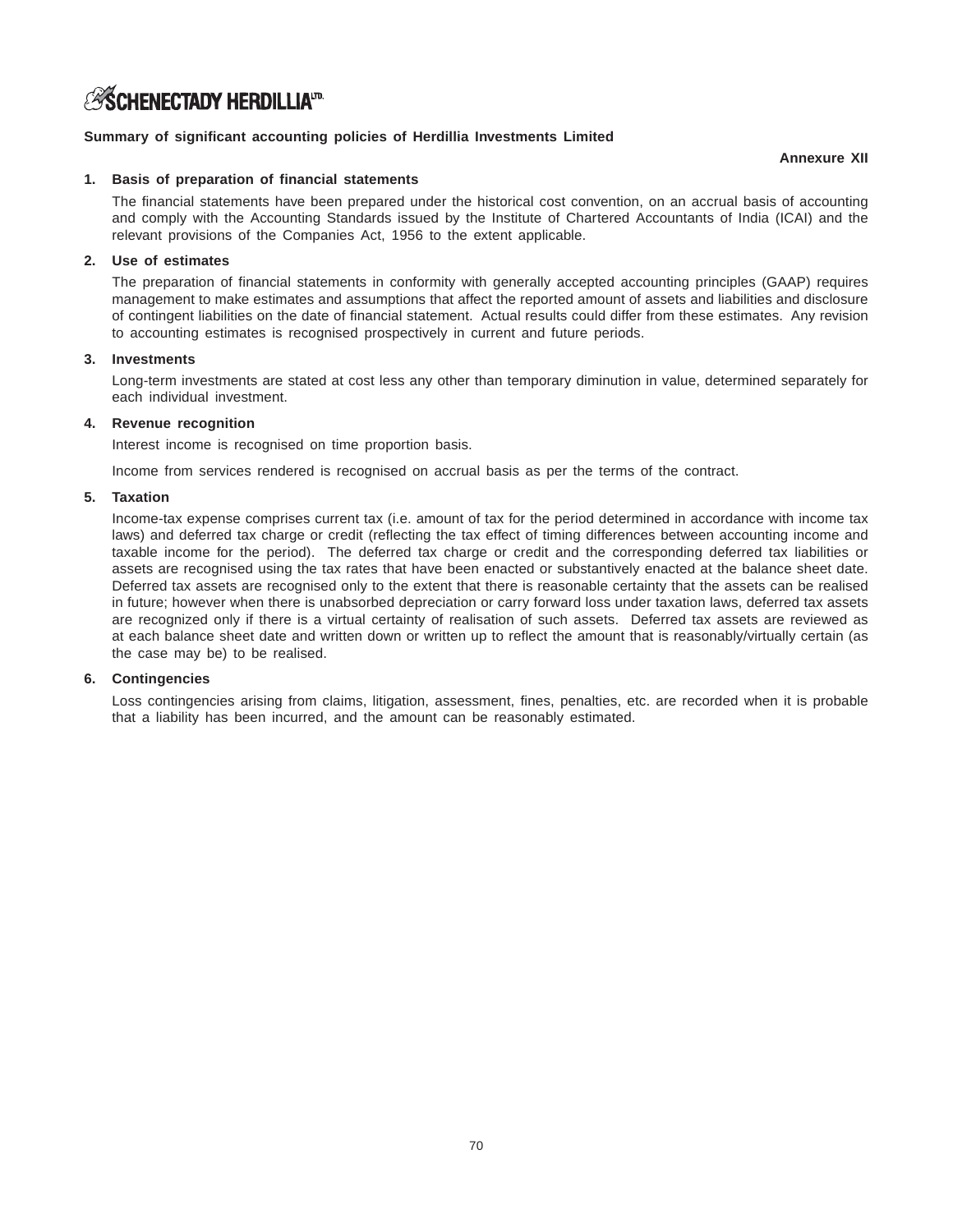## Summary of significant accounting policies of Herdillia Investments Limited

**Annexure XII**

1. **Basis of preparation of financial statements**

   The financial statements have been prepared under the historical cost convention, on an accrual basis of accounting and comply with the Accounting Standards issued by the Institute of Chartered Accountants of India (ICAI) and the relevant provisions of the Companies Act, 1956 to the extent applicable.

2. **Use of estimates**

   The preparation of financial statements in conformity with generally accepted accounting principles (GAAP) requires management to make estimates and assumptions that affect the reported amount of assets and liabilities and disclosure of contingent liabilities on the date of financial statement. Actual results could differ from these estimates. Any revision to accounting estimates is recognised prospectively in current and future periods.

3. **Investments**

   Long-term investments are stated at cost less any other than temporary diminution in value, determined separately for each individual investment.

4. **Revenue recognition**

   Interest income is recognised on time proportion basis.

   Income from services rendered is recognised on accrual basis as per the terms of the contract.

5. **Taxation**

   Income-tax expense comprises current tax (i.e. amount of tax for the period determined in accordance with income tax laws) and deferred tax charge or credit (reflecting the tax effect of timing differences between accounting income and taxable income for the period). The deferred tax charge or credit and the corresponding deferred tax liabilities or assets are recognised using the tax rates that have been enacted or substantively enacted at the balance sheet date. Deferred tax assets are recognised only to the extent that there is reasonable certainty that the assets can be realised in future; however when there is unabsorbed depreciation or carry forward loss under taxation laws, deferred tax assets are recognized only if there is a virtual certainty of realisation of such assets. Deferred tax assets are reviewed as at each balance sheet date and written down or written up to reflect the amount that is reasonably/virtually certain (as the case may be) to be realised.

6. **Contingencies**

   Loss contingencies arising from claims, litigation, assessment, fines, penalties, etc. are recorded when it is probable that a liability has been incurred, and the amount can be reasonably estimated.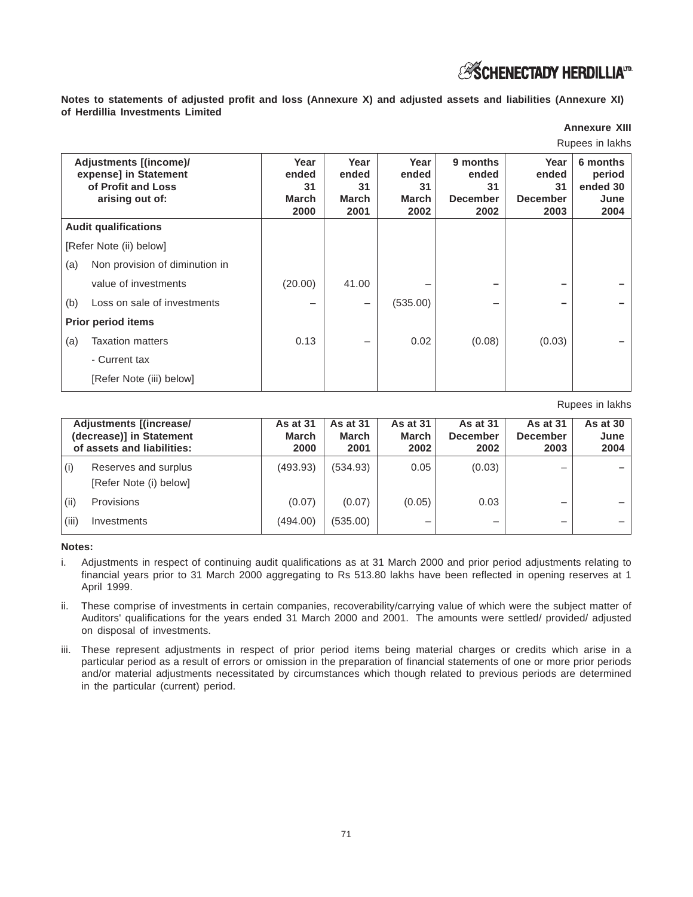**Notes to statements of adjusted profit and loss (Annexure X) and adjusted assets and liabilities (Annexure XI) of Herdillia Investments Limited**

**Annexure XIII**

Rupees in lakhs

| Adjustments [(income)/ expense] in Statement of Profit and Loss arising out of: | Year ended 31 March 2000 | Year ended 31 March 2001 | Year ended 31 March 2002 | 9 months ended 31 December 2002 | Year ended 31 December 2003 | 6 months period ended 30 June 2004 |
|---|---|---|---|---|---|---|
| **Audit qualifications** | | | | | | |
| [Refer Note (ii) below] | | | | | | |
| (a) Non provision of diminution in value of investments | (20.00) | 41.00 | – | – | – | – |
| (b) Loss on sale of investments | – | – | (535.00) | – | – | – |
| **Prior period items** | | | | | | |
| (a) Taxation matters - Current tax [Refer Note (iii) below] | 0.13 | – | 0.02 | (0.08) | (0.03) | – |

Rupees in lakhs

| Adjustments [(increase/ (decrease)] in Statement of assets and liabilities: | As at 31 March 2000 | As at 31 March 2001 | As at 31 March 2002 | As at 31 December 2002 | As at 31 December 2003 | As at 30 June 2004 |
|---|---|---|---|---|---|---|
| (i) Reserves and surplus [Refer Note (i) below] | (493.93) | (534.93) | 0.05 | (0.03) | – | – |
| (ii) Provisions | (0.07) | (0.07) | (0.05) | 0.03 | – | – |
| (iii) Investments | (494.00) | (535.00) | – | – | – | – |

**Notes:**

i. Adjustments in respect of continuing audit qualifications as at 31 March 2000 and prior period adjustments relating to financial years prior to 31 March 2000 aggregating to Rs 513.80 lakhs have been reflected in opening reserves at 1 April 1999.

ii. These comprise of investments in certain companies, recoverability/carrying value of which were the subject matter of Auditors' qualifications for the years ended 31 March 2000 and 2001. The amounts were settled/ provided/ adjusted on disposal of investments.

iii. These represent adjustments in respect of prior period items being material charges or credits which arise in a particular period as a result of errors or omission in the preparation of financial statements of one or more prior periods and/or material adjustments necessitated by circumstances which though related to previous periods are determined in the particular (current) period.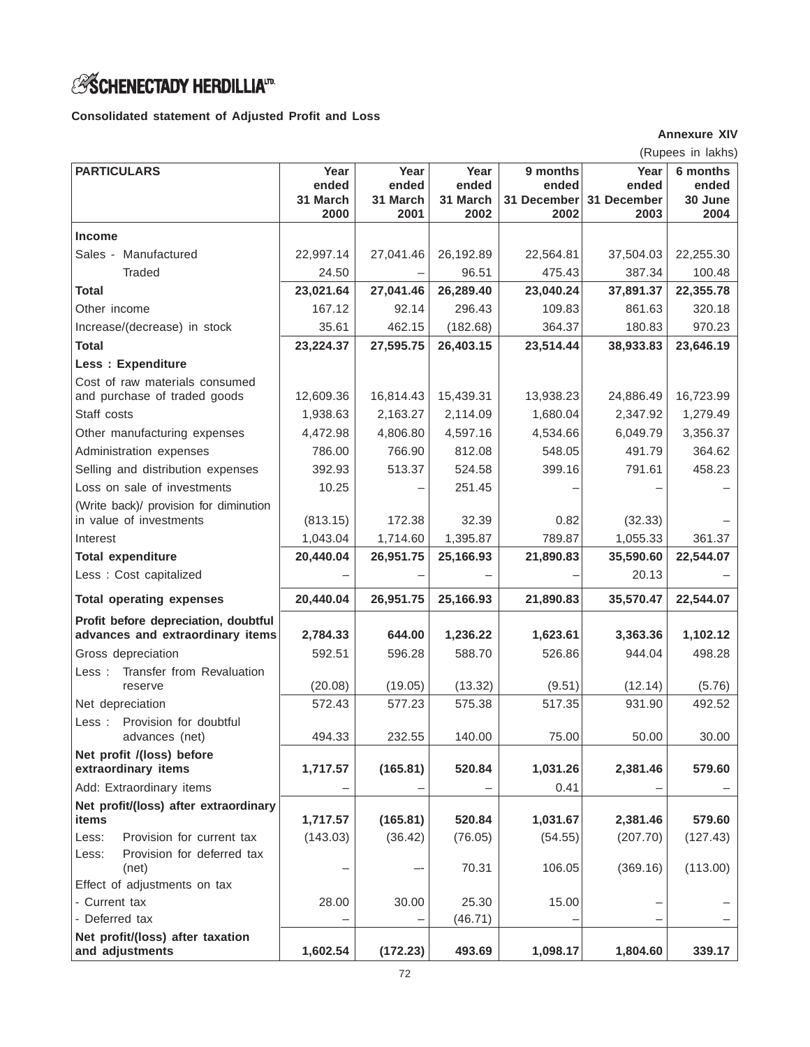**SCHENECTADY HERDILLIA LTD.**

**Consolidated statement of Adjusted Profit and Loss**

**Annexure XIV**

(Rupees in lakhs)

| PARTICULARS | Year ended 31 March 2000 | Year ended 31 March 2001 | Year ended 31 March 2002 | 9 months ended 31 December 2002 | Year ended 31 December 2003 | 6 months ended 30 June 2004 |
|---|---|---|---|---|---|---|
| **Income** | | | | | | |
| Sales - Manufactured | 22,997.14 | 27,041.46 | 26,192.89 | 22,564.81 | 37,504.03 | 22,255.30 |
| Traded | 24.50 | – | 96.51 | 475.43 | 387.34 | 100.48 |
| **Total** | **23,021.64** | **27,041.46** | **26,289.40** | **23,040.24** | **37,891.37** | **22,355.78** |
| Other income | 167.12 | 92.14 | 296.43 | 109.83 | 861.63 | 320.18 |
| Increase/(decrease) in stock | 35.61 | 462.15 | (182.68) | 364.37 | 180.83 | 970.23 |
| **Total** | **23,224.37** | **27,595.75** | **26,403.15** | **23,514.44** | **38,933.83** | **23,646.19** |
| **Less : Expenditure** | | | | | | |
| Cost of raw materials consumed and purchase of traded goods | 12,609.36 | 16,814.43 | 15,439.31 | 13,938.23 | 24,886.49 | 16,723.99 |
| Staff costs | 1,938.63 | 2,163.27 | 2,114.09 | 1,680.04 | 2,347.92 | 1,279.49 |
| Other manufacturing expenses | 4,472.98 | 4,806.80 | 4,597.16 | 4,534.66 | 6,049.79 | 3,356.37 |
| Administration expenses | 786.00 | 766.90 | 812.08 | 548.05 | 491.79 | 364.62 |
| Selling and distribution expenses | 392.93 | 513.37 | 524.58 | 399.16 | 791.61 | 458.23 |
| Loss on sale of investments | 10.25 | – | 251.45 | – | – | – |
| (Write back)/ provision for diminution in value of investments | (813.15) | 172.38 | 32.39 | 0.82 | (32.33) | – |
| Interest | 1,043.04 | 1,714.60 | 1,395.87 | 789.87 | 1,055.33 | 361.37 |
| **Total expenditure** | **20,440.04** | **26,951.75** | **25,166.93** | **21,890.83** | **35,590.60** | **22,544.07** |
| Less : Cost capitalized | – | – | – | – | 20.13 | – |
| **Total operating expenses** | **20,440.04** | **26,951.75** | **25,166.93** | **21,890.83** | **35,570.47** | **22,544.07** |
| **Profit before depreciation, doubtful advances and extraordinary items** | **2,784.33** | **644.00** | **1,236.22** | **1,623.61** | **3,363.36** | **1,102.12** |
| Gross depreciation | 592.51 | 596.28 | 588.70 | 526.86 | 944.04 | 498.28 |
| Less : Transfer from Revaluation reserve | (20.08) | (19.05) | (13.32) | (9.51) | (12.14) | (5.76) |
| Net depreciation | 572.43 | 577.23 | 575.38 | 517.35 | 931.90 | 492.52 |
| Less : Provision for doubtful advances (net) | 494.33 | 232.55 | 140.00 | 75.00 | 50.00 | 30.00 |
| **Net profit /(loss) before extraordinary items** | **1,717.57** | **(165.81)** | **520.84** | **1,031.26** | **2,381.46** | **579.60** |
| Add: Extraordinary items | – | – | – | 0.41 | – | – |
| **Net profit/(loss) after extraordinary items** | **1,717.57** | **(165.81)** | **520.84** | **1,031.67** | **2,381.46** | **579.60** |
| Less: Provision for current tax | (143.03) | (36.42) | (76.05) | (54.55) | (207.70) | (127.43) |
| Less: Provision for deferred tax (net) | – | –- | 70.31 | 106.05 | (369.16) | (113.00) |
| Effect of adjustments on tax | | | | | | |
| - Current tax | 28.00 | 30.00 | 25.30 | 15.00 | – | – |
| - Deferred tax | – | – | (46.71) | – | – | – |
| **Net profit/(loss) after taxation and adjustments** | **1,602.54** | **(172.23)** | **493.69** | **1,098.17** | **1,804.60** | **339.17** |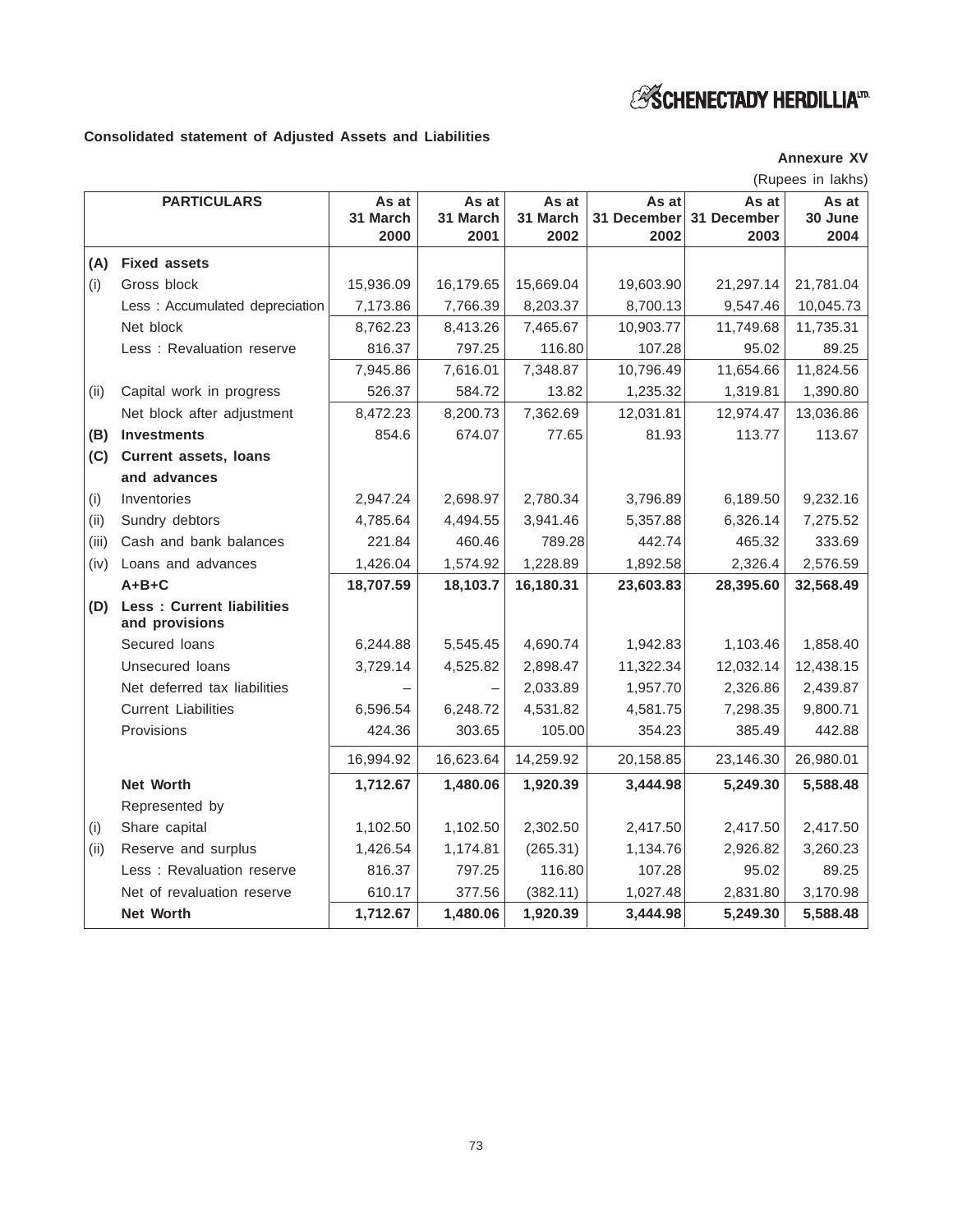SCHENECTADY HERDILLIA LTD.

**Consolidated statement of Adjusted Assets and Liabilities**

**Annexure XV**

(Rupees in lakhs)

| | PARTICULARS | As at 31 March 2000 | As at 31 March 2001 | As at 31 March 2002 | As at 31 December 2002 | As at 31 December 2003 | As at 30 June 2004 |
|---|---|---|---|---|---|---|---|
| **(A)** | **Fixed assets** | | | | | | |
| (i) | Gross block | 15,936.09 | 16,179.65 | 15,669.04 | 19,603.90 | 21,297.14 | 21,781.04 |
| | Less : Accumulated depreciation | 7,173.86 | 7,766.39 | 8,203.37 | 8,700.13 | 9,547.46 | 10,045.73 |
| | Net block | 8,762.23 | 8,413.26 | 7,465.67 | 10,903.77 | 11,749.68 | 11,735.31 |
| | Less : Revaluation reserve | 816.37 | 797.25 | 116.80 | 107.28 | 95.02 | 89.25 |
| | | 7,945.86 | 7,616.01 | 7,348.87 | 10,796.49 | 11,654.66 | 11,824.56 |
| (ii) | Capital work in progress | 526.37 | 584.72 | 13.82 | 1,235.32 | 1,319.81 | 1,390.80 |
| | Net block after adjustment | 8,472.23 | 8,200.73 | 7,362.69 | 12,031.81 | 12,974.47 | 13,036.86 |
| **(B)** | **Investments** | 854.6 | 674.07 | 77.65 | 81.93 | 113.77 | 113.67 |
| **(C)** | **Current assets, loans and advances** | | | | | | |
| (i) | Inventories | 2,947.24 | 2,698.97 | 2,780.34 | 3,796.89 | 6,189.50 | 9,232.16 |
| (ii) | Sundry debtors | 4,785.64 | 4,494.55 | 3,941.46 | 5,357.88 | 6,326.14 | 7,275.52 |
| (iii) | Cash and bank balances | 221.84 | 460.46 | 789.28 | 442.74 | 465.32 | 333.69 |
| (iv) | Loans and advances | 1,426.04 | 1,574.92 | 1,228.89 | 1,892.58 | 2,326.4 | 2,576.59 |
| | **A+B+C** | **18,707.59** | **18,103.7** | **16,180.31** | **23,603.83** | **28,395.60** | **32,568.49** |
| **(D)** | **Less : Current liabilities and provisions** | | | | | | |
| | Secured loans | 6,244.88 | 5,545.45 | 4,690.74 | 1,942.83 | 1,103.46 | 1,858.40 |
| | Unsecured loans | 3,729.14 | 4,525.82 | 2,898.47 | 11,322.34 | 12,032.14 | 12,438.15 |
| | Net deferred tax liabilities | – | – | 2,033.89 | 1,957.70 | 2,326.86 | 2,439.87 |
| | Current Liabilities | 6,596.54 | 6,248.72 | 4,531.82 | 4,581.75 | 7,298.35 | 9,800.71 |
| | Provisions | 424.36 | 303.65 | 105.00 | 354.23 | 385.49 | 442.88 |
| | | 16,994.92 | 16,623.64 | 14,259.92 | 20,158.85 | 23,146.30 | 26,980.01 |
| | **Net Worth** | **1,712.67** | **1,480.06** | **1,920.39** | **3,444.98** | **5,249.30** | **5,588.48** |
| | Represented by | | | | | | |
| (i) | Share capital | 1,102.50 | 1,102.50 | 2,302.50 | 2,417.50 | 2,417.50 | 2,417.50 |
| (ii) | Reserve and surplus | 1,426.54 | 1,174.81 | (265.31) | 1,134.76 | 2,926.82 | 3,260.23 |
| | Less : Revaluation reserve | 816.37 | 797.25 | 116.80 | 107.28 | 95.02 | 89.25 |
| | Net of revaluation reserve | 610.17 | 377.56 | (382.11) | 1,027.48 | 2,831.80 | 3,170.98 |
| | **Net Worth** | **1,712.67** | **1,480.06** | **1,920.39** | **3,444.98** | **5,249.30** | **5,588.48** |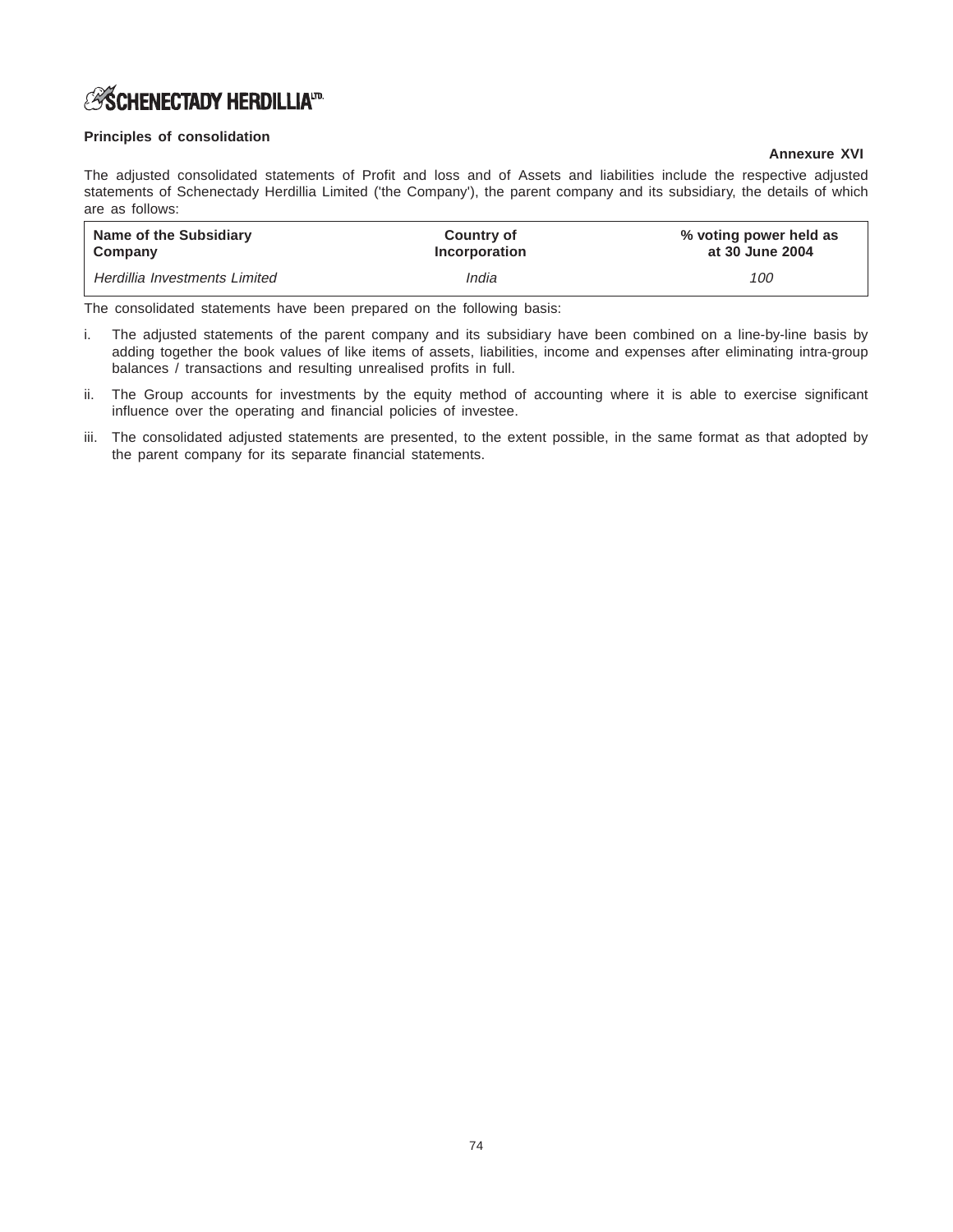**Principles of consolidation**

**Annexure XVI**

The adjusted consolidated statements of Profit and loss and of Assets and liabilities include the respective adjusted statements of Schenectady Herdillia Limited ('the Company'), the parent company and its subsidiary, the details of which are as follows:

| Name of the Subsidiary Company | Country of Incorporation | % voting power held as at 30 June 2004 |
|---|---|---|
| *Herdillia Investments Limited* | *India* | *100* |

The consolidated statements have been prepared on the following basis:

i. The adjusted statements of the parent company and its subsidiary have been combined on a line-by-line basis by adding together the book values of like items of assets, liabilities, income and expenses after eliminating intra-group balances / transactions and resulting unrealised profits in full.

ii. The Group accounts for investments by the equity method of accounting where it is able to exercise significant influence over the operating and financial policies of investee.

iii. The consolidated adjusted statements are presented, to the extent possible, in the same format as that adopted by the parent company for its separate financial statements.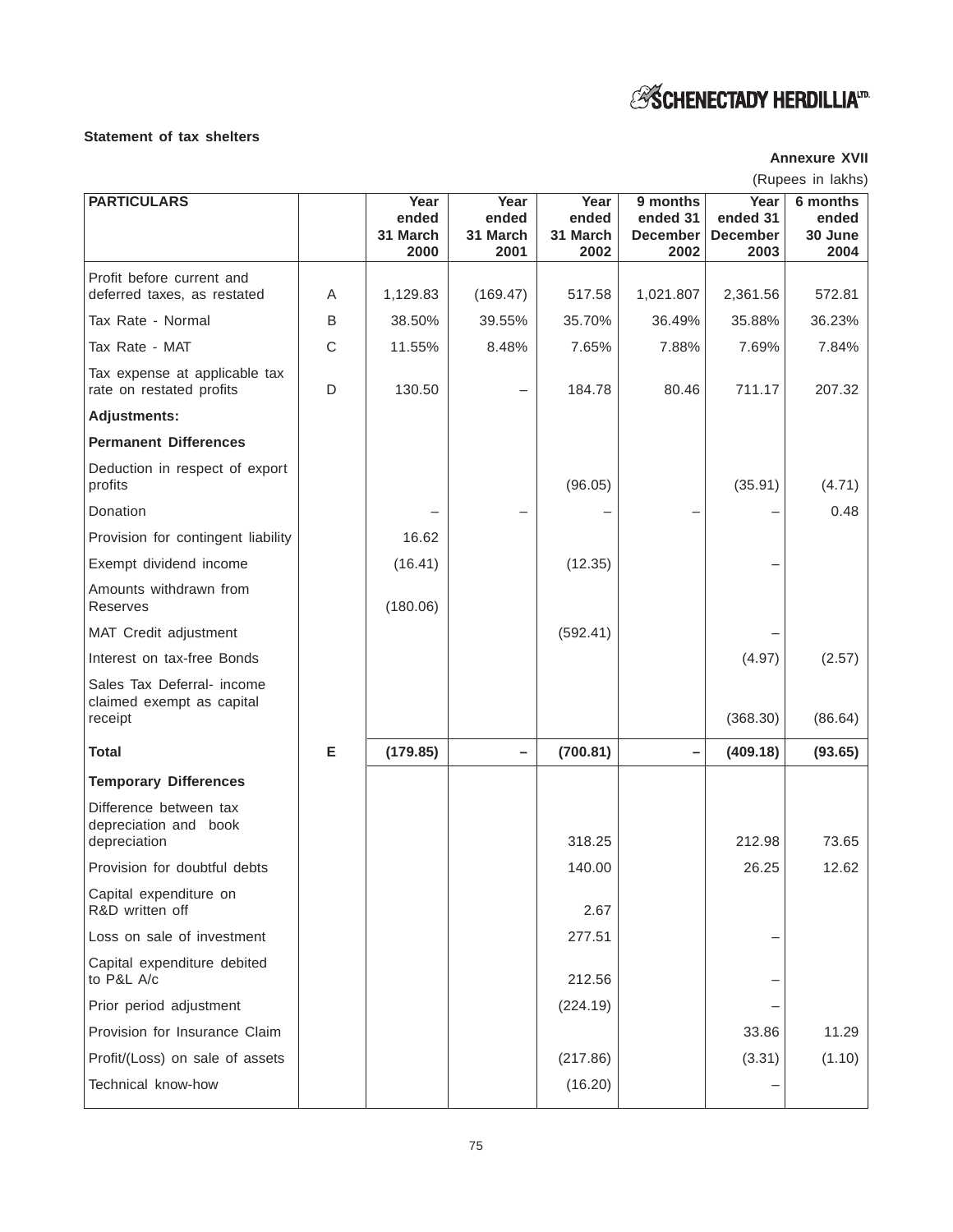**Statement of tax shelters**

**Annexure XVII**

(Rupees in lakhs)

| PARTICULARS | | Year ended 31 March 2000 | Year ended 31 March 2001 | Year ended 31 March 2002 | 9 months ended 31 December 2002 | Year ended 31 December 2003 | 6 months ended 30 June 2004 |
|---|---|---|---|---|---|---|---|
| Profit before current and deferred taxes, as restated | A | 1,129.83 | (169.47) | 517.58 | 1,021.807 | 2,361.56 | 572.81 |
| Tax Rate - Normal | B | 38.50% | 39.55% | 35.70% | 36.49% | 35.88% | 36.23% |
| Tax Rate - MAT | C | 11.55% | 8.48% | 7.65% | 7.88% | 7.69% | 7.84% |
| Tax expense at applicable tax rate on restated profits | D | 130.50 | – | 184.78 | 80.46 | 711.17 | 207.32 |
| **Adjustments:** | | | | | | | |
| **Permanent Differences** | | | | | | | |
| Deduction in respect of export profits | | | | (96.05) | | (35.91) | (4.71) |
| Donation | | – | – | – | – | – | 0.48 |
| Provision for contingent liability | | 16.62 | | | | | |
| Exempt dividend income | | (16.41) | | (12.35) | | – | |
| Amounts withdrawn from Reserves | | (180.06) | | | | | |
| MAT Credit adjustment | | | | (592.41) | | – | |
| Interest on tax-free Bonds | | | | | | (4.97) | (2.57) |
| Sales Tax Deferral- income claimed exempt as capital receipt | | | | | | (368.30) | (86.64) |
| **Total** | **E** | **(179.85)** | **–** | **(700.81)** | **–** | **(409.18)** | **(93.65)** |
| **Temporary Differences** | | | | | | | |
| Difference between tax depreciation and book depreciation | | | | 318.25 | | 212.98 | 73.65 |
| Provision for doubtful debts | | | | 140.00 | | 26.25 | 12.62 |
| Capital expenditure on R&D written off | | | | 2.67 | | | |
| Loss on sale of investment | | | | 277.51 | | – | |
| Capital expenditure debited to P&L A/c | | | | 212.56 | | – | |
| Prior period adjustment | | | | (224.19) | | – | |
| Provision for Insurance Claim | | | | | | 33.86 | 11.29 |
| Profit/(Loss) on sale of assets | | | | (217.86) | | (3.31) | (1.10) |
| Technical know-how | | | | (16.20) | | – | |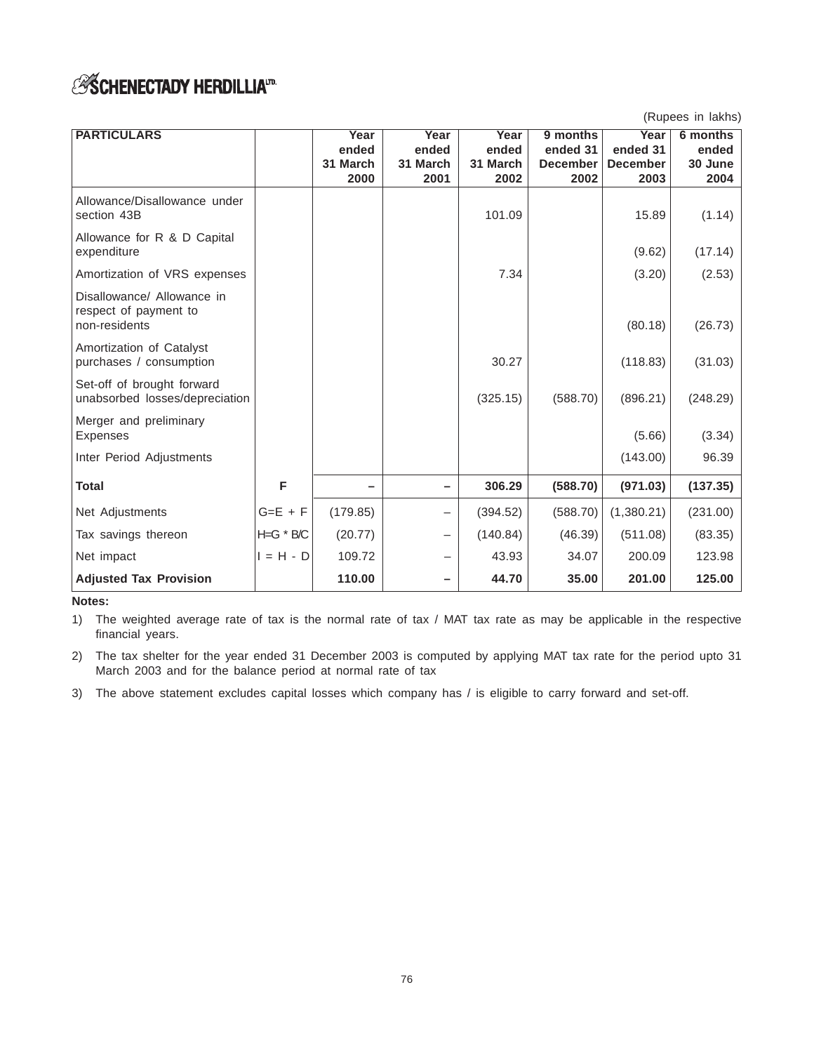(Rupees in lakhs)

| PARTICULARS | | Year ended 31 March 2000 | Year ended 31 March 2001 | Year ended 31 March 2002 | 9 months ended 31 December 2002 | Year ended 31 December 2003 | 6 months ended 30 June 2004 |
|---|---|---|---|---|---|---|---|
| Allowance/Disallowance under section 43B | | | | 101.09 | | 15.89 | (1.14) |
| Allowance for R & D Capital expenditure | | | | | | (9.62) | (17.14) |
| Amortization of VRS expenses | | | | 7.34 | | (3.20) | (2.53) |
| Disallowance/ Allowance in respect of payment to non-residents | | | | | | (80.18) | (26.73) |
| Amortization of Catalyst purchases / consumption | | | | 30.27 | | (118.83) | (31.03) |
| Set-off of brought forward unabsorbed losses/depreciation | | | | (325.15) | (588.70) | (896.21) | (248.29) |
| Merger and preliminary Expenses | | | | | | (5.66) | (3.34) |
| Inter Period Adjustments | | | | | | (143.00) | 96.39 |
| **Total** | **F** | **–** | **–** | **306.29** | **(588.70)** | **(971.03)** | **(137.35)** |
| Net Adjustments | G=E + F | (179.85) | – | (394.52) | (588.70) | (1,380.21) | (231.00) |
| Tax savings thereon | H=G * B/C | (20.77) | – | (140.84) | (46.39) | (511.08) | (83.35) |
| Net impact | I = H - D | 109.72 | – | 43.93 | 34.07 | 200.09 | 123.98 |
| **Adjusted Tax Provision** | | **110.00** | **–** | **44.70** | **35.00** | **201.00** | **125.00** |

**Notes:**

1) The weighted average rate of tax is the normal rate of tax / MAT tax rate as may be applicable in the respective financial years.

2) The tax shelter for the year ended 31 December 2003 is computed by applying MAT tax rate for the period upto 31 March 2003 and for the balance period at normal rate of tax

3) The above statement excludes capital losses which company has / is eligible to carry forward and set-off.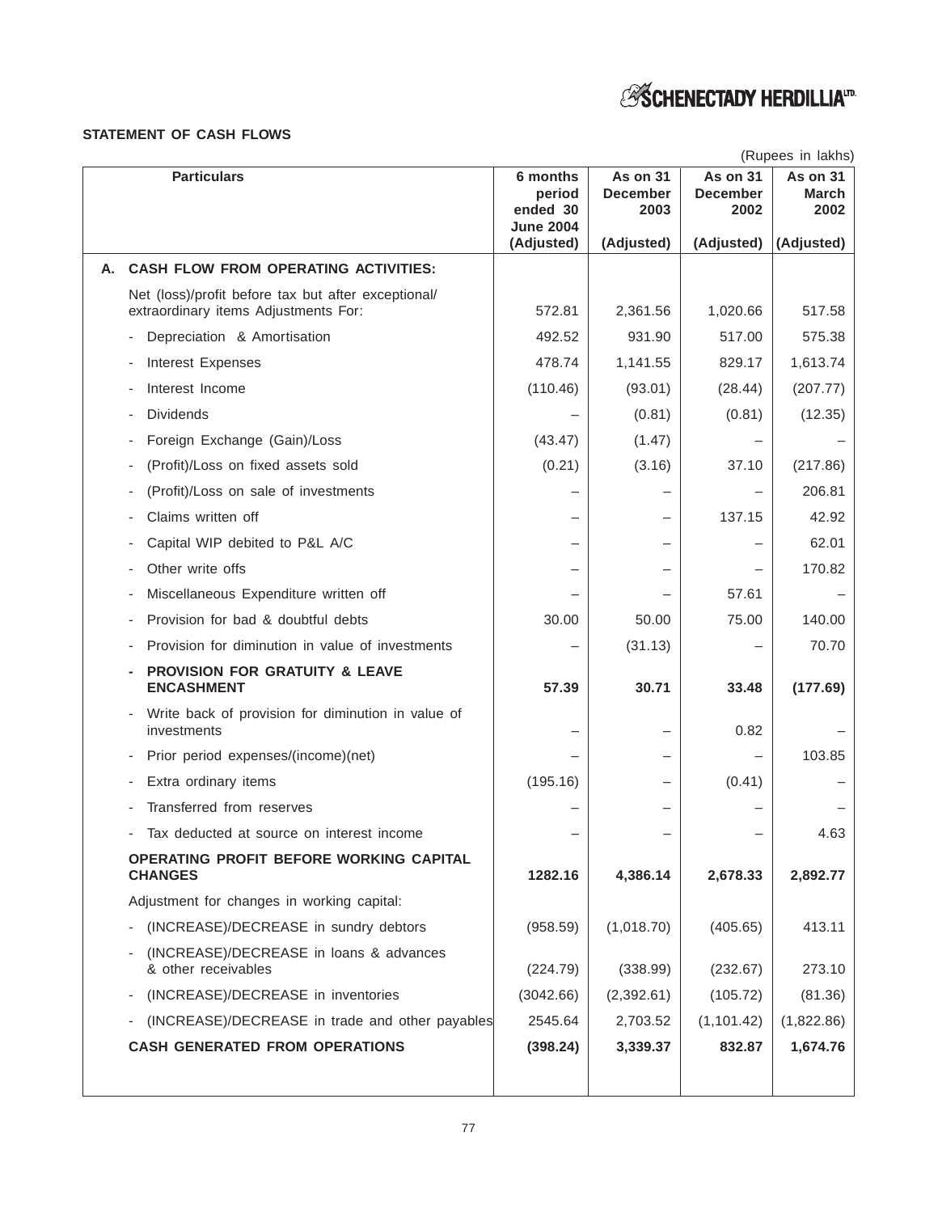## STATEMENT OF CASH FLOWS

(Rupees in lakhs)

| | Particulars | 6 months period ended 30 June 2004 (Adjusted) | As on 31 December 2003 (Adjusted) | As on 31 December 2002 (Adjusted) | As on 31 March 2002 (Adjusted) |
|---|---|---|---|---|---|
| **A.** | **CASH FLOW FROM OPERATING ACTIVITIES:** | | | | |
| | Net (loss)/profit before tax but after exceptional/ extraordinary items Adjustments For: | 572.81 | 2,361.56 | 1,020.66 | 517.58 |
| | - Depreciation & Amortisation | 492.52 | 931.90 | 517.00 | 575.38 |
| | - Interest Expenses | 478.74 | 1,141.55 | 829.17 | 1,613.74 |
| | - Interest Income | (110.46) | (93.01) | (28.44) | (207.77) |
| | - Dividends | – | (0.81) | (0.81) | (12.35) |
| | - Foreign Exchange (Gain)/Loss | (43.47) | (1.47) | – | – |
| | - (Profit)/Loss on fixed assets sold | (0.21) | (3.16) | 37.10 | (217.86) |
| | - (Profit)/Loss on sale of investments | – | – | – | 206.81 |
| | - Claims written off | – | – | 137.15 | 42.92 |
| | - Capital WIP debited to P&L A/C | – | – | – | 62.01 |
| | - Other write offs | – | – | – | 170.82 |
| | - Miscellaneous Expenditure written off | – | – | 57.61 | – |
| | - Provision for bad & doubtful debts | 30.00 | 50.00 | 75.00 | 140.00 |
| | - Provision for diminution in value of investments | – | (31.13) | – | 70.70 |
| | **- PROVISION FOR GRATUITY & LEAVE ENCASHMENT** | **57.39** | **30.71** | **33.48** | **(177.69)** |
| | - Write back of provision for diminution in value of investments | – | – | 0.82 | – |
| | - Prior period expenses/(income)(net) | – | – | – | 103.85 |
| | - Extra ordinary items | (195.16) | – | (0.41) | – |
| | - Transferred from reserves | – | – | – | – |
| | - Tax deducted at source on interest income | – | – | – | 4.63 |
| | **OPERATING PROFIT BEFORE WORKING CAPITAL CHANGES** | **1282.16** | **4,386.14** | **2,678.33** | **2,892.77** |
| | Adjustment for changes in working capital: | | | | |
| | - (INCREASE)/DECREASE in sundry debtors | (958.59) | (1,018.70) | (405.65) | 413.11 |
| | - (INCREASE)/DECREASE in loans & advances & other receivables | (224.79) | (338.99) | (232.67) | 273.10 |
| | - (INCREASE)/DECREASE in inventories | (3042.66) | (2,392.61) | (105.72) | (81.36) |
| | - (INCREASE)/DECREASE in trade and other payables | 2545.64 | 2,703.52 | (1,101.42) | (1,822.86) |
| | **CASH GENERATED FROM OPERATIONS** | **(398.24)** | **3,339.37** | **832.87** | **1,674.76** |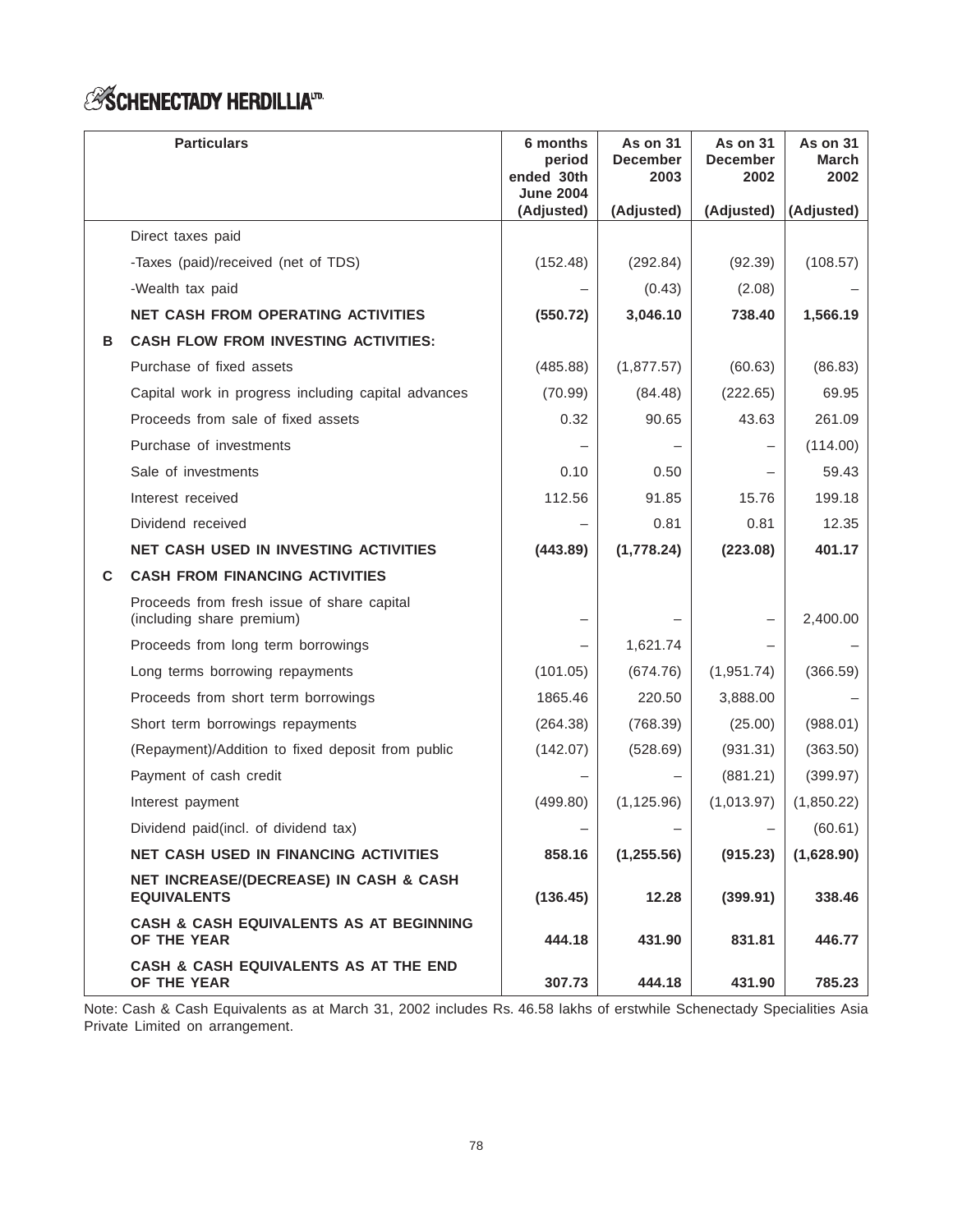# SCHENECTADY HERDILLIA LTD.

| | Particulars | 6 months period ended 30th June 2004 (Adjusted) | As on 31 December 2003 (Adjusted) | As on 31 December 2002 (Adjusted) | As on 31 March 2002 (Adjusted) |
|---|---|---|---|---|---|
| | Direct taxes paid | | | | |
| | -Taxes (paid)/received (net of TDS) | (152.48) | (292.84) | (92.39) | (108.57) |
| | -Wealth tax paid | – | (0.43) | (2.08) | – |
| | **NET CASH FROM OPERATING ACTIVITIES** | **(550.72)** | **3,046.10** | **738.40** | **1,566.19** |
| **B** | **CASH FLOW FROM INVESTING ACTIVITIES:** | | | | |
| | Purchase of fixed assets | (485.88) | (1,877.57) | (60.63) | (86.83) |
| | Capital work in progress including capital advances | (70.99) | (84.48) | (222.65) | 69.95 |
| | Proceeds from sale of fixed assets | 0.32 | 90.65 | 43.63 | 261.09 |
| | Purchase of investments | – | – | – | (114.00) |
| | Sale of investments | 0.10 | 0.50 | – | 59.43 |
| | Interest received | 112.56 | 91.85 | 15.76 | 199.18 |
| | Dividend received | – | 0.81 | 0.81 | 12.35 |
| | **NET CASH USED IN INVESTING ACTIVITIES** | **(443.89)** | **(1,778.24)** | **(223.08)** | **401.17** |
| **C** | **CASH FROM FINANCING ACTIVITIES** | | | | |
| | Proceeds from fresh issue of share capital (including share premium) | – | – | – | 2,400.00 |
| | Proceeds from long term borrowings | – | 1,621.74 | – | – |
| | Long terms borrowing repayments | (101.05) | (674.76) | (1,951.74) | (366.59) |
| | Proceeds from short term borrowings | 1865.46 | 220.50 | 3,888.00 | – |
| | Short term borrowings repayments | (264.38) | (768.39) | (25.00) | (988.01) |
| | (Repayment)/Addition to fixed deposit from public | (142.07) | (528.69) | (931.31) | (363.50) |
| | Payment of cash credit | – | – | (881.21) | (399.97) |
| | Interest payment | (499.80) | (1,125.96) | (1,013.97) | (1,850.22) |
| | Dividend paid(incl. of dividend tax) | – | – | – | (60.61) |
| | **NET CASH USED IN FINANCING ACTIVITIES** | **858.16** | **(1,255.56)** | **(915.23)** | **(1,628.90)** |
| | **NET INCREASE/(DECREASE) IN CASH & CASH EQUIVALENTS** | **(136.45)** | **12.28** | **(399.91)** | **338.46** |
| | **CASH & CASH EQUIVALENTS AS AT BEGINNING OF THE YEAR** | **444.18** | **431.90** | **831.81** | **446.77** |
| | **CASH & CASH EQUIVALENTS AS AT THE END OF THE YEAR** | **307.73** | **444.18** | **431.90** | **785.23** |

Note: Cash & Cash Equivalents as at March 31, 2002 includes Rs. 46.58 lakhs of erstwhile Schenectady Specialities Asia Private Limited on arrangement.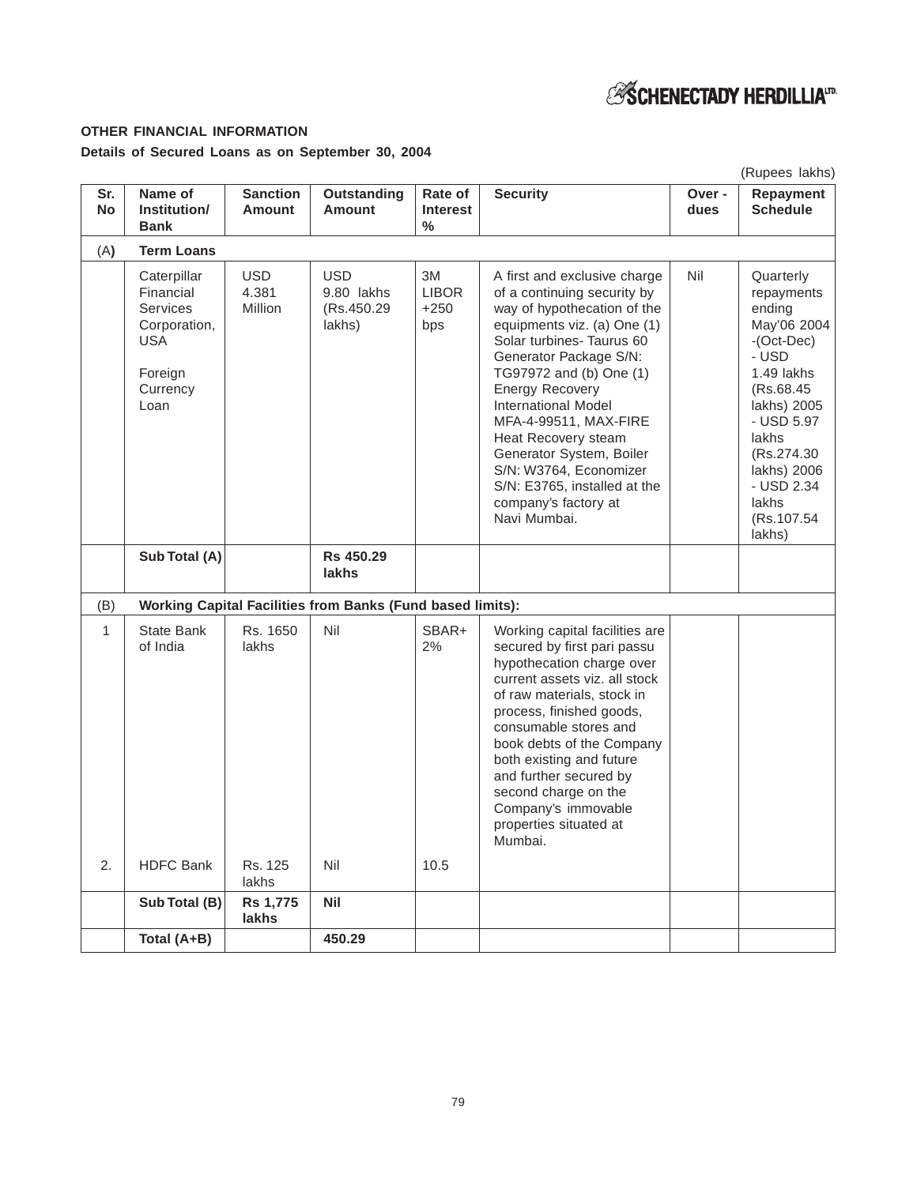## OTHER FINANCIAL INFORMATION

### Details of Secured Loans as on September 30, 2004

(Rupees lakhs)

| Sr. No | Name of Institution/ Bank | Sanction Amount | Outstanding Amount | Rate of Interest % | Security | Over - dues | Repayment Schedule |
|---|---|---|---|---|---|---|---|
| **(A)** | **Term Loans** | | | | | | |
| | Caterpillar Financial Services Corporation, USA<br><br>Foreign Currency Loan | USD 4.381 Million | USD 9.80 lakhs (Rs.450.29 lakhs) | 3M LIBOR +250 bps | A first and exclusive charge of a continuing security by way of hypothecation of the equipments viz. (a) One (1) Solar turbines- Taurus 60 Generator Package S/N: TG97972 and (b) One (1) Energy Recovery International Model MFA-4-99511, MAX-FIRE Heat Recovery steam Generator System, Boiler S/N: W3764, Economizer S/N: E3765, installed at the company's factory at Navi Mumbai. | Nil | Quarterly repayments ending May'06 2004 -(Oct-Dec) - USD 1.49 lakhs (Rs.68.45 lakhs) 2005 - USD 5.97 lakhs (Rs.274.30 lakhs) 2006 - USD 2.34 lakhs (Rs.107.54 lakhs) |
| | **Sub Total (A)** | | **Rs 450.29 lakhs** | | | | |
| (B) | **Working Capital Facilities from Banks (Fund based limits):** | | | | | | |
| 1 | State Bank of India | Rs. 1650 lakhs | Nil | SBAR+ 2% | Working capital facilities are secured by first pari passu hypothecation charge over current assets viz. all stock of raw materials, stock in process, finished goods, consumable stores and book debts of the Company both existing and future and further secured by second charge on the Company's immovable properties situated at Mumbai. | | |
| 2. | HDFC Bank | Rs. 125 lakhs | Nil | 10.5 | | | |
| | **Sub Total (B)** | **Rs 1,775 lakhs** | **Nil** | | | | |
| | **Total (A+B)** | | **450.29** | | | | |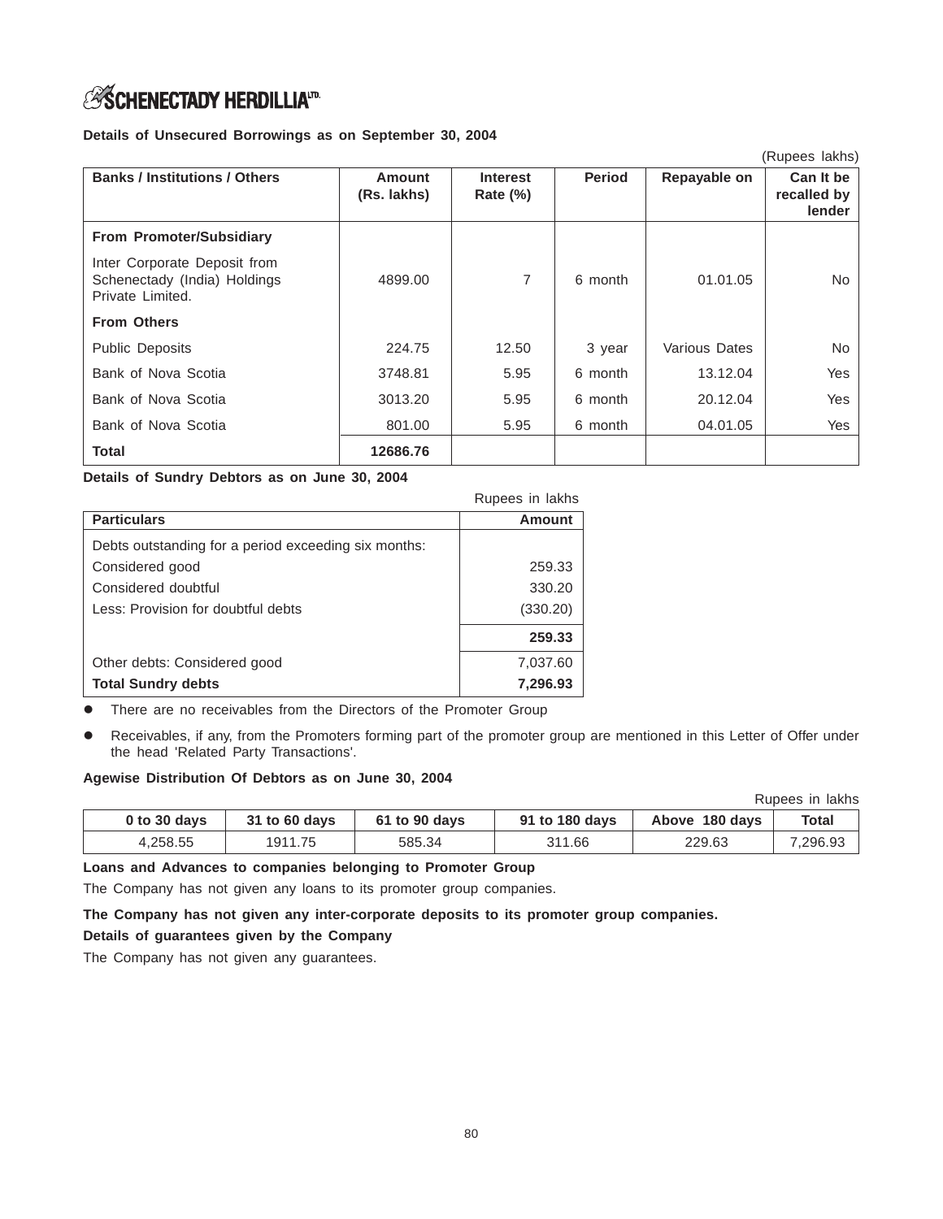**Details of Unsecured Borrowings as on September 30, 2004**

(Rupees lakhs)

| Banks / Institutions / Others | Amount (Rs. lakhs) | Interest Rate (%) | Period | Repayable on | Can It be recalled by lender |
|---|---|---|---|---|---|
| **From Promoter/Subsidiary** | | | | | |
| Inter Corporate Deposit from Schenectady (India) Holdings Private Limited. | 4899.00 | 7 | 6 month | 01.01.05 | No |
| **From Others** | | | | | |
| Public Deposits | 224.75 | 12.50 | 3 year | Various Dates | No |
| Bank of Nova Scotia | 3748.81 | 5.95 | 6 month | 13.12.04 | Yes |
| Bank of Nova Scotia | 3013.20 | 5.95 | 6 month | 20.12.04 | Yes |
| Bank of Nova Scotia | 801.00 | 5.95 | 6 month | 04.01.05 | Yes |
| **Total** | **12686.76** | | | | |

**Details of Sundry Debtors as on June 30, 2004**

Rupees in lakhs

| Particulars | Amount |
|---|---|
| Debts outstanding for a period exceeding six months: | |
| Considered good | 259.33 |
| Considered doubtful | 330.20 |
| Less: Provision for doubtful debts | (330.20) |
| | **259.33** |
| Other debts: Considered good | 7,037.60 |
| **Total Sundry debts** | **7,296.93** |

- There are no receivables from the Directors of the Promoter Group
- Receivables, if any, from the Promoters forming part of the promoter group are mentioned in this Letter of Offer under the head 'Related Party Transactions'.

**Agewise Distribution Of Debtors as on June 30, 2004**

Rupees in lakhs

| 0 to 30 days | 31 to 60 days | 61 to 90 days | 91 to 180 days | Above 180 days | Total |
|---|---|---|---|---|---|
| 4,258.55 | 1911.75 | 585.34 | 311.66 | 229.63 | 7,296.93 |

**Loans and Advances to companies belonging to Promoter Group**

The Company has not given any loans to its promoter group companies.

**The Company has not given any inter-corporate deposits to its promoter group companies.**

**Details of guarantees given by the Company**

The Company has not given any guarantees.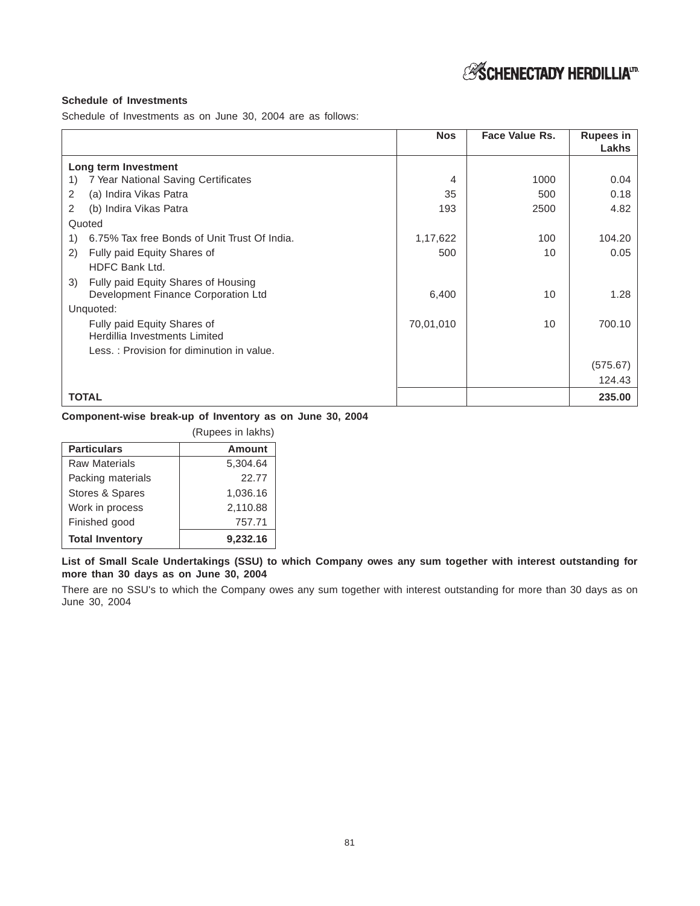### Schedule of Investments

Schedule of Investments as on June 30, 2004 are as follows:

| | Nos | Face Value Rs. | Rupees in Lakhs |
|---|---|---|---|
| **Long term Investment** | | | |
| 1) 7 Year National Saving Certificates | 4 | 1000 | 0.04 |
| 2 (a) Indira Vikas Patra | 35 | 500 | 0.18 |
| 2 (b) Indira Vikas Patra | 193 | 2500 | 4.82 |
| Quoted | | | |
| 1) 6.75% Tax free Bonds of Unit Trust Of India. | 1,17,622 | 100 | 104.20 |
| 2) Fully paid Equity Shares of HDFC Bank Ltd. | 500 | 10 | 0.05 |
| 3) Fully paid Equity Shares of Housing Development Finance Corporation Ltd | 6,400 | 10 | 1.28 |
| Unquoted: | | | |
| Fully paid Equity Shares of Herdillia Investments Limited | 70,01,010 | 10 | 700.10 |
| Less. : Provision for diminution in value. | | | |
| | | | (575.67) |
| | | | 124.43 |
| **TOTAL** | | | **235.00** |

**Component-wise break-up of Inventory as on June 30, 2004**

(Rupees in lakhs)

| Particulars | Amount |
|---|---|
| Raw Materials | 5,304.64 |
| Packing materials | 22.77 |
| Stores & Spares | 1,036.16 |
| Work in process | 2,110.88 |
| Finished good | 757.71 |
| **Total Inventory** | **9,232.16** |

**List of Small Scale Undertakings (SSU) to which Company owes any sum together with interest outstanding for more than 30 days as on June 30, 2004**

There are no SSU's to which the Company owes any sum together with interest outstanding for more than 30 days as on June 30, 2004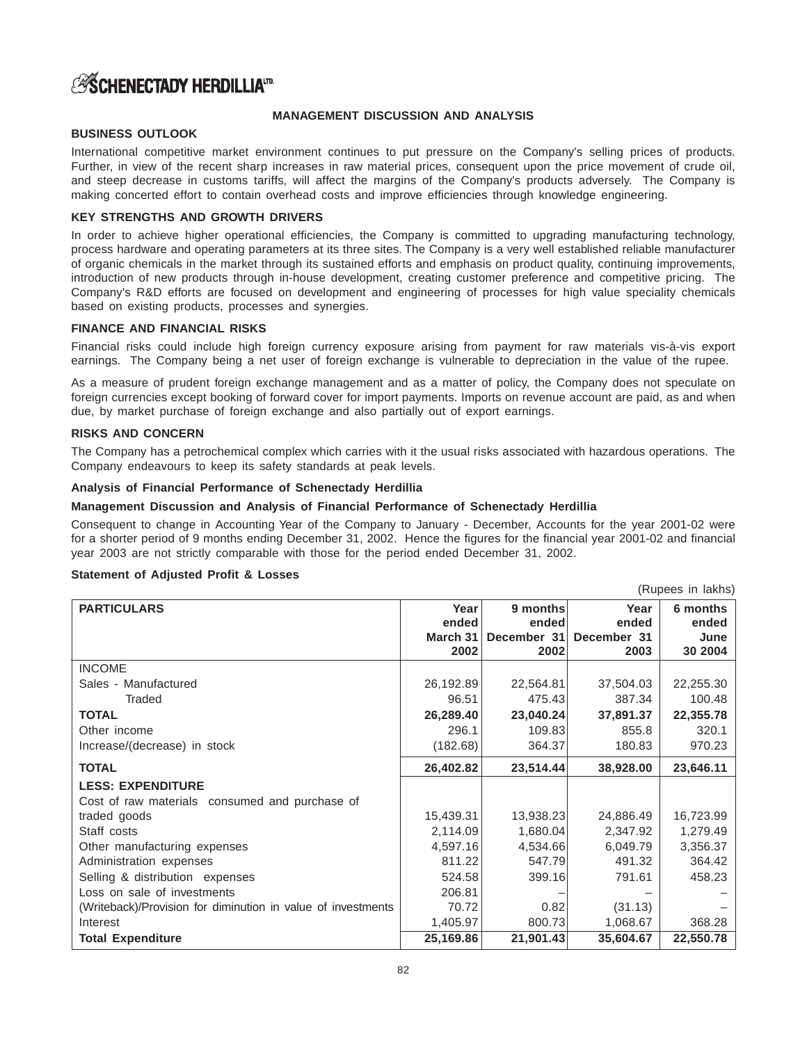# SCHENECTADY HERDILLIA LTD.

## MANAGEMENT DISCUSSION AND ANALYSIS

### BUSINESS OUTLOOK

International competitive market environment continues to put pressure on the Company's selling prices of products. Further, in view of the recent sharp increases in raw material prices, consequent upon the price movement of crude oil, and steep decrease in customs tariffs, will affect the margins of the Company's products adversely. The Company is making concerted effort to contain overhead costs and improve efficiencies through knowledge engineering.

### KEY STRENGTHS AND GROWTH DRIVERS

In order to achieve higher operational efficiencies, the Company is committed to upgrading manufacturing technology, process hardware and operating parameters at its three sites. The Company is a very well established reliable manufacturer of organic chemicals in the market through its sustained efforts and emphasis on product quality, continuing improvements, introduction of new products through in-house development, creating customer preference and competitive pricing. The Company's R&D efforts are focused on development and engineering of processes for high value speciality chemicals based on existing products, processes and synergies.

### FINANCE AND FINANCIAL RISKS

Financial risks could include high foreign currency exposure arising from payment for raw materials vis-à-vis export earnings. The Company being a net user of foreign exchange is vulnerable to depreciation in the value of the rupee.

As a measure of prudent foreign exchange management and as a matter of policy, the Company does not speculate on foreign currencies except booking of forward cover for import payments. Imports on revenue account are paid, as and when due, by market purchase of foreign exchange and also partially out of export earnings.

### RISKS AND CONCERN

The Company has a petrochemical complex which carries with it the usual risks associated with hazardous operations. The Company endeavours to keep its safety standards at peak levels.

**Analysis of Financial Performance of Schenectady Herdillia**

**Management Discussion and Analysis of Financial Performance of Schenectady Herdillia**

Consequent to change in Accounting Year of the Company to January - December, Accounts for the year 2001-02 were for a shorter period of 9 months ending December 31, 2002. Hence the figures for the financial year 2001-02 and financial year 2003 are not strictly comparable with those for the period ended December 31, 2002.

**Statement of Adjusted Profit & Losses**

(Rupees in lakhs)

| PARTICULARS | Year ended March 31 2002 | 9 months ended December 31 2002 | Year ended December 31 2003 | 6 months ended June 30 2004 |
|---|---|---|---|---|
| INCOME | | | | |
| Sales - Manufactured | 26,192.89 | 22,564.81 | 37,504.03 | 22,255.30 |
| Traded | 96.51 | 475.43 | 387.34 | 100.48 |
| **TOTAL** | **26,289.40** | **23,040.24** | **37,891.37** | **22,355.78** |
| Other income | 296.1 | 109.83 | 855.8 | 320.1 |
| Increase/(decrease) in stock | (182.68) | 364.37 | 180.83 | 970.23 |
| **TOTAL** | **26,402.82** | **23,514.44** | **38,928.00** | **23,646.11** |
| **LESS: EXPENDITURE** | | | | |
| Cost of raw materials consumed and purchase of traded goods | 15,439.31 | 13,938.23 | 24,886.49 | 16,723.99 |
| Staff costs | 2,114.09 | 1,680.04 | 2,347.92 | 1,279.49 |
| Other manufacturing expenses | 4,597.16 | 4,534.66 | 6,049.79 | 3,356.37 |
| Administration expenses | 811.22 | 547.79 | 491.32 | 364.42 |
| Selling & distribution expenses | 524.58 | 399.16 | 791.61 | 458.23 |
| Loss on sale of investments | 206.81 | – | – | – |
| (Writeback)/Provision for diminution in value of investments | 70.72 | 0.82 | (31.13) | – |
| Interest | 1,405.97 | 800.73 | 1,068.67 | 368.28 |
| **Total Expenditure** | **25,169.86** | **21,901.43** | **35,604.67** | **22,550.78** |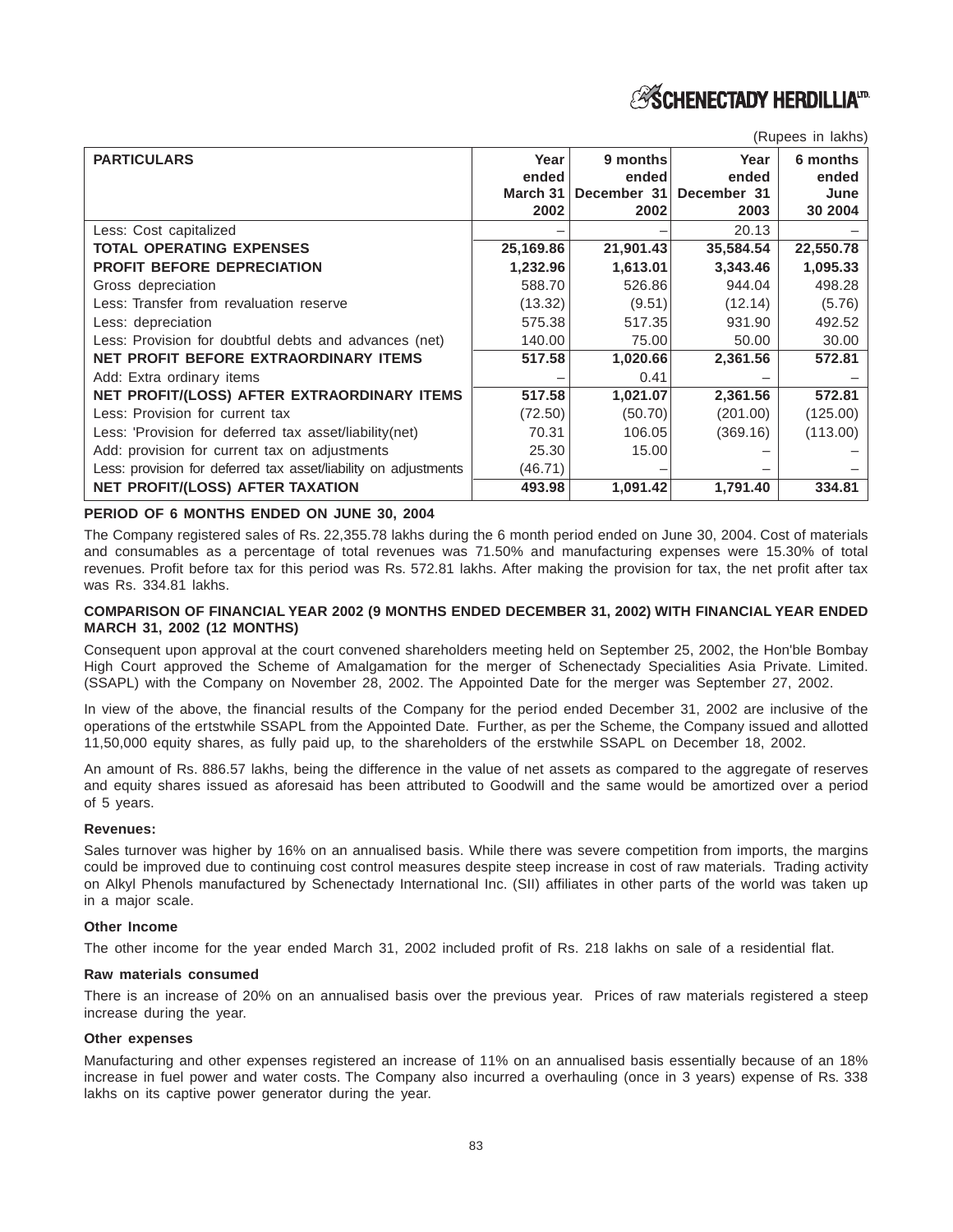(Rupees in lakhs)

| PARTICULARS | Year ended March 31 2002 | 9 months ended December 31 2002 | Year ended December 31 2003 | 6 months ended June 30 2004 |
|---|---|---|---|---|
| Less: Cost capitalized | – | – | 20.13 | – |
| **TOTAL OPERATING EXPENSES** | **25,169.86** | **21,901.43** | **35,584.54** | **22,550.78** |
| **PROFIT BEFORE DEPRECIATION** | **1,232.96** | **1,613.01** | **3,343.46** | **1,095.33** |
| Gross depreciation | 588.70 | 526.86 | 944.04 | 498.28 |
| Less: Transfer from revaluation reserve | (13.32) | (9.51) | (12.14) | (5.76) |
| Less: depreciation | 575.38 | 517.35 | 931.90 | 492.52 |
| Less: Provision for doubtful debts and advances (net) | 140.00 | 75.00 | 50.00 | 30.00 |
| **NET PROFIT BEFORE EXTRAORDINARY ITEMS** | **517.58** | **1,020.66** | **2,361.56** | **572.81** |
| Add: Extra ordinary items | – | 0.41 | – | – |
| **NET PROFIT/(LOSS) AFTER EXTRAORDINARY ITEMS** | **517.58** | **1,021.07** | **2,361.56** | **572.81** |
| Less: Provision for current tax | (72.50) | (50.70) | (201.00) | (125.00) |
| Less: 'Provision for deferred tax asset/liability(net) | 70.31 | 106.05 | (369.16) | (113.00) |
| Add: provision for current tax on adjustments | 25.30 | 15.00 | – | – |
| Less: provision for deferred tax asset/liability on adjustments | (46.71) | – | – | – |
| **NET PROFIT/(LOSS) AFTER TAXATION** | **493.98** | **1,091.42** | **1,791.40** | **334.81** |

**PERIOD OF 6 MONTHS ENDED ON JUNE 30, 2004**

The Company registered sales of Rs. 22,355.78 lakhs during the 6 month period ended on June 30, 2004. Cost of materials and consumables as a percentage of total revenues was 71.50% and manufacturing expenses were 15.30% of total revenues. Profit before tax for this period was Rs. 572.81 lakhs. After making the provision for tax, the net profit after tax was Rs. 334.81 lakhs.

**COMPARISON OF FINANCIAL YEAR 2002 (9 MONTHS ENDED DECEMBER 31, 2002) WITH FINANCIAL YEAR ENDED MARCH 31, 2002 (12 MONTHS)**

Consequent upon approval at the court convened shareholders meeting held on September 25, 2002, the Hon'ble Bombay High Court approved the Scheme of Amalgamation for the merger of Schenectady Specialities Asia Private. Limited. (SSAPL) with the Company on November 28, 2002. The Appointed Date for the merger was September 27, 2002.

In view of the above, the financial results of the Company for the period ended December 31, 2002 are inclusive of the operations of the ertstwhile SSAPL from the Appointed Date. Further, as per the Scheme, the Company issued and allotted 11,50,000 equity shares, as fully paid up, to the shareholders of the erstwhile SSAPL on December 18, 2002.

An amount of Rs. 886.57 lakhs, being the difference in the value of net assets as compared to the aggregate of reserves and equity shares issued as aforesaid has been attributed to Goodwill and the same would be amortized over a period of 5 years.

**Revenues:**

Sales turnover was higher by 16% on an annualised basis. While there was severe competition from imports, the margins could be improved due to continuing cost control measures despite steep increase in cost of raw materials. Trading activity on Alkyl Phenols manufactured by Schenectady International Inc. (SII) affiliates in other parts of the world was taken up in a major scale.

**Other Income**

The other income for the year ended March 31, 2002 included profit of Rs. 218 lakhs on sale of a residential flat.

**Raw materials consumed**

There is an increase of 20% on an annualised basis over the previous year. Prices of raw materials registered a steep increase during the year.

**Other expenses**

Manufacturing and other expenses registered an increase of 11% on an annualised basis essentially because of an 18% increase in fuel power and water costs. The Company also incurred a overhauling (once in 3 years) expense of Rs. 338 lakhs on its captive power generator during the year.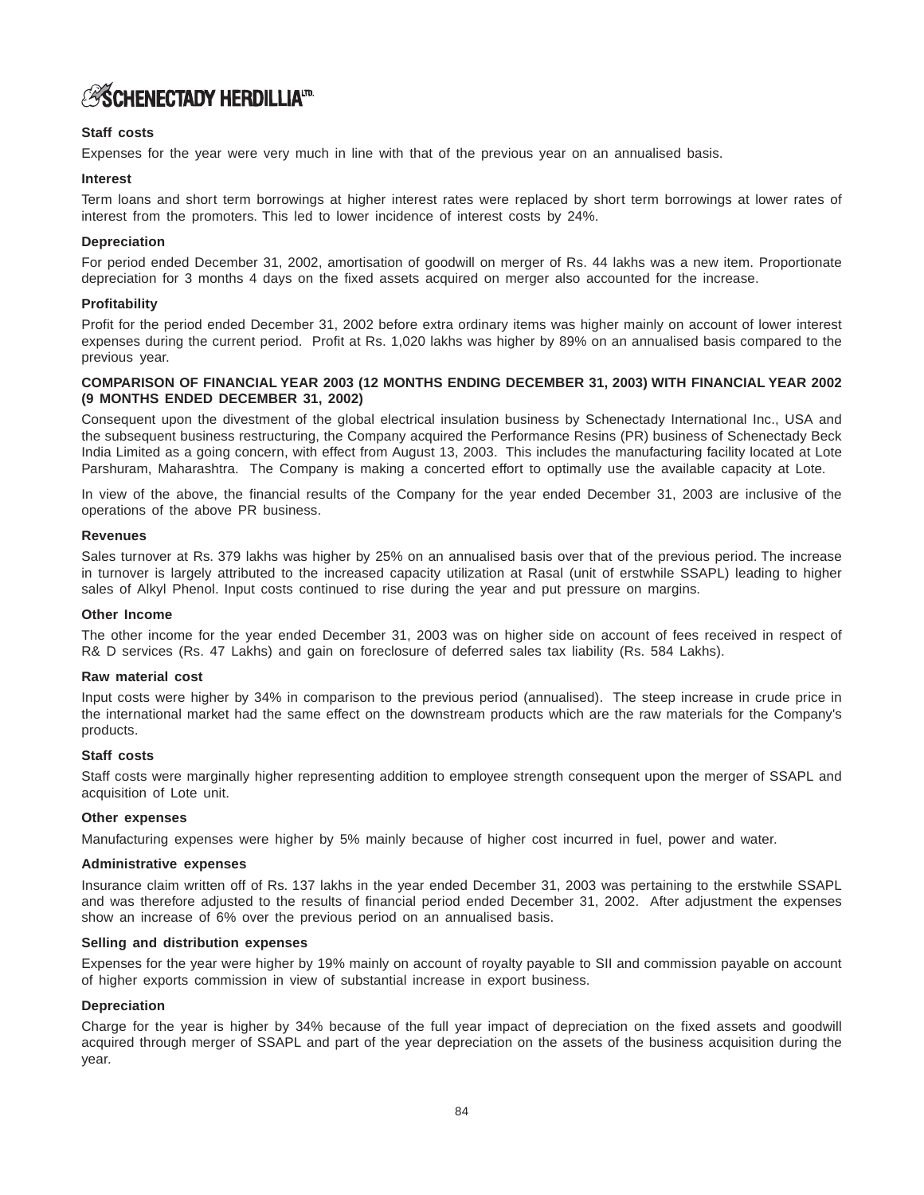**Staff costs**

Expenses for the year were very much in line with that of the previous year on an annualised basis.

**Interest**

Term loans and short term borrowings at higher interest rates were replaced by short term borrowings at lower rates of interest from the promoters. This led to lower incidence of interest costs by 24%.

**Depreciation**

For period ended December 31, 2002, amortisation of goodwill on merger of Rs. 44 lakhs was a new item. Proportionate depreciation for 3 months 4 days on the fixed assets acquired on merger also accounted for the increase.

**Profitability**

Profit for the period ended December 31, 2002 before extra ordinary items was higher mainly on account of lower interest expenses during the current period. Profit at Rs. 1,020 lakhs was higher by 89% on an annualised basis compared to the previous year.

**COMPARISON OF FINANCIAL YEAR 2003 (12 MONTHS ENDING DECEMBER 31, 2003) WITH FINANCIAL YEAR 2002 (9 MONTHS ENDED DECEMBER 31, 2002)**

Consequent upon the divestment of the global electrical insulation business by Schenectady International Inc., USA and the subsequent business restructuring, the Company acquired the Performance Resins (PR) business of Schenectady Beck India Limited as a going concern, with effect from August 13, 2003. This includes the manufacturing facility located at Lote Parshuram, Maharashtra. The Company is making a concerted effort to optimally use the available capacity at Lote.

In view of the above, the financial results of the Company for the year ended December 31, 2003 are inclusive of the operations of the above PR business.

**Revenues**

Sales turnover at Rs. 379 lakhs was higher by 25% on an annualised basis over that of the previous period. The increase in turnover is largely attributed to the increased capacity utilization at Rasal (unit of erstwhile SSAPL) leading to higher sales of Alkyl Phenol. Input costs continued to rise during the year and put pressure on margins.

**Other Income**

The other income for the year ended December 31, 2003 was on higher side on account of fees received in respect of R& D services (Rs. 47 Lakhs) and gain on foreclosure of deferred sales tax liability (Rs. 584 Lakhs).

**Raw material cost**

Input costs were higher by 34% in comparison to the previous period (annualised). The steep increase in crude price in the international market had the same effect on the downstream products which are the raw materials for the Company's products.

**Staff costs**

Staff costs were marginally higher representing addition to employee strength consequent upon the merger of SSAPL and acquisition of Lote unit.

**Other expenses**

Manufacturing expenses were higher by 5% mainly because of higher cost incurred in fuel, power and water.

**Administrative expenses**

Insurance claim written off of Rs. 137 lakhs in the year ended December 31, 2003 was pertaining to the erstwhile SSAPL and was therefore adjusted to the results of financial period ended December 31, 2002. After adjustment the expenses show an increase of 6% over the previous period on an annualised basis.

**Selling and distribution expenses**

Expenses for the year were higher by 19% mainly on account of royalty payable to SII and commission payable on account of higher exports commission in view of substantial increase in export business.

**Depreciation**

Charge for the year is higher by 34% because of the full year impact of depreciation on the fixed assets and goodwill acquired through merger of SSAPL and part of the year depreciation on the assets of the business acquisition during the year.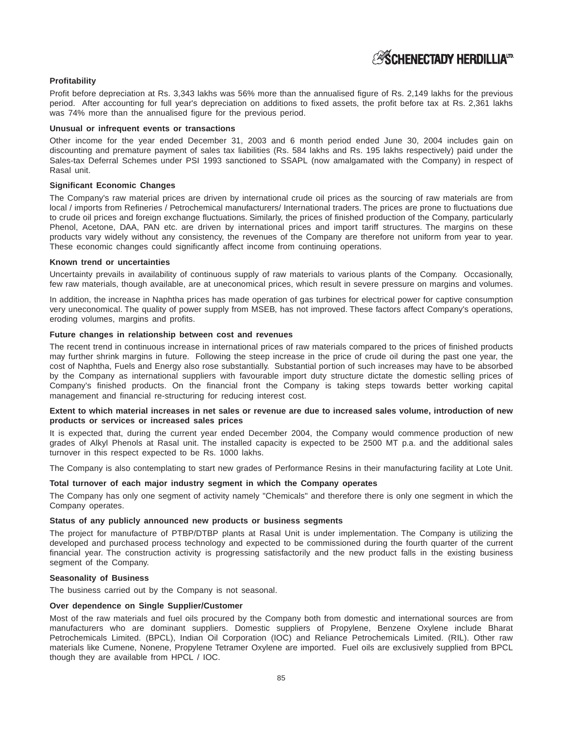**Profitability**

Profit before depreciation at Rs. 3,343 lakhs was 56% more than the annualised figure of Rs. 2,149 lakhs for the previous period. After accounting for full year's depreciation on additions to fixed assets, the profit before tax at Rs. 2,361 lakhs was 74% more than the annualised figure for the previous period.

**Unusual or infrequent events or transactions**

Other income for the year ended December 31, 2003 and 6 month period ended June 30, 2004 includes gain on discounting and premature payment of sales tax liabilities (Rs. 584 lakhs and Rs. 195 lakhs respectively) paid under the Sales-tax Deferral Schemes under PSI 1993 sanctioned to SSAPL (now amalgamated with the Company) in respect of Rasal unit.

**Significant Economic Changes**

The Company's raw material prices are driven by international crude oil prices as the sourcing of raw materials are from local / imports from Refineries / Petrochemical manufacturers/ International traders. The prices are prone to fluctuations due to crude oil prices and foreign exchange fluctuations. Similarly, the prices of finished production of the Company, particularly Phenol, Acetone, DAA, PAN etc. are driven by international prices and import tariff structures. The margins on these products vary widely without any consistency, the revenues of the Company are therefore not uniform from year to year. These economic changes could significantly affect income from continuing operations.

**Known trend or uncertainties**

Uncertainty prevails in availability of continuous supply of raw materials to various plants of the Company. Occasionally, few raw materials, though available, are at uneconomical prices, which result in severe pressure on margins and volumes.

In addition, the increase in Naphtha prices has made operation of gas turbines for electrical power for captive consumption very uneconomical. The quality of power supply from MSEB, has not improved. These factors affect Company's operations, eroding volumes, margins and profits.

**Future changes in relationship between cost and revenues**

The recent trend in continuous increase in international prices of raw materials compared to the prices of finished products may further shrink margins in future. Following the steep increase in the price of crude oil during the past one year, the cost of Naphtha, Fuels and Energy also rose substantially. Substantial portion of such increases may have to be absorbed by the Company as international suppliers with favourable import duty structure dictate the domestic selling prices of Company's finished products. On the financial front the Company is taking steps towards better working capital management and financial re-structuring for reducing interest cost.

**Extent to which material increases in net sales or revenue are due to increased sales volume, introduction of new products or services or increased sales prices**

It is expected that, during the current year ended December 2004, the Company would commence production of new grades of Alkyl Phenols at Rasal unit. The installed capacity is expected to be 2500 MT p.a. and the additional sales turnover in this respect expected to be Rs. 1000 lakhs.

The Company is also contemplating to start new grades of Performance Resins in their manufacturing facility at Lote Unit.

**Total turnover of each major industry segment in which the Company operates**

The Company has only one segment of activity namely "Chemicals" and therefore there is only one segment in which the Company operates.

**Status of any publicly announced new products or business segments**

The project for manufacture of PTBP/DTBP plants at Rasal Unit is under implementation. The Company is utilizing the developed and purchased process technology and expected to be commissioned during the fourth quarter of the current financial year. The construction activity is progressing satisfactorily and the new product falls in the existing business segment of the Company.

**Seasonality of Business**

The business carried out by the Company is not seasonal.

**Over dependence on Single Supplier/Customer**

Most of the raw materials and fuel oils procured by the Company both from domestic and international sources are from manufacturers who are dominant suppliers. Domestic suppliers of Propylene, Benzene Oxylene include Bharat Petrochemicals Limited. (BPCL), Indian Oil Corporation (IOC) and Reliance Petrochemicals Limited. (RIL). Other raw materials like Cumene, Nonene, Propylene Tetramer Oxylene are imported. Fuel oils are exclusively supplied from BPCL though they are available from HPCL / IOC.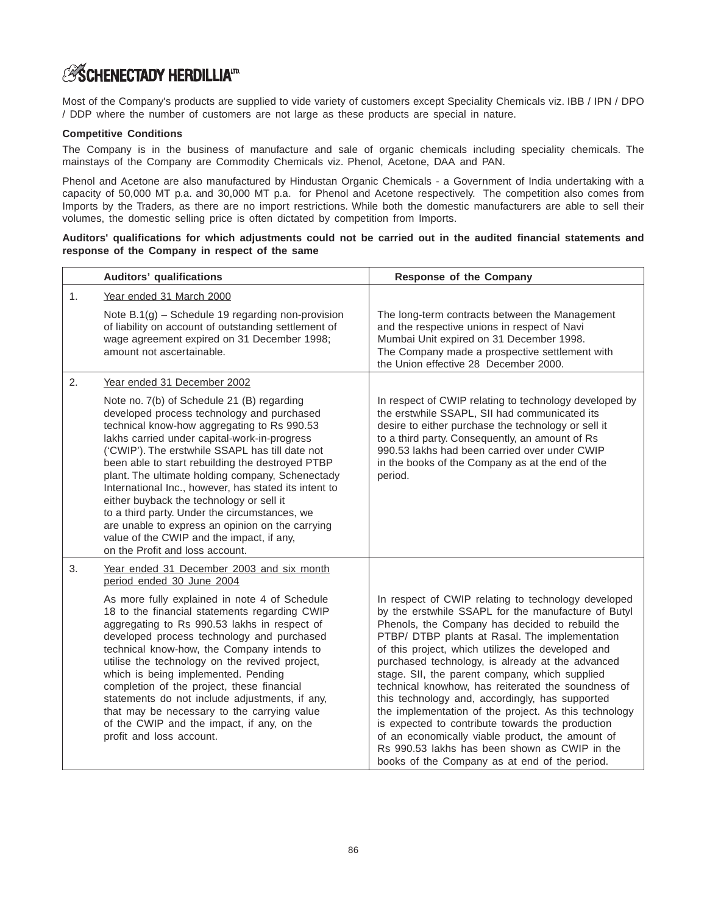Most of the Company's products are supplied to vide variety of customers except Speciality Chemicals viz. IBB / IPN / DPO / DDP where the number of customers are not large as these products are special in nature.

**Competitive Conditions**

The Company is in the business of manufacture and sale of organic chemicals including speciality chemicals. The mainstays of the Company are Commodity Chemicals viz. Phenol, Acetone, DAA and PAN.

Phenol and Acetone are also manufactured by Hindustan Organic Chemicals - a Government of India undertaking with a capacity of 50,000 MT p.a. and 30,000 MT p.a. for Phenol and Acetone respectively. The competition also comes from Imports by the Traders, as there are no import restrictions. While both the domestic manufacturers are able to sell their volumes, the domestic selling price is often dictated by competition from Imports.

**Auditors' qualifications for which adjustments could not be carried out in the audited financial statements and response of the Company in respect of the same**

| | Auditors' qualifications | Response of the Company |
|---|---|---|
| 1. | Year ended 31 March 2000<br><br>Note B.1(g) – Schedule 19 regarding non-provision of liability on account of outstanding settlement of wage agreement expired on 31 December 1998; amount not ascertainable. | The long-term contracts between the Management and the respective unions in respect of Navi Mumbai Unit expired on 31 December 1998. The Company made a prospective settlement with the Union effective 28 December 2000. |
| 2. | Year ended 31 December 2002<br><br>Note no. 7(b) of Schedule 21 (B) regarding developed process technology and purchased technical know-how aggregating to Rs 990.53 lakhs carried under capital-work-in-progress ('CWIP'). The erstwhile SSAPL has till date not been able to start rebuilding the destroyed PTBP plant. The ultimate holding company, Schenectady International Inc., however, has stated its intent to either buyback the technology or sell it to a third party. Under the circumstances, we are unable to express an opinion on the carrying value of the CWIP and the impact, if any, on the Profit and loss account. | In respect of CWIP relating to technology developed by the erstwhile SSAPL, SII had communicated its desire to either purchase the technology or sell it to a third party. Consequently, an amount of Rs 990.53 lakhs had been carried over under CWIP in the books of the Company as at the end of the period. |
| 3. | Year ended 31 December 2003 and six month period ended 30 June 2004<br><br>As more fully explained in note 4 of Schedule 18 to the financial statements regarding CWIP aggregating to Rs 990.53 lakhs in respect of developed process technology and purchased technical know-how, the Company intends to utilise the technology on the revived project, which is being implemented. Pending completion of the project, these financial statements do not include adjustments, if any, that may be necessary to the carrying value of the CWIP and the impact, if any, on the profit and loss account. | In respect of CWIP relating to technology developed by the erstwhile SSAPL for the manufacture of Butyl Phenols, the Company has decided to rebuild the PTBP/ DTBP plants at Rasal. The implementation of this project, which utilizes the developed and purchased technology, is already at the advanced stage. SII, the parent company, which supplied technical knowhow, has reiterated the soundness of this technology and, accordingly, has supported the implementation of the project. As this technology is expected to contribute towards the production of an economically viable product, the amount of Rs 990.53 lakhs has been shown as CWIP in the books of the Company as at end of the period. |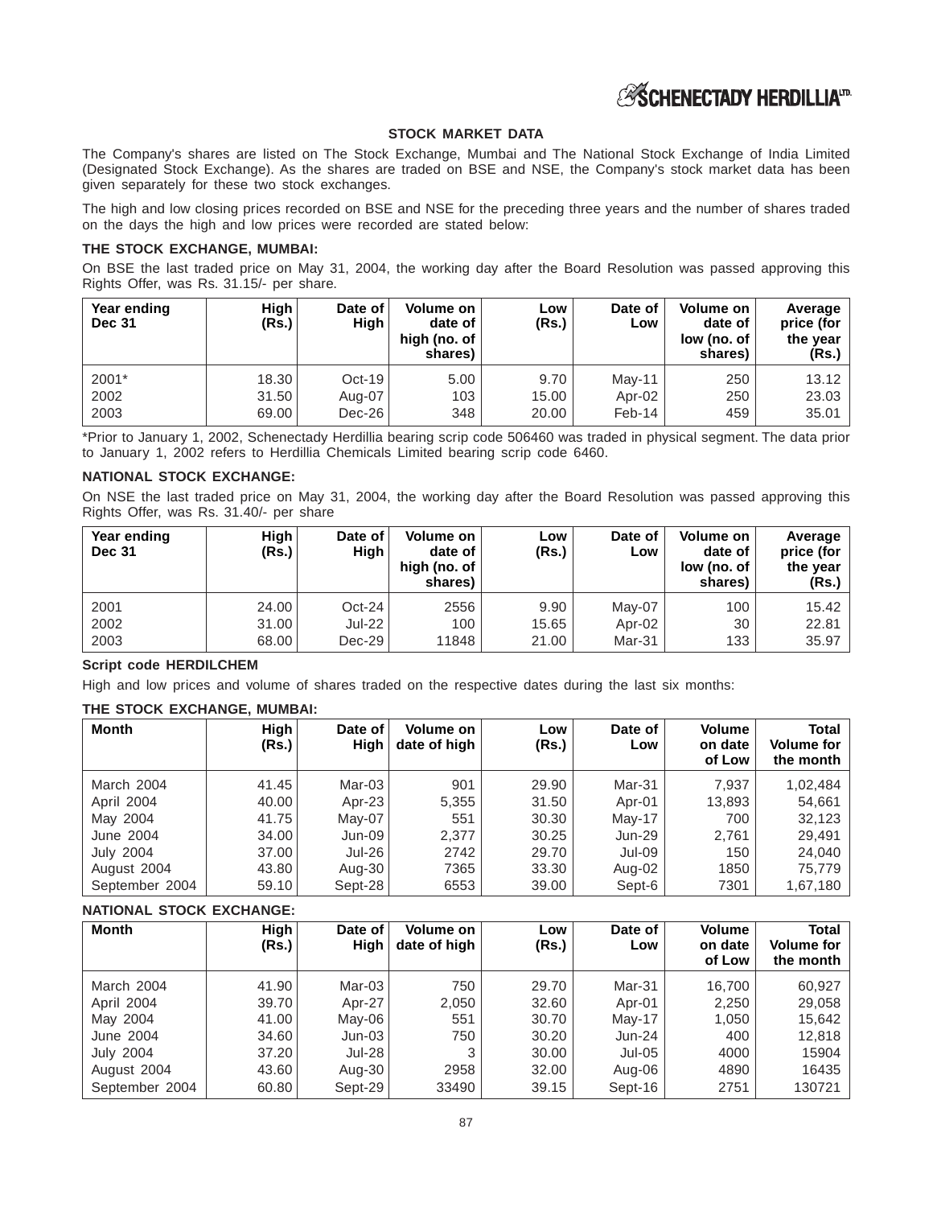## STOCK MARKET DATA

The Company's shares are listed on The Stock Exchange, Mumbai and The National Stock Exchange of India Limited (Designated Stock Exchange). As the shares are traded on BSE and NSE, the Company's stock market data has been given separately for these two stock exchanges.

The high and low closing prices recorded on BSE and NSE for the preceding three years and the number of shares traded on the days the high and low prices were recorded are stated below:

**THE STOCK EXCHANGE, MUMBAI:**

On BSE the last traded price on May 31, 2004, the working day after the Board Resolution was passed approving this Rights Offer, was Rs. 31.15/- per share.

| Year ending Dec 31 | High (Rs.) | Date of High | Volume on date of high (no. of shares) | Low (Rs.) | Date of Low | Volume on date of low (no. of shares) | Average price (for the year (Rs.) |
|---|---|---|---|---|---|---|---|
| 2001* | 18.30 | Oct-19 | 5.00 | 9.70 | May-11 | 250 | 13.12 |
| 2002 | 31.50 | Aug-07 | 103 | 15.00 | Apr-02 | 250 | 23.03 |
| 2003 | 69.00 | Dec-26 | 348 | 20.00 | Feb-14 | 459 | 35.01 |

*Prior to January 1, 2002, Schenectady Herdillia bearing scrip code 506460 was traded in physical segment. The data prior to January 1, 2002 refers to Herdillia Chemicals Limited bearing scrip code 6460.

**NATIONAL STOCK EXCHANGE:**

On NSE the last traded price on May 31, 2004, the working day after the Board Resolution was passed approving this Rights Offer, was Rs. 31.40/- per share

| Year ending Dec 31 | High (Rs.) | Date of High | Volume on date of high (no. of shares) | Low (Rs.) | Date of Low | Volume on date of low (no. of shares) | Average price (for the year (Rs.) |
|---|---|---|---|---|---|---|---|
| 2001 | 24.00 | Oct-24 | 2556 | 9.90 | May-07 | 100 | 15.42 |
| 2002 | 31.00 | Jul-22 | 100 | 15.65 | Apr-02 | 30 | 22.81 |
| 2003 | 68.00 | Dec-29 | 11848 | 21.00 | Mar-31 | 133 | 35.97 |

**Script code HERDILCHEM**

High and low prices and volume of shares traded on the respective dates during the last six months:

**THE STOCK EXCHANGE, MUMBAI:**

| Month | High (Rs.) | Date of High | Volume on date of high | Low (Rs.) | Date of Low | Volume on date of Low | Total Volume for the month |
|---|---|---|---|---|---|---|---|
| March 2004 | 41.45 | Mar-03 | 901 | 29.90 | Mar-31 | 7,937 | 1,02,484 |
| April 2004 | 40.00 | Apr-23 | 5,355 | 31.50 | Apr-01 | 13,893 | 54,661 |
| May 2004 | 41.75 | May-07 | 551 | 30.30 | May-17 | 700 | 32,123 |
| June 2004 | 34.00 | Jun-09 | 2,377 | 30.25 | Jun-29 | 2,761 | 29,491 |
| July 2004 | 37.00 | Jul-26 | 2742 | 29.70 | Jul-09 | 150 | 24,040 |
| August 2004 | 43.80 | Aug-30 | 7365 | 33.30 | Aug-02 | 1850 | 75,779 |
| September 2004 | 59.10 | Sept-28 | 6553 | 39.00 | Sept-6 | 7301 | 1,67,180 |

**NATIONAL STOCK EXCHANGE:**

| Month | High (Rs.) | Date of High | Volume on date of high | Low (Rs.) | Date of Low | Volume on date of Low | Total Volume for the month |
|---|---|---|---|---|---|---|---|
| March 2004 | 41.90 | Mar-03 | 750 | 29.70 | Mar-31 | 16,700 | 60,927 |
| April 2004 | 39.70 | Apr-27 | 2,050 | 32.60 | Apr-01 | 2,250 | 29,058 |
| May 2004 | 41.00 | May-06 | 551 | 30.70 | May-17 | 1,050 | 15,642 |
| June 2004 | 34.60 | Jun-03 | 750 | 30.20 | Jun-24 | 400 | 12,818 |
| July 2004 | 37.20 | Jul-28 | 3 | 30.00 | Jul-05 | 4000 | 15904 |
| August 2004 | 43.60 | Aug-30 | 2958 | 32.00 | Aug-06 | 4890 | 16435 |
| September 2004 | 60.80 | Sept-29 | 33490 | 39.15 | Sept-16 | 2751 | 130721 |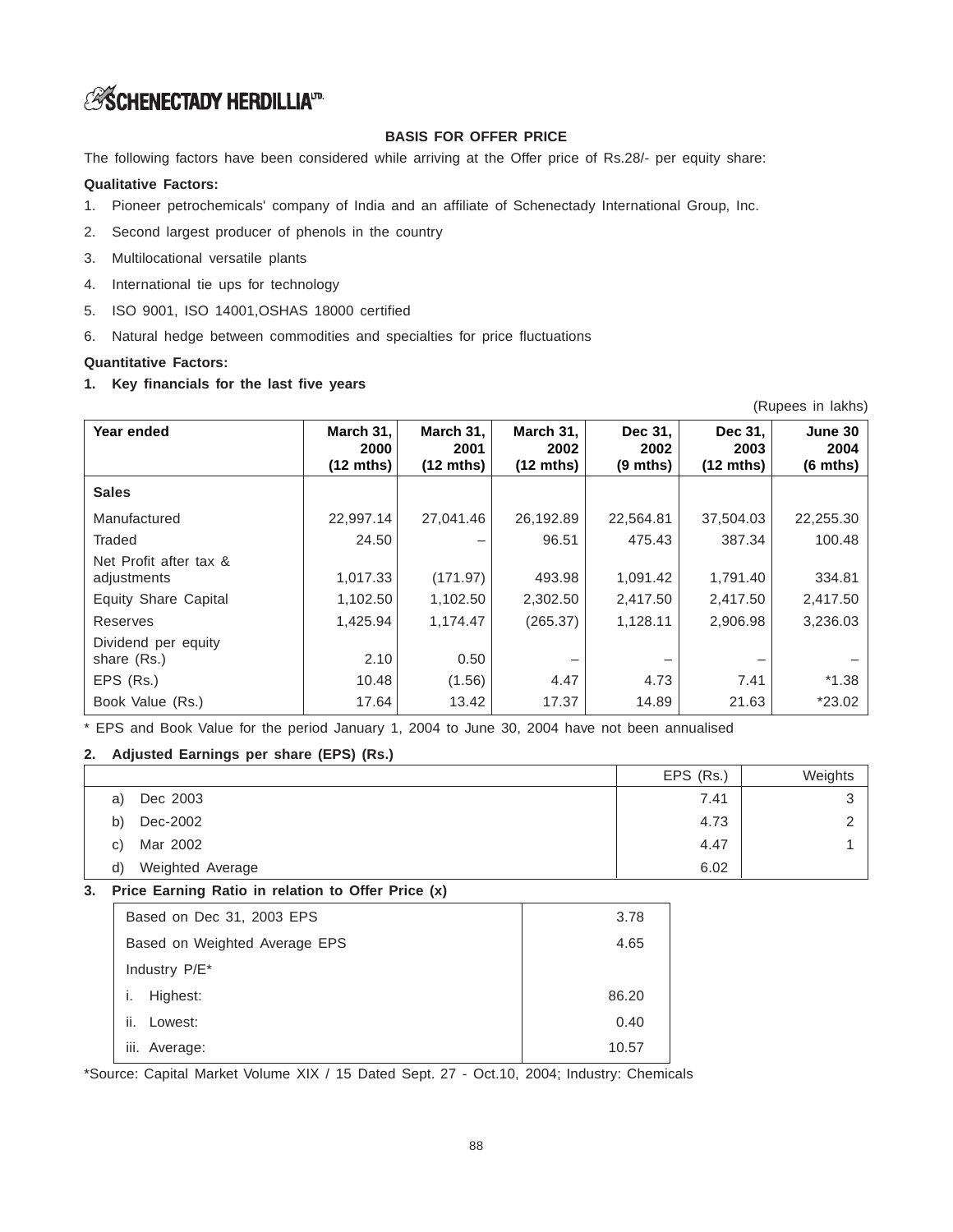## BASIS FOR OFFER PRICE

The following factors have been considered while arriving at the Offer price of Rs.28/- per equity share:

**Qualitative Factors:**

1. Pioneer petrochemicals' company of India and an affiliate of Schenectady International Group, Inc.
2. Second largest producer of phenols in the country
3. Multilocational versatile plants
4. International tie ups for technology
5. ISO 9001, ISO 14001,OSHAS 18000 certified
6. Natural hedge between commodities and specialties for price fluctuations

**Quantitative Factors:**

**1. Key financials for the last five years**

(Rupees in lakhs)

| Year ended | March 31, 2000 (12 mths) | March 31, 2001 (12 mths) | March 31, 2002 (12 mths) | Dec 31, 2002 (9 mths) | Dec 31, 2003 (12 mths) | June 30 2004 (6 mths) |
|---|---|---|---|---|---|---|
| **Sales** | | | | | | |
| Manufactured | 22,997.14 | 27,041.46 | 26,192.89 | 22,564.81 | 37,504.03 | 22,255.30 |
| Traded | 24.50 | – | 96.51 | 475.43 | 387.34 | 100.48 |
| Net Profit after tax & adjustments | 1,017.33 | (171.97) | 493.98 | 1,091.42 | 1,791.40 | 334.81 |
| Equity Share Capital | 1,102.50 | 1,102.50 | 2,302.50 | 2,417.50 | 2,417.50 | 2,417.50 |
| Reserves | 1,425.94 | 1,174.47 | (265.37) | 1,128.11 | 2,906.98 | 3,236.03 |
| Dividend per equity share (Rs.) | 2.10 | 0.50 | – | – | – | – |
| EPS (Rs.) | 10.48 | (1.56) | 4.47 | 4.73 | 7.41 | *1.38 |
| Book Value (Rs.) | 17.64 | 13.42 | 17.37 | 14.89 | 21.63 | *23.02 |

* EPS and Book Value for the period January 1, 2004 to June 30, 2004 have not been annualised

**2. Adjusted Earnings per share (EPS) (Rs.)**

| | EPS (Rs.) | Weights |
|---|---|---|
| a) Dec 2003 | 7.41 | 3 |
| b) Dec-2002 | 4.73 | 2 |
| c) Mar 2002 | 4.47 | 1 |
| d) Weighted Average | 6.02 | |

**3. Price Earning Ratio in relation to Offer Price (x)**

| | |
|---|---|
| Based on Dec 31, 2003 EPS | 3.78 |
| Based on Weighted Average EPS | 4.65 |
| Industry P/E* | |
| i. Highest: | 86.20 |
| ii. Lowest: | 0.40 |
| iii. Average: | 10.57 |

*Source: Capital Market Volume XIX / 15 Dated Sept. 27 - Oct.10, 2004; Industry: Chemicals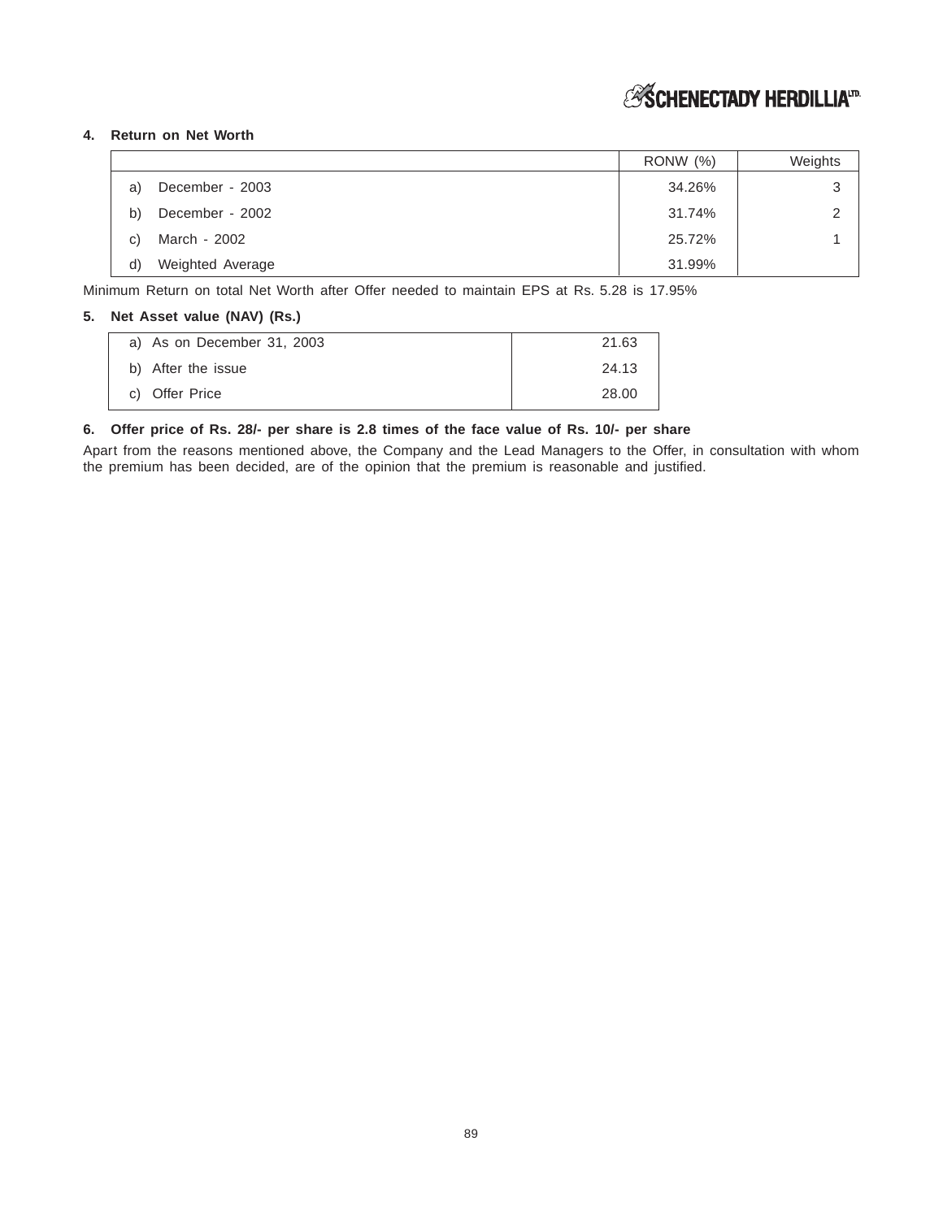**4. Return on Net Worth**

| | RONW (%) | Weights |
|---|---|---|
| a) December - 2003 | 34.26% | 3 |
| b) December - 2002 | 31.74% | 2 |
| c) March - 2002 | 25.72% | 1 |
| d) Weighted Average | 31.99% | |

Minimum Return on total Net Worth after Offer needed to maintain EPS at Rs. 5.28 is 17.95%

**5. Net Asset value (NAV) (Rs.)**

| | |
|---|---|
| a) As on December 31, 2003 | 21.63 |
| b) After the issue | 24.13 |
| c) Offer Price | 28.00 |

**6. Offer price of Rs. 28/- per share is 2.8 times of the face value of Rs. 10/- per share**

Apart from the reasons mentioned above, the Company and the Lead Managers to the Offer, in consultation with whom the premium has been decided, are of the opinion that the premium is reasonable and justified.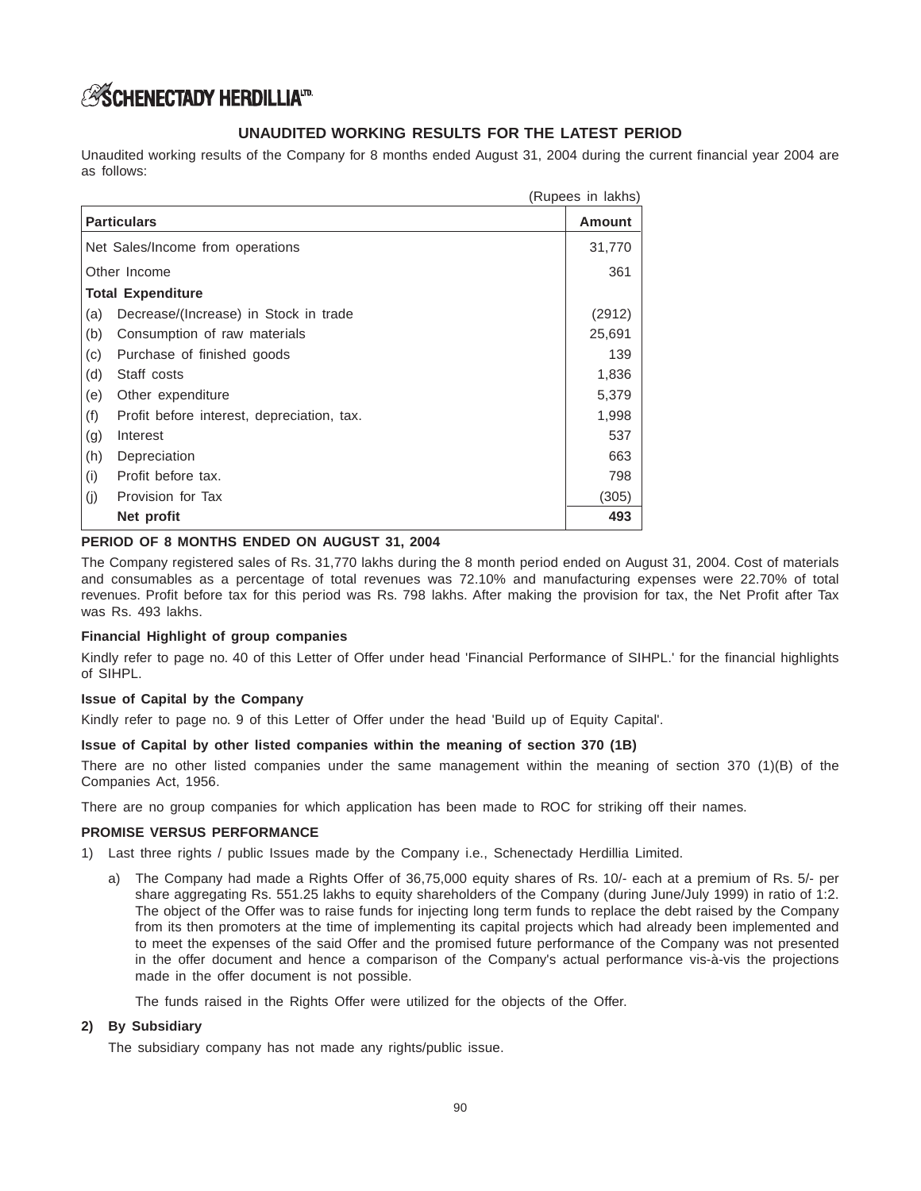# UNAUDITED WORKING RESULTS FOR THE LATEST PERIOD

Unaudited working results of the Company for 8 months ended August 31, 2004 during the current financial year 2004 are as follows:

(Rupees in lakhs)

| | Particulars | Amount |
|---|---|---|
| | Net Sales/Income from operations | 31,770 |
| | Other Income | 361 |
| | **Total Expenditure** | |
| (a) | Decrease/(Increase) in Stock in trade | (2912) |
| (b) | Consumption of raw materials | 25,691 |
| (c) | Purchase of finished goods | 139 |
| (d) | Staff costs | 1,836 |
| (e) | Other expenditure | 5,379 |
| (f) | Profit before interest, depreciation, tax. | 1,998 |
| (g) | Interest | 537 |
| (h) | Depreciation | 663 |
| (i) | Profit before tax. | 798 |
| (j) | Provision for Tax | (305) |
| | **Net profit** | **493** |

**PERIOD OF 8 MONTHS ENDED ON AUGUST 31, 2004**

The Company registered sales of Rs. 31,770 lakhs during the 8 month period ended on August 31, 2004. Cost of materials and consumables as a percentage of total revenues was 72.10% and manufacturing expenses were 22.70% of total revenues. Profit before tax for this period was Rs. 798 lakhs. After making the provision for tax, the Net Profit after Tax was Rs. 493 lakhs.

**Financial Highlight of group companies**

Kindly refer to page no. 40 of this Letter of Offer under head 'Financial Performance of SIHPL.' for the financial highlights of SIHPL.

**Issue of Capital by the Company**

Kindly refer to page no. 9 of this Letter of Offer under the head 'Build up of Equity Capital'.

**Issue of Capital by other listed companies within the meaning of section 370 (1B)**

There are no other listed companies under the same management within the meaning of section 370 (1)(B) of the Companies Act, 1956.

There are no group companies for which application has been made to ROC for striking off their names.

**PROMISE VERSUS PERFORMANCE**

1) Last three rights / public Issues made by the Company i.e., Schenectady Herdillia Limited.

   a) The Company had made a Rights Offer of 36,75,000 equity shares of Rs. 10/- each at a premium of Rs. 5/- per share aggregating Rs. 551.25 lakhs to equity shareholders of the Company (during June/July 1999) in ratio of 1:2. The object of the Offer was to raise funds for injecting long term funds to replace the debt raised by the Company from its then promoters at the time of implementing its capital projects which had already been implemented and to meet the expenses of the said Offer and the promised future performance of the Company was not presented in the offer document and hence a comparison of the Company's actual performance vis-à-vis the projections made in the offer document is not possible.

   The funds raised in the Rights Offer were utilized for the objects of the Offer.

**2) By Subsidiary**

The subsidiary company has not made any rights/public issue.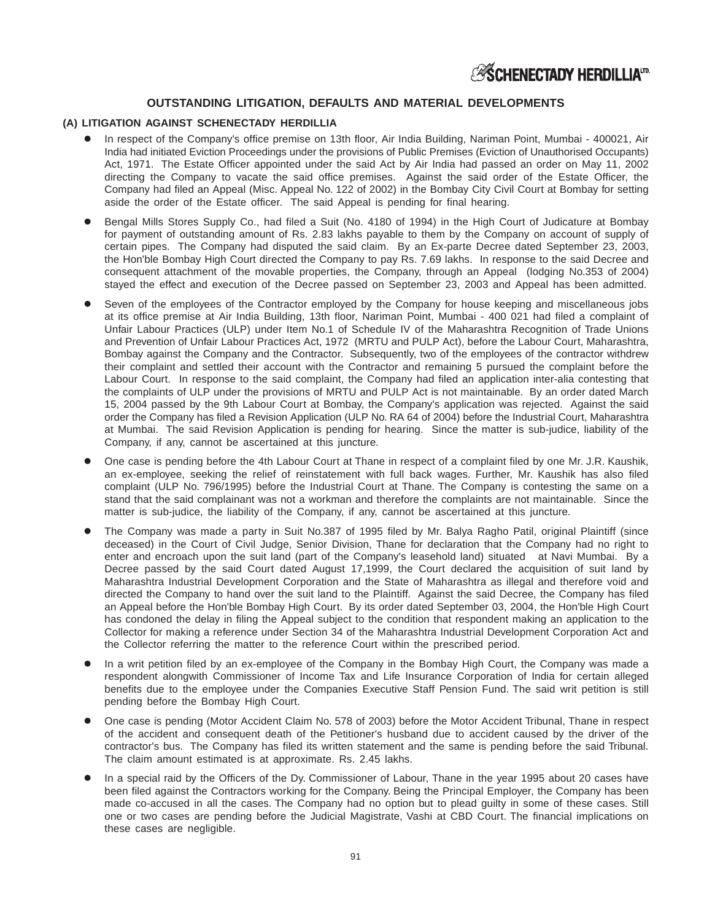## OUTSTANDING LITIGATION, DEFAULTS AND MATERIAL DEVELOPMENTS

### (A) LITIGATION AGAINST SCHENECTADY HERDILLIA

- In respect of the Company's office premise on 13th floor, Air India Building, Nariman Point, Mumbai - 400021, Air India had initiated Eviction Proceedings under the provisions of Public Premises (Eviction of Unauthorised Occupants) Act, 1971. The Estate Officer appointed under the said Act by Air India had passed an order on May 11, 2002 directing the Company to vacate the said office premises. Against the said order of the Estate Officer, the Company had filed an Appeal (Misc. Appeal No. 122 of 2002) in the Bombay City Civil Court at Bombay for setting aside the order of the Estate officer. The said Appeal is pending for final hearing.

- Bengal Mills Stores Supply Co., had filed a Suit (No. 4180 of 1994) in the High Court of Judicature at Bombay for payment of outstanding amount of Rs. 2.83 lakhs payable to them by the Company on account of supply of certain pipes. The Company had disputed the said claim. By an Ex-parte Decree dated September 23, 2003, the Hon'ble Bombay High Court directed the Company to pay Rs. 7.69 lakhs. In response to the said Decree and consequent attachment of the movable properties, the Company, through an Appeal (lodging No.353 of 2004) stayed the effect and execution of the Decree passed on September 23, 2003 and Appeal has been admitted.

- Seven of the employees of the Contractor employed by the Company for house keeping and miscellaneous jobs at its office premise at Air India Building, 13th floor, Nariman Point, Mumbai - 400 021 had filed a complaint of Unfair Labour Practices (ULP) under Item No.1 of Schedule IV of the Maharashtra Recognition of Trade Unions and Prevention of Unfair Labour Practices Act, 1972 (MRTU and PULP Act), before the Labour Court, Maharashtra, Bombay against the Company and the Contractor. Subsequently, two of the employees of the contractor withdrew their complaint and settled their account with the Contractor and remaining 5 pursued the complaint before the Labour Court. In response to the said complaint, the Company had filed an application inter-alia contesting that the complaints of ULP under the provisions of MRTU and PULP Act is not maintainable. By an order dated March 15, 2004 passed by the 9th Labour Court at Bombay, the Company's application was rejected. Against the said order the Company has filed a Revision Application (ULP No. RA 64 of 2004) before the Industrial Court, Maharashtra at Mumbai. The said Revision Application is pending for hearing. Since the matter is sub-judice, liability of the Company, if any, cannot be ascertained at this juncture.

- One case is pending before the 4th Labour Court at Thane in respect of a complaint filed by one Mr. J.R. Kaushik, an ex-employee, seeking the relief of reinstatement with full back wages. Further, Mr. Kaushik has also filed complaint (ULP No. 796/1995) before the Industrial Court at Thane. The Company is contesting the same on a stand that the said complainant was not a workman and therefore the complaints are not maintainable. Since the matter is sub-judice, the liability of the Company, if any, cannot be ascertained at this juncture.

- The Company was made a party in Suit No.387 of 1995 filed by Mr. Balya Ragho Patil, original Plaintiff (since deceased) in the Court of Civil Judge, Senior Division, Thane for declaration that the Company had no right to enter and encroach upon the suit land (part of the Company's leasehold land) situated at Navi Mumbai. By a Decree passed by the said Court dated August 17,1999, the Court declared the acquisition of suit land by Maharashtra Industrial Development Corporation and the State of Maharashtra as illegal and therefore void and directed the Company to hand over the suit land to the Plaintiff. Against the said Decree, the Company has filed an Appeal before the Hon'ble Bombay High Court. By its order dated September 03, 2004, the Hon'ble High Court has condoned the delay in filing the Appeal subject to the condition that respondent making an application to the Collector for making a reference under Section 34 of the Maharashtra Industrial Development Corporation Act and the Collector referring the matter to the reference Court within the prescribed period.

- In a writ petition filed by an ex-employee of the Company in the Bombay High Court, the Company was made a respondent alongwith Commissioner of Income Tax and Life Insurance Corporation of India for certain alleged benefits due to the employee under the Companies Executive Staff Pension Fund. The said writ petition is still pending before the Bombay High Court.

- One case is pending (Motor Accident Claim No. 578 of 2003) before the Motor Accident Tribunal, Thane in respect of the accident and consequent death of the Petitioner's husband due to accident caused by the driver of the contractor's bus. The Company has filed its written statement and the same is pending before the said Tribunal. The claim amount estimated is at approximate. Rs. 2.45 lakhs.

- In a special raid by the Officers of the Dy. Commissioner of Labour, Thane in the year 1995 about 20 cases have been filed against the Contractors working for the Company. Being the Principal Employer, the Company has been made co-accused in all the cases. The Company had no option but to plead guilty in some of these cases. Still one or two cases are pending before the Judicial Magistrate, Vashi at CBD Court. The financial implications on these cases are negligible.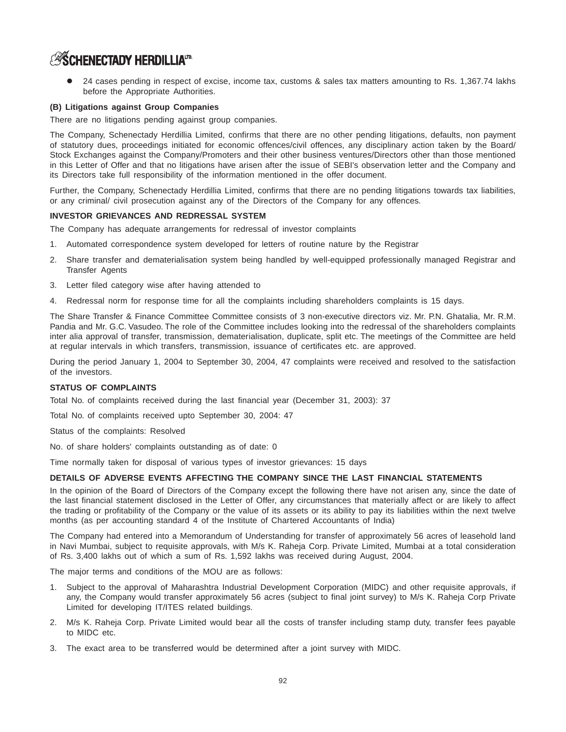- 24 cases pending in respect of excise, income tax, customs & sales tax matters amounting to Rs. 1,367.74 lakhs before the Appropriate Authorities.

**(B) Litigations against Group Companies**

There are no litigations pending against group companies.

The Company, Schenectady Herdillia Limited, confirms that there are no other pending litigations, defaults, non payment of statutory dues, proceedings initiated for economic offences/civil offences, any disciplinary action taken by the Board/ Stock Exchanges against the Company/Promoters and their other business ventures/Directors other than those mentioned in this Letter of Offer and that no litigations have arisen after the issue of SEBI's observation letter and the Company and its Directors take full responsibility of the information mentioned in the offer document.

Further, the Company, Schenectady Herdillia Limited, confirms that there are no pending litigations towards tax liabilities, or any criminal/ civil prosecution against any of the Directors of the Company for any offences.

**INVESTOR GRIEVANCES AND REDRESSAL SYSTEM**

The Company has adequate arrangements for redressal of investor complaints

1. Automated correspondence system developed for letters of routine nature by the Registrar
2. Share transfer and dematerialisation system being handled by well-equipped professionally managed Registrar and Transfer Agents
3. Letter filed category wise after having attended to
4. Redressal norm for response time for all the complaints including shareholders complaints is 15 days.

The Share Transfer & Finance Committee Committee consists of 3 non-executive directors viz. Mr. P.N. Ghatalia, Mr. R.M. Pandia and Mr. G.C. Vasudeo. The role of the Committee includes looking into the redressal of the shareholders complaints inter alia approval of transfer, transmission, dematerialisation, duplicate, split etc. The meetings of the Committee are held at regular intervals in which transfers, transmission, issuance of certificates etc. are approved.

During the period January 1, 2004 to September 30, 2004, 47 complaints were received and resolved to the satisfaction of the investors.

**STATUS OF COMPLAINTS**

Total No. of complaints received during the last financial year (December 31, 2003): 37

Total No. of complaints received upto September 30, 2004: 47

Status of the complaints: Resolved

No. of share holders' complaints outstanding as of date: 0

Time normally taken for disposal of various types of investor grievances: 15 days

**DETAILS OF ADVERSE EVENTS AFFECTING THE COMPANY SINCE THE LAST FINANCIAL STATEMENTS**

In the opinion of the Board of Directors of the Company except the following there have not arisen any, since the date of the last financial statement disclosed in the Letter of Offer, any circumstances that materially affect or are likely to affect the trading or profitability of the Company or the value of its assets or its ability to pay its liabilities within the next twelve months (as per accounting standard 4 of the Institute of Chartered Accountants of India)

The Company had entered into a Memorandum of Understanding for transfer of approximately 56 acres of leasehold land in Navi Mumbai, subject to requisite approvals, with M/s K. Raheja Corp. Private Limited, Mumbai at a total consideration of Rs. 3,400 lakhs out of which a sum of Rs. 1,592 lakhs was received during August, 2004.

The major terms and conditions of the MOU are as follows:

1. Subject to the approval of Maharashtra Industrial Development Corporation (MIDC) and other requisite approvals, if any, the Company would transfer approximately 56 acres (subject to final joint survey) to M/s K. Raheja Corp Private Limited for developing IT/ITES related buildings.
2. M/s K. Raheja Corp. Private Limited would bear all the costs of transfer including stamp duty, transfer fees payable to MIDC etc.
3. The exact area to be transferred would be determined after a joint survey with MIDC.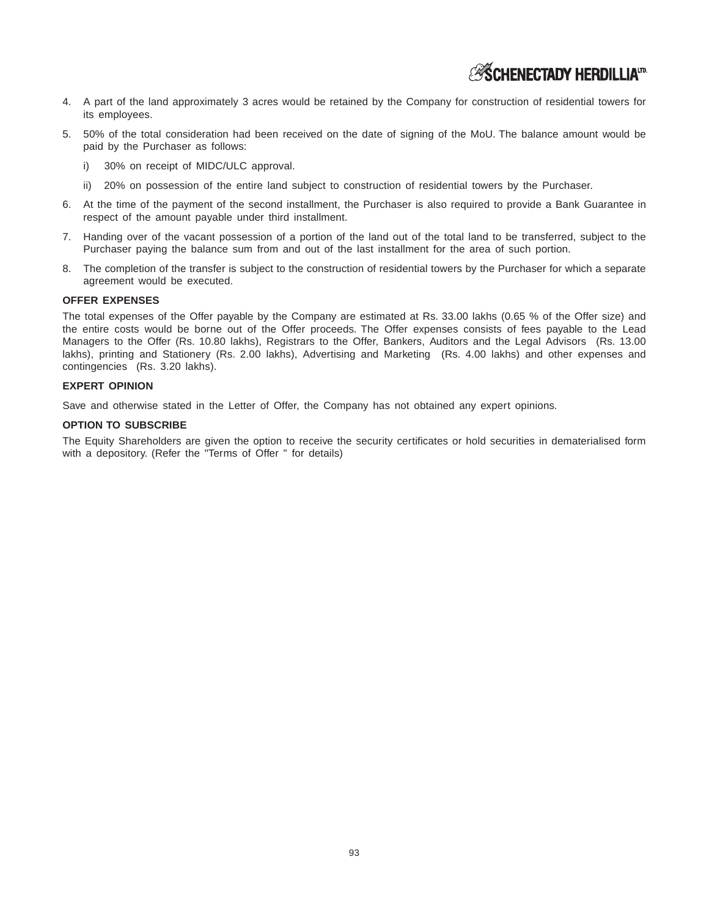4. A part of the land approximately 3 acres would be retained by the Company for construction of residential towers for its employees.
5. 50% of the total consideration had been received on the date of signing of the MoU. The balance amount would be paid by the Purchaser as follows:
   i) 30% on receipt of MIDC/ULC approval.
   ii) 20% on possession of the entire land subject to construction of residential towers by the Purchaser.
6. At the time of the payment of the second installment, the Purchaser is also required to provide a Bank Guarantee in respect of the amount payable under third installment.
7. Handing over of the vacant possession of a portion of the land out of the total land to be transferred, subject to the Purchaser paying the balance sum from and out of the last installment for the area of such portion.
8. The completion of the transfer is subject to the construction of residential towers by the Purchaser for which a separate agreement would be executed.

**OFFER EXPENSES**

The total expenses of the Offer payable by the Company are estimated at Rs. 33.00 lakhs (0.65 % of the Offer size) and the entire costs would be borne out of the Offer proceeds. The Offer expenses consists of fees payable to the Lead Managers to the Offer (Rs. 10.80 lakhs), Registrars to the Offer, Bankers, Auditors and the Legal Advisors (Rs. 13.00 lakhs), printing and Stationery (Rs. 2.00 lakhs), Advertising and Marketing (Rs. 4.00 lakhs) and other expenses and contingencies (Rs. 3.20 lakhs).

**EXPERT OPINION**

Save and otherwise stated in the Letter of Offer, the Company has not obtained any expert opinions.

**OPTION TO SUBSCRIBE**

The Equity Shareholders are given the option to receive the security certificates or hold securities in dematerialised form with a depository. (Refer the "Terms of Offer " for details)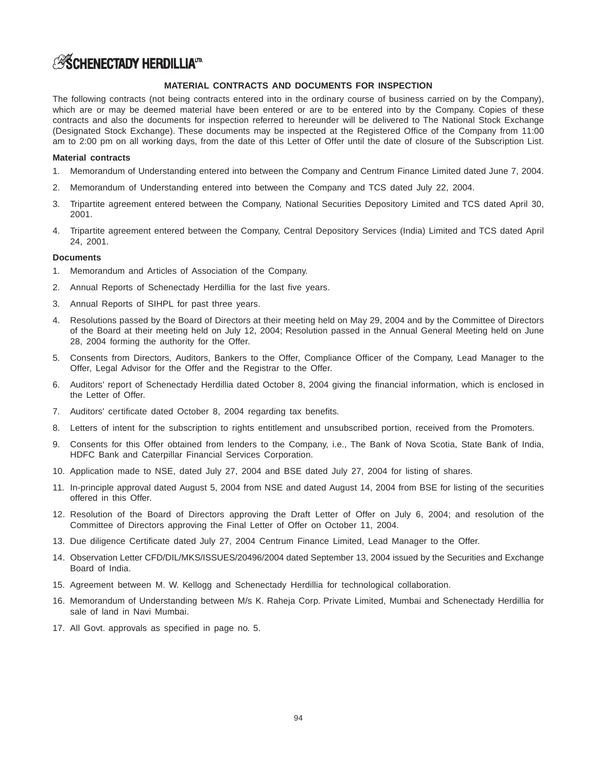## MATERIAL CONTRACTS AND DOCUMENTS FOR INSPECTION

The following contracts (not being contracts entered into in the ordinary course of business carried on by the Company), which are or may be deemed material have been entered or are to be entered into by the Company. Copies of these contracts and also the documents for inspection referred to hereunder will be delivered to The National Stock Exchange (Designated Stock Exchange). These documents may be inspected at the Registered Office of the Company from 11:00 am to 2:00 pm on all working days, from the date of this Letter of Offer until the date of closure of the Subscription List.

**Material contracts**

1. Memorandum of Understanding entered into between the Company and Centrum Finance Limited dated June 7, 2004.
2. Memorandum of Understanding entered into between the Company and TCS dated July 22, 2004.
3. Tripartite agreement entered between the Company, National Securities Depository Limited and TCS dated April 30, 2001.
4. Tripartite agreement entered between the Company, Central Depository Services (India) Limited and TCS dated April 24, 2001.

**Documents**

1. Memorandum and Articles of Association of the Company.
2. Annual Reports of Schenectady Herdillia for the last five years.
3. Annual Reports of SIHPL for past three years.
4. Resolutions passed by the Board of Directors at their meeting held on May 29, 2004 and by the Committee of Directors of the Board at their meeting held on July 12, 2004; Resolution passed in the Annual General Meeting held on June 28, 2004 forming the authority for the Offer.
5. Consents from Directors, Auditors, Bankers to the Offer, Compliance Officer of the Company, Lead Manager to the Offer, Legal Advisor for the Offer and the Registrar to the Offer.
6. Auditors' report of Schenectady Herdillia dated October 8, 2004 giving the financial information, which is enclosed in the Letter of Offer.
7. Auditors' certificate dated October 8, 2004 regarding tax benefits.
8. Letters of intent for the subscription to rights entitlement and unsubscribed portion, received from the Promoters.
9. Consents for this Offer obtained from lenders to the Company, i.e., The Bank of Nova Scotia, State Bank of India, HDFC Bank and Caterpillar Financial Services Corporation.
10. Application made to NSE, dated July 27, 2004 and BSE dated July 27, 2004 for listing of shares.
11. In-principle approval dated August 5, 2004 from NSE and dated August 14, 2004 from BSE for listing of the securities offered in this Offer.
12. Resolution of the Board of Directors approving the Draft Letter of Offer on July 6, 2004; and resolution of the Committee of Directors approving the Final Letter of Offer on October 11, 2004.
13. Due diligence Certificate dated July 27, 2004 Centrum Finance Limited, Lead Manager to the Offer.
14. Observation Letter CFD/DIL/MKS/ISSUES/20496/2004 dated September 13, 2004 issued by the Securities and Exchange Board of India.
15. Agreement between M. W. Kellogg and Schenectady Herdillia for technological collaboration.
16. Memorandum of Understanding between M/s K. Raheja Corp. Private Limited, Mumbai and Schenectady Herdillia for sale of land in Navi Mumbai.
17. All Govt. approvals as specified in page no. 5.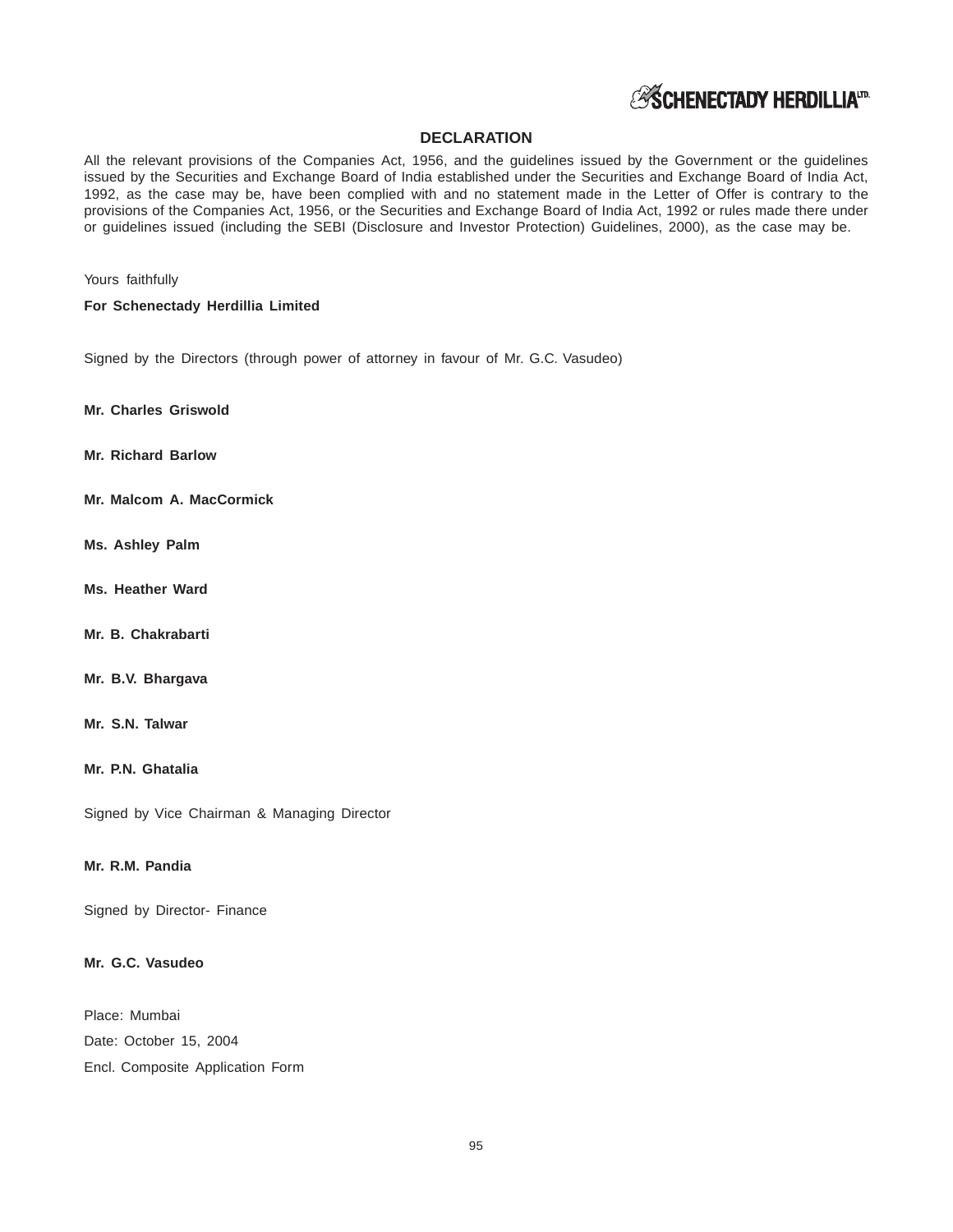## DECLARATION

All the relevant provisions of the Companies Act, 1956, and the guidelines issued by the Government or the guidelines issued by the Securities and Exchange Board of India established under the Securities and Exchange Board of India Act, 1992, as the case may be, have been complied with and no statement made in the Letter of Offer is contrary to the provisions of the Companies Act, 1956, or the Securities and Exchange Board of India Act, 1992 or rules made there under or guidelines issued (including the SEBI (Disclosure and Investor Protection) Guidelines, 2000), as the case may be.

Yours faithfully

**For Schenectady Herdillia Limited**

Signed by the Directors (through power of attorney in favour of Mr. G.C. Vasudeo)

**Mr. Charles Griswold**

**Mr. Richard Barlow**

**Mr. Malcom A. MacCormick**

**Ms. Ashley Palm**

**Ms. Heather Ward**

**Mr. B. Chakrabarti**

**Mr. B.V. Bhargava**

**Mr. S.N. Talwar**

**Mr. P.N. Ghatalia**

Signed by Vice Chairman & Managing Director

**Mr. R.M. Pandia**

Signed by Director- Finance

**Mr. G.C. Vasudeo**

Place: Mumbai

Date: October 15, 2004

Encl. Composite Application Form